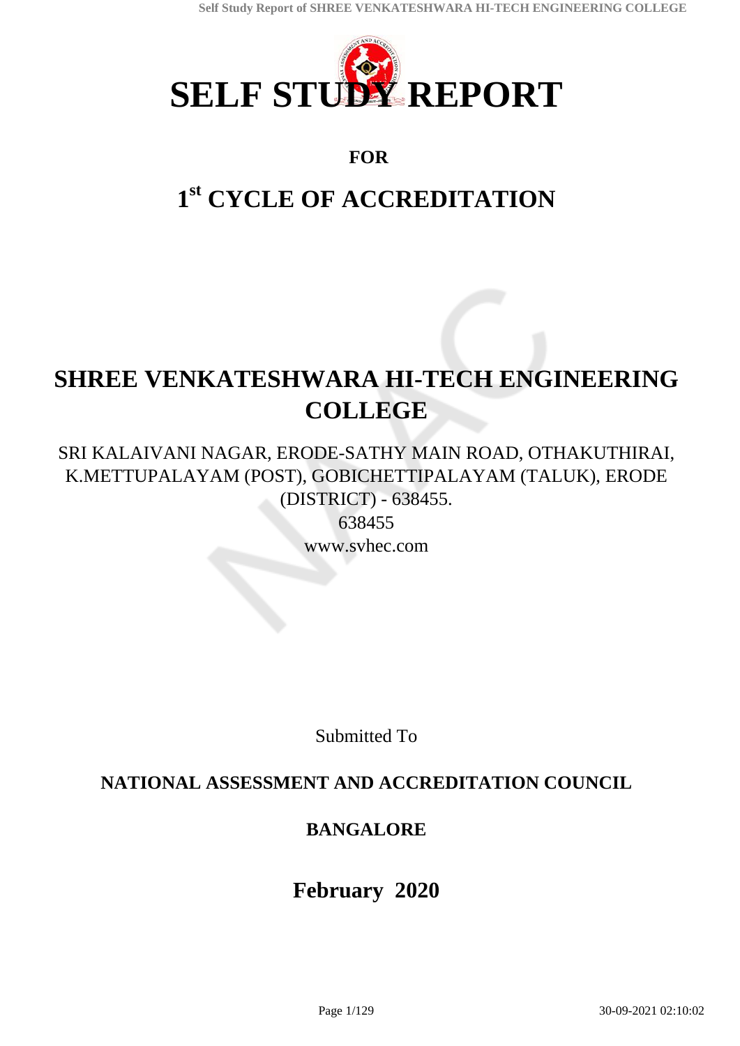# SELF STUDY REPORT

**FOR**

# 1st CYCLE OF ACCREDITATION

# SHREE VENKATESHWARA HI-TECH ENGINEERING COLLEGE

SRI KALAIVANI NAGAR, ERODE-SATHY MAIN ROAD, OTHAKUTHIRAI, K.METTUPALAYAM (POST), GOBICHETTIPALAYAM (TALUK), ERODE (DISTRICT) - 638455.

638455

www.svhec.com

Submitted To

**NATIONAL ASSESSMENT AND ACCREDITATION COUNCIL**

**BANGALORE**

## February 2020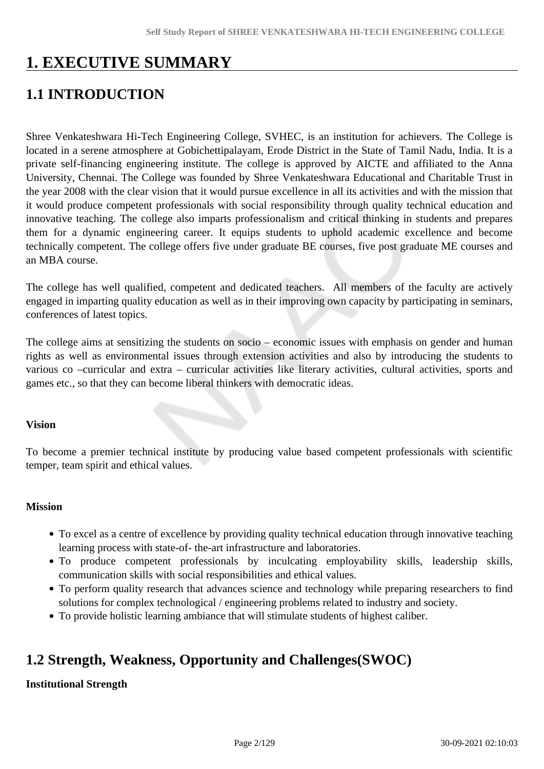# 1. EXECUTIVE SUMMARY

## 1.1 INTRODUCTION

Shree Venkateshwara Hi-Tech Engineering College, SVHEC, is an institution for achievers. The College is located in a serene atmosphere at Gobichettipalayam, Erode District in the State of Tamil Nadu, India. It is a private self-financing engineering institute. The college is approved by AICTE and affiliated to the Anna University, Chennai. The College was founded by Shree Venkateshwara Educational and Charitable Trust in the year 2008 with the clear vision that it would pursue excellence in all its activities and with the mission that it would produce competent professionals with social responsibility through quality technical education and innovative teaching. The college also imparts professionalism and critical thinking in students and prepares them for a dynamic engineering career. It equips students to uphold academic excellence and become technically competent. The college offers five under graduate BE courses, five post graduate ME courses and an MBA course.

The college has well qualified, competent and dedicated teachers. All members of the faculty are actively engaged in imparting quality education as well as in their improving own capacity by participating in seminars, conferences of latest topics.

The college aims at sensitizing the students on socio – economic issues with emphasis on gender and human rights as well as environmental issues through extension activities and also by introducing the students to various co –curricular and extra – curricular activities like literary activities, cultural activities, sports and games etc., so that they can become liberal thinkers with democratic ideas.

**Vision**

To become a premier technical institute by producing value based competent professionals with scientific temper, team spirit and ethical values.

**Mission**

- To excel as a centre of excellence by providing quality technical education through innovative teaching learning process with state-of- the-art infrastructure and laboratories.
- To produce competent professionals by inculcating employability skills, leadership skills, communication skills with social responsibilities and ethical values.
- To perform quality research that advances science and technology while preparing researchers to find solutions for complex technological / engineering problems related to industry and society.
- To provide holistic learning ambiance that will stimulate students of highest caliber.

## 1.2 Strength, Weakness, Opportunity and Challenges(SWOC)

**Institutional Strength**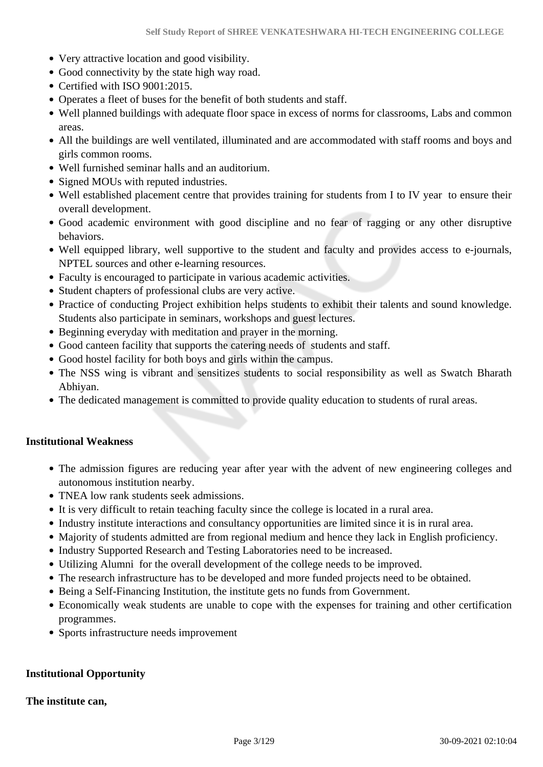- Very attractive location and good visibility.
- Good connectivity by the state high way road.
- Certified with ISO 9001:2015.
- Operates a fleet of buses for the benefit of both students and staff.
- Well planned buildings with adequate floor space in excess of norms for classrooms, Labs and common areas.
- All the buildings are well ventilated, illuminated and are accommodated with staff rooms and boys and girls common rooms.
- Well furnished seminar halls and an auditorium.
- Signed MOUs with reputed industries.
- Well established placement centre that provides training for students from I to IV year to ensure their overall development.
- Good academic environment with good discipline and no fear of ragging or any other disruptive behaviors.
- Well equipped library, well supportive to the student and faculty and provides access to e-journals, NPTEL sources and other e-learning resources.
- Faculty is encouraged to participate in various academic activities.
- Student chapters of professional clubs are very active.
- Practice of conducting Project exhibition helps students to exhibit their talents and sound knowledge. Students also participate in seminars, workshops and guest lectures.
- Beginning everyday with meditation and prayer in the morning.
- Good canteen facility that supports the catering needs of students and staff.
- Good hostel facility for both boys and girls within the campus.
- The NSS wing is vibrant and sensitizes students to social responsibility as well as Swatch Bharath Abhiyan.
- The dedicated management is committed to provide quality education to students of rural areas.

**Institutional Weakness**

- The admission figures are reducing year after year with the advent of new engineering colleges and autonomous institution nearby.
- TNEA low rank students seek admissions.
- It is very difficult to retain teaching faculty since the college is located in a rural area.
- Industry institute interactions and consultancy opportunities are limited since it is in rural area.
- Majority of students admitted are from regional medium and hence they lack in English proficiency.
- Industry Supported Research and Testing Laboratories need to be increased.
- Utilizing Alumni for the overall development of the college needs to be improved.
- The research infrastructure has to be developed and more funded projects need to be obtained.
- Being a Self-Financing Institution, the institute gets no funds from Government.
- Economically weak students are unable to cope with the expenses for training and other certification programmes.
- Sports infrastructure needs improvement

**Institutional Opportunity**

**The institute can,**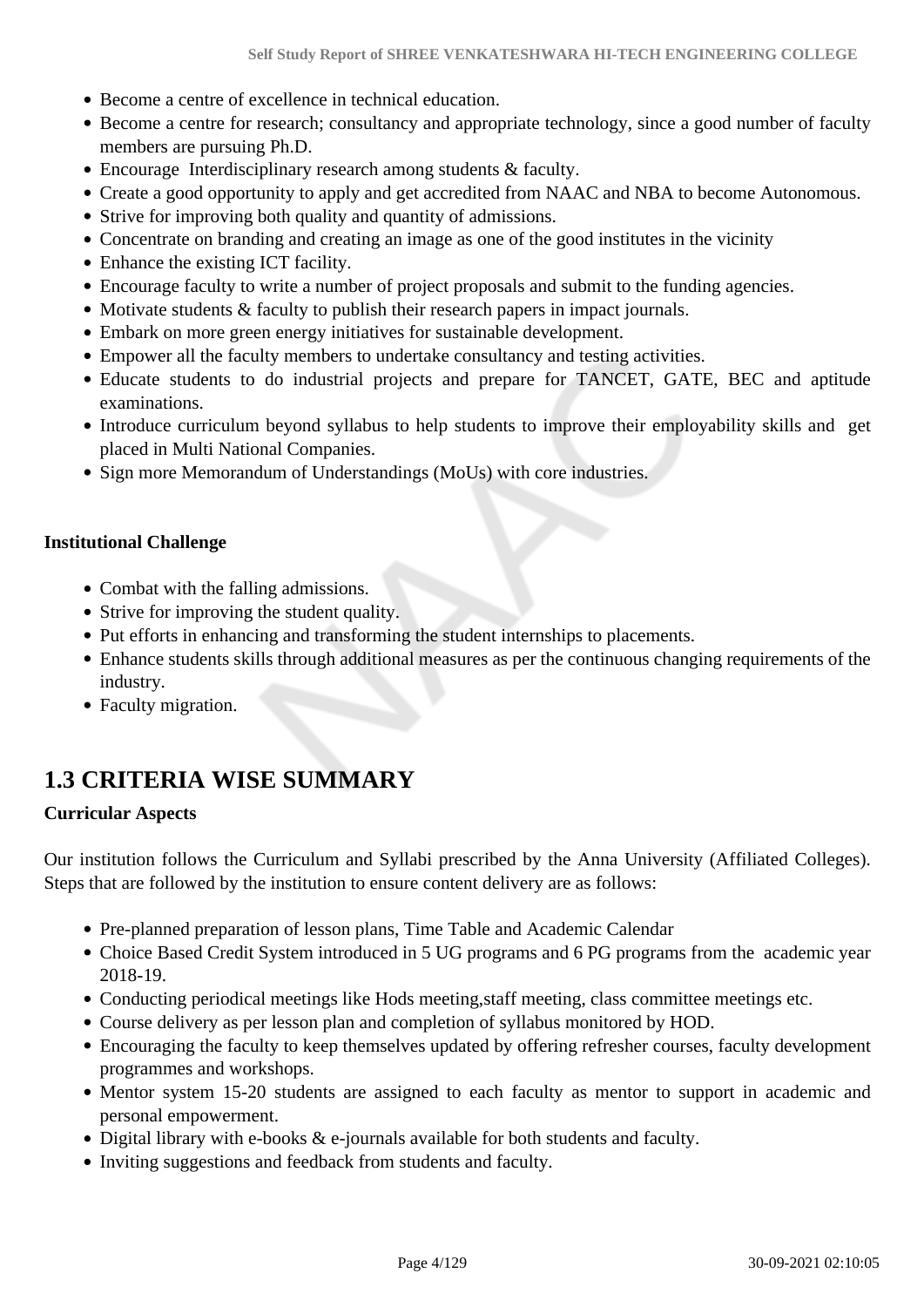- Become a centre of excellence in technical education.
- Become a centre for research; consultancy and appropriate technology, since a good number of faculty members are pursuing Ph.D.
- Encourage Interdisciplinary research among students & faculty.
- Create a good opportunity to apply and get accredited from NAAC and NBA to become Autonomous.
- Strive for improving both quality and quantity of admissions.
- Concentrate on branding and creating an image as one of the good institutes in the vicinity
- Enhance the existing ICT facility.
- Encourage faculty to write a number of project proposals and submit to the funding agencies.
- Motivate students & faculty to publish their research papers in impact journals.
- Embark on more green energy initiatives for sustainable development.
- Empower all the faculty members to undertake consultancy and testing activities.
- Educate students to do industrial projects and prepare for TANCET, GATE, BEC and aptitude examinations.
- Introduce curriculum beyond syllabus to help students to improve their employability skills and get placed in Multi National Companies.
- Sign more Memorandum of Understandings (MoUs) with core industries.

**Institutional Challenge**

- Combat with the falling admissions.
- Strive for improving the student quality.
- Put efforts in enhancing and transforming the student internships to placements.
- Enhance students skills through additional measures as per the continuous changing requirements of the industry.
- Faculty migration.

## 1.3 CRITERIA WISE SUMMARY

**Curricular Aspects**

Our institution follows the Curriculum and Syllabi prescribed by the Anna University (Affiliated Colleges). Steps that are followed by the institution to ensure content delivery are as follows:

- Pre-planned preparation of lesson plans, Time Table and Academic Calendar
- Choice Based Credit System introduced in 5 UG programs and 6 PG programs from the academic year 2018-19.
- Conducting periodical meetings like Hods meeting,staff meeting, class committee meetings etc.
- Course delivery as per lesson plan and completion of syllabus monitored by HOD.
- Encouraging the faculty to keep themselves updated by offering refresher courses, faculty development programmes and workshops.
- Mentor system 15-20 students are assigned to each faculty as mentor to support in academic and personal empowerment.
- Digital library with e-books & e-journals available for both students and faculty.
- Inviting suggestions and feedback from students and faculty.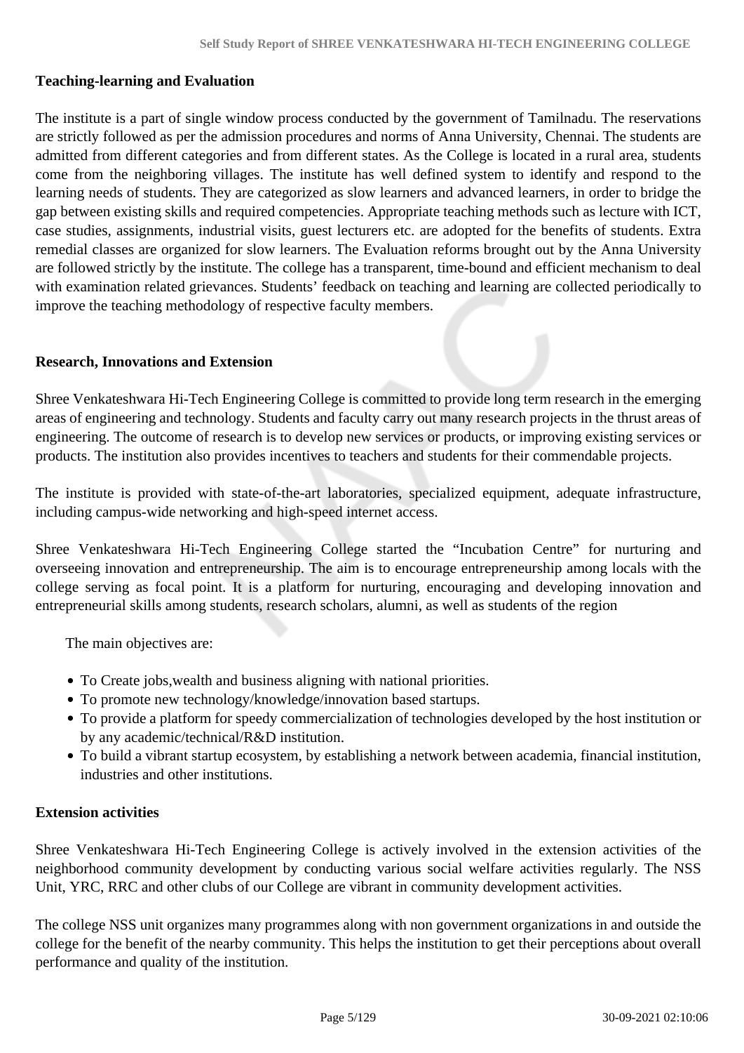**Teaching-learning and Evaluation**

The institute is a part of single window process conducted by the government of Tamilnadu. The reservations are strictly followed as per the admission procedures and norms of Anna University, Chennai. The students are admitted from different categories and from different states. As the College is located in a rural area, students come from the neighboring villages. The institute has well defined system to identify and respond to the learning needs of students. They are categorized as slow learners and advanced learners, in order to bridge the gap between existing skills and required competencies. Appropriate teaching methods such as lecture with ICT, case studies, assignments, industrial visits, guest lecturers etc. are adopted for the benefits of students. Extra remedial classes are organized for slow learners. The Evaluation reforms brought out by the Anna University are followed strictly by the institute. The college has a transparent, time-bound and efficient mechanism to deal with examination related grievances. Students' feedback on teaching and learning are collected periodically to improve the teaching methodology of respective faculty members.

**Research, Innovations and Extension**

Shree Venkateshwara Hi-Tech Engineering College is committed to provide long term research in the emerging areas of engineering and technology. Students and faculty carry out many research projects in the thrust areas of engineering. The outcome of research is to develop new services or products, or improving existing services or products. The institution also provides incentives to teachers and students for their commendable projects.

The institute is provided with state-of-the-art laboratories, specialized equipment, adequate infrastructure, including campus-wide networking and high-speed internet access.

Shree Venkateshwara Hi-Tech Engineering College started the "Incubation Centre" for nurturing and overseeing innovation and entrepreneurship. The aim is to encourage entrepreneurship among locals with the college serving as focal point. It is a platform for nurturing, encouraging and developing innovation and entrepreneurial skills among students, research scholars, alumni, as well as students of the region

The main objectives are:

- To Create jobs,wealth and business aligning with national priorities.
- To promote new technology/knowledge/innovation based startups.
- To provide a platform for speedy commercialization of technologies developed by the host institution or by any academic/technical/R&D institution.
- To build a vibrant startup ecosystem, by establishing a network between academia, financial institution, industries and other institutions.

**Extension activities**

Shree Venkateshwara Hi-Tech Engineering College is actively involved in the extension activities of the neighborhood community development by conducting various social welfare activities regularly. The NSS Unit, YRC, RRC and other clubs of our College are vibrant in community development activities.

The college NSS unit organizes many programmes along with non government organizations in and outside the college for the benefit of the nearby community. This helps the institution to get their perceptions about overall performance and quality of the institution.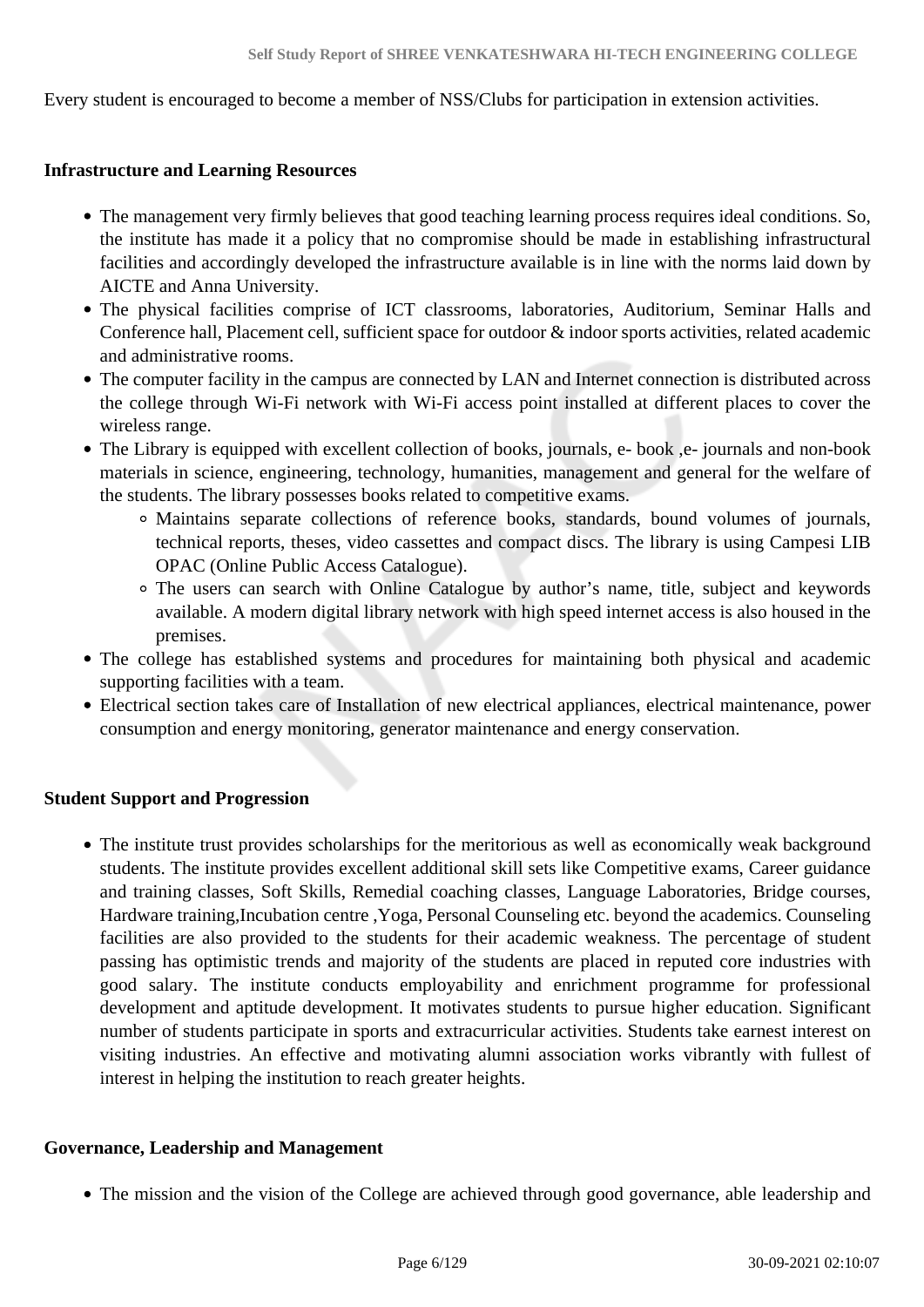Every student is encouraged to become a member of NSS/Clubs for participation in extension activities.

### Infrastructure and Learning Resources

- The management very firmly believes that good teaching learning process requires ideal conditions. So, the institute has made it a policy that no compromise should be made in establishing infrastructural facilities and accordingly developed the infrastructure available is in line with the norms laid down by AICTE and Anna University.
- The physical facilities comprise of ICT classrooms, laboratories, Auditorium, Seminar Halls and Conference hall, Placement cell, sufficient space for outdoor & indoor sports activities, related academic and administrative rooms.
- The computer facility in the campus are connected by LAN and Internet connection is distributed across the college through Wi-Fi network with Wi-Fi access point installed at different places to cover the wireless range.
- The Library is equipped with excellent collection of books, journals, e- book ,e- journals and non-book materials in science, engineering, technology, humanities, management and general for the welfare of the students. The library possesses books related to competitive exams.
    - Maintains separate collections of reference books, standards, bound volumes of journals, technical reports, theses, video cassettes and compact discs. The library is using Campesi LIB OPAC (Online Public Access Catalogue).
    - The users can search with Online Catalogue by author's name, title, subject and keywords available. A modern digital library network with high speed internet access is also housed in the premises.
- The college has established systems and procedures for maintaining both physical and academic supporting facilities with a team.
- Electrical section takes care of Installation of new electrical appliances, electrical maintenance, power consumption and energy monitoring, generator maintenance and energy conservation.

### Student Support and Progression

- The institute trust provides scholarships for the meritorious as well as economically weak background students. The institute provides excellent additional skill sets like Competitive exams, Career guidance and training classes, Soft Skills, Remedial coaching classes, Language Laboratories, Bridge courses, Hardware training,Incubation centre ,Yoga, Personal Counseling etc. beyond the academics. Counseling facilities are also provided to the students for their academic weakness. The percentage of student passing has optimistic trends and majority of the students are placed in reputed core industries with good salary. The institute conducts employability and enrichment programme for professional development and aptitude development. It motivates students to pursue higher education. Significant number of students participate in sports and extracurricular activities. Students take earnest interest on visiting industries. An effective and motivating alumni association works vibrantly with fullest of interest in helping the institution to reach greater heights.

### Governance, Leadership and Management

- The mission and the vision of the College are achieved through good governance, able leadership and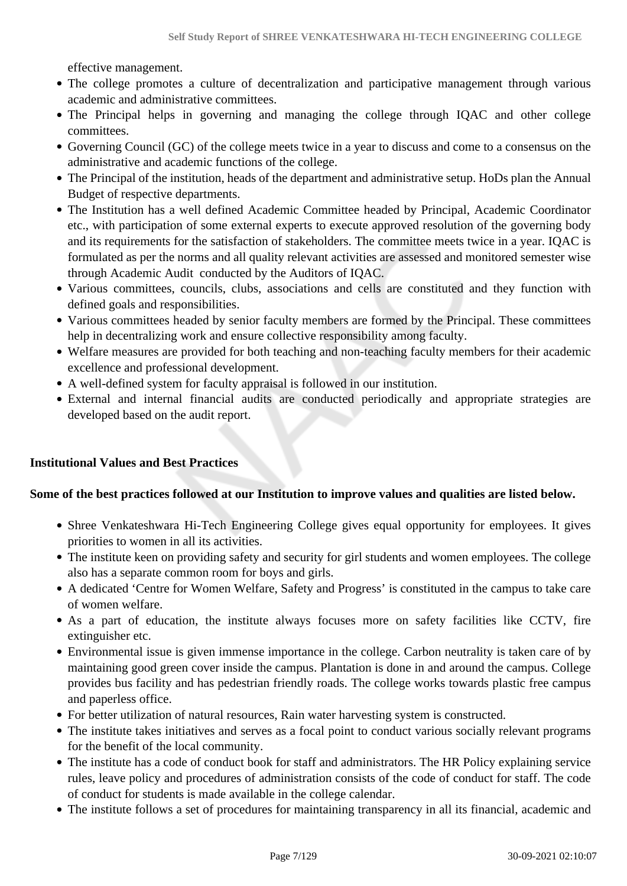effective management.

- The college promotes a culture of decentralization and participative management through various academic and administrative committees.
- The Principal helps in governing and managing the college through IQAC and other college committees.
- Governing Council (GC) of the college meets twice in a year to discuss and come to a consensus on the administrative and academic functions of the college.
- The Principal of the institution, heads of the department and administrative setup. HoDs plan the Annual Budget of respective departments.
- The Institution has a well defined Academic Committee headed by Principal, Academic Coordinator etc., with participation of some external experts to execute approved resolution of the governing body and its requirements for the satisfaction of stakeholders. The committee meets twice in a year. IQAC is formulated as per the norms and all quality relevant activities are assessed and monitored semester wise through Academic Audit conducted by the Auditors of IQAC.
- Various committees, councils, clubs, associations and cells are constituted and they function with defined goals and responsibilities.
- Various committees headed by senior faculty members are formed by the Principal. These committees help in decentralizing work and ensure collective responsibility among faculty.
- Welfare measures are provided for both teaching and non-teaching faculty members for their academic excellence and professional development.
- A well-defined system for faculty appraisal is followed in our institution.
- External and internal financial audits are conducted periodically and appropriate strategies are developed based on the audit report.

**Institutional Values and Best Practices**

**Some of the best practices followed at our Institution to improve values and qualities are listed below.**

- Shree Venkateshwara Hi-Tech Engineering College gives equal opportunity for employees. It gives priorities to women in all its activities.
- The institute keen on providing safety and security for girl students and women employees. The college also has a separate common room for boys and girls.
- A dedicated 'Centre for Women Welfare, Safety and Progress' is constituted in the campus to take care of women welfare.
- As a part of education, the institute always focuses more on safety facilities like CCTV, fire extinguisher etc.
- Environmental issue is given immense importance in the college. Carbon neutrality is taken care of by maintaining good green cover inside the campus. Plantation is done in and around the campus. College provides bus facility and has pedestrian friendly roads. The college works towards plastic free campus and paperless office.
- For better utilization of natural resources, Rain water harvesting system is constructed.
- The institute takes initiatives and serves as a focal point to conduct various socially relevant programs for the benefit of the local community.
- The institute has a code of conduct book for staff and administrators. The HR Policy explaining service rules, leave policy and procedures of administration consists of the code of conduct for staff. The code of conduct for students is made available in the college calendar.
- The institute follows a set of procedures for maintaining transparency in all its financial, academic and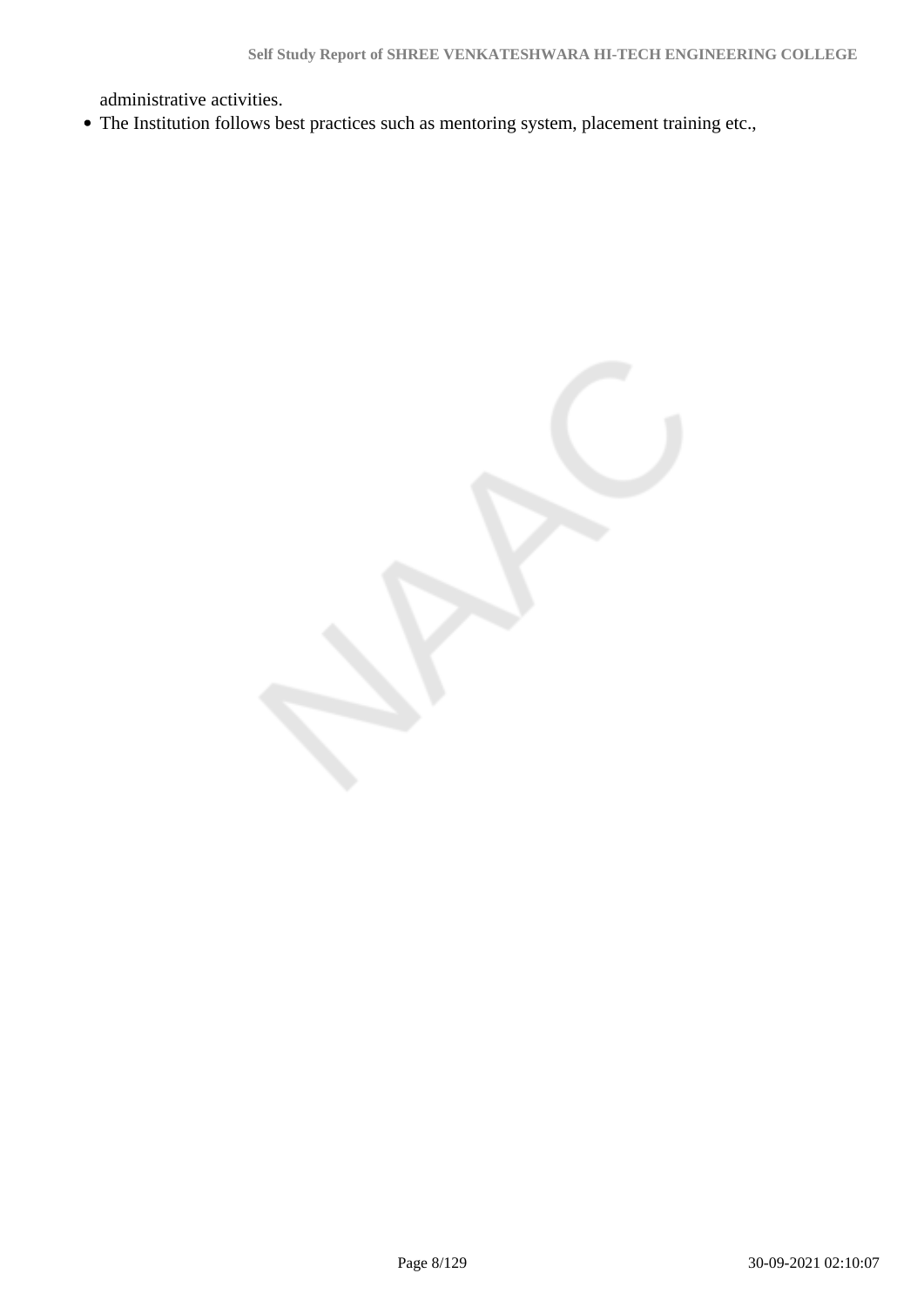administrative activities.

- The Institution follows best practices such as mentoring system, placement training etc.,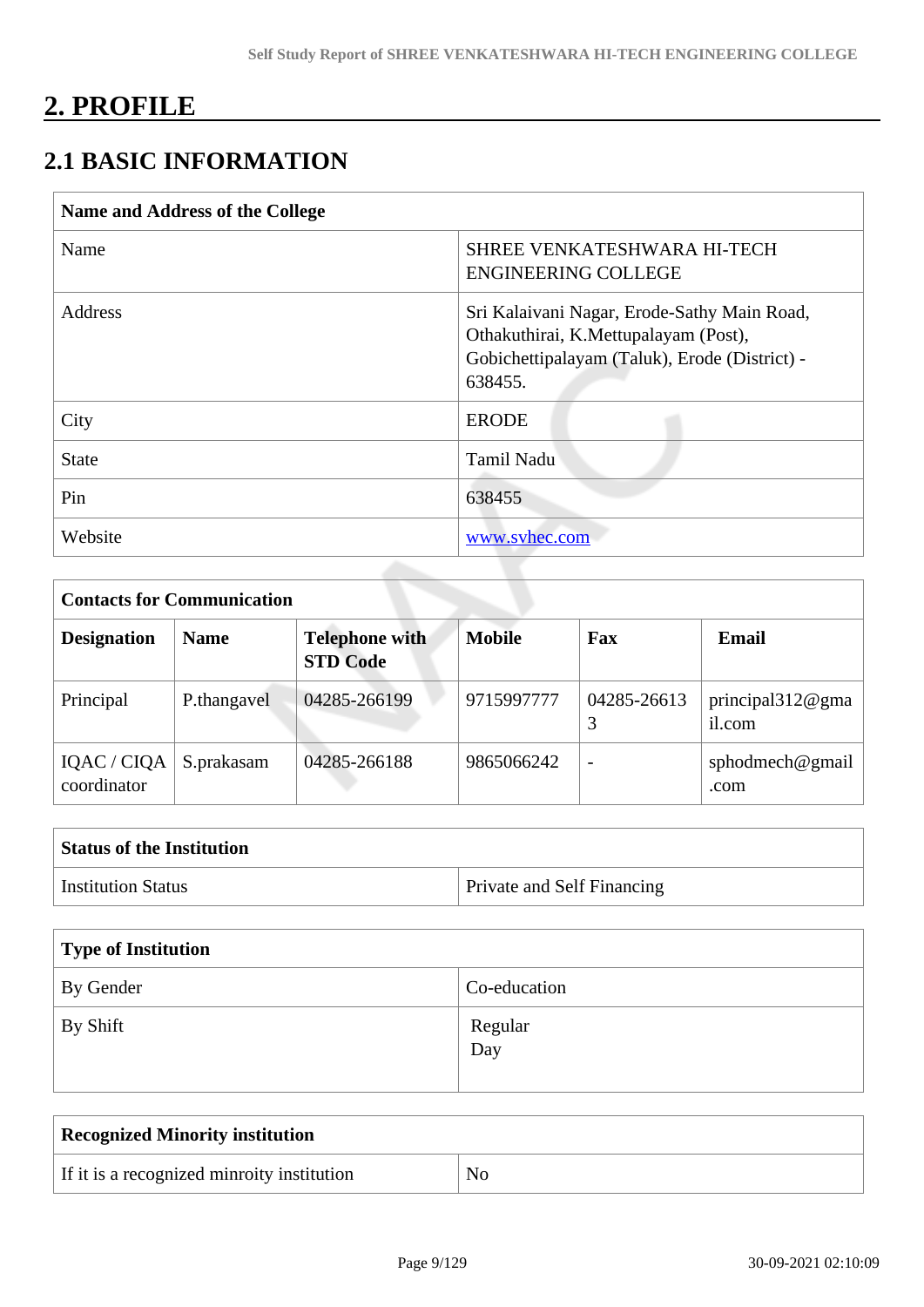# 2. PROFILE

## 2.1 BASIC INFORMATION

| Name and Address of the College | |
|---|---|
| Name | SHREE VENKATESHWARA HI-TECH ENGINEERING COLLEGE |
| Address | Sri Kalaivani Nagar, Erode-Sathy Main Road, Othakuthirai, K.Mettupalayam (Post), Gobichettipalayam (Taluk), Erode (District) - 638455. |
| City | ERODE |
| State | Tamil Nadu |
| Pin | 638455 |
| Website | www.svhec.com |

| Contacts for Communication | | | | | |
|---|---|---|---|---|---|
| **Designation** | **Name** | **Telephone with STD Code** | **Mobile** | **Fax** | **Email** |
| Principal | P.thangavel | 04285-266199 | 9715997777 | 04285-266133 | principal312@gmail.com |
| IQAC / CIQA coordinator | S.prakasam | 04285-266188 | 9865066242 | - | sphodmech@gmail.com |

| Status of the Institution | |
|---|---|
| Institution Status | Private and Self Financing |

| Type of Institution | |
|---|---|
| By Gender | Co-education |
| By Shift | Regular<br>Day |

| Recognized Minority institution | |
|---|---|
| If it is a recognized minroity institution | No |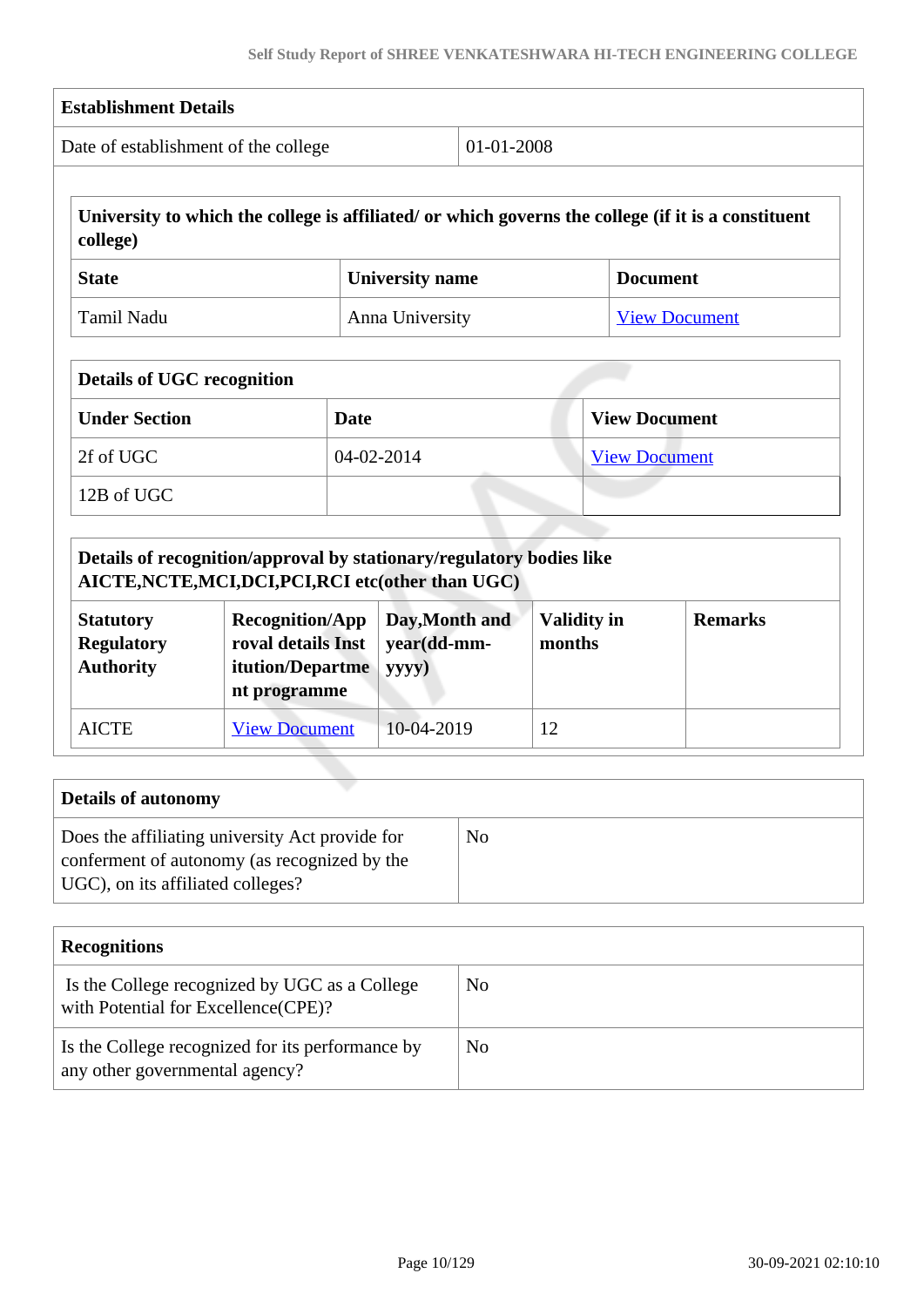| Establishment Details | |
|---|---|
| Date of establishment of the college | 01-01-2008 |

| University to which the college is affiliated/ or which governs the college (if it is a constituent college) | | |
|---|---|---|
| **State** | **University name** | **Document** |
| Tamil Nadu | Anna University | View Document |

| Details of UGC recognition | | |
|---|---|---|
| **Under Section** | **Date** | **View Document** |
| 2f of UGC | 04-02-2014 | View Document |
| 12B of UGC | | |

| Details of recognition/approval by stationary/regulatory bodies like AICTE,NCTE,MCI,DCI,PCI,RCI etc(other than UGC) | | | | |
|---|---|---|---|---|
| **Statutory Regulatory Authority** | **Recognition/Approval details Institution/Department programme** | **Day,Month and year(dd-mm-yyyy)** | **Validity in months** | **Remarks** |
| AICTE | View Document | 10-04-2019 | 12 | |

| Details of autonomy | |
|---|---|
| Does the affiliating university Act provide for conferment of autonomy (as recognized by the UGC), on its affiliated colleges? | No |

| Recognitions | |
|---|---|
| Is the College recognized by UGC as a College with Potential for Excellence(CPE)? | No |
| Is the College recognized for its performance by any other governmental agency? | No |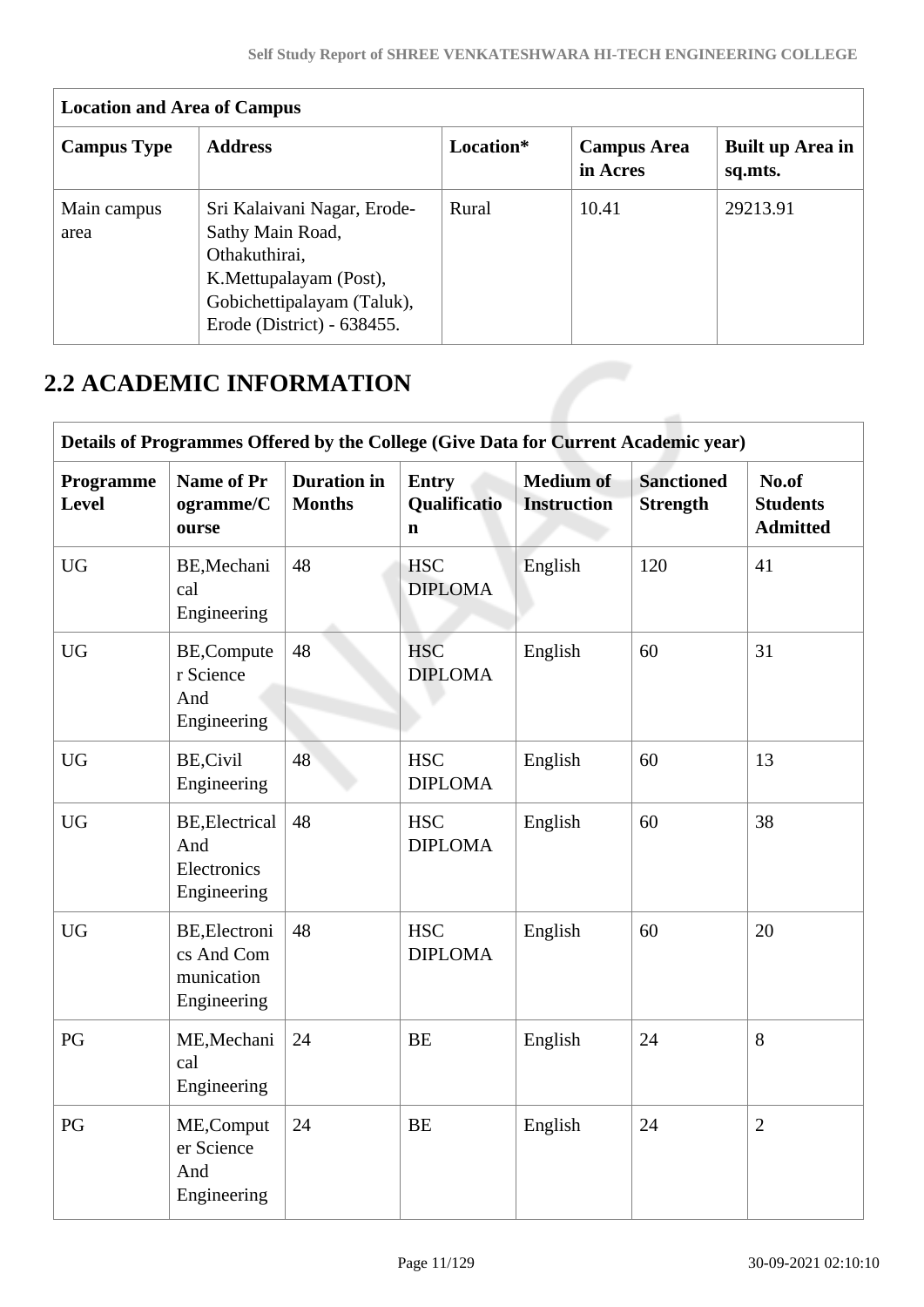| Location and Area of Campus | | | | |
|---|---|---|---|---|
| **Campus Type** | **Address** | **Location*** | **Campus Area in Acres** | **Built up Area in sq.mts.** |
| Main campus area | Sri Kalaivani Nagar, Erode-Sathy Main Road, Othakuthirai, K.Mettupalayam (Post), Gobichettipalayam (Taluk), Erode (District) - 638455. | Rural | 10.41 | 29213.91 |

## 2.2 ACADEMIC INFORMATION

| Details of Programmes Offered by the College (Give Data for Current Academic year) | | | | | | |
|---|---|---|---|---|---|---|
| **Programme Level** | **Name of Programme/Course** | **Duration in Months** | **Entry Qualification** | **Medium of Instruction** | **Sanctioned Strength** | **No.of Students Admitted** |
| UG | BE,Mechanical Engineering | 48 | HSC DIPLOMA | English | 120 | 41 |
| UG | BE,Computer Science And Engineering | 48 | HSC DIPLOMA | English | 60 | 31 |
| UG | BE,Civil Engineering | 48 | HSC DIPLOMA | English | 60 | 13 |
| UG | BE,Electrical And Electronics Engineering | 48 | HSC DIPLOMA | English | 60 | 38 |
| UG | BE,Electronics And Communication Engineering | 48 | HSC DIPLOMA | English | 60 | 20 |
| PG | ME,Mechanical Engineering | 24 | BE | English | 24 | 8 |
| PG | ME,Computer Science And Engineering | 24 | BE | English | 24 | 2 |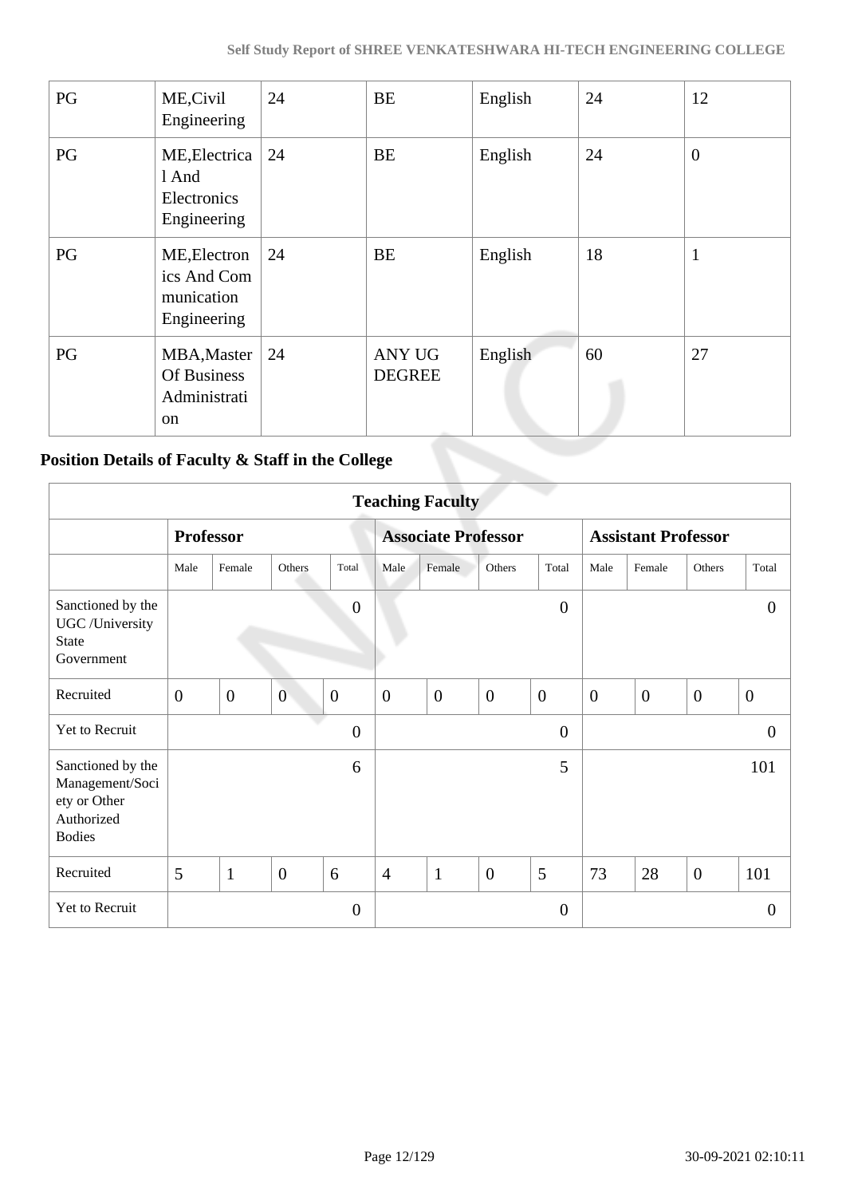| | | | | | | |
|---|---|---|---|---|---|---|
| PG | ME,Civil Engineering | 24 | BE | English | 24 | 12 |
| PG | ME,Electrical And Electronics Engineering | 24 | BE | English | 24 | 0 |
| PG | ME,Electronics And Communication Engineering | 24 | BE | English | 18 | 1 |
| PG | MBA,Master Of Business Administration | 24 | ANY UG DEGREE | English | 60 | 27 |

## Position Details of Faculty & Staff in the College

| Teaching Faculty | | | | | | | | | | | | |
|---|---|---|---|---|---|---|---|---|---|---|---|---|
| | **Professor** | | | | **Associate Professor** | | | | **Assistant Professor** | | | |
| | Male | Female | Others | Total | Male | Female | Others | Total | Male | Female | Others | Total |
| Sanctioned by the UGC /University State Government | | | | 0 | | | | 0 | | | | 0 |
| Recruited | 0 | 0 | 0 | 0 | 0 | 0 | 0 | 0 | 0 | 0 | 0 | 0 |
| Yet to Recruit | | | | 0 | | | | 0 | | | | 0 |
| Sanctioned by the Management/Society or Other Authorized Bodies | | | | 6 | | | | 5 | | | | 101 |
| Recruited | 5 | 1 | 0 | 6 | 4 | 1 | 0 | 5 | 73 | 28 | 0 | 101 |
| Yet to Recruit | | | | 0 | | | | 0 | | | | 0 |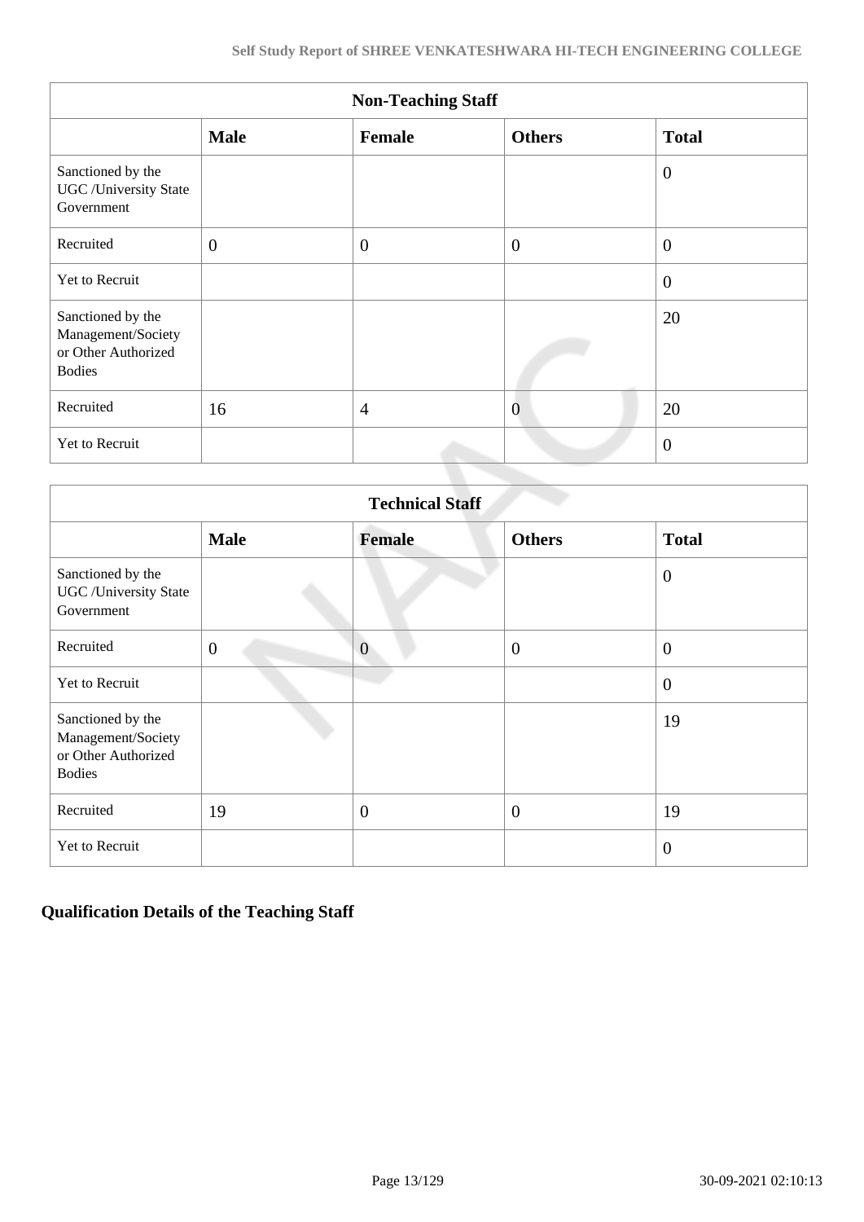| Non-Teaching Staff | | | | |
|---|---|---|---|---|
| | **Male** | **Female** | **Others** | **Total** |
| Sanctioned by the UGC /University State Government | | | | 0 |
| Recruited | 0 | 0 | 0 | 0 |
| Yet to Recruit | | | | 0 |
| Sanctioned by the Management/Society or Other Authorized Bodies | | | | 20 |
| Recruited | 16 | 4 | 0 | 20 |
| Yet to Recruit | | | | 0 |

| Technical Staff | | | | |
|---|---|---|---|---|
| | **Male** | **Female** | **Others** | **Total** |
| Sanctioned by the UGC /University State Government | | | | 0 |
| Recruited | 0 | 0 | 0 | 0 |
| Yet to Recruit | | | | 0 |
| Sanctioned by the Management/Society or Other Authorized Bodies | | | | 19 |
| Recruited | 19 | 0 | 0 | 19 |
| Yet to Recruit | | | | 0 |

## Qualification Details of the Teaching Staff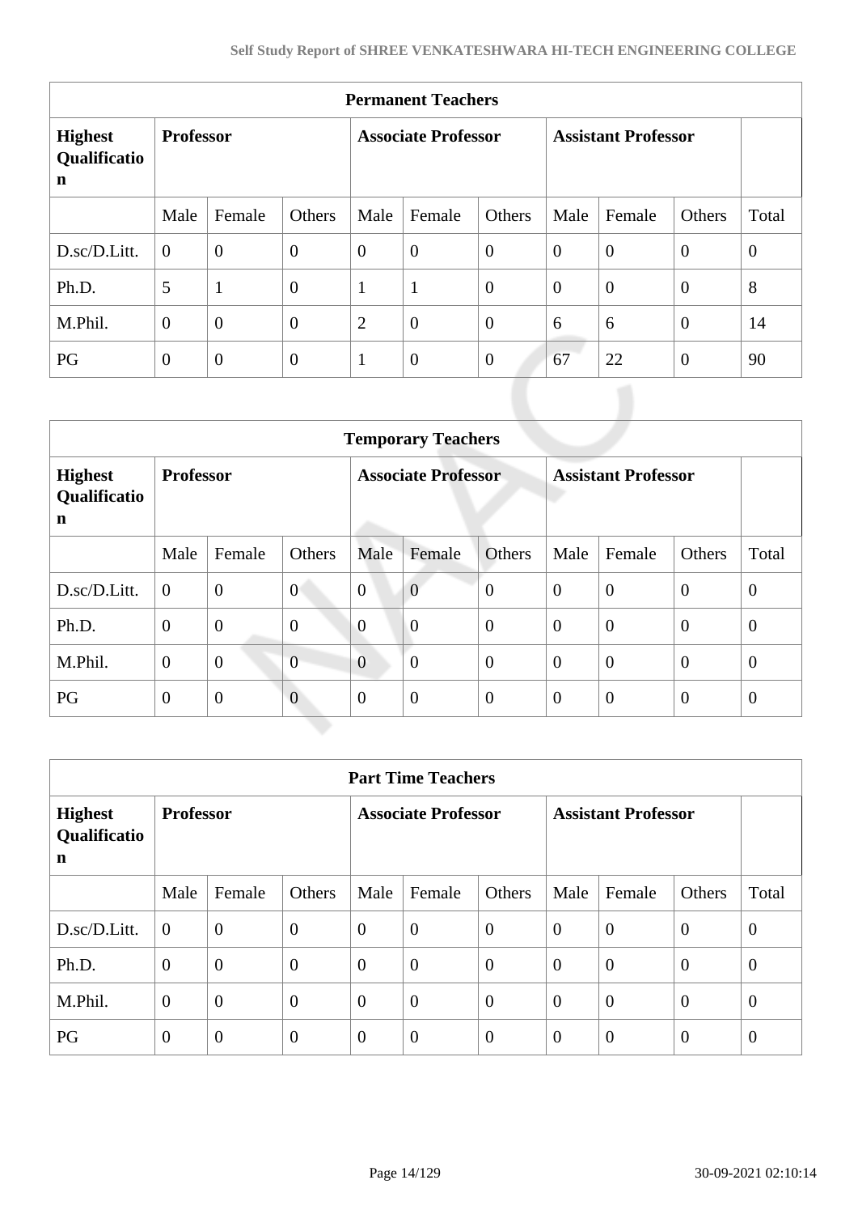| Permanent Teachers | | | | | | | | | | |
|---|---|---|---|---|---|---|---|---|---|---|
| **Highest Qualification** | **Professor** | | | **Associate Professor** | | | **Assistant Professor** | | | |
| | Male | Female | Others | Male | Female | Others | Male | Female | Others | Total |
| D.sc/D.Litt. | 0 | 0 | 0 | 0 | 0 | 0 | 0 | 0 | 0 | 0 |
| Ph.D. | 5 | 1 | 0 | 1 | 1 | 0 | 0 | 0 | 0 | 8 |
| M.Phil. | 0 | 0 | 0 | 2 | 0 | 0 | 6 | 6 | 0 | 14 |
| PG | 0 | 0 | 0 | 1 | 0 | 0 | 67 | 22 | 0 | 90 |

| Temporary Teachers | | | | | | | | | | |
|---|---|---|---|---|---|---|---|---|---|---|
| **Highest Qualification** | **Professor** | | | **Associate Professor** | | | **Assistant Professor** | | | |
| | Male | Female | Others | Male | Female | Others | Male | Female | Others | Total |
| D.sc/D.Litt. | 0 | 0 | 0 | 0 | 0 | 0 | 0 | 0 | 0 | 0 |
| Ph.D. | 0 | 0 | 0 | 0 | 0 | 0 | 0 | 0 | 0 | 0 |
| M.Phil. | 0 | 0 | 0 | 0 | 0 | 0 | 0 | 0 | 0 | 0 |
| PG | 0 | 0 | 0 | 0 | 0 | 0 | 0 | 0 | 0 | 0 |

| Part Time Teachers | | | | | | | | | | |
|---|---|---|---|---|---|---|---|---|---|---|
| **Highest Qualification** | **Professor** | | | **Associate Professor** | | | **Assistant Professor** | | | |
| | Male | Female | Others | Male | Female | Others | Male | Female | Others | Total |
| D.sc/D.Litt. | 0 | 0 | 0 | 0 | 0 | 0 | 0 | 0 | 0 | 0 |
| Ph.D. | 0 | 0 | 0 | 0 | 0 | 0 | 0 | 0 | 0 | 0 |
| M.Phil. | 0 | 0 | 0 | 0 | 0 | 0 | 0 | 0 | 0 | 0 |
| PG | 0 | 0 | 0 | 0 | 0 | 0 | 0 | 0 | 0 | 0 |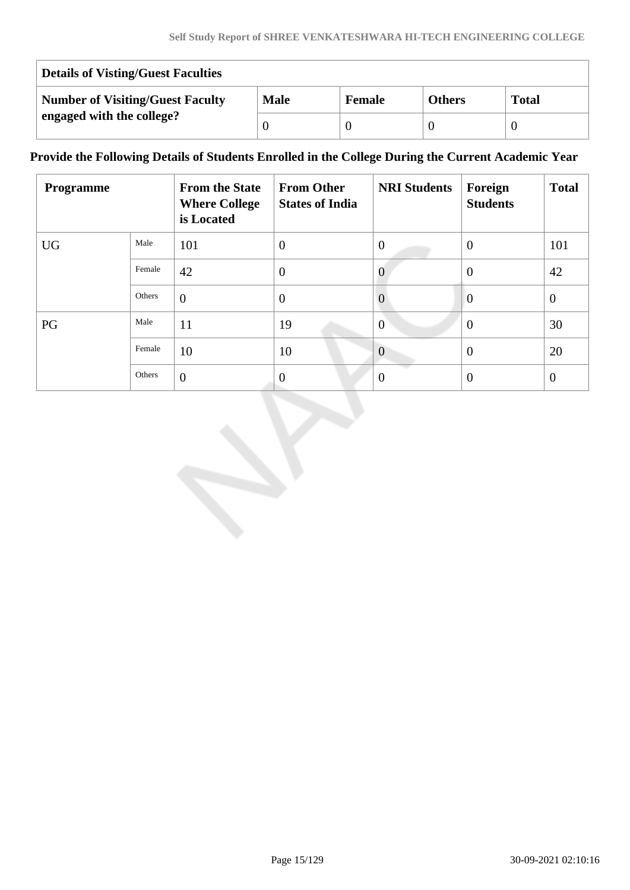| Details of Visting/Guest Faculties | | | | |
|---|---|---|---|---|
| **Number of Visiting/Guest Faculty engaged with the college?** | **Male** | **Female** | **Others** | **Total** |
| | 0 | 0 | 0 | 0 |

**Provide the Following Details of Students Enrolled in the College During the Current Academic Year**

| Programme | | From the State Where College is Located | From Other States of India | NRI Students | Foreign Students | Total |
|---|---|---|---|---|---|---|
| UG | Male | 101 | 0 | 0 | 0 | 101 |
| | Female | 42 | 0 | 0 | 0 | 42 |
| | Others | 0 | 0 | 0 | 0 | 0 |
| PG | Male | 11 | 19 | 0 | 0 | 30 |
| | Female | 10 | 10 | 0 | 0 | 20 |
| | Others | 0 | 0 | 0 | 0 | 0 |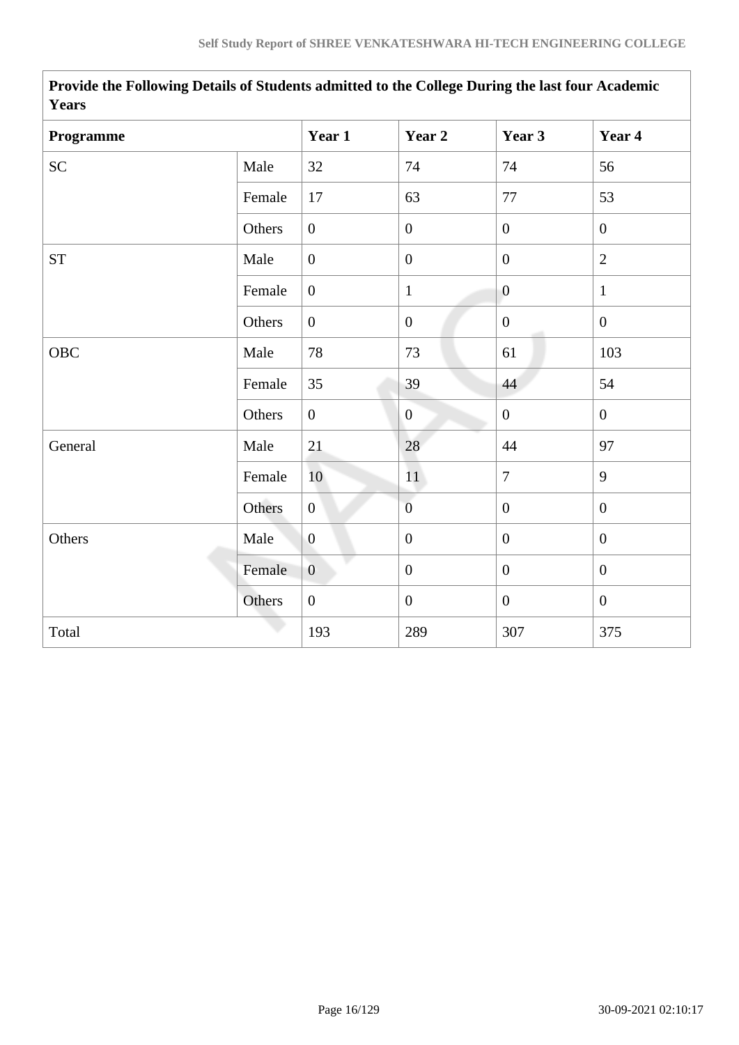| Provide the Following Details of Students admitted to the College During the last four Academic Years | | | | | |
|---|---|---|---|---|---|
| **Programme** | | **Year 1** | **Year 2** | **Year 3** | **Year 4** |
| SC | Male | 32 | 74 | 74 | 56 |
| | Female | 17 | 63 | 77 | 53 |
| | Others | 0 | 0 | 0 | 0 |
| ST | Male | 0 | 0 | 0 | 2 |
| | Female | 0 | 1 | 0 | 1 |
| | Others | 0 | 0 | 0 | 0 |
| OBC | Male | 78 | 73 | 61 | 103 |
| | Female | 35 | 39 | 44 | 54 |
| | Others | 0 | 0 | 0 | 0 |
| General | Male | 21 | 28 | 44 | 97 |
| | Female | 10 | 11 | 7 | 9 |
| | Others | 0 | 0 | 0 | 0 |
| Others | Male | 0 | 0 | 0 | 0 |
| | Female | 0 | 0 | 0 | 0 |
| | Others | 0 | 0 | 0 | 0 |
| Total | | 193 | 289 | 307 | 375 |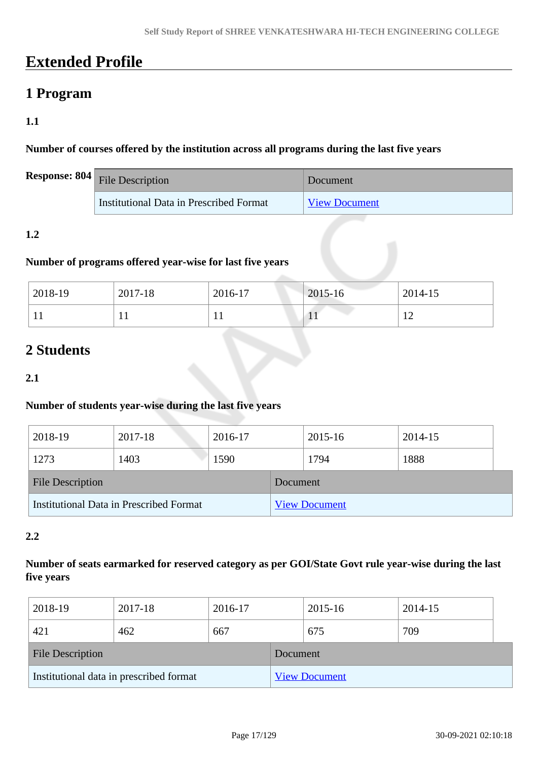# Extended Profile

## 1 Program

### 1.1

**Number of courses offered by the institution across all programs during the last five years**

**Response: 804**

| File Description | Document |
|---|---|
| Institutional Data in Prescribed Format | View Document |

### 1.2

**Number of programs offered year-wise for last five years**

| 2018-19 | 2017-18 | 2016-17 | 2015-16 | 2014-15 |
|---|---|---|---|---|
| 11 | 11 | 11 | 11 | 12 |

## 2 Students

### 2.1

**Number of students year-wise during the last five years**

| 2018-19 | 2017-18 | 2016-17 | 2015-16 | 2014-15 |
|---|---|---|---|---|
| 1273 | 1403 | 1590 | 1794 | 1888 |

| File Description | Document |
|---|---|
| Institutional Data in Prescribed Format | View Document |

### 2.2

**Number of seats earmarked for reserved category as per GOI/State Govt rule year-wise during the last five years**

| 2018-19 | 2017-18 | 2016-17 | 2015-16 | 2014-15 |
|---|---|---|---|---|
| 421 | 462 | 667 | 675 | 709 |

| File Description | Document |
|---|---|
| Institutional data in prescribed format | View Document |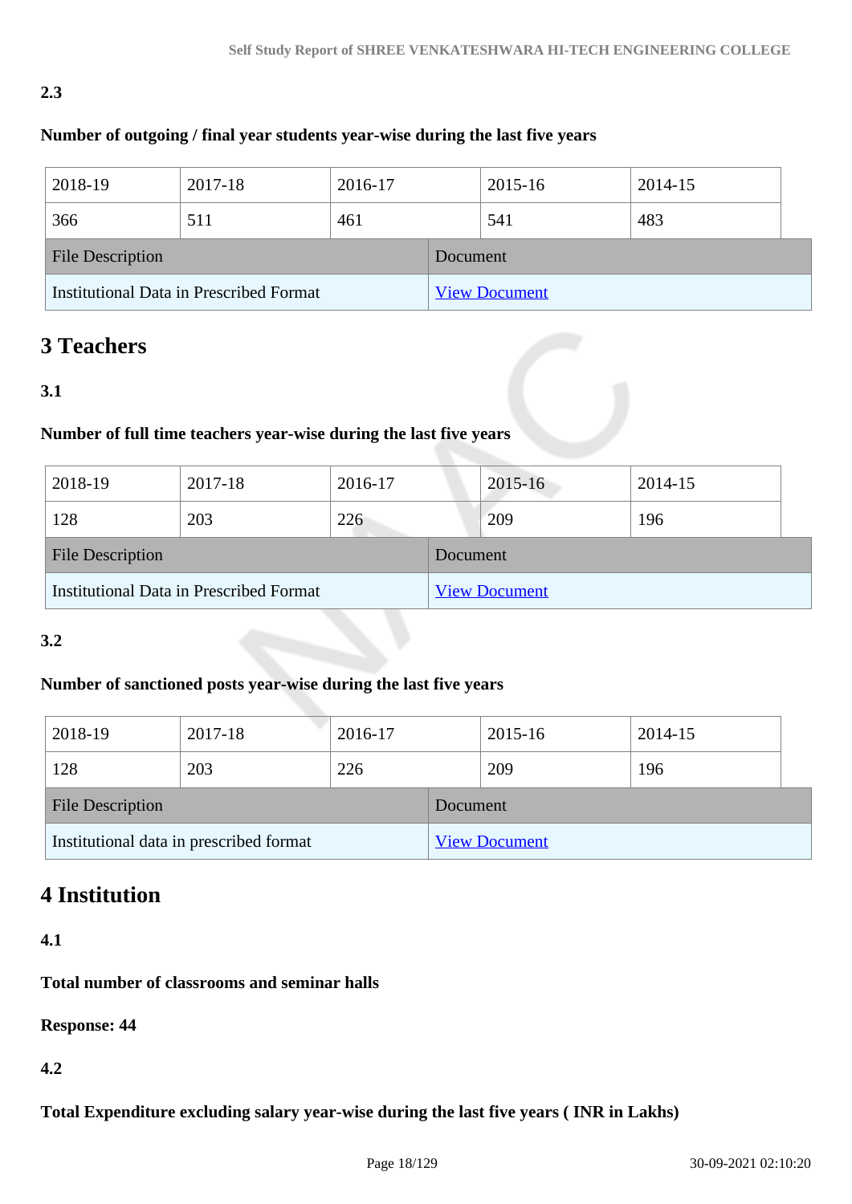**2.3**

**Number of outgoing / final year students year-wise during the last five years**

| 2018-19 | 2017-18 | 2016-17 | 2015-16 | 2014-15 |
|---|---|---|---|---|
| 366 | 511 | 461 | 541 | 483 |

| File Description | Document |
|---|---|
| Institutional Data in Prescribed Format | View Document |

# 3 Teachers

**3.1**

**Number of full time teachers year-wise during the last five years**

| 2018-19 | 2017-18 | 2016-17 | 2015-16 | 2014-15 |
|---|---|---|---|---|
| 128 | 203 | 226 | 209 | 196 |

| File Description | Document |
|---|---|
| Institutional Data in Prescribed Format | View Document |

**3.2**

**Number of sanctioned posts year-wise during the last five years**

| 2018-19 | 2017-18 | 2016-17 | 2015-16 | 2014-15 |
|---|---|---|---|---|
| 128 | 203 | 226 | 209 | 196 |

| File Description | Document |
|---|---|
| Institutional data in prescribed format | View Document |

# 4 Institution

**4.1**

**Total number of classrooms and seminar halls**

**Response: 44**

**4.2**

**Total Expenditure excluding salary year-wise during the last five years ( INR in Lakhs)**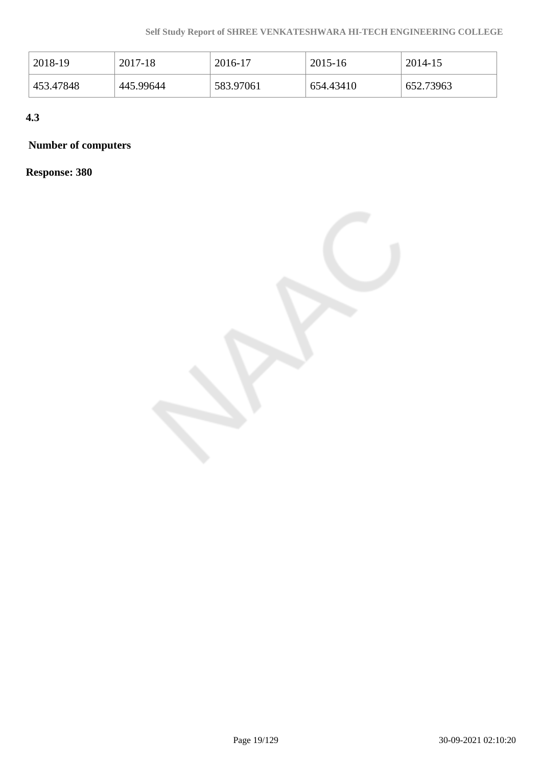| 2018-19 | 2017-18 | 2016-17 | 2015-16 | 2014-15 |
|---|---|---|---|---|
| 453.47848 | 445.99644 | 583.97061 | 654.43410 | 652.73963 |

**4.3**

**Number of computers**

**Response: 380**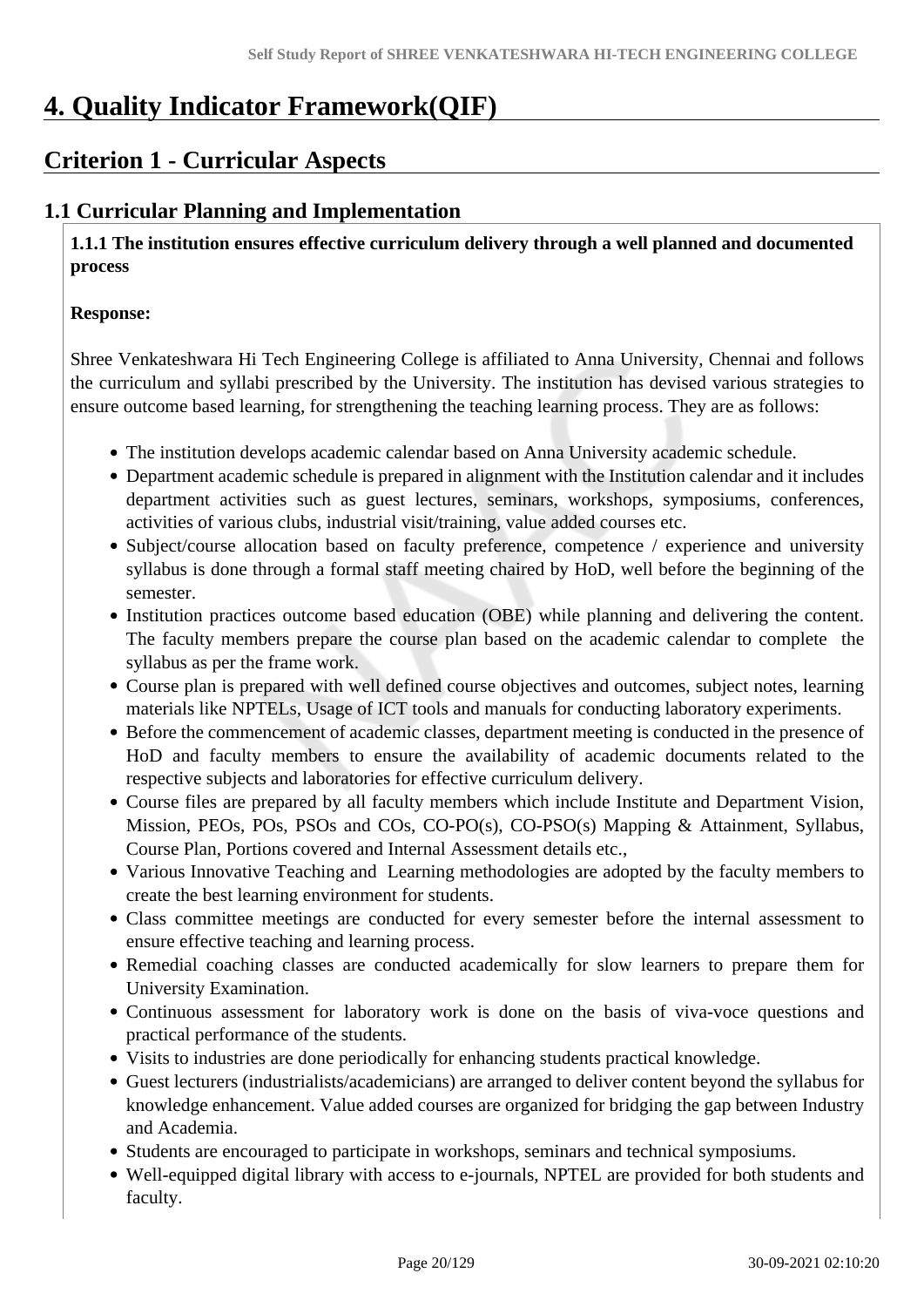# 4. Quality Indicator Framework(QIF)

## Criterion 1 - Curricular Aspects

### 1.1 Curricular Planning and Implementation

**1.1.1 The institution ensures effective curriculum delivery through a well planned and documented process**

**Response:**

Shree Venkateshwara Hi Tech Engineering College is affiliated to Anna University, Chennai and follows the curriculum and syllabi prescribed by the University. The institution has devised various strategies to ensure outcome based learning, for strengthening the teaching learning process. They are as follows:

- The institution develops academic calendar based on Anna University academic schedule.
- Department academic schedule is prepared in alignment with the Institution calendar and it includes department activities such as guest lectures, seminars, workshops, symposiums, conferences, activities of various clubs, industrial visit/training, value added courses etc.
- Subject/course allocation based on faculty preference, competence / experience and university syllabus is done through a formal staff meeting chaired by HoD, well before the beginning of the semester.
- Institution practices outcome based education (OBE) while planning and delivering the content. The faculty members prepare the course plan based on the academic calendar to complete the syllabus as per the frame work.
- Course plan is prepared with well defined course objectives and outcomes, subject notes, learning materials like NPTELs, Usage of ICT tools and manuals for conducting laboratory experiments.
- Before the commencement of academic classes, department meeting is conducted in the presence of HoD and faculty members to ensure the availability of academic documents related to the respective subjects and laboratories for effective curriculum delivery.
- Course files are prepared by all faculty members which include Institute and Department Vision, Mission, PEOs, POs, PSOs and COs, CO-PO(s), CO-PSO(s) Mapping & Attainment, Syllabus, Course Plan, Portions covered and Internal Assessment details etc.,
- Various Innovative Teaching and Learning methodologies are adopted by the faculty members to create the best learning environment for students.
- Class committee meetings are conducted for every semester before the internal assessment to ensure effective teaching and learning process.
- Remedial coaching classes are conducted academically for slow learners to prepare them for University Examination.
- Continuous assessment for laboratory work is done on the basis of viva-voce questions and practical performance of the students.
- Visits to industries are done periodically for enhancing students practical knowledge.
- Guest lecturers (industrialists/academicians) are arranged to deliver content beyond the syllabus for knowledge enhancement. Value added courses are organized for bridging the gap between Industry and Academia.
- Students are encouraged to participate in workshops, seminars and technical symposiums.
- Well-equipped digital library with access to e-journals, NPTEL are provided for both students and faculty.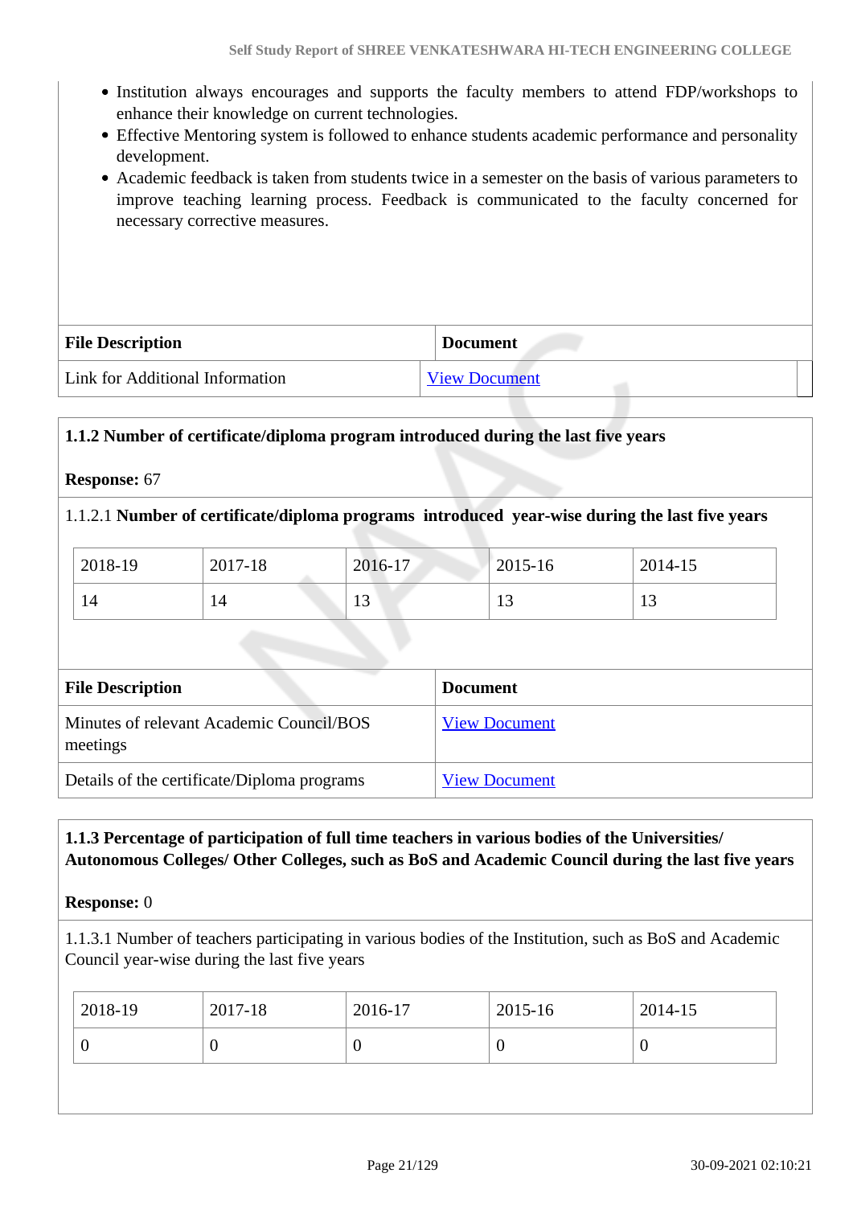- Institution always encourages and supports the faculty members to attend FDP/workshops to enhance their knowledge on current technologies.
- Effective Mentoring system is followed to enhance students academic performance and personality development.
- Academic feedback is taken from students twice in a semester on the basis of various parameters to improve teaching learning process. Feedback is communicated to the faculty concerned for necessary corrective measures.

| File Description | Document |
|---|---|
| Link for Additional Information | View Document |

**1.1.2 Number of certificate/diploma program introduced during the last five years**

**Response:** 67

1.1.2.1 **Number of certificate/diploma programs introduced year-wise during the last five years**

| 2018-19 | 2017-18 | 2016-17 | 2015-16 | 2014-15 |
|---|---|---|---|---|
| 14 | 14 | 13 | 13 | 13 |

| File Description | Document |
|---|---|
| Minutes of relevant Academic Council/BOS meetings | View Document |
| Details of the certificate/Diploma programs | View Document |

**1.1.3 Percentage of participation of full time teachers in various bodies of the Universities/ Autonomous Colleges/ Other Colleges, such as BoS and Academic Council during the last five years**

**Response:** 0

1.1.3.1 Number of teachers participating in various bodies of the Institution, such as BoS and Academic Council year-wise during the last five years

| 2018-19 | 2017-18 | 2016-17 | 2015-16 | 2014-15 |
|---|---|---|---|---|
| 0 | 0 | 0 | 0 | 0 |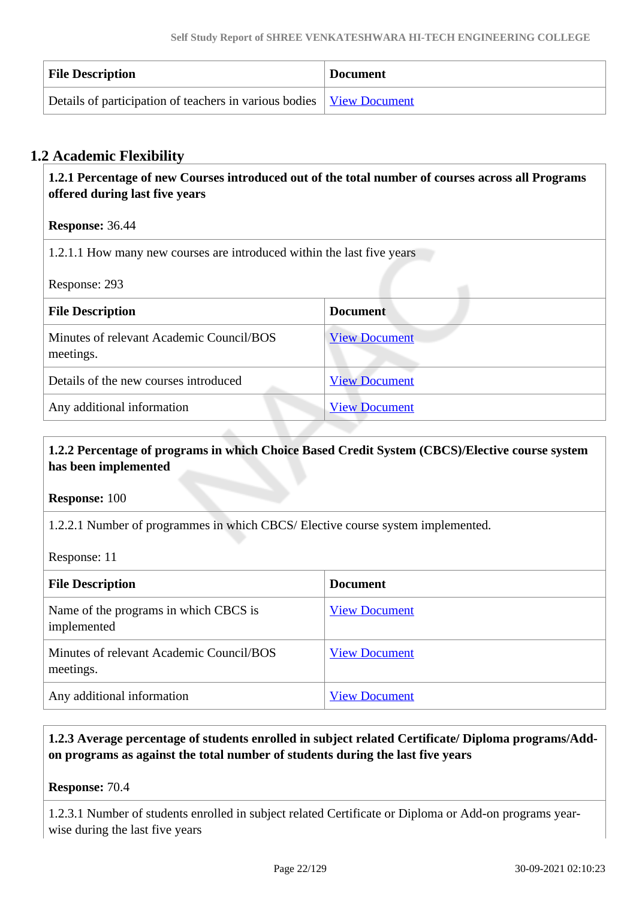| File Description | Document |
|---|---|
| Details of participation of teachers in various bodies | View Document |

## 1.2 Academic Flexibility

**1.2.1 Percentage of new Courses introduced out of the total number of courses across all Programs offered during last five years**

**Response:** 36.44

1.2.1.1 How many new courses are introduced within the last five years

Response: 293

| File Description | Document |
|---|---|
| Minutes of relevant Academic Council/BOS meetings. | View Document |
| Details of the new courses introduced | View Document |
| Any additional information | View Document |

**1.2.2 Percentage of programs in which Choice Based Credit System (CBCS)/Elective course system has been implemented**

**Response:** 100

1.2.2.1 Number of programmes in which CBCS/ Elective course system implemented.

Response: 11

| File Description | Document |
|---|---|
| Name of the programs in which CBCS is implemented | View Document |
| Minutes of relevant Academic Council/BOS meetings. | View Document |
| Any additional information | View Document |

**1.2.3 Average percentage of students enrolled in subject related Certificate/ Diploma programs/Add-on programs as against the total number of students during the last five years**

**Response:** 70.4

1.2.3.1 Number of students enrolled in subject related Certificate or Diploma or Add-on programs year-wise during the last five years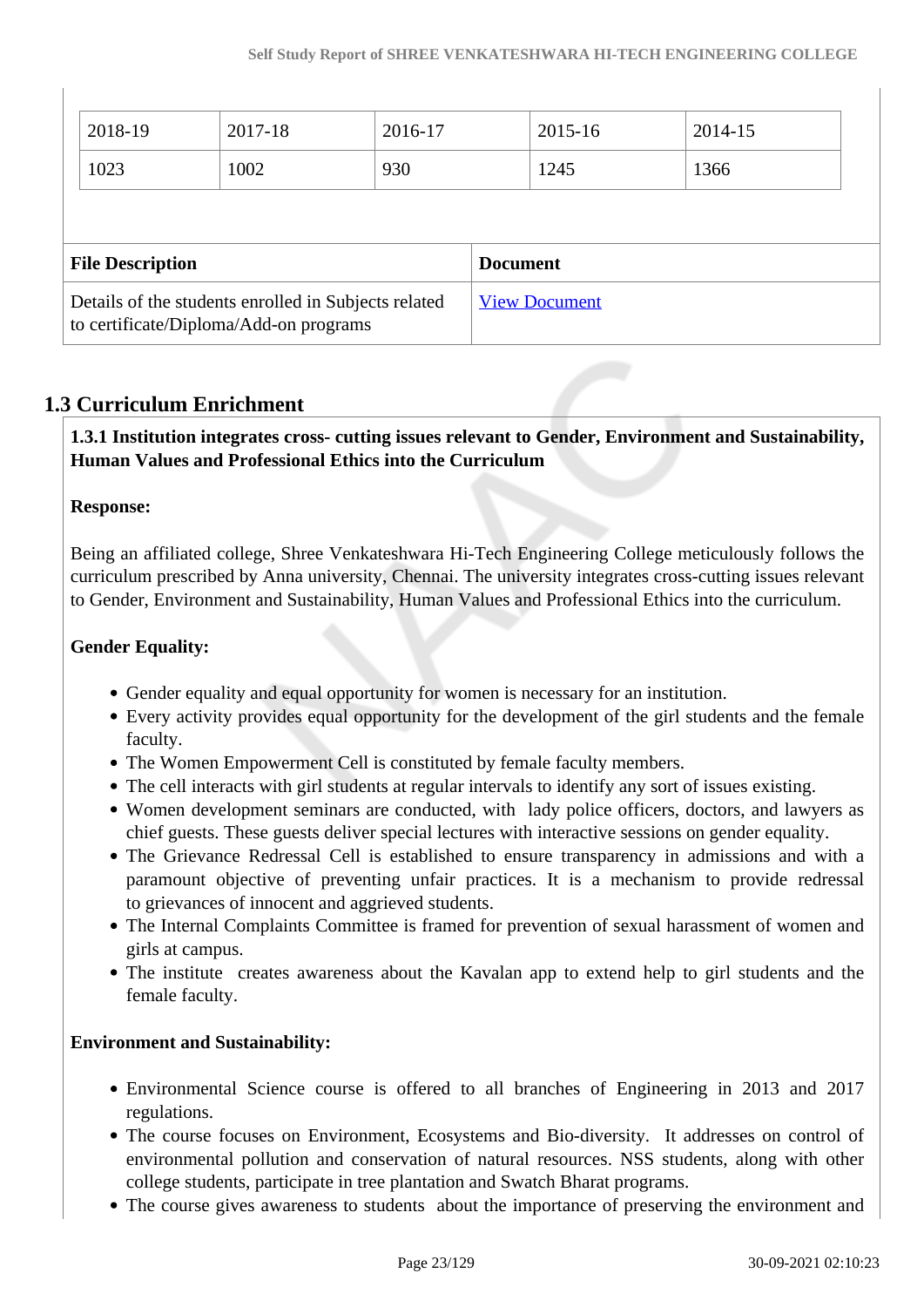| 2018-19 | 2017-18 | 2016-17 | 2015-16 | 2014-15 |
|---|---|---|---|---|
| 1023 | 1002 | 930 | 1245 | 1366 |

| File Description | Document |
|---|---|
| Details of the students enrolled in Subjects related to certificate/Diploma/Add-on programs | View Document |

## 1.3 Curriculum Enrichment

**1.3.1 Institution integrates cross- cutting issues relevant to Gender, Environment and Sustainability, Human Values and Professional Ethics into the Curriculum**

**Response:**

Being an affiliated college, Shree Venkateshwara Hi-Tech Engineering College meticulously follows the curriculum prescribed by Anna university, Chennai. The university integrates cross-cutting issues relevant to Gender, Environment and Sustainability, Human Values and Professional Ethics into the curriculum.

**Gender Equality:**

- Gender equality and equal opportunity for women is necessary for an institution.
- Every activity provides equal opportunity for the development of the girl students and the female faculty.
- The Women Empowerment Cell is constituted by female faculty members.
- The cell interacts with girl students at regular intervals to identify any sort of issues existing.
- Women development seminars are conducted, with lady police officers, doctors, and lawyers as chief guests. These guests deliver special lectures with interactive sessions on gender equality.
- The Grievance Redressal Cell is established to ensure transparency in admissions and with a paramount objective of preventing unfair practices. It is a mechanism to provide redressal to grievances of innocent and aggrieved students.
- The Internal Complaints Committee is framed for prevention of sexual harassment of women and girls at campus.
- The institute creates awareness about the Kavalan app to extend help to girl students and the female faculty.

**Environment and Sustainability:**

- Environmental Science course is offered to all branches of Engineering in 2013 and 2017 regulations.
- The course focuses on Environment, Ecosystems and Bio-diversity. It addresses on control of environmental pollution and conservation of natural resources. NSS students, along with other college students, participate in tree plantation and Swatch Bharat programs.
- The course gives awareness to students about the importance of preserving the environment and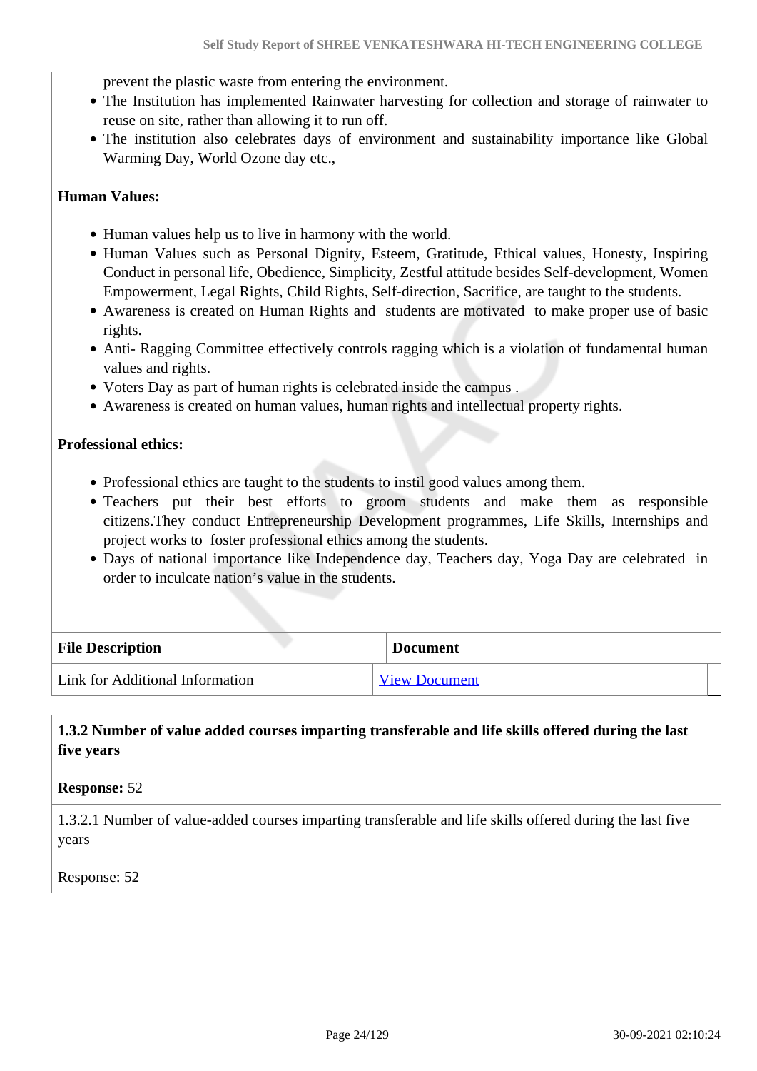prevent the plastic waste from entering the environment.

- The Institution has implemented Rainwater harvesting for collection and storage of rainwater to reuse on site, rather than allowing it to run off.
- The institution also celebrates days of environment and sustainability importance like Global Warming Day, World Ozone day etc.,

**Human Values:**

- Human values help us to live in harmony with the world.
- Human Values such as Personal Dignity, Esteem, Gratitude, Ethical values, Honesty, Inspiring Conduct in personal life, Obedience, Simplicity, Zestful attitude besides Self-development, Women Empowerment, Legal Rights, Child Rights, Self-direction, Sacrifice, are taught to the students.
- Awareness is created on Human Rights and students are motivated to make proper use of basic rights.
- Anti- Ragging Committee effectively controls ragging which is a violation of fundamental human values and rights.
- Voters Day as part of human rights is celebrated inside the campus .
- Awareness is created on human values, human rights and intellectual property rights.

**Professional ethics:**

- Professional ethics are taught to the students to instil good values among them.
- Teachers put their best efforts to groom students and make them as responsible citizens.They conduct Entrepreneurship Development programmes, Life Skills, Internships and project works to foster professional ethics among the students.
- Days of national importance like Independence day, Teachers day, Yoga Day are celebrated in order to inculcate nation's value in the students.

| File Description | Document |
|---|---|
| Link for Additional Information | View Document |

**1.3.2 Number of value added courses imparting transferable and life skills offered during the last five years**

**Response:** 52

1.3.2.1 Number of value-added courses imparting transferable and life skills offered during the last five years

Response: 52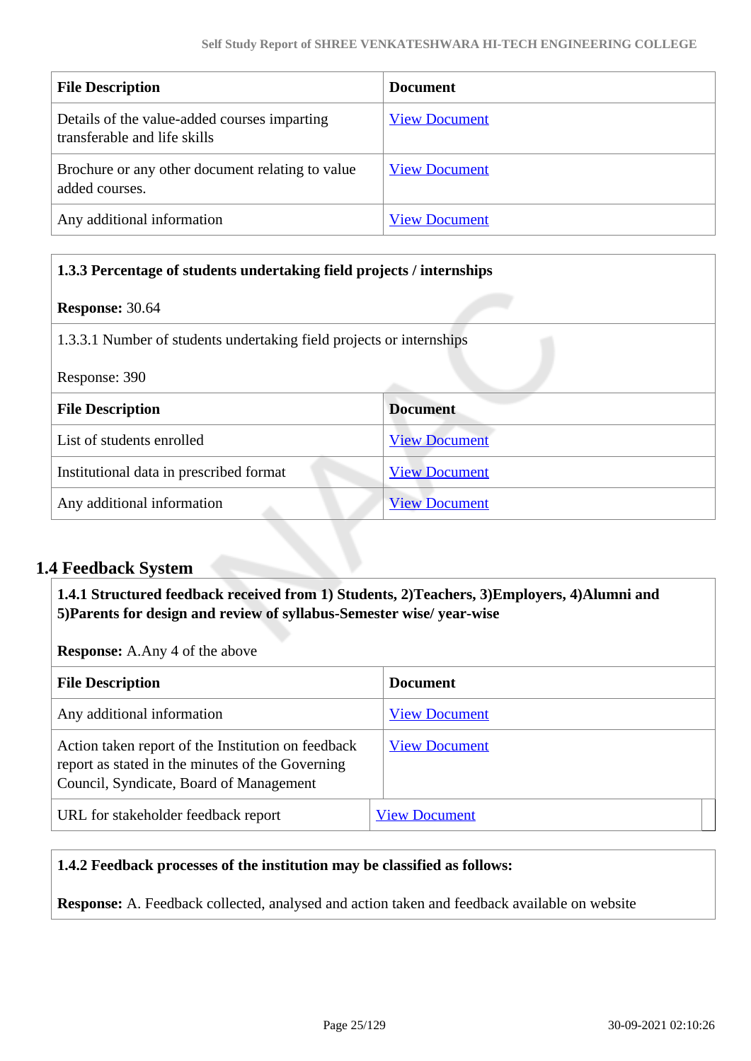| File Description | Document |
|---|---|
| Details of the value-added courses imparting transferable and life skills | View Document |
| Brochure or any other document relating to value added courses. | View Document |
| Any additional information | View Document |

**1.3.3 Percentage of students undertaking field projects / internships**

**Response:** 30.64

1.3.3.1 Number of students undertaking field projects or internships

Response: 390

| File Description | Document |
|---|---|
| List of students enrolled | View Document |
| Institutional data in prescribed format | View Document |
| Any additional information | View Document |

## 1.4 Feedback System

**1.4.1 Structured feedback received from 1) Students, 2)Teachers, 3)Employers, 4)Alumni and 5)Parents for design and review of syllabus-Semester wise/ year-wise**

**Response:** A.Any 4 of the above

| File Description | Document |
|---|---|
| Any additional information | View Document |
| Action taken report of the Institution on feedback report as stated in the minutes of the Governing Council, Syndicate, Board of Management | View Document |
| URL for stakeholder feedback report | View Document |

**1.4.2 Feedback processes of the institution may be classified as follows:**

**Response:** A. Feedback collected, analysed and action taken and feedback available on website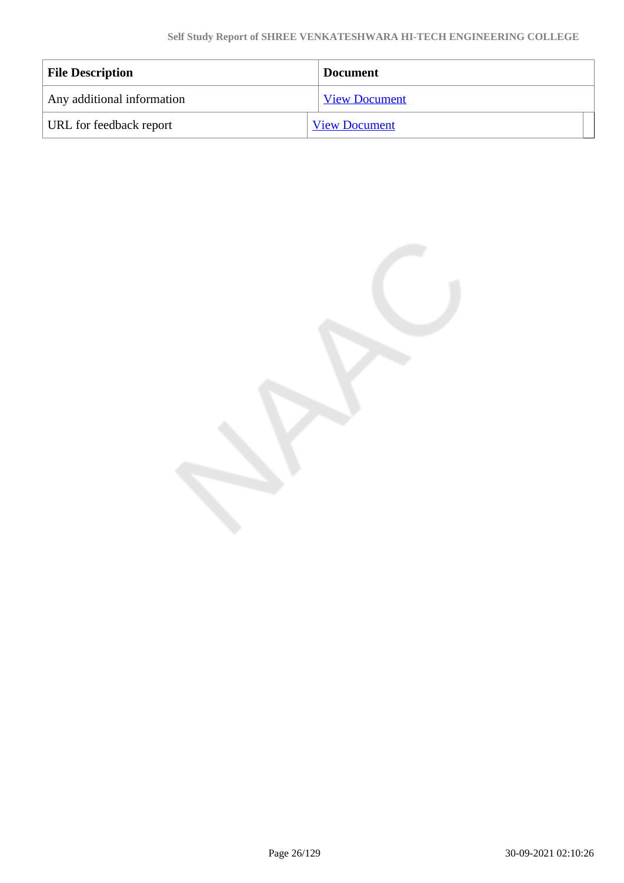| File Description | Document |
|---|---|
| Any additional information | View Document |
| URL for feedback report | View Document |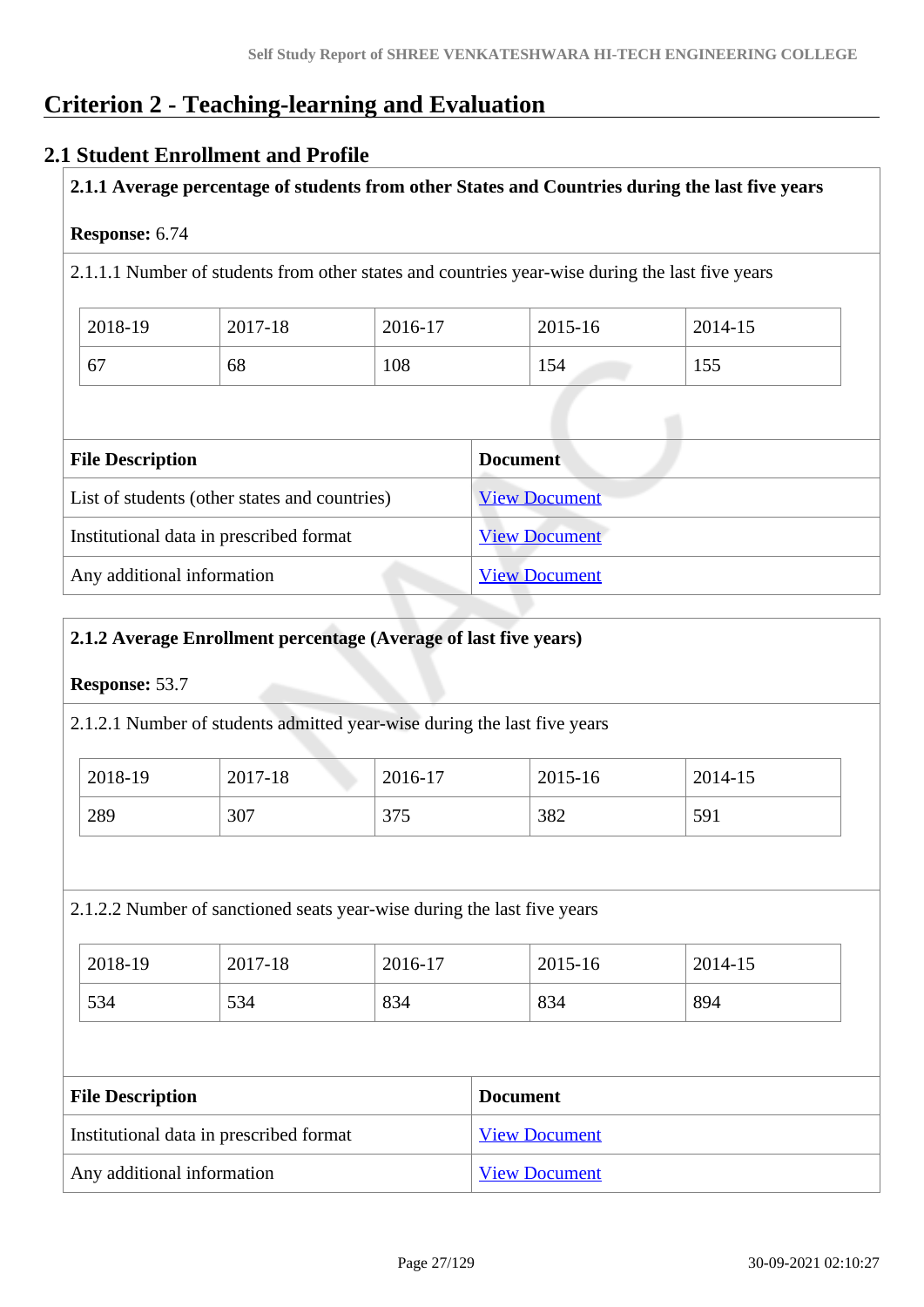# Criterion 2 - Teaching-learning and Evaluation

## 2.1 Student Enrollment and Profile

**2.1.1 Average percentage of students from other States and Countries during the last five years**

**Response:** 6.74

2.1.1.1 Number of students from other states and countries year-wise during the last five years

| 2018-19 | 2017-18 | 2016-17 | 2015-16 | 2014-15 |
|---|---|---|---|---|
| 67 | 68 | 108 | 154 | 155 |

| File Description | Document |
|---|---|
| List of students (other states and countries) | View Document |
| Institutional data in prescribed format | View Document |
| Any additional information | View Document |

**2.1.2 Average Enrollment percentage (Average of last five years)**

**Response:** 53.7

2.1.2.1 Number of students admitted year-wise during the last five years

| 2018-19 | 2017-18 | 2016-17 | 2015-16 | 2014-15 |
|---|---|---|---|---|
| 289 | 307 | 375 | 382 | 591 |

2.1.2.2 Number of sanctioned seats year-wise during the last five years

| 2018-19 | 2017-18 | 2016-17 | 2015-16 | 2014-15 |
|---|---|---|---|---|
| 534 | 534 | 834 | 834 | 894 |

| File Description | Document |
|---|---|
| Institutional data in prescribed format | View Document |
| Any additional information | View Document |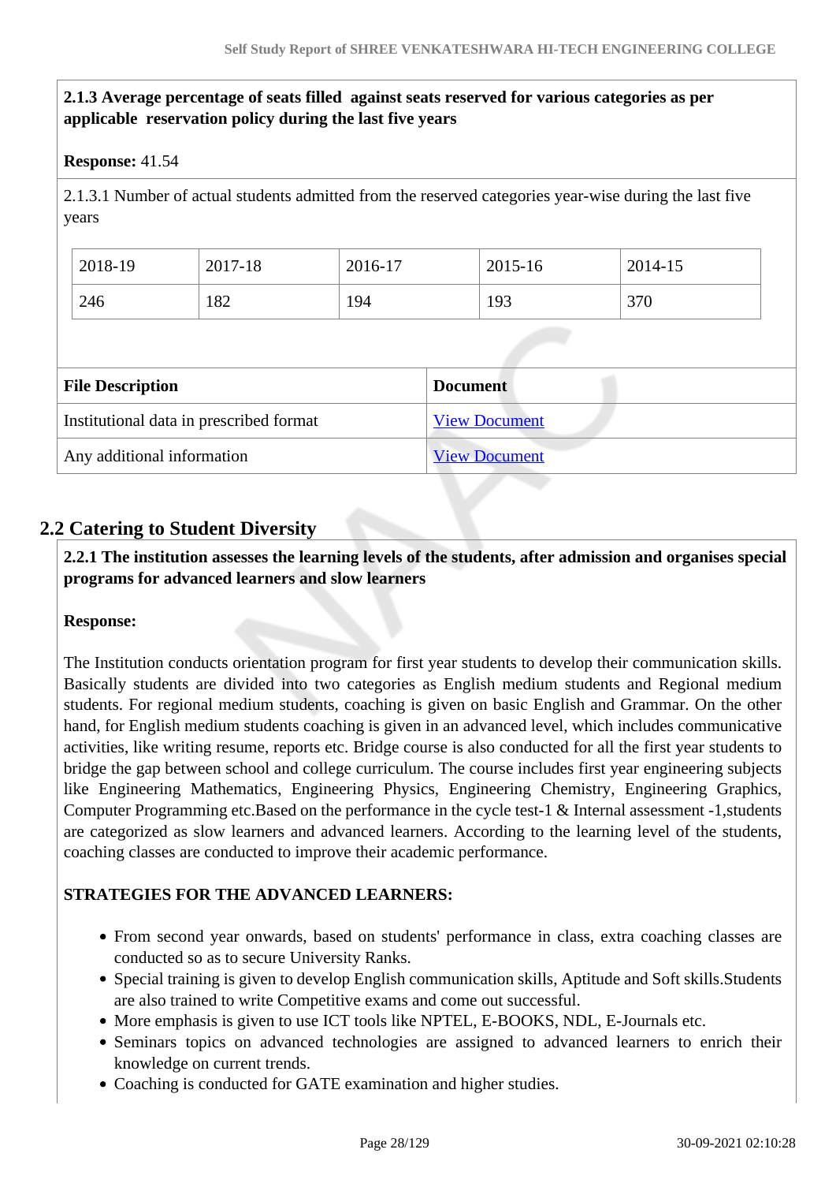**2.1.3 Average percentage of seats filled against seats reserved for various categories as per applicable reservation policy during the last five years**

**Response:** 41.54

2.1.3.1 Number of actual students admitted from the reserved categories year-wise during the last five years

| 2018-19 | 2017-18 | 2016-17 | 2015-16 | 2014-15 |
|---|---|---|---|---|
| 246 | 182 | 194 | 193 | 370 |

| File Description | Document |
|---|---|
| Institutional data in prescribed format | View Document |
| Any additional information | View Document |

## 2.2 Catering to Student Diversity

**2.2.1 The institution assesses the learning levels of the students, after admission and organises special programs for advanced learners and slow learners**

**Response:**

The Institution conducts orientation program for first year students to develop their communication skills. Basically students are divided into two categories as English medium students and Regional medium students. For regional medium students, coaching is given on basic English and Grammar. On the other hand, for English medium students coaching is given in an advanced level, which includes communicative activities, like writing resume, reports etc. Bridge course is also conducted for all the first year students to bridge the gap between school and college curriculum. The course includes first year engineering subjects like Engineering Mathematics, Engineering Physics, Engineering Chemistry, Engineering Graphics, Computer Programming etc.Based on the performance in the cycle test-1 & Internal assessment -1,students are categorized as slow learners and advanced learners. According to the learning level of the students, coaching classes are conducted to improve their academic performance.

**STRATEGIES FOR THE ADVANCED LEARNERS:**

- From second year onwards, based on students' performance in class, extra coaching classes are conducted so as to secure University Ranks.
- Special training is given to develop English communication skills, Aptitude and Soft skills.Students are also trained to write Competitive exams and come out successful.
- More emphasis is given to use ICT tools like NPTEL, E-BOOKS, NDL, E-Journals etc.
- Seminars topics on advanced technologies are assigned to advanced learners to enrich their knowledge on current trends.
- Coaching is conducted for GATE examination and higher studies.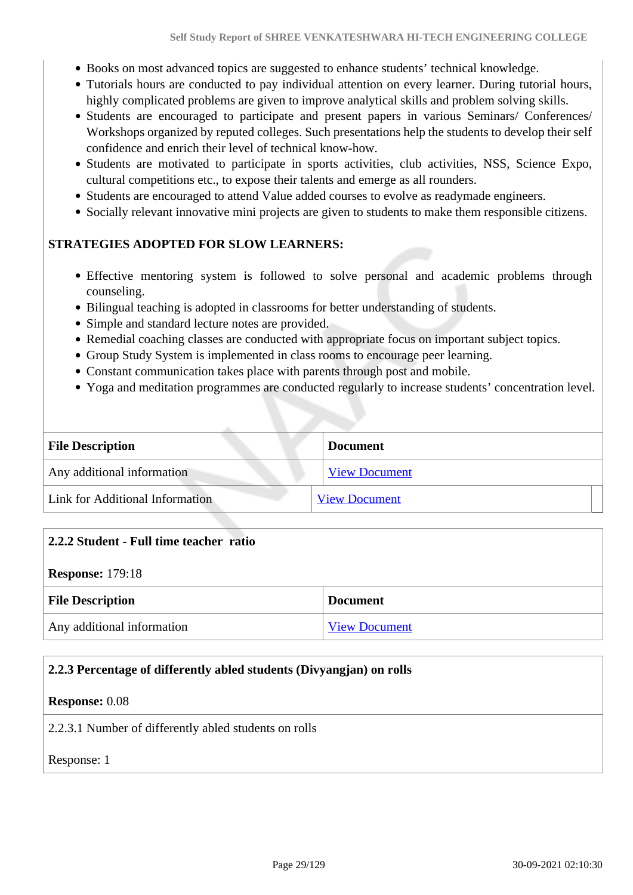- Books on most advanced topics are suggested to enhance students' technical knowledge.
- Tutorials hours are conducted to pay individual attention on every learner. During tutorial hours, highly complicated problems are given to improve analytical skills and problem solving skills.
- Students are encouraged to participate and present papers in various Seminars/ Conferences/ Workshops organized by reputed colleges. Such presentations help the students to develop their self confidence and enrich their level of technical know-how.
- Students are motivated to participate in sports activities, club activities, NSS, Science Expo, cultural competitions etc., to expose their talents and emerge as all rounders.
- Students are encouraged to attend Value added courses to evolve as readymade engineers.
- Socially relevant innovative mini projects are given to students to make them responsible citizens.

**STRATEGIES ADOPTED FOR SLOW LEARNERS:**

- Effective mentoring system is followed to solve personal and academic problems through counseling.
- Bilingual teaching is adopted in classrooms for better understanding of students.
- Simple and standard lecture notes are provided.
- Remedial coaching classes are conducted with appropriate focus on important subject topics.
- Group Study System is implemented in class rooms to encourage peer learning.
- Constant communication takes place with parents through post and mobile.
- Yoga and meditation programmes are conducted regularly to increase students' concentration level.

| File Description | Document |
|---|---|
| Any additional information | View Document |
| Link for Additional Information | View Document |

**2.2.2 Student - Full time teacher ratio**

**Response:** 179:18

| File Description | Document |
|---|---|
| Any additional information | View Document |

**2.2.3 Percentage of differently abled students (Divyangjan) on rolls**

**Response:** 0.08

2.2.3.1 Number of differently abled students on rolls

Response: 1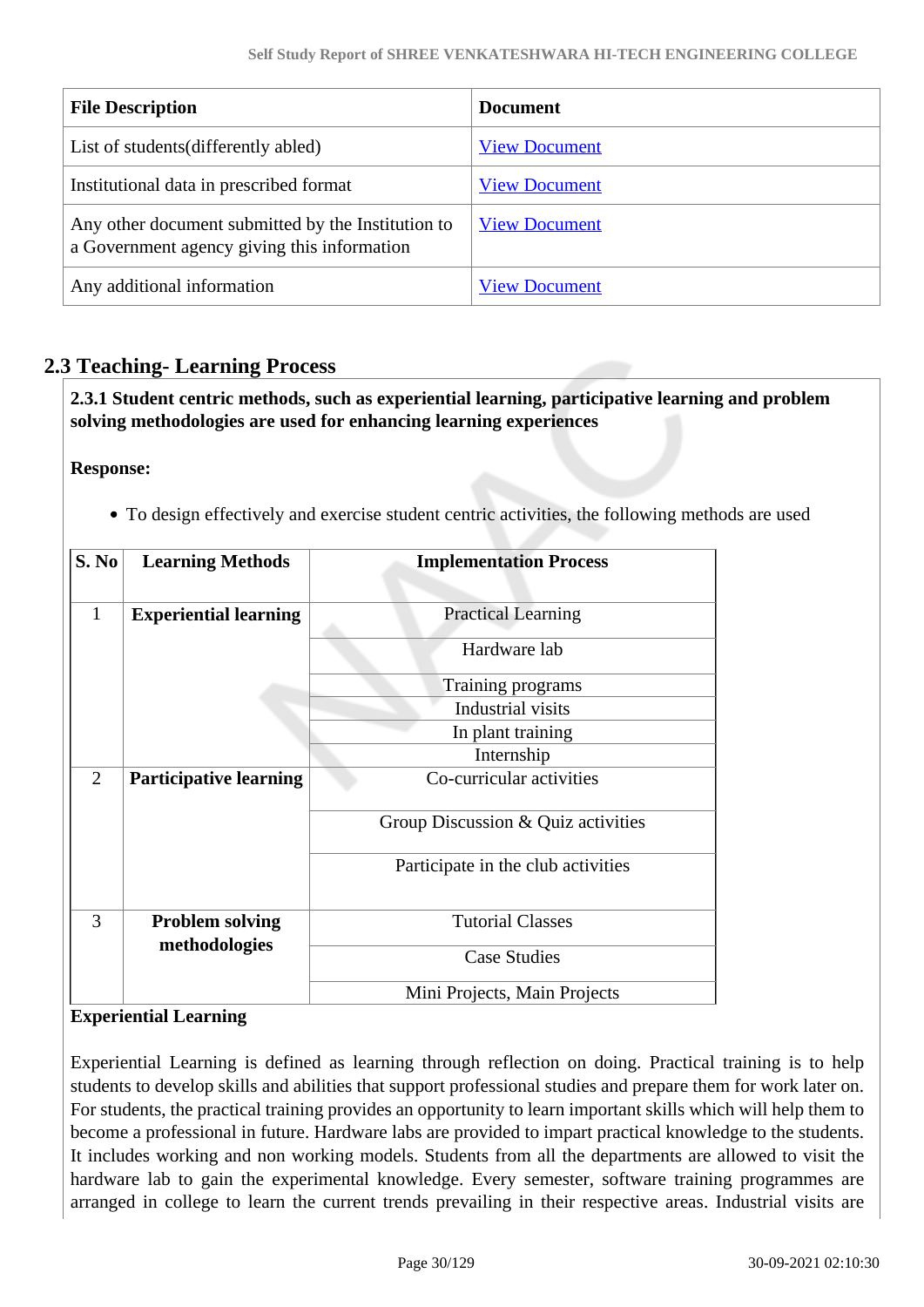| File Description | Document |
|---|---|
| List of students(differently abled) | View Document |
| Institutional data in prescribed format | View Document |
| Any other document submitted by the Institution to a Government agency giving this information | View Document |
| Any additional information | View Document |

## 2.3 Teaching- Learning Process

**2.3.1 Student centric methods, such as experiential learning, participative learning and problem solving methodologies are used for enhancing learning experiences**

**Response:**

- To design effectively and exercise student centric activities, the following methods are used

| S. No | Learning Methods | Implementation Process |
|---|---|---|
| 1 | **Experiential learning** | Practical Learning |
| | | Hardware lab |
| | | Training programs |
| | | Industrial visits |
| | | In plant training |
| | | Internship |
| 2 | **Participative learning** | Co-curricular activities |
| | | Group Discussion & Quiz activities |
| | | Participate in the club activities |
| 3 | **Problem solving methodologies** | Tutorial Classes |
| | | Case Studies |
| | | Mini Projects, Main Projects |

**Experiential Learning**

Experiential Learning is defined as learning through reflection on doing. Practical training is to help students to develop skills and abilities that support professional studies and prepare them for work later on. For students, the practical training provides an opportunity to learn important skills which will help them to become a professional in future. Hardware labs are provided to impart practical knowledge to the students. It includes working and non working models. Students from all the departments are allowed to visit the hardware lab to gain the experimental knowledge. Every semester, software training programmes are arranged in college to learn the current trends prevailing in their respective areas. Industrial visits are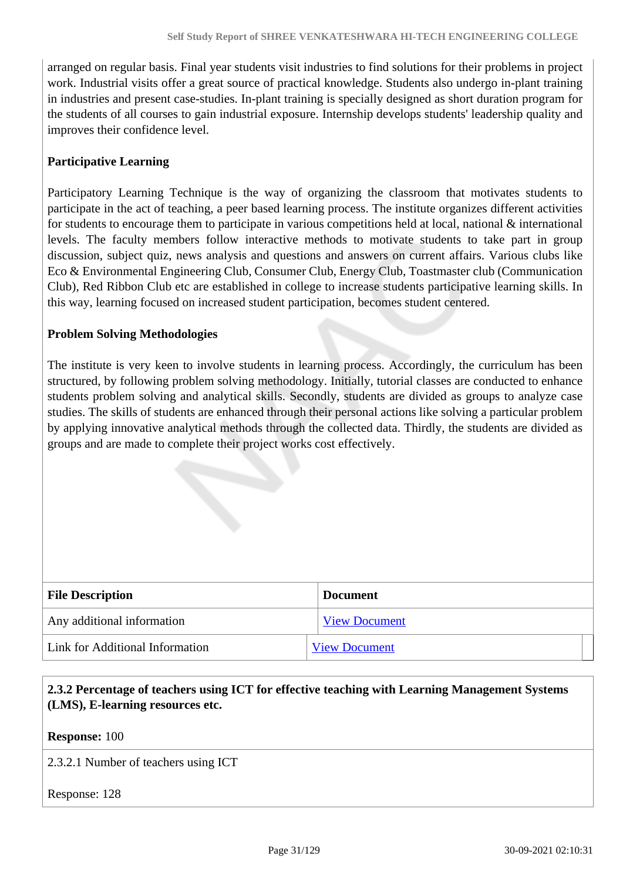arranged on regular basis. Final year students visit industries to find solutions for their problems in project work. Industrial visits offer a great source of practical knowledge. Students also undergo in-plant training in industries and present case-studies. In-plant training is specially designed as short duration program for the students of all courses to gain industrial exposure. Internship develops students' leadership quality and improves their confidence level.

**Participative Learning**

Participatory Learning Technique is the way of organizing the classroom that motivates students to participate in the act of teaching, a peer based learning process. The institute organizes different activities for students to encourage them to participate in various competitions held at local, national & international levels. The faculty members follow interactive methods to motivate students to take part in group discussion, subject quiz, news analysis and questions and answers on current affairs. Various clubs like Eco & Environmental Engineering Club, Consumer Club, Energy Club, Toastmaster club (Communication Club), Red Ribbon Club etc are established in college to increase students participative learning skills. In this way, learning focused on increased student participation, becomes student centered.

**Problem Solving Methodologies**

The institute is very keen to involve students in learning process. Accordingly, the curriculum has been structured, by following problem solving methodology. Initially, tutorial classes are conducted to enhance students problem solving and analytical skills. Secondly, students are divided as groups to analyze case studies. The skills of students are enhanced through their personal actions like solving a particular problem by applying innovative analytical methods through the collected data. Thirdly, the students are divided as groups and are made to complete their project works cost effectively.

| File Description | Document |
|---|---|
| Any additional information | View Document |
| Link for Additional Information | View Document |

**2.3.2 Percentage of teachers using ICT for effective teaching with Learning Management Systems (LMS), E-learning resources etc.**

**Response:** 100

2.3.2.1 Number of teachers using ICT

Response: 128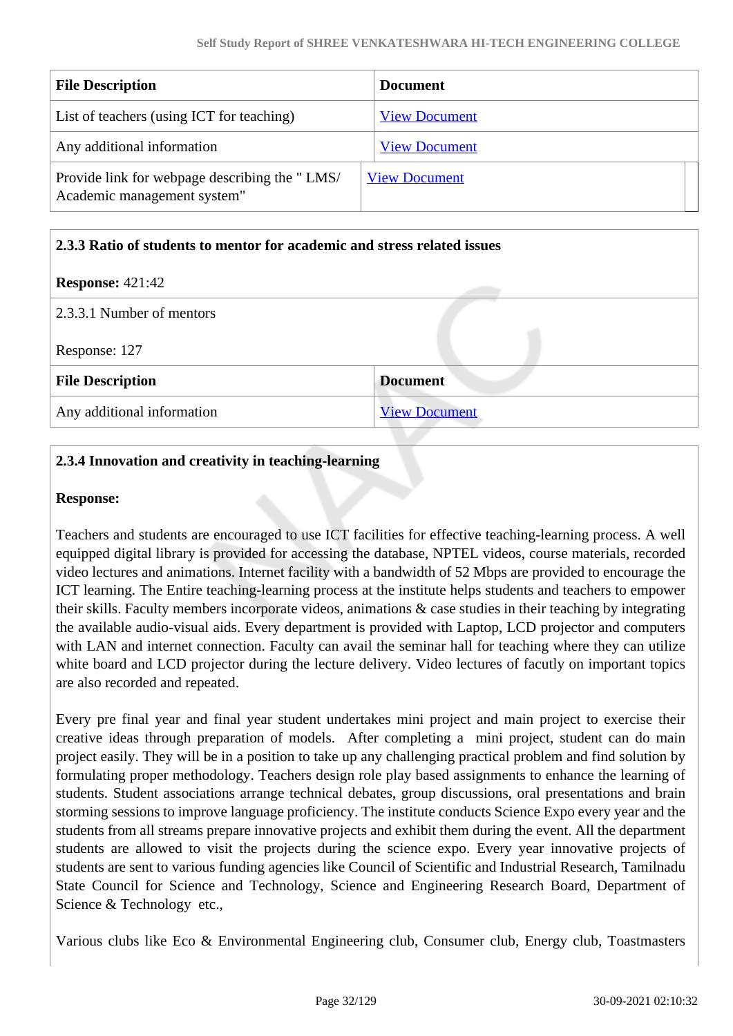| File Description | Document |
|---|---|
| List of teachers (using ICT for teaching) | View Document |
| Any additional information | View Document |
| Provide link for webpage describing the " LMS/ Academic management system" | View Document |

**2.3.3 Ratio of students to mentor for academic and stress related issues**

**Response:** 421:42

2.3.3.1 Number of mentors

Response: 127

| File Description | Document |
|---|---|
| Any additional information | View Document |

**2.3.4 Innovation and creativity in teaching-learning**

**Response:**

Teachers and students are encouraged to use ICT facilities for effective teaching-learning process. A well equipped digital library is provided for accessing the database, NPTEL videos, course materials, recorded video lectures and animations. Internet facility with a bandwidth of 52 Mbps are provided to encourage the ICT learning. The Entire teaching-learning process at the institute helps students and teachers to empower their skills. Faculty members incorporate videos, animations & case studies in their teaching by integrating the available audio-visual aids. Every department is provided with Laptop, LCD projector and computers with LAN and internet connection. Faculty can avail the seminar hall for teaching where they can utilize white board and LCD projector during the lecture delivery. Video lectures of facutly on important topics are also recorded and repeated.

Every pre final year and final year student undertakes mini project and main project to exercise their creative ideas through preparation of models. After completing a mini project, student can do main project easily. They will be in a position to take up any challenging practical problem and find solution by formulating proper methodology. Teachers design role play based assignments to enhance the learning of students. Student associations arrange technical debates, group discussions, oral presentations and brain storming sessions to improve language proficiency. The institute conducts Science Expo every year and the students from all streams prepare innovative projects and exhibit them during the event. All the department students are allowed to visit the projects during the science expo. Every year innovative projects of students are sent to various funding agencies like Council of Scientific and Industrial Research, Tamilnadu State Council for Science and Technology, Science and Engineering Research Board, Department of Science & Technology etc.,

Various clubs like Eco & Environmental Engineering club, Consumer club, Energy club, Toastmasters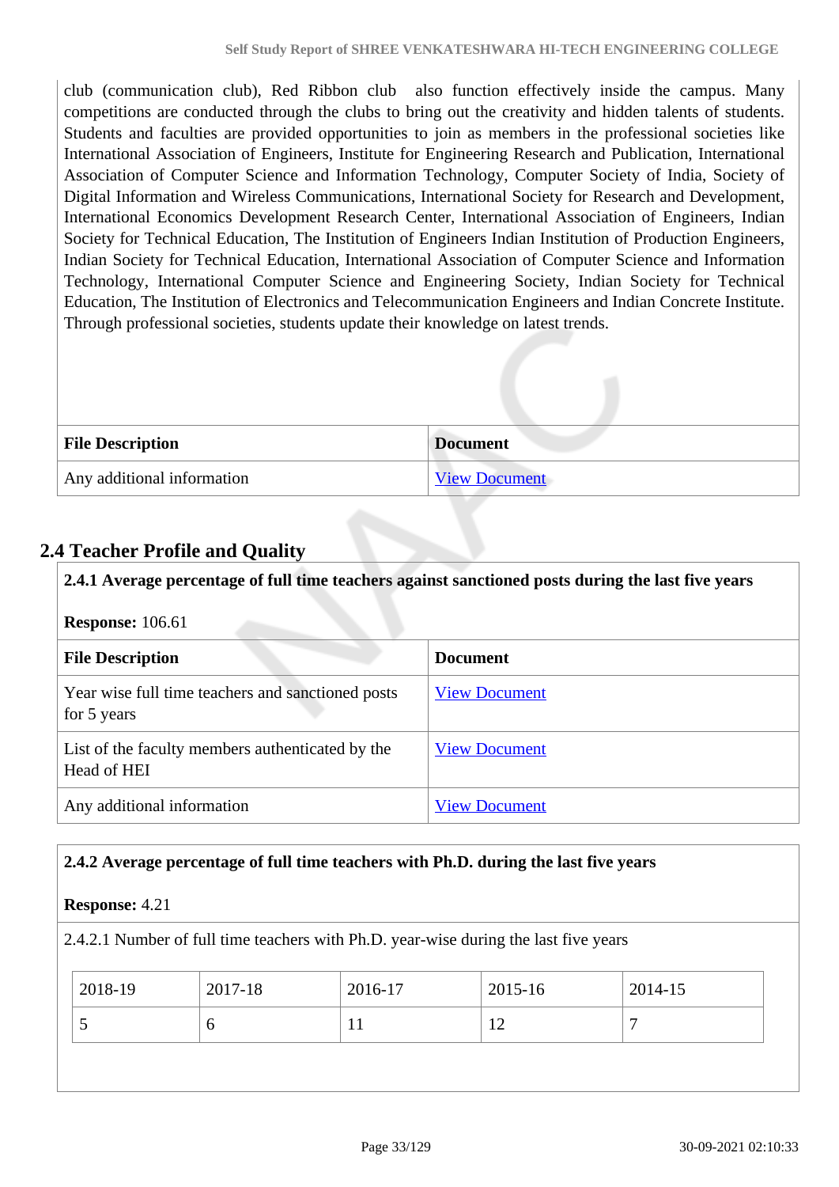club (communication club), Red Ribbon club also function effectively inside the campus. Many competitions are conducted through the clubs to bring out the creativity and hidden talents of students. Students and faculties are provided opportunities to join as members in the professional societies like International Association of Engineers, Institute for Engineering Research and Publication, International Association of Computer Science and Information Technology, Computer Society of India, Society of Digital Information and Wireless Communications, International Society for Research and Development, International Economics Development Research Center, International Association of Engineers, Indian Society for Technical Education, The Institution of Engineers Indian Institution of Production Engineers, Indian Society for Technical Education, International Association of Computer Science and Information Technology, International Computer Science and Engineering Society, Indian Society for Technical Education, The Institution of Electronics and Telecommunication Engineers and Indian Concrete Institute. Through professional societies, students update their knowledge on latest trends.

| File Description | Document |
|---|---|
| Any additional information | View Document |

## 2.4 Teacher Profile and Quality

**2.4.1 Average percentage of full time teachers against sanctioned posts during the last five years**

**Response:** 106.61

| File Description | Document |
|---|---|
| Year wise full time teachers and sanctioned posts for 5 years | View Document |
| List of the faculty members authenticated by the Head of HEI | View Document |
| Any additional information | View Document |

**2.4.2 Average percentage of full time teachers with Ph.D. during the last five years**

**Response:** 4.21

2.4.2.1 Number of full time teachers with Ph.D. year-wise during the last five years

| 2018-19 | 2017-18 | 2016-17 | 2015-16 | 2014-15 |
|---|---|---|---|---|
| 5 | 6 | 11 | 12 | 7 |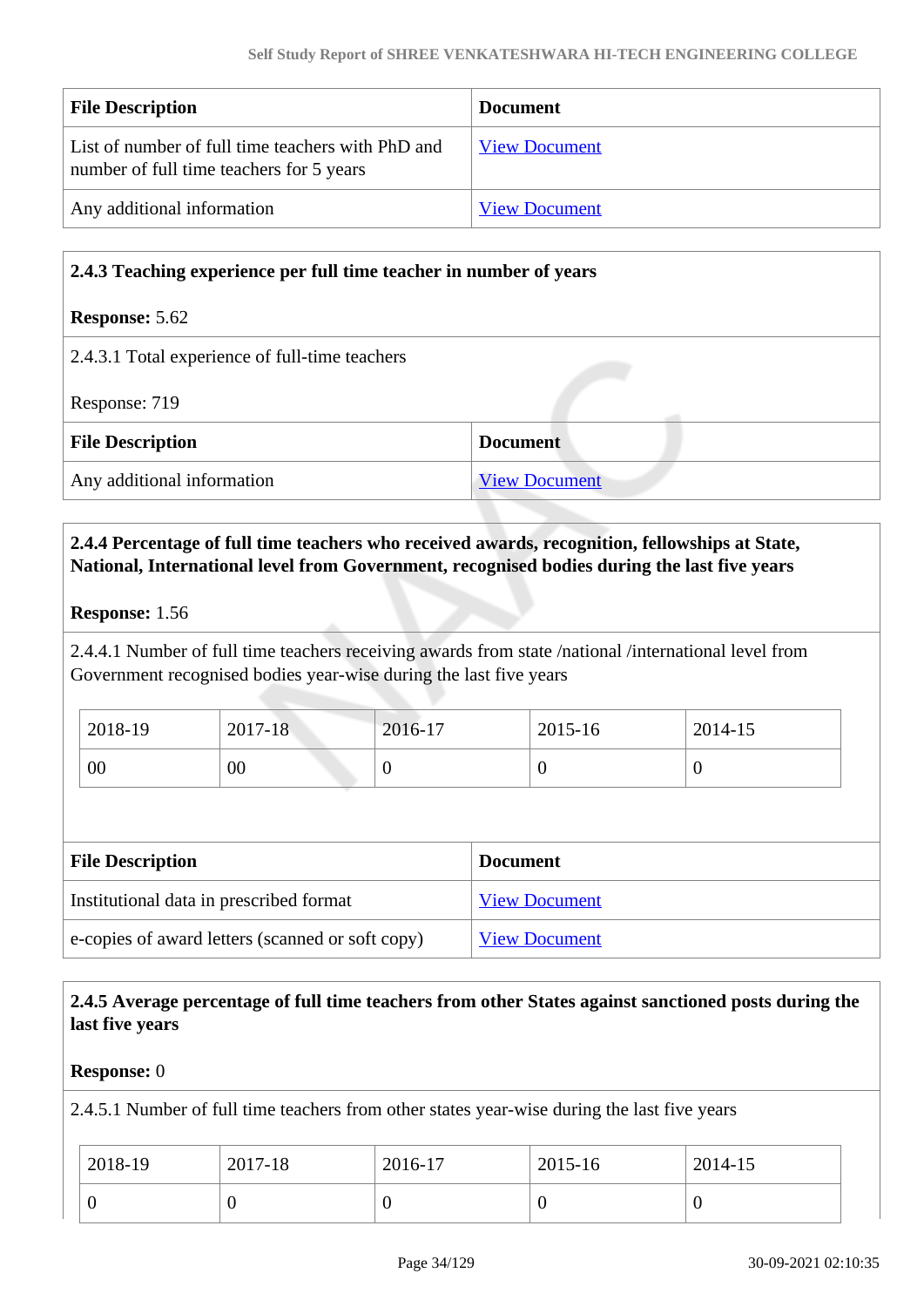| File Description | Document |
|---|---|
| List of number of full time teachers with PhD and number of full time teachers for 5 years | View Document |
| Any additional information | View Document |

**2.4.3 Teaching experience per full time teacher in number of years**

**Response:** 5.62

2.4.3.1 Total experience of full-time teachers

Response: 719

| File Description | Document |
|---|---|
| Any additional information | View Document |

**2.4.4 Percentage of full time teachers who received awards, recognition, fellowships at State, National, International level from Government, recognised bodies during the last five years**

**Response:** 1.56

2.4.4.1 Number of full time teachers receiving awards from state /national /international level from Government recognised bodies year-wise during the last five years

| 2018-19 | 2017-18 | 2016-17 | 2015-16 | 2014-15 |
|---|---|---|---|---|
| 00 | 00 | 0 | 0 | 0 |

| File Description | Document |
|---|---|
| Institutional data in prescribed format | View Document |
| e-copies of award letters (scanned or soft copy) | View Document |

**2.4.5 Average percentage of full time teachers from other States against sanctioned posts during the last five years**

**Response:** 0

2.4.5.1 Number of full time teachers from other states year-wise during the last five years

| 2018-19 | 2017-18 | 2016-17 | 2015-16 | 2014-15 |
|---|---|---|---|---|
| 0 | 0 | 0 | 0 | 0 |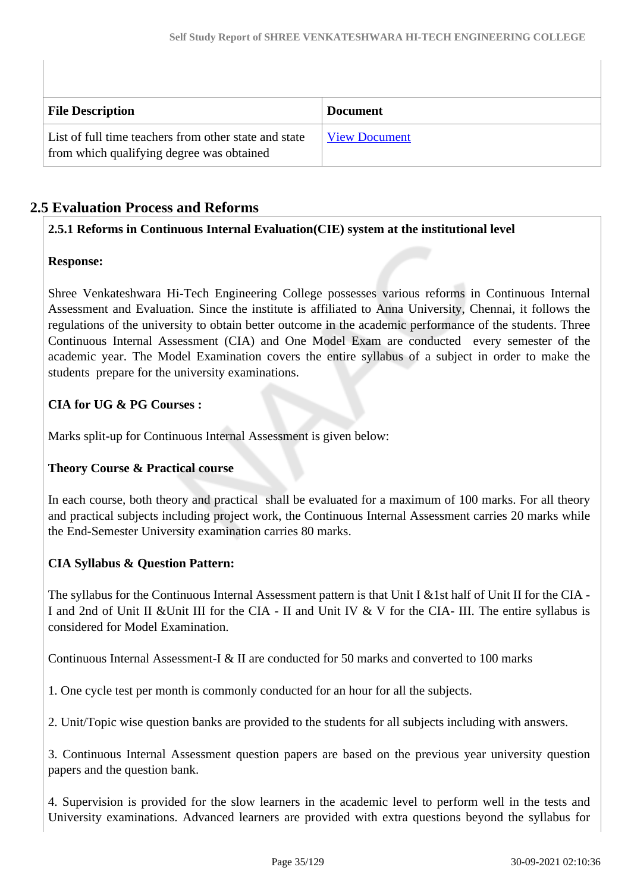| File Description | Document |
| --- | --- |
| List of full time teachers from other state and state from which qualifying degree was obtained | View Document |

## 2.5 Evaluation Process and Reforms

**2.5.1 Reforms in Continuous Internal Evaluation(CIE) system at the institutional level**

**Response:**

Shree Venkateshwara Hi-Tech Engineering College possesses various reforms in Continuous Internal Assessment and Evaluation. Since the institute is affiliated to Anna University, Chennai, it follows the regulations of the university to obtain better outcome in the academic performance of the students. Three Continuous Internal Assessment (CIA) and One Model Exam are conducted every semester of the academic year. The Model Examination covers the entire syllabus of a subject in order to make the students prepare for the university examinations.

**CIA for UG & PG Courses :**

Marks split-up for Continuous Internal Assessment is given below:

**Theory Course & Practical course**

In each course, both theory and practical shall be evaluated for a maximum of 100 marks. For all theory and practical subjects including project work, the Continuous Internal Assessment carries 20 marks while the End-Semester University examination carries 80 marks.

**CIA Syllabus & Question Pattern:**

The syllabus for the Continuous Internal Assessment pattern is that Unit I &1st half of Unit II for the CIA - I and 2nd of Unit II &Unit III for the CIA - II and Unit IV & V for the CIA- III. The entire syllabus is considered for Model Examination.

Continuous Internal Assessment-I & II are conducted for 50 marks and converted to 100 marks

1. One cycle test per month is commonly conducted for an hour for all the subjects.

2. Unit/Topic wise question banks are provided to the students for all subjects including with answers.

3. Continuous Internal Assessment question papers are based on the previous year university question papers and the question bank.

4. Supervision is provided for the slow learners in the academic level to perform well in the tests and University examinations. Advanced learners are provided with extra questions beyond the syllabus for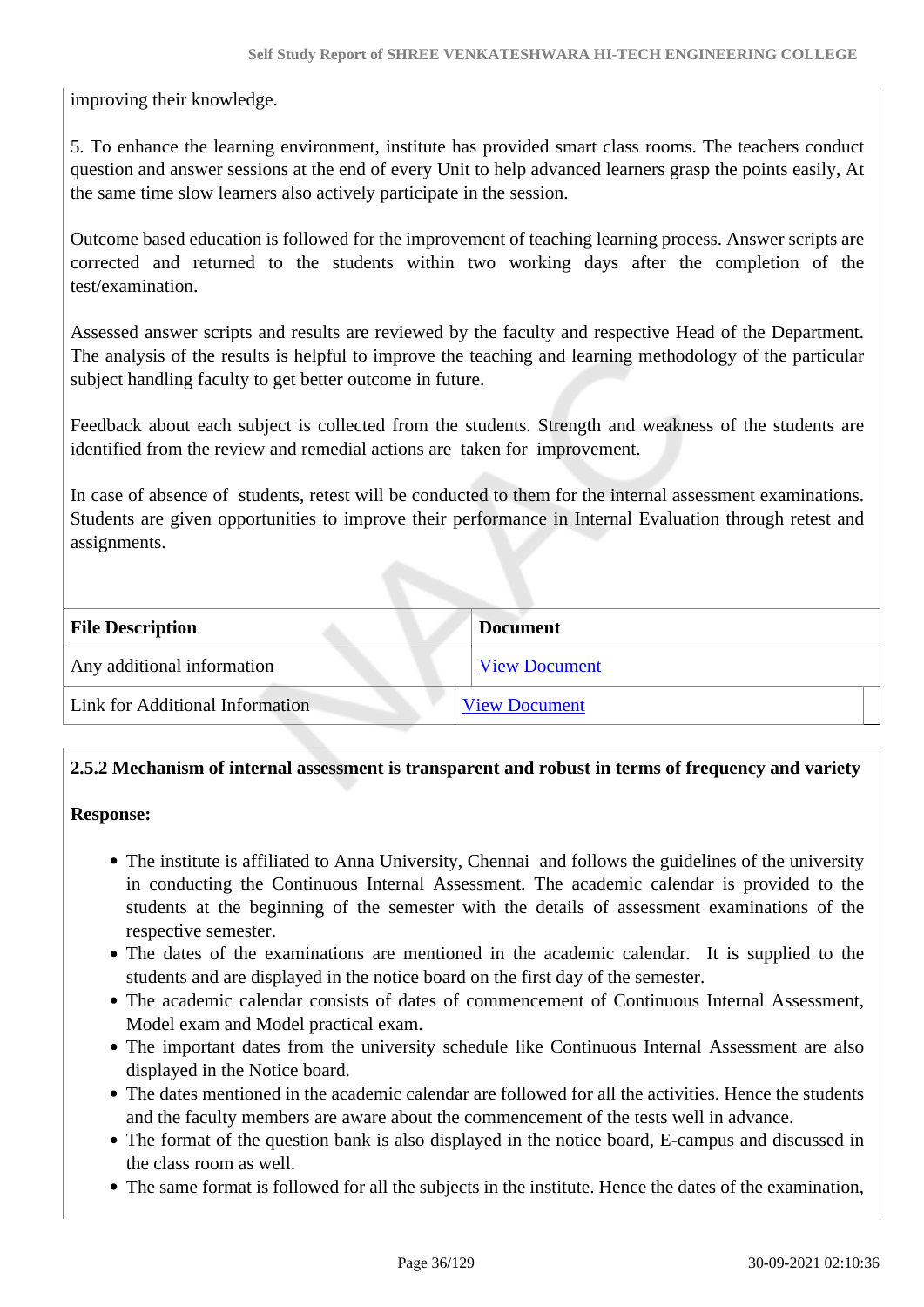improving their knowledge.

5. To enhance the learning environment, institute has provided smart class rooms. The teachers conduct question and answer sessions at the end of every Unit to help advanced learners grasp the points easily, At the same time slow learners also actively participate in the session.

Outcome based education is followed for the improvement of teaching learning process. Answer scripts are corrected and returned to the students within two working days after the completion of the test/examination.

Assessed answer scripts and results are reviewed by the faculty and respective Head of the Department. The analysis of the results is helpful to improve the teaching and learning methodology of the particular subject handling faculty to get better outcome in future.

Feedback about each subject is collected from the students. Strength and weakness of the students are identified from the review and remedial actions are taken for improvement.

In case of absence of students, retest will be conducted to them for the internal assessment examinations. Students are given opportunities to improve their performance in Internal Evaluation through retest and assignments.

| File Description | Document |
|---|---|
| Any additional information | View Document |
| Link for Additional Information | View Document |

**2.5.2 Mechanism of internal assessment is transparent and robust in terms of frequency and variety**

**Response:**

- The institute is affiliated to Anna University, Chennai and follows the guidelines of the university in conducting the Continuous Internal Assessment. The academic calendar is provided to the students at the beginning of the semester with the details of assessment examinations of the respective semester.
- The dates of the examinations are mentioned in the academic calendar. It is supplied to the students and are displayed in the notice board on the first day of the semester.
- The academic calendar consists of dates of commencement of Continuous Internal Assessment, Model exam and Model practical exam.
- The important dates from the university schedule like Continuous Internal Assessment are also displayed in the Notice board.
- The dates mentioned in the academic calendar are followed for all the activities. Hence the students and the faculty members are aware about the commencement of the tests well in advance.
- The format of the question bank is also displayed in the notice board, E-campus and discussed in the class room as well.
- The same format is followed for all the subjects in the institute. Hence the dates of the examination,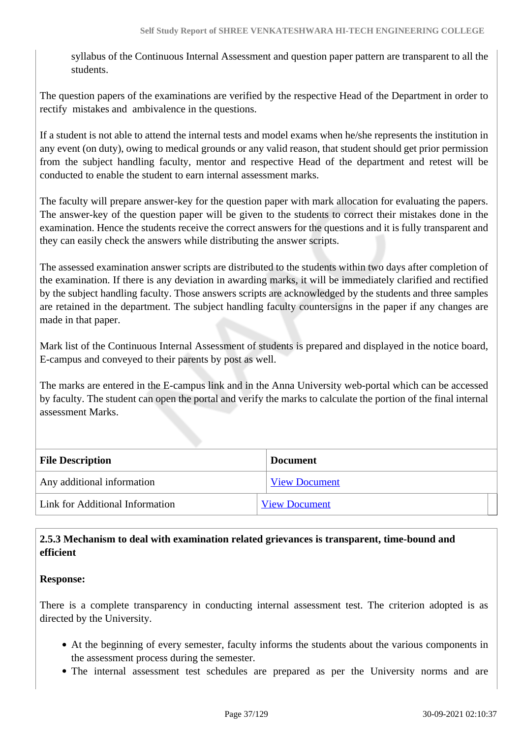syllabus of the Continuous Internal Assessment and question paper pattern are transparent to all the students.

The question papers of the examinations are verified by the respective Head of the Department in order to rectify mistakes and ambivalence in the questions.

If a student is not able to attend the internal tests and model exams when he/she represents the institution in any event (on duty), owing to medical grounds or any valid reason, that student should get prior permission from the subject handling faculty, mentor and respective Head of the department and retest will be conducted to enable the student to earn internal assessment marks.

The faculty will prepare answer-key for the question paper with mark allocation for evaluating the papers. The answer-key of the question paper will be given to the students to correct their mistakes done in the examination. Hence the students receive the correct answers for the questions and it is fully transparent and they can easily check the answers while distributing the answer scripts.

The assessed examination answer scripts are distributed to the students within two days after completion of the examination. If there is any deviation in awarding marks, it will be immediately clarified and rectified by the subject handling faculty. Those answers scripts are acknowledged by the students and three samples are retained in the department. The subject handling faculty countersigns in the paper if any changes are made in that paper.

Mark list of the Continuous Internal Assessment of students is prepared and displayed in the notice board, E-campus and conveyed to their parents by post as well.

The marks are entered in the E-campus link and in the Anna University web-portal which can be accessed by faculty. The student can open the portal and verify the marks to calculate the portion of the final internal assessment Marks.

| File Description | Document |
|---|---|
| Any additional information | View Document |
| Link for Additional Information | View Document |

**2.5.3 Mechanism to deal with examination related grievances is transparent, time-bound and efficient**

**Response:**

There is a complete transparency in conducting internal assessment test. The criterion adopted is as directed by the University.

- At the beginning of every semester, faculty informs the students about the various components in the assessment process during the semester.
- The internal assessment test schedules are prepared as per the University norms and are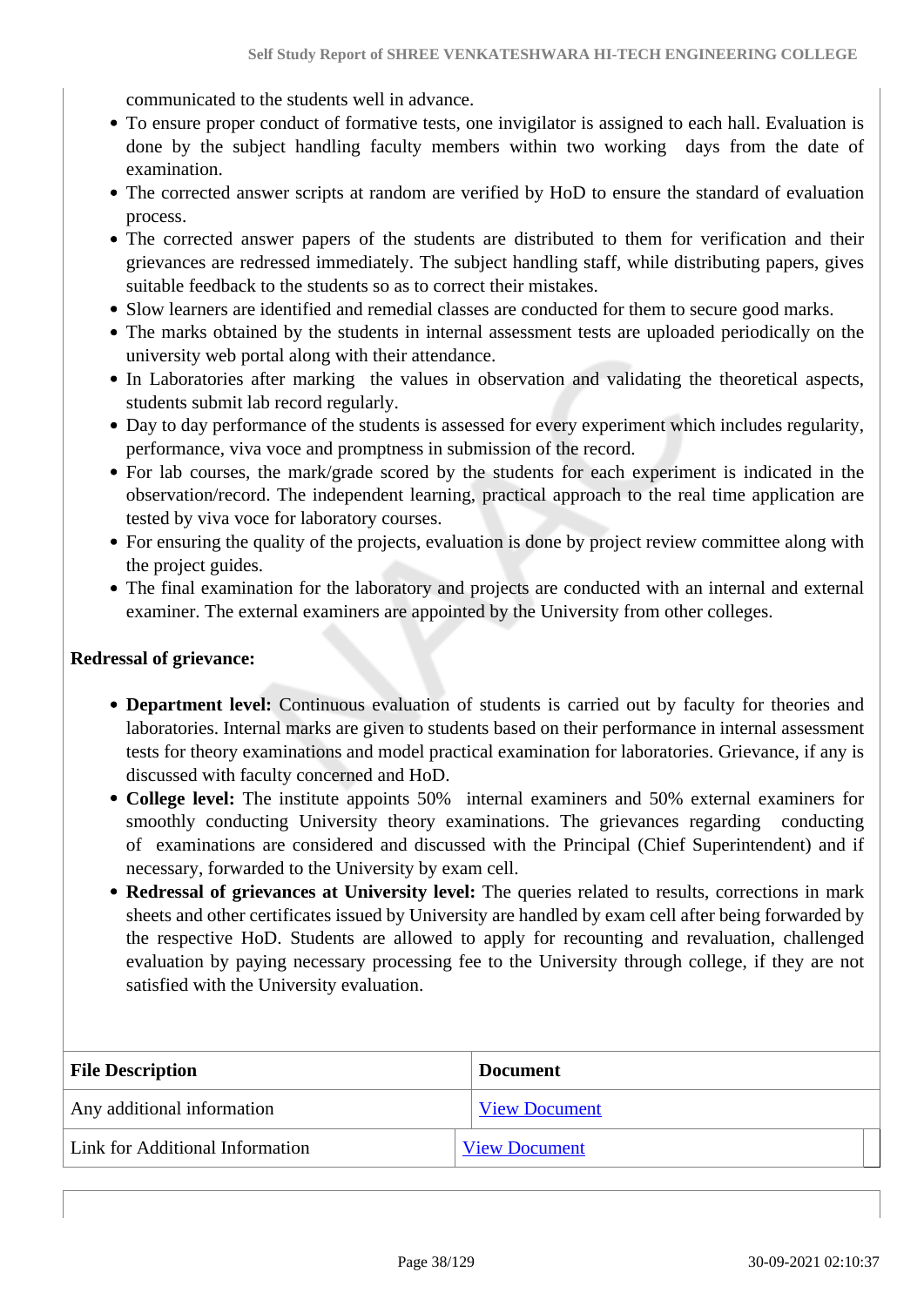communicated to the students well in advance.

- To ensure proper conduct of formative tests, one invigilator is assigned to each hall. Evaluation is done by the subject handling faculty members within two working days from the date of examination.
- The corrected answer scripts at random are verified by HoD to ensure the standard of evaluation process.
- The corrected answer papers of the students are distributed to them for verification and their grievances are redressed immediately. The subject handling staff, while distributing papers, gives suitable feedback to the students so as to correct their mistakes.
- Slow learners are identified and remedial classes are conducted for them to secure good marks.
- The marks obtained by the students in internal assessment tests are uploaded periodically on the university web portal along with their attendance.
- In Laboratories after marking the values in observation and validating the theoretical aspects, students submit lab record regularly.
- Day to day performance of the students is assessed for every experiment which includes regularity, performance, viva voce and promptness in submission of the record.
- For lab courses, the mark/grade scored by the students for each experiment is indicated in the observation/record. The independent learning, practical approach to the real time application are tested by viva voce for laboratory courses.
- For ensuring the quality of the projects, evaluation is done by project review committee along with the project guides.
- The final examination for the laboratory and projects are conducted with an internal and external examiner. The external examiners are appointed by the University from other colleges.

**Redressal of grievance:**

- **Department level:** Continuous evaluation of students is carried out by faculty for theories and laboratories. Internal marks are given to students based on their performance in internal assessment tests for theory examinations and model practical examination for laboratories. Grievance, if any is discussed with faculty concerned and HoD.
- **College level:** The institute appoints 50% internal examiners and 50% external examiners for smoothly conducting University theory examinations. The grievances regarding conducting of examinations are considered and discussed with the Principal (Chief Superintendent) and if necessary, forwarded to the University by exam cell.
- **Redressal of grievances at University level:** The queries related to results, corrections in mark sheets and other certificates issued by University are handled by exam cell after being forwarded by the respective HoD. Students are allowed to apply for recounting and revaluation, challenged evaluation by paying necessary processing fee to the University through college, if they are not satisfied with the University evaluation.

| File Description | Document |
|---|---|
| Any additional information | View Document |
| Link for Additional Information | View Document |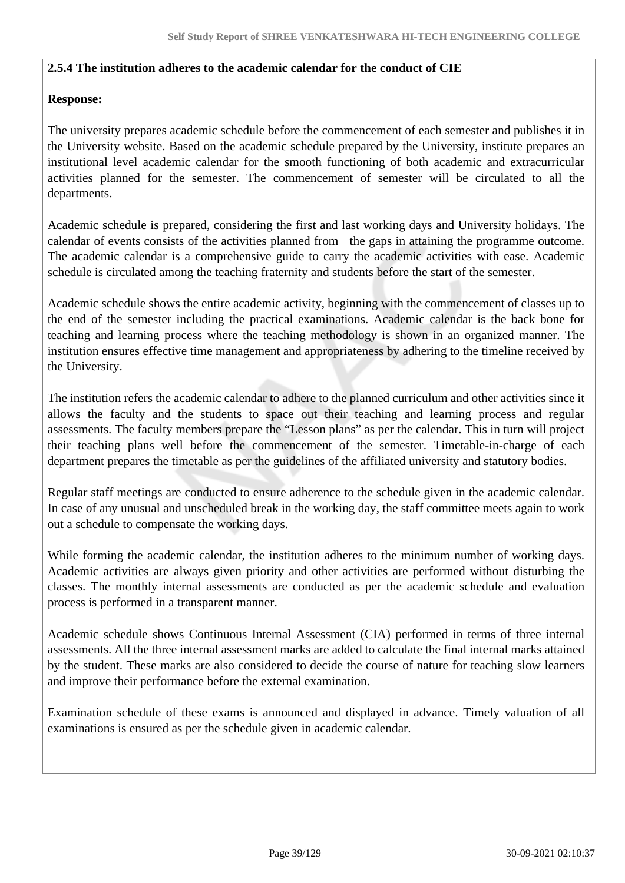**2.5.4 The institution adheres to the academic calendar for the conduct of CIE**

**Response:**

The university prepares academic schedule before the commencement of each semester and publishes it in the University website. Based on the academic schedule prepared by the University, institute prepares an institutional level academic calendar for the smooth functioning of both academic and extracurricular activities planned for the semester. The commencement of semester will be circulated to all the departments.

Academic schedule is prepared, considering the first and last working days and University holidays. The calendar of events consists of the activities planned from the gaps in attaining the programme outcome. The academic calendar is a comprehensive guide to carry the academic activities with ease. Academic schedule is circulated among the teaching fraternity and students before the start of the semester.

Academic schedule shows the entire academic activity, beginning with the commencement of classes up to the end of the semester including the practical examinations. Academic calendar is the back bone for teaching and learning process where the teaching methodology is shown in an organized manner. The institution ensures effective time management and appropriateness by adhering to the timeline received by the University.

The institution refers the academic calendar to adhere to the planned curriculum and other activities since it allows the faculty and the students to space out their teaching and learning process and regular assessments. The faculty members prepare the "Lesson plans" as per the calendar. This in turn will project their teaching plans well before the commencement of the semester. Timetable-in-charge of each department prepares the timetable as per the guidelines of the affiliated university and statutory bodies.

Regular staff meetings are conducted to ensure adherence to the schedule given in the academic calendar. In case of any unusual and unscheduled break in the working day, the staff committee meets again to work out a schedule to compensate the working days.

While forming the academic calendar, the institution adheres to the minimum number of working days. Academic activities are always given priority and other activities are performed without disturbing the classes. The monthly internal assessments are conducted as per the academic schedule and evaluation process is performed in a transparent manner.

Academic schedule shows Continuous Internal Assessment (CIA) performed in terms of three internal assessments. All the three internal assessment marks are added to calculate the final internal marks attained by the student. These marks are also considered to decide the course of nature for teaching slow learners and improve their performance before the external examination.

Examination schedule of these exams is announced and displayed in advance. Timely valuation of all examinations is ensured as per the schedule given in academic calendar.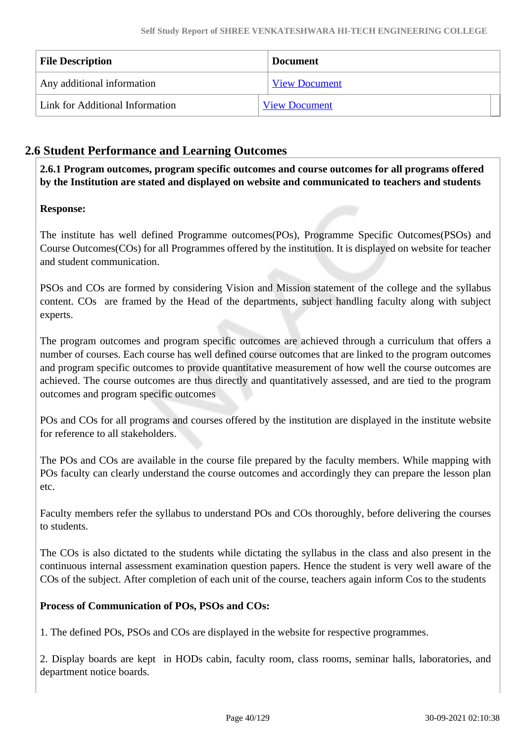| File Description | Document |
|---|---|
| Any additional information | View Document |
| Link for Additional Information | View Document |

## 2.6 Student Performance and Learning Outcomes

**2.6.1 Program outcomes, program specific outcomes and course outcomes for all programs offered by the Institution are stated and displayed on website and communicated to teachers and students**

**Response:**

The institute has well defined Programme outcomes(POs), Programme Specific Outcomes(PSOs) and Course Outcomes(COs) for all Programmes offered by the institution. It is displayed on website for teacher and student communication.

PSOs and COs are formed by considering Vision and Mission statement of the college and the syllabus content. COs are framed by the Head of the departments, subject handling faculty along with subject experts.

The program outcomes and program specific outcomes are achieved through a curriculum that offers a number of courses. Each course has well defined course outcomes that are linked to the program outcomes and program specific outcomes to provide quantitative measurement of how well the course outcomes are achieved. The course outcomes are thus directly and quantitatively assessed, and are tied to the program outcomes and program specific outcomes

POs and COs for all programs and courses offered by the institution are displayed in the institute website for reference to all stakeholders.

The POs and COs are available in the course file prepared by the faculty members. While mapping with POs faculty can clearly understand the course outcomes and accordingly they can prepare the lesson plan etc.

Faculty members refer the syllabus to understand POs and COs thoroughly, before delivering the courses to students.

The COs is also dictated to the students while dictating the syllabus in the class and also present in the continuous internal assessment examination question papers. Hence the student is very well aware of the COs of the subject. After completion of each unit of the course, teachers again inform Cos to the students

**Process of Communication of POs, PSOs and COs:**

1. The defined POs, PSOs and COs are displayed in the website for respective programmes.

2. Display boards are kept in HODs cabin, faculty room, class rooms, seminar halls, laboratories, and department notice boards.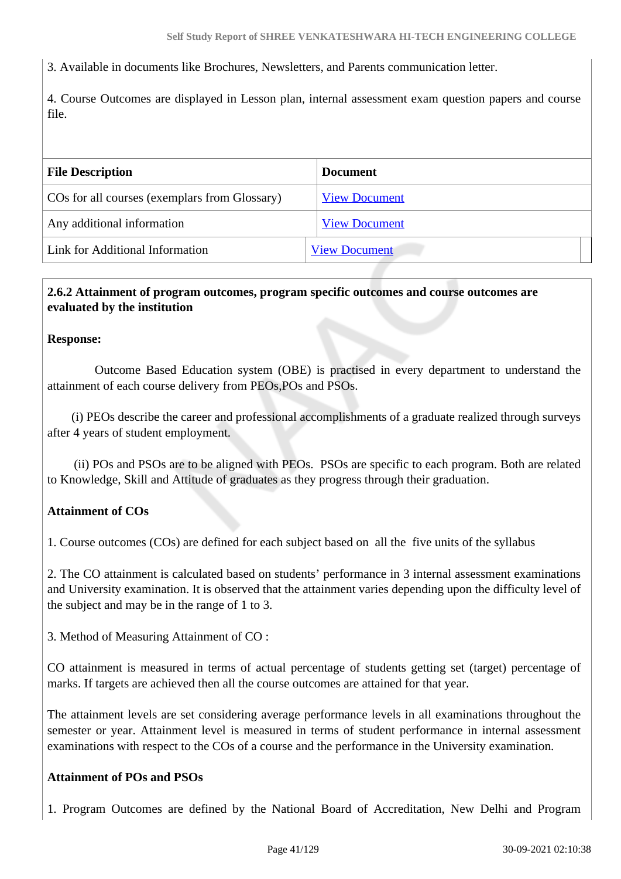3. Available in documents like Brochures, Newsletters, and Parents communication letter.

4. Course Outcomes are displayed in Lesson plan, internal assessment exam question papers and course file.

| File Description | Document |
|---|---|
| COs for all courses (exemplars from Glossary) | View Document |
| Any additional information | View Document |
| Link for Additional Information | View Document |

**2.6.2 Attainment of program outcomes, program specific outcomes and course outcomes are evaluated by the institution**

**Response:**

Outcome Based Education system (OBE) is practised in every department to understand the attainment of each course delivery from PEOs,POs and PSOs.

(i) PEOs describe the career and professional accomplishments of a graduate realized through surveys after 4 years of student employment.

(ii) POs and PSOs are to be aligned with PEOs. PSOs are specific to each program. Both are related to Knowledge, Skill and Attitude of graduates as they progress through their graduation.

**Attainment of COs**

1. Course outcomes (COs) are defined for each subject based on all the five units of the syllabus

2. The CO attainment is calculated based on students' performance in 3 internal assessment examinations and University examination. It is observed that the attainment varies depending upon the difficulty level of the subject and may be in the range of 1 to 3.

3. Method of Measuring Attainment of CO :

CO attainment is measured in terms of actual percentage of students getting set (target) percentage of marks. If targets are achieved then all the course outcomes are attained for that year.

The attainment levels are set considering average performance levels in all examinations throughout the semester or year. Attainment level is measured in terms of student performance in internal assessment examinations with respect to the COs of a course and the performance in the University examination.

**Attainment of POs and PSOs**

1. Program Outcomes are defined by the National Board of Accreditation, New Delhi and Program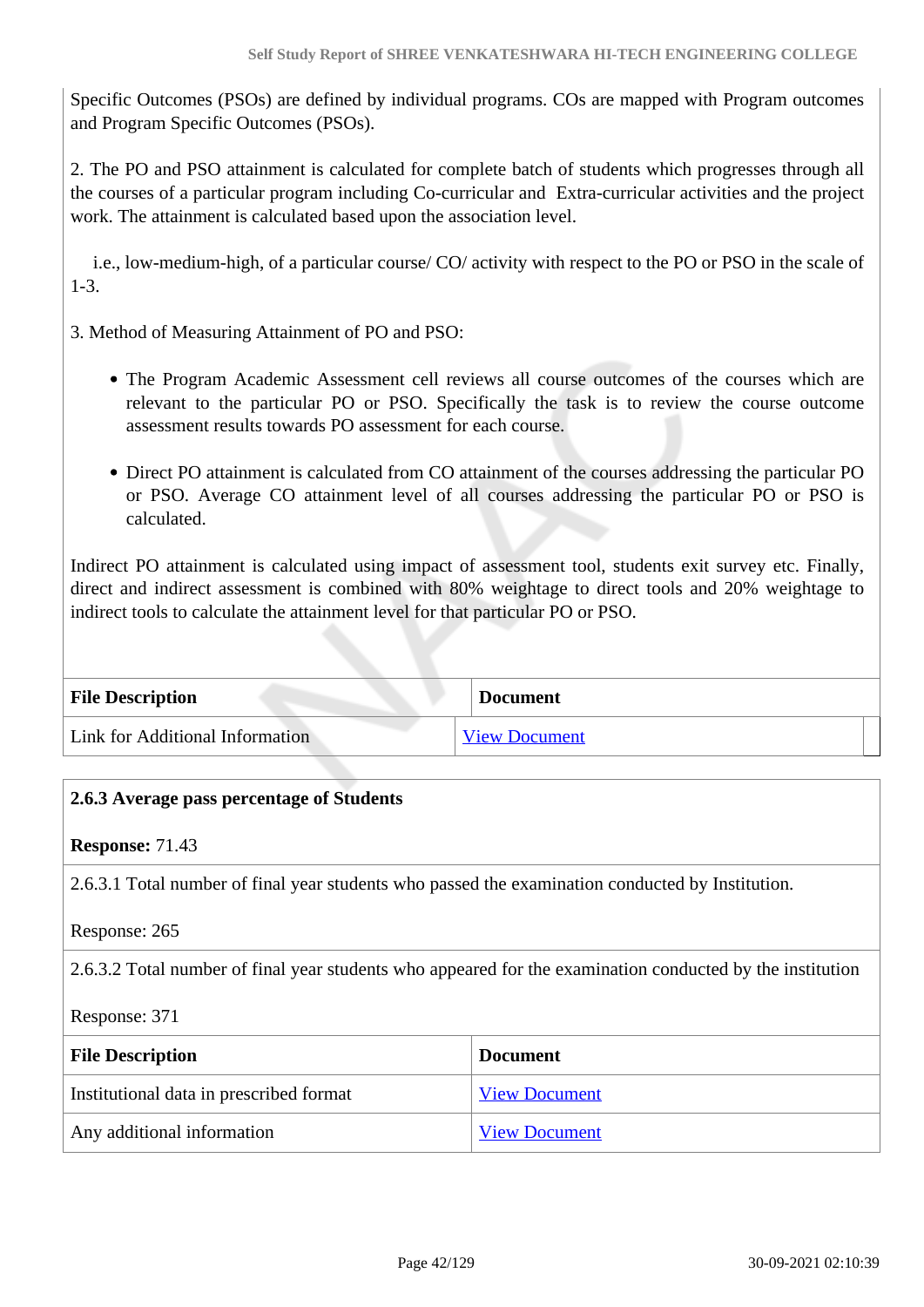Specific Outcomes (PSOs) are defined by individual programs. COs are mapped with Program outcomes and Program Specific Outcomes (PSOs).

2. The PO and PSO attainment is calculated for complete batch of students which progresses through all the courses of a particular program including Co-curricular and Extra-curricular activities and the project work. The attainment is calculated based upon the association level.

i.e., low-medium-high, of a particular course/ CO/ activity with respect to the PO or PSO in the scale of 1-3.

3. Method of Measuring Attainment of PO and PSO:

- The Program Academic Assessment cell reviews all course outcomes of the courses which are relevant to the particular PO or PSO. Specifically the task is to review the course outcome assessment results towards PO assessment for each course.
- Direct PO attainment is calculated from CO attainment of the courses addressing the particular PO or PSO. Average CO attainment level of all courses addressing the particular PO or PSO is calculated.

Indirect PO attainment is calculated using impact of assessment tool, students exit survey etc. Finally, direct and indirect assessment is combined with 80% weightage to direct tools and 20% weightage to indirect tools to calculate the attainment level for that particular PO or PSO.

| File Description | Document |
|---|---|
| Link for Additional Information | View Document |

**2.6.3 Average pass percentage of Students**

**Response:** 71.43

2.6.3.1 Total number of final year students who passed the examination conducted by Institution.

Response: 265

2.6.3.2 Total number of final year students who appeared for the examination conducted by the institution

Response: 371

| File Description | Document |
|---|---|
| Institutional data in prescribed format | View Document |
| Any additional information | View Document |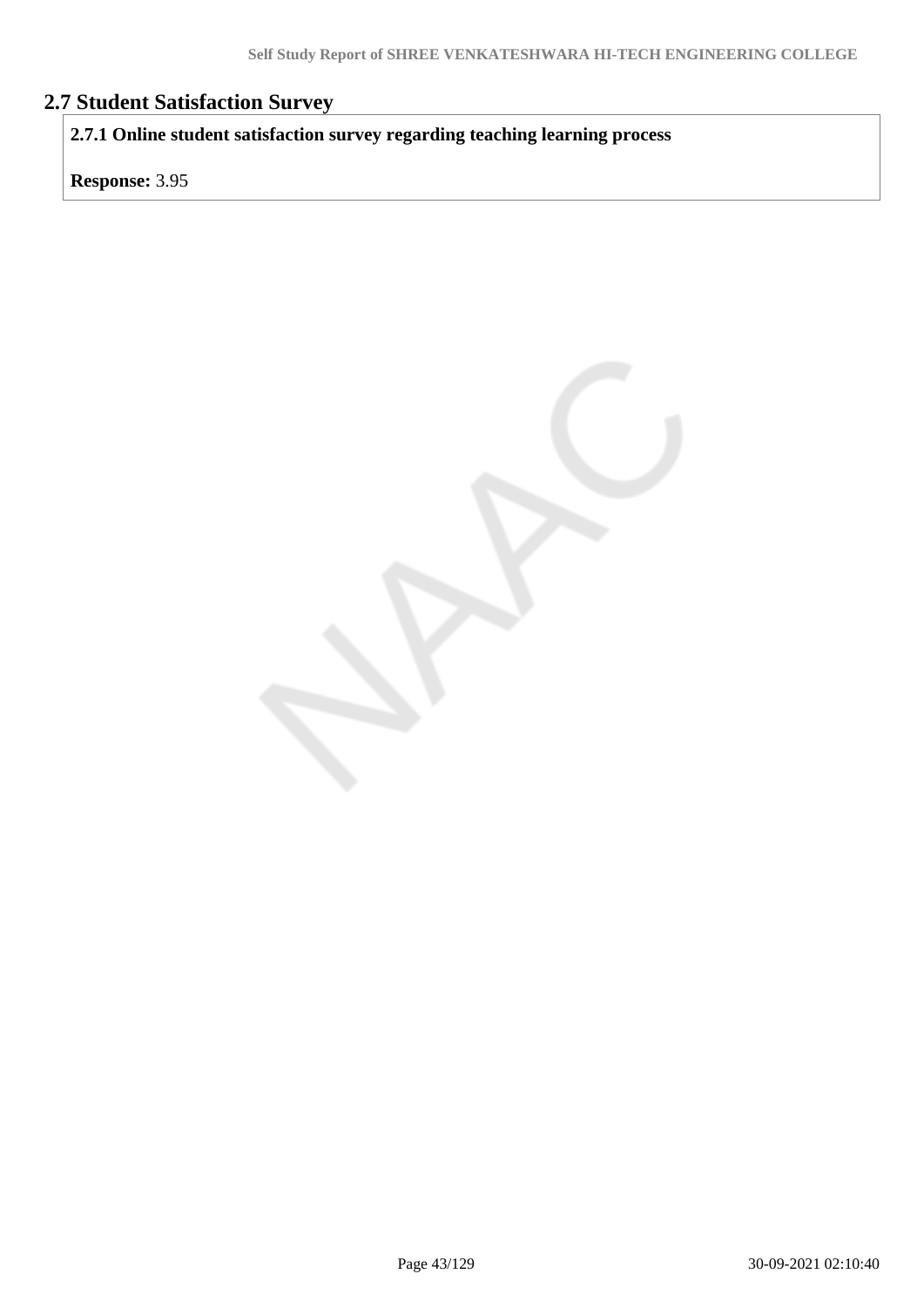## 2.7 Student Satisfaction Survey

**2.7.1 Online student satisfaction survey regarding teaching learning process**

**Response:** 3.95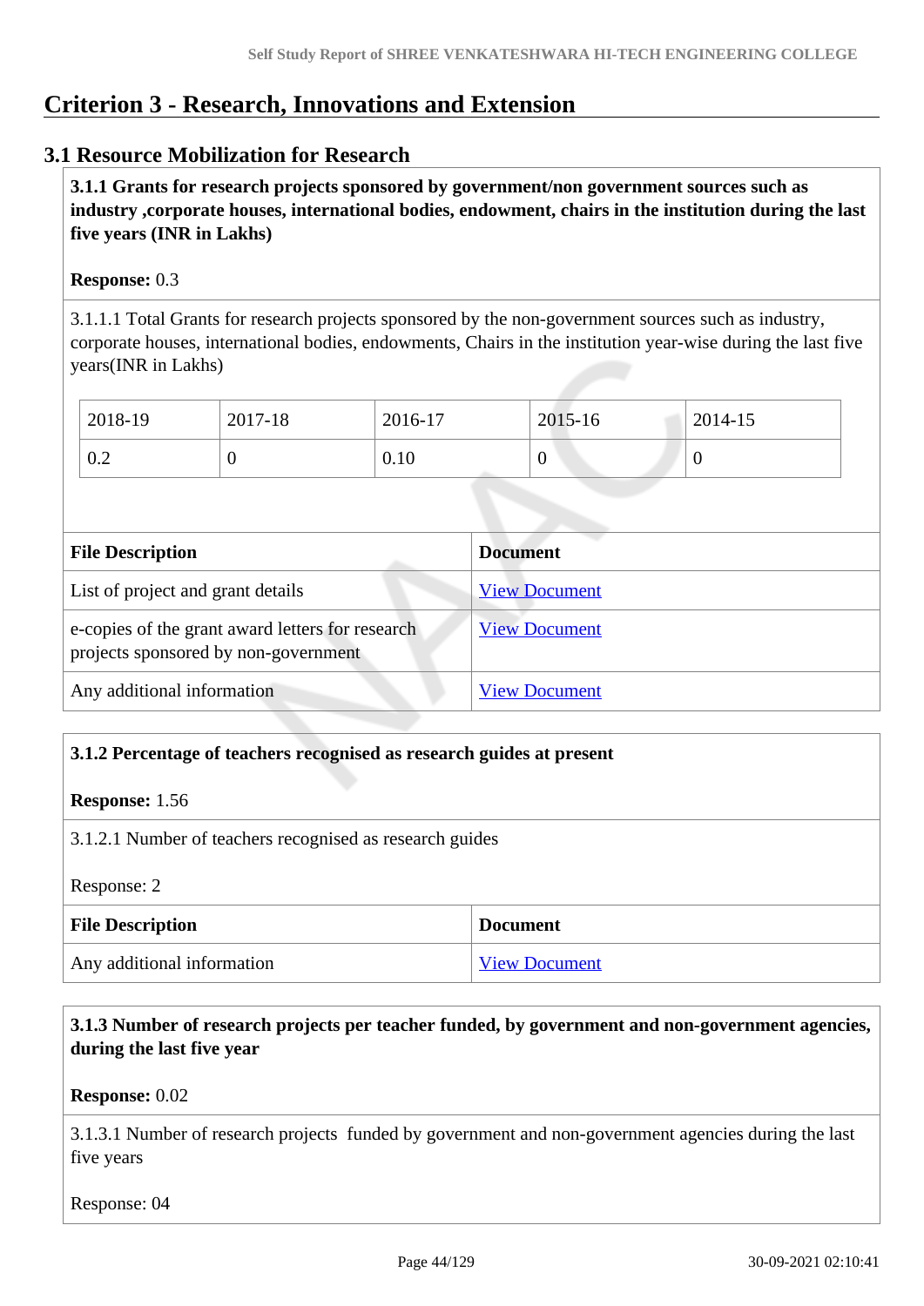# Criterion 3 - Research, Innovations and Extension

## 3.1 Resource Mobilization for Research

**3.1.1 Grants for research projects sponsored by government/non government sources such as industry ,corporate houses, international bodies, endowment, chairs in the institution during the last five years (INR in Lakhs)**

**Response:** 0.3

3.1.1.1 Total Grants for research projects sponsored by the non-government sources such as industry, corporate houses, international bodies, endowments, Chairs in the institution year-wise during the last five years(INR in Lakhs)

| 2018-19 | 2017-18 | 2016-17 | 2015-16 | 2014-15 |
|---|---|---|---|---|
| 0.2 | 0 | 0.10 | 0 | 0 |

| File Description | Document |
|---|---|
| List of project and grant details | View Document |
| e-copies of the grant award letters for research projects sponsored by non-government | View Document |
| Any additional information | View Document |

**3.1.2 Percentage of teachers recognised as research guides at present**

**Response:** 1.56

3.1.2.1 Number of teachers recognised as research guides

Response: 2

| File Description | Document |
|---|---|
| Any additional information | View Document |

**3.1.3 Number of research projects per teacher funded, by government and non-government agencies, during the last five year**

**Response:** 0.02

3.1.3.1 Number of research projects funded by government and non-government agencies during the last five years

Response: 04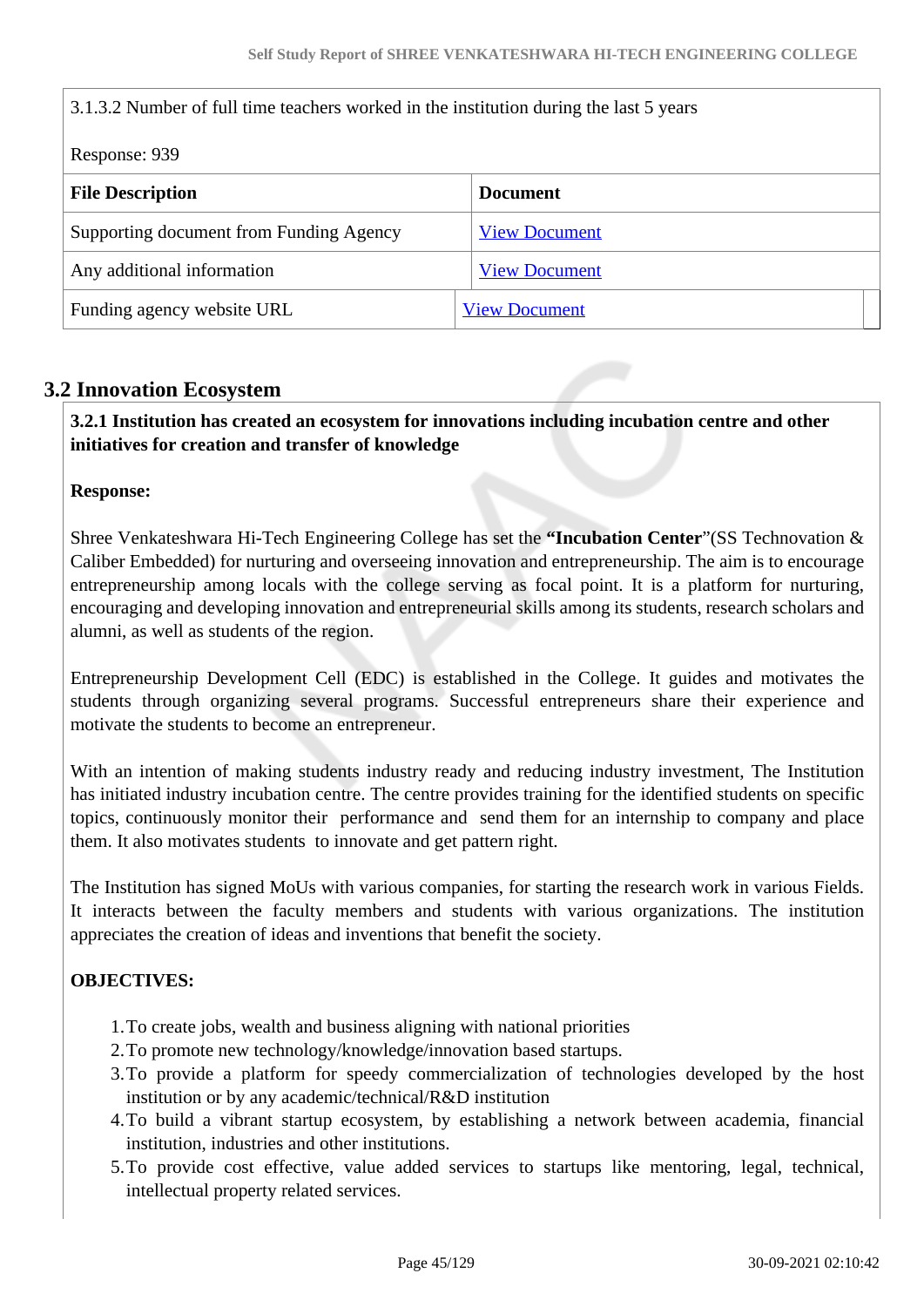3.1.3.2 Number of full time teachers worked in the institution during the last 5 years

Response: 939

| File Description | Document |
|---|---|
| Supporting document from Funding Agency | View Document |
| Any additional information | View Document |
| Funding agency website URL | View Document |

## 3.2 Innovation Ecosystem

**3.2.1 Institution has created an ecosystem for innovations including incubation centre and other initiatives for creation and transfer of knowledge**

**Response:**

Shree Venkateshwara Hi-Tech Engineering College has set the **"Incubation Center**"(SS Technovation & Caliber Embedded) for nurturing and overseeing innovation and entrepreneurship. The aim is to encourage entrepreneurship among locals with the college serving as focal point. It is a platform for nurturing, encouraging and developing innovation and entrepreneurial skills among its students, research scholars and alumni, as well as students of the region.

Entrepreneurship Development Cell (EDC) is established in the College. It guides and motivates the students through organizing several programs. Successful entrepreneurs share their experience and motivate the students to become an entrepreneur.

With an intention of making students industry ready and reducing industry investment, The Institution has initiated industry incubation centre. The centre provides training for the identified students on specific topics, continuously monitor their performance and send them for an internship to company and place them. It also motivates students to innovate and get pattern right.

The Institution has signed MoUs with various companies, for starting the research work in various Fields. It interacts between the faculty members and students with various organizations. The institution appreciates the creation of ideas and inventions that benefit the society.

**OBJECTIVES:**

1. To create jobs, wealth and business aligning with national priorities
2. To promote new technology/knowledge/innovation based startups.
3. To provide a platform for speedy commercialization of technologies developed by the host institution or by any academic/technical/R&D institution
4. To build a vibrant startup ecosystem, by establishing a network between academia, financial institution, industries and other institutions.
5. To provide cost effective, value added services to startups like mentoring, legal, technical, intellectual property related services.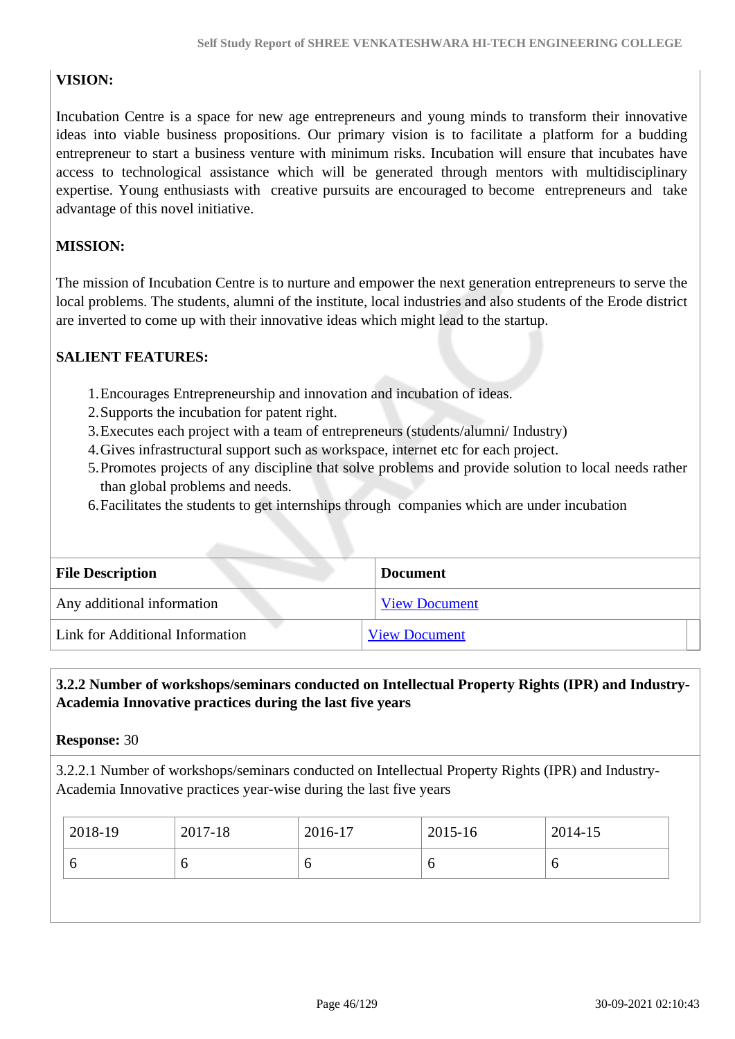**VISION:**

Incubation Centre is a space for new age entrepreneurs and young minds to transform their innovative ideas into viable business propositions. Our primary vision is to facilitate a platform for a budding entrepreneur to start a business venture with minimum risks. Incubation will ensure that incubates have access to technological assistance which will be generated through mentors with multidisciplinary expertise. Young enthusiasts with creative pursuits are encouraged to become entrepreneurs and take advantage of this novel initiative.

**MISSION:**

The mission of Incubation Centre is to nurture and empower the next generation entrepreneurs to serve the local problems. The students, alumni of the institute, local industries and also students of the Erode district are inverted to come up with their innovative ideas which might lead to the startup.

**SALIENT FEATURES:**

1. Encourages Entrepreneurship and innovation and incubation of ideas.
2. Supports the incubation for patent right.
3. Executes each project with a team of entrepreneurs (students/alumni/ Industry)
4. Gives infrastructural support such as workspace, internet etc for each project.
5. Promotes projects of any discipline that solve problems and provide solution to local needs rather than global problems and needs.
6. Facilitates the students to get internships through companies which are under incubation

| File Description | Document |
|---|---|
| Any additional information | View Document |
| Link for Additional Information | View Document |

**3.2.2 Number of workshops/seminars conducted on Intellectual Property Rights (IPR) and Industry-Academia Innovative practices during the last five years**

**Response:** 30

3.2.2.1 Number of workshops/seminars conducted on Intellectual Property Rights (IPR) and Industry-Academia Innovative practices year-wise during the last five years

| 2018-19 | 2017-18 | 2016-17 | 2015-16 | 2014-15 |
|---|---|---|---|---|
| 6 | 6 | 6 | 6 | 6 |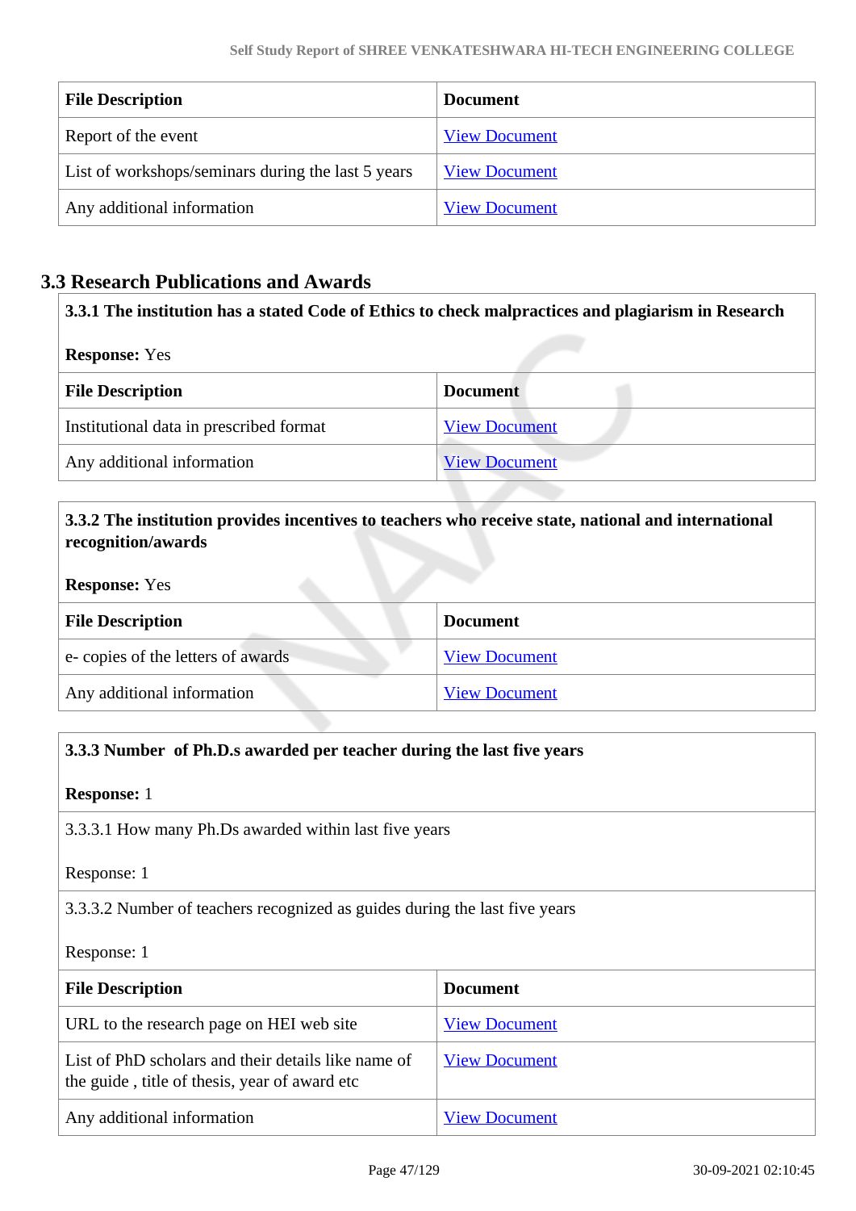| File Description | Document |
|---|---|
| Report of the event | View Document |
| List of workshops/seminars during the last 5 years | View Document |
| Any additional information | View Document |

## 3.3 Research Publications and Awards

**3.3.1 The institution has a stated Code of Ethics to check malpractices and plagiarism in Research**

**Response:** Yes

| File Description | Document |
|---|---|
| Institutional data in prescribed format | View Document |
| Any additional information | View Document |

**3.3.2 The institution provides incentives to teachers who receive state, national and international recognition/awards**

**Response:** Yes

| File Description | Document |
|---|---|
| e- copies of the letters of awards | View Document |
| Any additional information | View Document |

**3.3.3 Number of Ph.D.s awarded per teacher during the last five years**

**Response:** 1

3.3.3.1 How many Ph.Ds awarded within last five years

Response: 1

3.3.3.2 Number of teachers recognized as guides during the last five years

Response: 1

| File Description | Document |
|---|---|
| URL to the research page on HEI web site | View Document |
| List of PhD scholars and their details like name of the guide , title of thesis, year of award etc | View Document |
| Any additional information | View Document |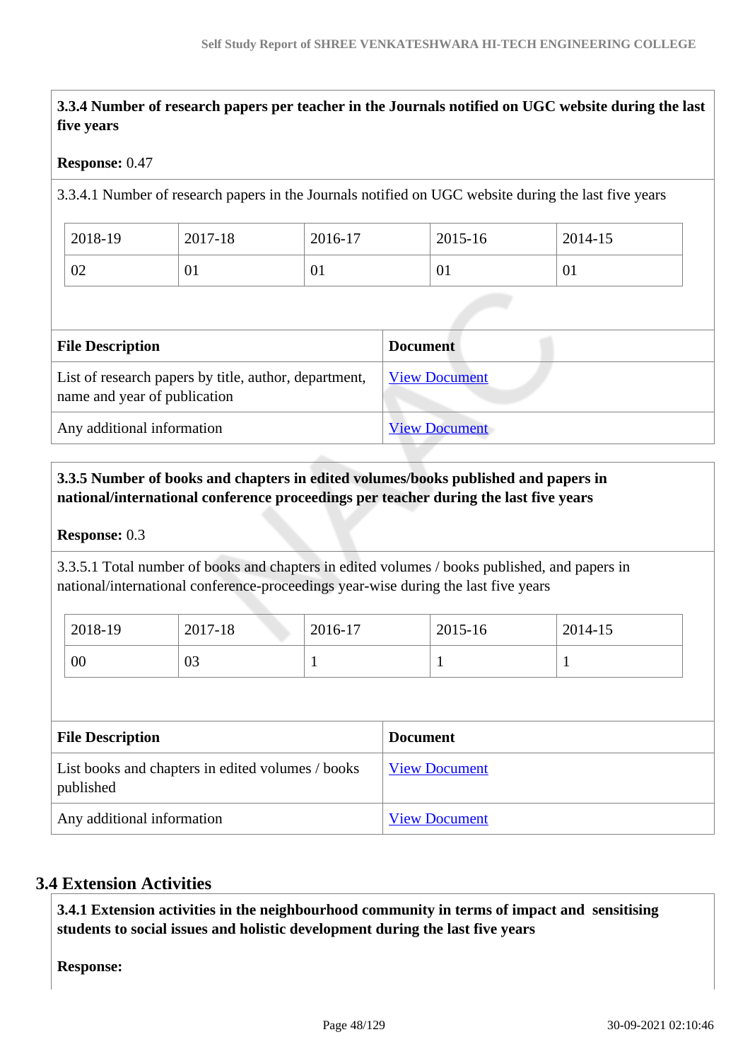**3.3.4 Number of research papers per teacher in the Journals notified on UGC website during the last five years**

**Response:** 0.47

3.3.4.1 Number of research papers in the Journals notified on UGC website during the last five years

| 2018-19 | 2017-18 | 2016-17 | 2015-16 | 2014-15 |
|---|---|---|---|---|
| 02 | 01 | 01 | 01 | 01 |

| File Description | Document |
|---|---|
| List of research papers by title, author, department, name and year of publication | View Document |
| Any additional information | View Document |

**3.3.5 Number of books and chapters in edited volumes/books published and papers in national/international conference proceedings per teacher during the last five years**

**Response:** 0.3

3.3.5.1 Total number of books and chapters in edited volumes / books published, and papers in national/international conference-proceedings year-wise during the last five years

| 2018-19 | 2017-18 | 2016-17 | 2015-16 | 2014-15 |
|---|---|---|---|---|
| 00 | 03 | 1 | 1 | 1 |

| File Description | Document |
|---|---|
| List books and chapters in edited volumes / books published | View Document |
| Any additional information | View Document |

## 3.4 Extension Activities

**3.4.1 Extension activities in the neighbourhood community in terms of impact and sensitising students to social issues and holistic development during the last five years**

**Response:**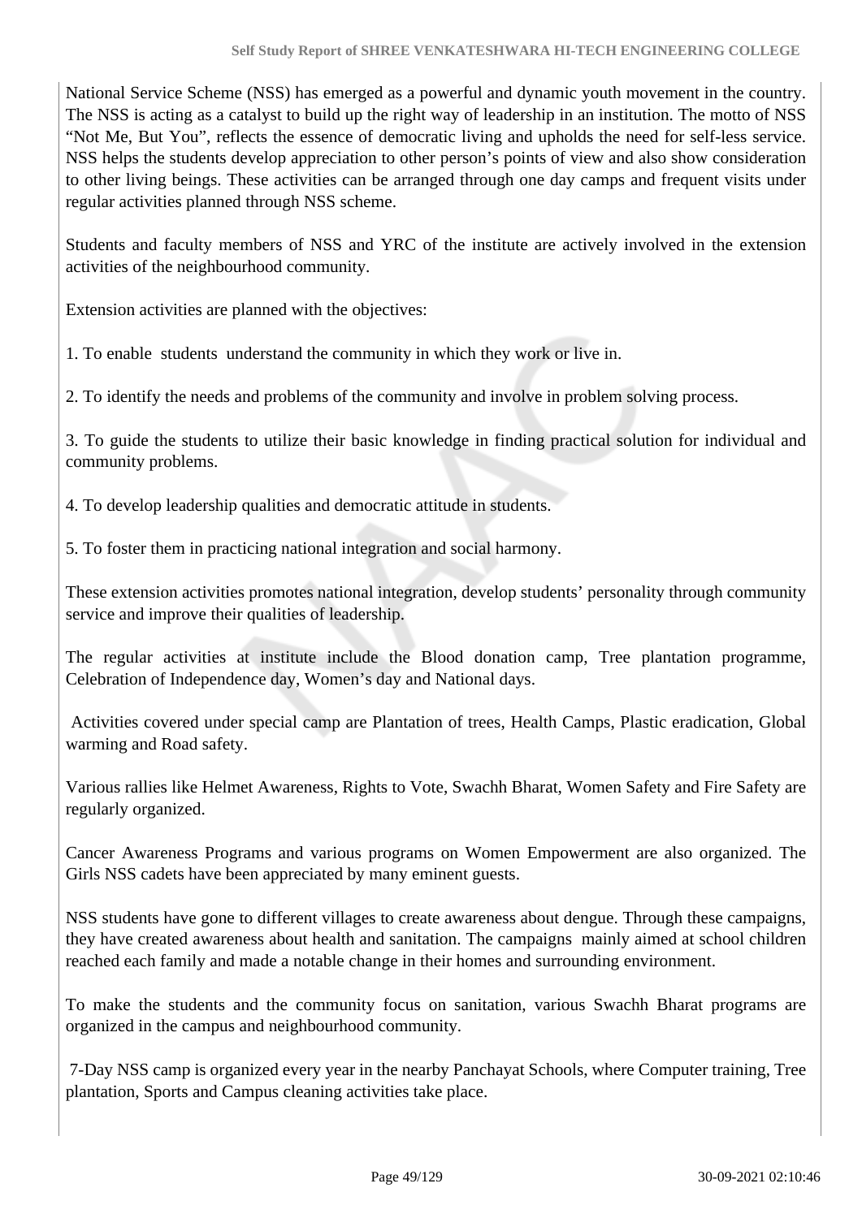National Service Scheme (NSS) has emerged as a powerful and dynamic youth movement in the country. The NSS is acting as a catalyst to build up the right way of leadership in an institution. The motto of NSS "Not Me, But You", reflects the essence of democratic living and upholds the need for self-less service. NSS helps the students develop appreciation to other person's points of view and also show consideration to other living beings. These activities can be arranged through one day camps and frequent visits under regular activities planned through NSS scheme.

Students and faculty members of NSS and YRC of the institute are actively involved in the extension activities of the neighbourhood community.

Extension activities are planned with the objectives:

1. To enable students understand the community in which they work or live in.

2. To identify the needs and problems of the community and involve in problem solving process.

3. To guide the students to utilize their basic knowledge in finding practical solution for individual and community problems.

4. To develop leadership qualities and democratic attitude in students.

5. To foster them in practicing national integration and social harmony.

These extension activities promotes national integration, develop students' personality through community service and improve their qualities of leadership.

The regular activities at institute include the Blood donation camp, Tree plantation programme, Celebration of Independence day, Women's day and National days.

Activities covered under special camp are Plantation of trees, Health Camps, Plastic eradication, Global warming and Road safety.

Various rallies like Helmet Awareness, Rights to Vote, Swachh Bharat, Women Safety and Fire Safety are regularly organized.

Cancer Awareness Programs and various programs on Women Empowerment are also organized. The Girls NSS cadets have been appreciated by many eminent guests.

NSS students have gone to different villages to create awareness about dengue. Through these campaigns, they have created awareness about health and sanitation. The campaigns mainly aimed at school children reached each family and made a notable change in their homes and surrounding environment.

To make the students and the community focus on sanitation, various Swachh Bharat programs are organized in the campus and neighbourhood community.

7-Day NSS camp is organized every year in the nearby Panchayat Schools, where Computer training, Tree plantation, Sports and Campus cleaning activities take place.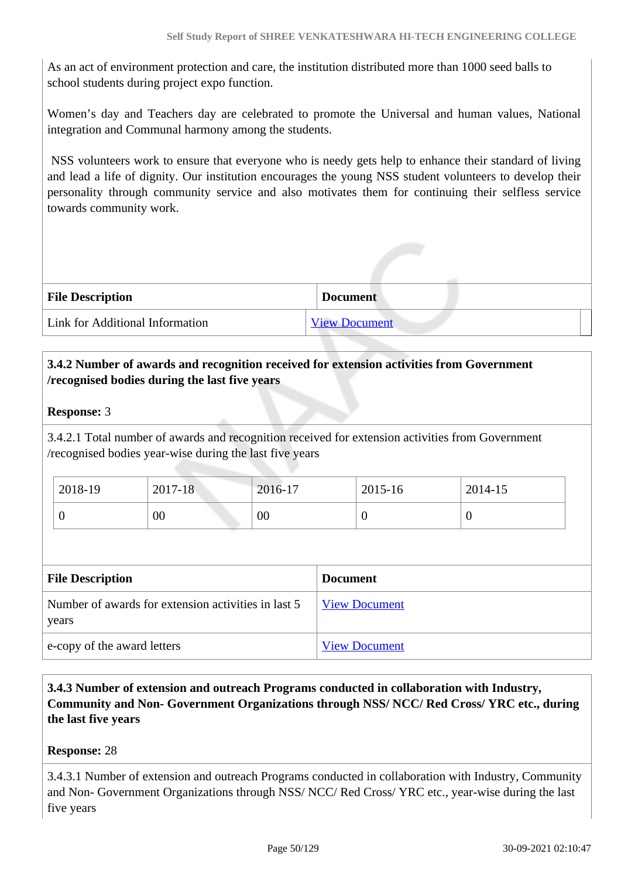As an act of environment protection and care, the institution distributed more than 1000 seed balls to school students during project expo function.

Women's day and Teachers day are celebrated to promote the Universal and human values, National integration and Communal harmony among the students.

NSS volunteers work to ensure that everyone who is needy gets help to enhance their standard of living and lead a life of dignity. Our institution encourages the young NSS student volunteers to develop their personality through community service and also motivates them for continuing their selfless service towards community work.

| File Description | Document |
|---|---|
| Link for Additional Information | View Document |

**3.4.2 Number of awards and recognition received for extension activities from Government /recognised bodies during the last five years**

**Response:** 3

3.4.2.1 Total number of awards and recognition received for extension activities from Government /recognised bodies year-wise during the last five years

| 2018-19 | 2017-18 | 2016-17 | 2015-16 | 2014-15 |
|---|---|---|---|---|
| 0 | 00 | 00 | 0 | 0 |

| File Description | Document |
|---|---|
| Number of awards for extension activities in last 5 years | View Document |
| e-copy of the award letters | View Document |

**3.4.3 Number of extension and outreach Programs conducted in collaboration with Industry, Community and Non- Government Organizations through NSS/ NCC/ Red Cross/ YRC etc., during the last five years**

**Response:** 28

3.4.3.1 Number of extension and outreach Programs conducted in collaboration with Industry, Community and Non- Government Organizations through NSS/ NCC/ Red Cross/ YRC etc., year-wise during the last five years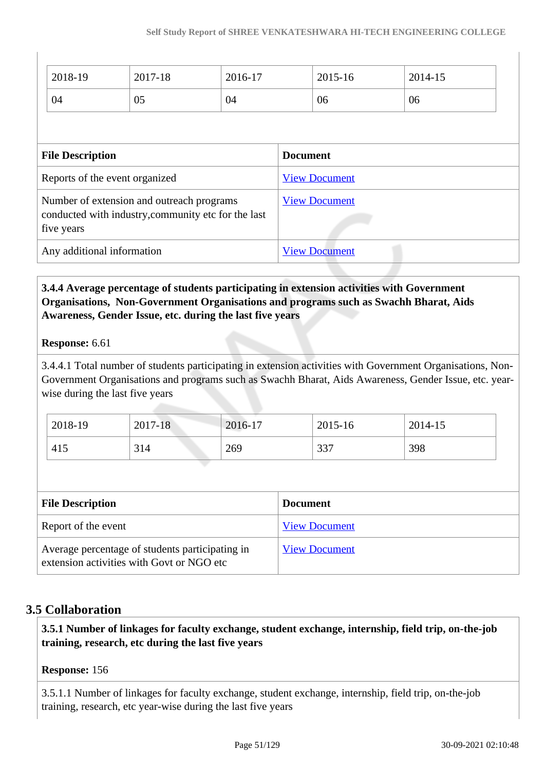| 2018-19 | 2017-18 | 2016-17 | 2015-16 | 2014-15 |
|---|---|---|---|---|
| 04 | 05 | 04 | 06 | 06 |

| File Description | Document |
|---|---|
| Reports of the event organized | View Document |
| Number of extension and outreach programs conducted with industry,community etc for the last five years | View Document |
| Any additional information | View Document |

**3.4.4 Average percentage of students participating in extension activities with Government Organisations, Non-Government Organisations and programs such as Swachh Bharat, Aids Awareness, Gender Issue, etc. during the last five years**

**Response:** 6.61

3.4.4.1 Total number of students participating in extension activities with Government Organisations, Non-Government Organisations and programs such as Swachh Bharat, Aids Awareness, Gender Issue, etc. year-wise during the last five years

| 2018-19 | 2017-18 | 2016-17 | 2015-16 | 2014-15 |
|---|---|---|---|---|
| 415 | 314 | 269 | 337 | 398 |

| File Description | Document |
|---|---|
| Report of the event | View Document |
| Average percentage of students participating in extension activities with Govt or NGO etc | View Document |

## 3.5 Collaboration

**3.5.1 Number of linkages for faculty exchange, student exchange, internship, field trip, on-the-job training, research, etc during the last five years**

**Response:** 156

3.5.1.1 Number of linkages for faculty exchange, student exchange, internship, field trip, on-the-job training, research, etc year-wise during the last five years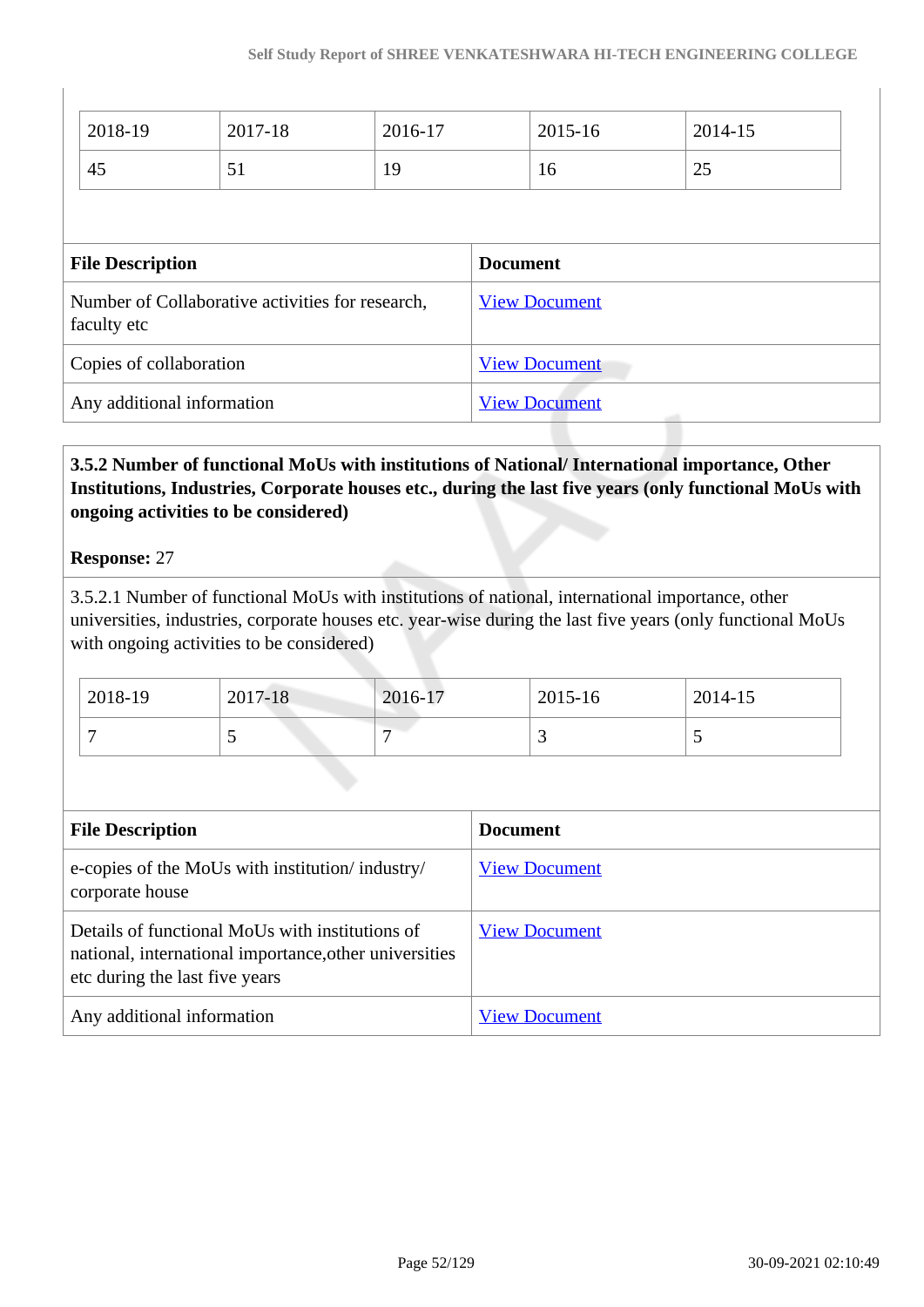| 2018-19 | 2017-18 | 2016-17 | 2015-16 | 2014-15 |
|---|---|---|---|---|
| 45 | 51 | 19 | 16 | 25 |

| File Description | Document |
|---|---|
| Number of Collaborative activities for research, faculty etc | View Document |
| Copies of collaboration | View Document |
| Any additional information | View Document |

**3.5.2 Number of functional MoUs with institutions of National/ International importance, Other Institutions, Industries, Corporate houses etc., during the last five years (only functional MoUs with ongoing activities to be considered)**

**Response:** 27

3.5.2.1 Number of functional MoUs with institutions of national, international importance, other universities, industries, corporate houses etc. year-wise during the last five years (only functional MoUs with ongoing activities to be considered)

| 2018-19 | 2017-18 | 2016-17 | 2015-16 | 2014-15 |
|---|---|---|---|---|
| 7 | 5 | 7 | 3 | 5 |

| File Description | Document |
|---|---|
| e-copies of the MoUs with institution/ industry/ corporate house | View Document |
| Details of functional MoUs with institutions of national, international importance,other universities etc during the last five years | View Document |
| Any additional information | View Document |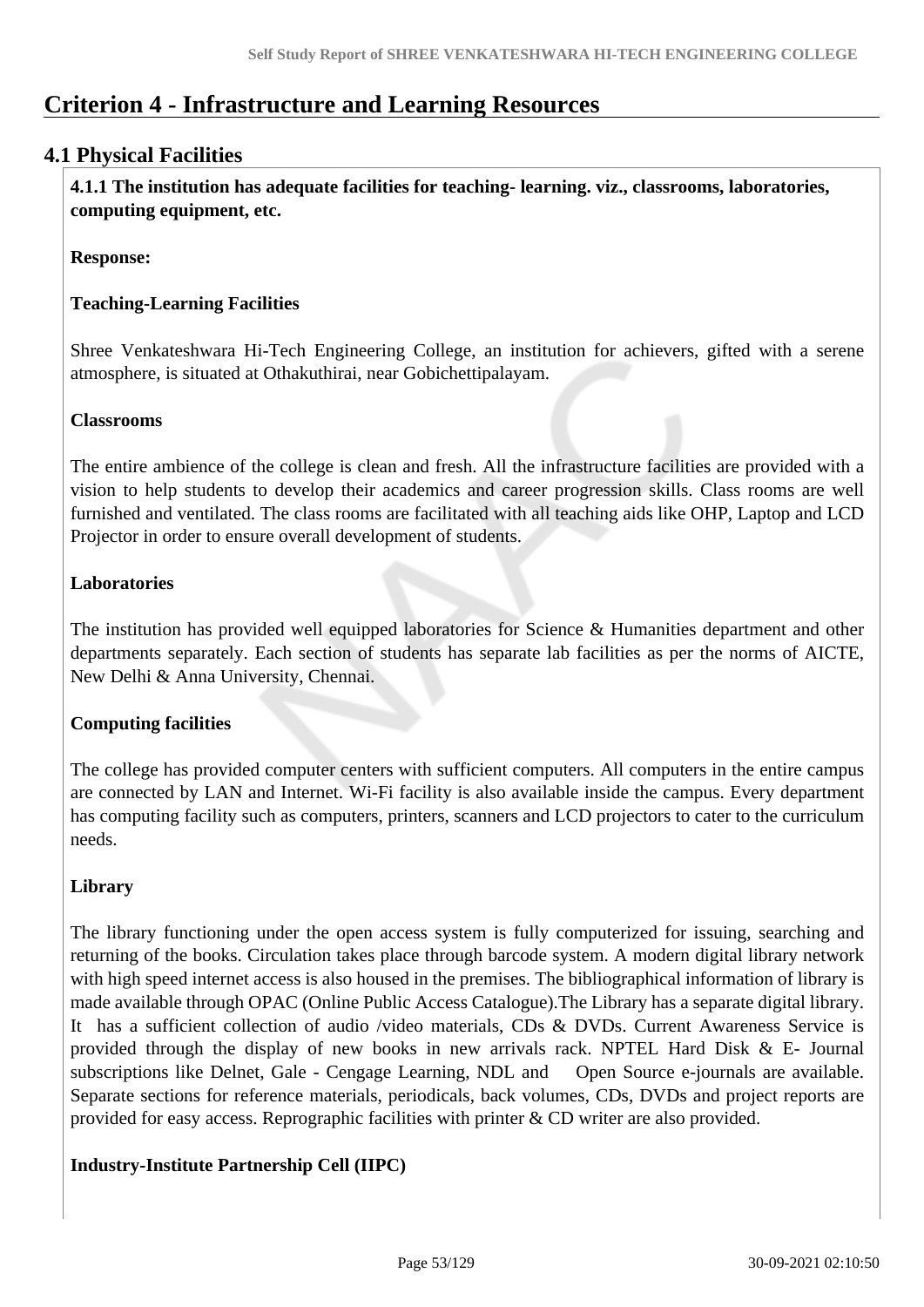# Criterion 4 - Infrastructure and Learning Resources

## 4.1 Physical Facilities

**4.1.1 The institution has adequate facilities for teaching- learning. viz., classrooms, laboratories, computing equipment, etc.**

**Response:**

**Teaching-Learning Facilities**

Shree Venkateshwara Hi-Tech Engineering College, an institution for achievers, gifted with a serene atmosphere, is situated at Othakuthirai, near Gobichettipalayam.

**Classrooms**

The entire ambience of the college is clean and fresh. All the infrastructure facilities are provided with a vision to help students to develop their academics and career progression skills. Class rooms are well furnished and ventilated. The class rooms are facilitated with all teaching aids like OHP, Laptop and LCD Projector in order to ensure overall development of students.

**Laboratories**

The institution has provided well equipped laboratories for Science & Humanities department and other departments separately. Each section of students has separate lab facilities as per the norms of AICTE, New Delhi & Anna University, Chennai.

**Computing facilities**

The college has provided computer centers with sufficient computers. All computers in the entire campus are connected by LAN and Internet. Wi-Fi facility is also available inside the campus. Every department has computing facility such as computers, printers, scanners and LCD projectors to cater to the curriculum needs.

**Library**

The library functioning under the open access system is fully computerized for issuing, searching and returning of the books. Circulation takes place through barcode system. A modern digital library network with high speed internet access is also housed in the premises. The bibliographical information of library is made available through OPAC (Online Public Access Catalogue).The Library has a separate digital library. It has a sufficient collection of audio /video materials, CDs & DVDs. Current Awareness Service is provided through the display of new books in new arrivals rack. NPTEL Hard Disk & E- Journal subscriptions like Delnet, Gale - Cengage Learning, NDL and Open Source e-journals are available. Separate sections for reference materials, periodicals, back volumes, CDs, DVDs and project reports are provided for easy access. Reprographic facilities with printer & CD writer are also provided.

**Industry-Institute Partnership Cell (IIPC)**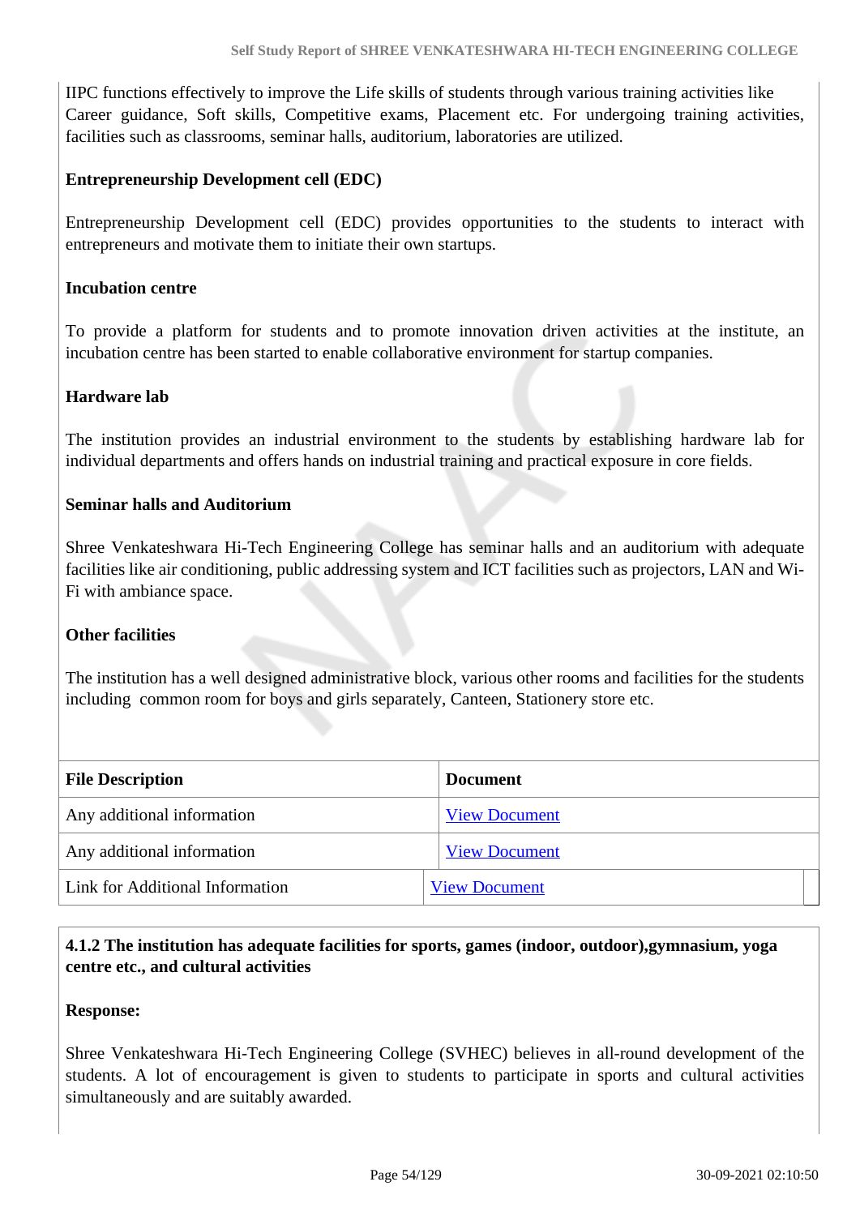IIPC functions effectively to improve the Life skills of students through various training activities like Career guidance, Soft skills, Competitive exams, Placement etc. For undergoing training activities, facilities such as classrooms, seminar halls, auditorium, laboratories are utilized.

**Entrepreneurship Development cell (EDC)**

Entrepreneurship Development cell (EDC) provides opportunities to the students to interact with entrepreneurs and motivate them to initiate their own startups.

**Incubation centre**

To provide a platform for students and to promote innovation driven activities at the institute, an incubation centre has been started to enable collaborative environment for startup companies.

**Hardware lab**

The institution provides an industrial environment to the students by establishing hardware lab for individual departments and offers hands on industrial training and practical exposure in core fields.

**Seminar halls and Auditorium**

Shree Venkateshwara Hi-Tech Engineering College has seminar halls and an auditorium with adequate facilities like air conditioning, public addressing system and ICT facilities such as projectors, LAN and Wi-Fi with ambiance space.

**Other facilities**

The institution has a well designed administrative block, various other rooms and facilities for the students including common room for boys and girls separately, Canteen, Stationery store etc.

| File Description | Document |
|---|---|
| Any additional information | View Document |
| Any additional information | View Document |
| Link for Additional Information | View Document |

**4.1.2 The institution has adequate facilities for sports, games (indoor, outdoor),gymnasium, yoga centre etc., and cultural activities**

**Response:**

Shree Venkateshwara Hi-Tech Engineering College (SVHEC) believes in all-round development of the students. A lot of encouragement is given to students to participate in sports and cultural activities simultaneously and are suitably awarded.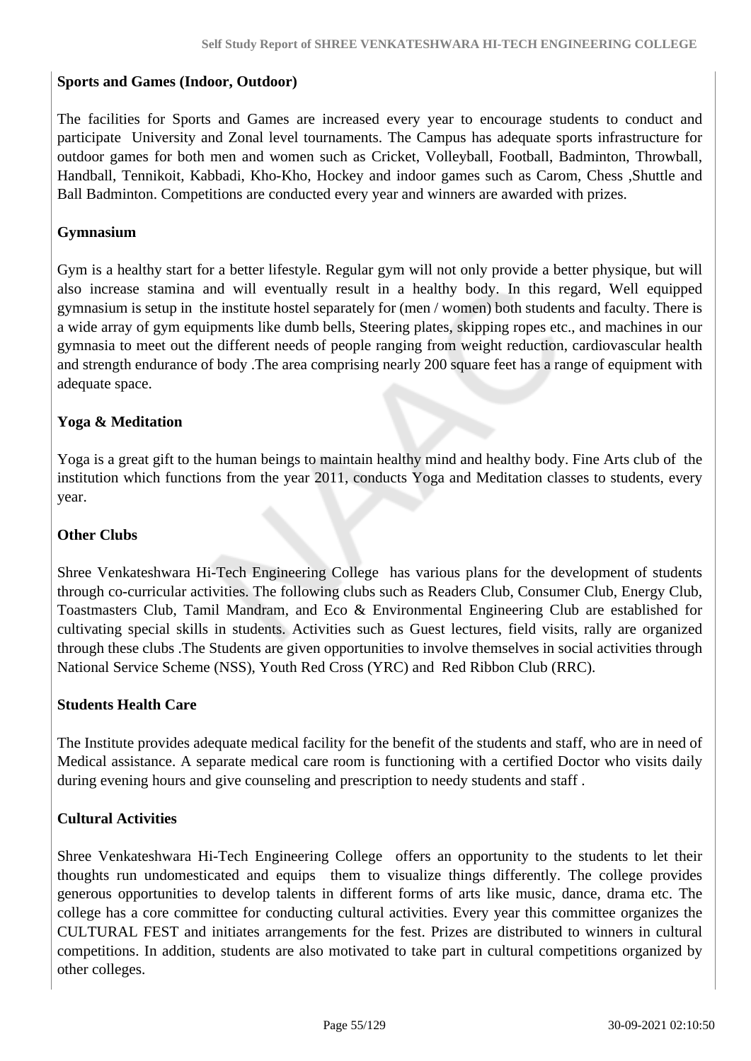**Sports and Games (Indoor, Outdoor)**

The facilities for Sports and Games are increased every year to encourage students to conduct and participate University and Zonal level tournaments. The Campus has adequate sports infrastructure for outdoor games for both men and women such as Cricket, Volleyball, Football, Badminton, Throwball, Handball, Tennikoit, Kabbadi, Kho-Kho, Hockey and indoor games such as Carom, Chess ,Shuttle and Ball Badminton. Competitions are conducted every year and winners are awarded with prizes.

**Gymnasium**

Gym is a healthy start for a better lifestyle. Regular gym will not only provide a better physique, but will also increase stamina and will eventually result in a healthy body. In this regard, Well equipped gymnasium is setup in the institute hostel separately for (men / women) both students and faculty. There is a wide array of gym equipments like dumb bells, Steering plates, skipping ropes etc., and machines in our gymnasia to meet out the different needs of people ranging from weight reduction, cardiovascular health and strength endurance of body .The area comprising nearly 200 square feet has a range of equipment with adequate space.

**Yoga & Meditation**

Yoga is a great gift to the human beings to maintain healthy mind and healthy body. Fine Arts club of the institution which functions from the year 2011, conducts Yoga and Meditation classes to students, every year.

**Other Clubs**

Shree Venkateshwara Hi-Tech Engineering College has various plans for the development of students through co-curricular activities. The following clubs such as Readers Club, Consumer Club, Energy Club, Toastmasters Club, Tamil Mandram, and Eco & Environmental Engineering Club are established for cultivating special skills in students. Activities such as Guest lectures, field visits, rally are organized through these clubs .The Students are given opportunities to involve themselves in social activities through National Service Scheme (NSS), Youth Red Cross (YRC) and Red Ribbon Club (RRC).

**Students Health Care**

The Institute provides adequate medical facility for the benefit of the students and staff, who are in need of Medical assistance. A separate medical care room is functioning with a certified Doctor who visits daily during evening hours and give counseling and prescription to needy students and staff .

**Cultural Activities**

Shree Venkateshwara Hi-Tech Engineering College offers an opportunity to the students to let their thoughts run undomesticated and equips them to visualize things differently. The college provides generous opportunities to develop talents in different forms of arts like music, dance, drama etc. The college has a core committee for conducting cultural activities. Every year this committee organizes the CULTURAL FEST and initiates arrangements for the fest. Prizes are distributed to winners in cultural competitions. In addition, students are also motivated to take part in cultural competitions organized by other colleges.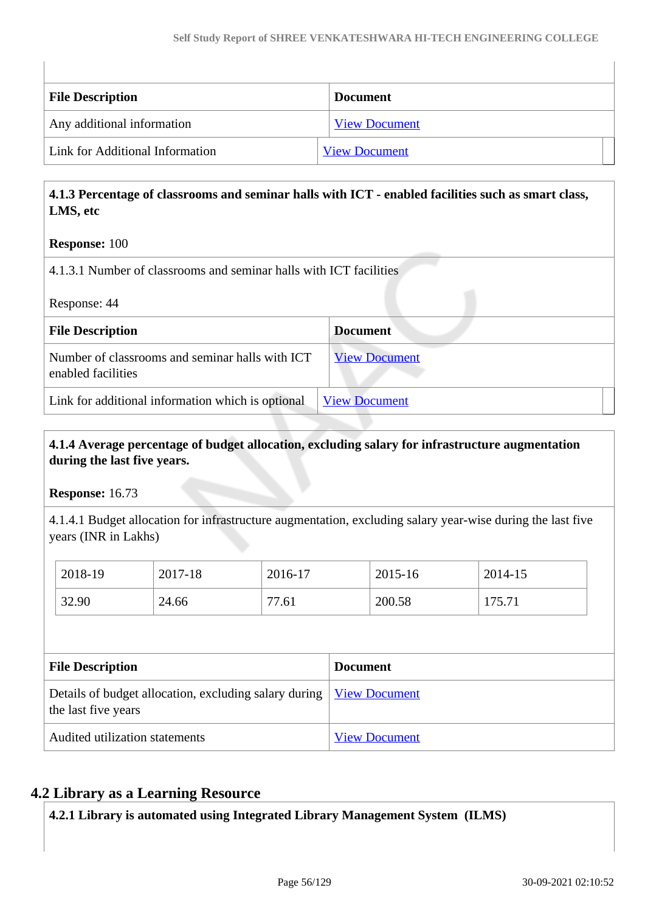| File Description | Document |
|---|---|
| Any additional information | View Document |
| Link for Additional Information | View Document |

**4.1.3 Percentage of classrooms and seminar halls with ICT - enabled facilities such as smart class, LMS, etc**

**Response:** 100

4.1.3.1 Number of classrooms and seminar halls with ICT facilities

Response: 44

| File Description | Document |
|---|---|
| Number of classrooms and seminar halls with ICT enabled facilities | View Document |
| Link for additional information which is optional | View Document |

**4.1.4 Average percentage of budget allocation, excluding salary for infrastructure augmentation during the last five years.**

**Response:** 16.73

4.1.4.1 Budget allocation for infrastructure augmentation, excluding salary year-wise during the last five years (INR in Lakhs)

| 2018-19 | 2017-18 | 2016-17 | 2015-16 | 2014-15 |
|---|---|---|---|---|
| 32.90 | 24.66 | 77.61 | 200.58 | 175.71 |

| File Description | Document |
|---|---|
| Details of budget allocation, excluding salary during the last five years | View Document |
| Audited utilization statements | View Document |

## 4.2 Library as a Learning Resource

**4.2.1 Library is automated using Integrated Library Management System (ILMS)**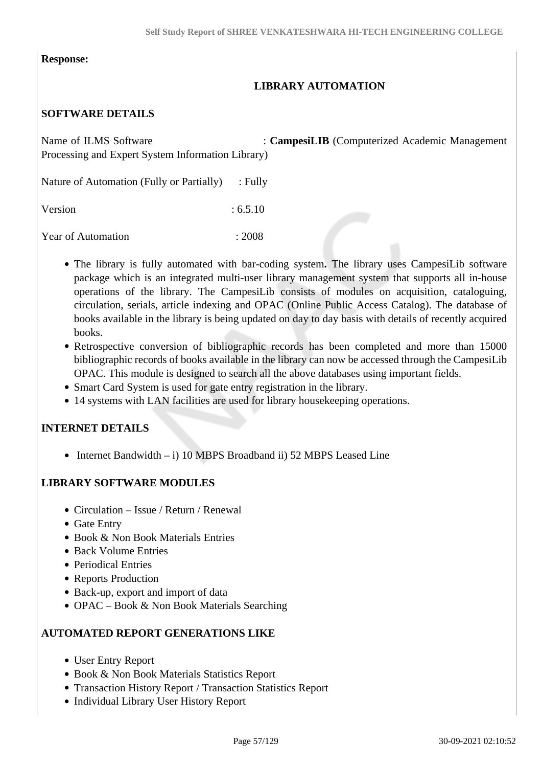**Response:**

**LIBRARY AUTOMATION**

**SOFTWARE DETAILS**

Name of ILMS Software : **CampesiLIB** (Computerized Academic Management Processing and Expert System Information Library)

Nature of Automation (Fully or Partially) : Fully

Version : 6.5.10

Year of Automation : 2008

- The library is fully automated with bar-coding system**.** The library uses CampesiLib software package which is an integrated multi-user library management system that supports all in-house operations of the library. The CampesiLib consists of modules on acquisition, cataloguing, circulation, serials, article indexing and OPAC (Online Public Access Catalog). The database of books available in the library is being updated on day to day basis with details of recently acquired books.
- Retrospective conversion of bibliographic records has been completed and more than 15000 bibliographic records of books available in the library can now be accessed through the CampesiLib OPAC. This module is designed to search all the above databases using important fields.
- Smart Card System is used for gate entry registration in the library.
- 14 systems with LAN facilities are used for library housekeeping operations.

**INTERNET DETAILS**

- Internet Bandwidth – i) 10 MBPS Broadband ii) 52 MBPS Leased Line

**LIBRARY SOFTWARE MODULES**

- Circulation – Issue / Return / Renewal
- Gate Entry
- Book & Non Book Materials Entries
- Back Volume Entries
- Periodical Entries
- Reports Production
- Back-up, export and import of data
- OPAC – Book & Non Book Materials Searching

**AUTOMATED REPORT GENERATIONS LIKE**

- User Entry Report
- Book & Non Book Materials Statistics Report
- Transaction History Report / Transaction Statistics Report
- Individual Library User History Report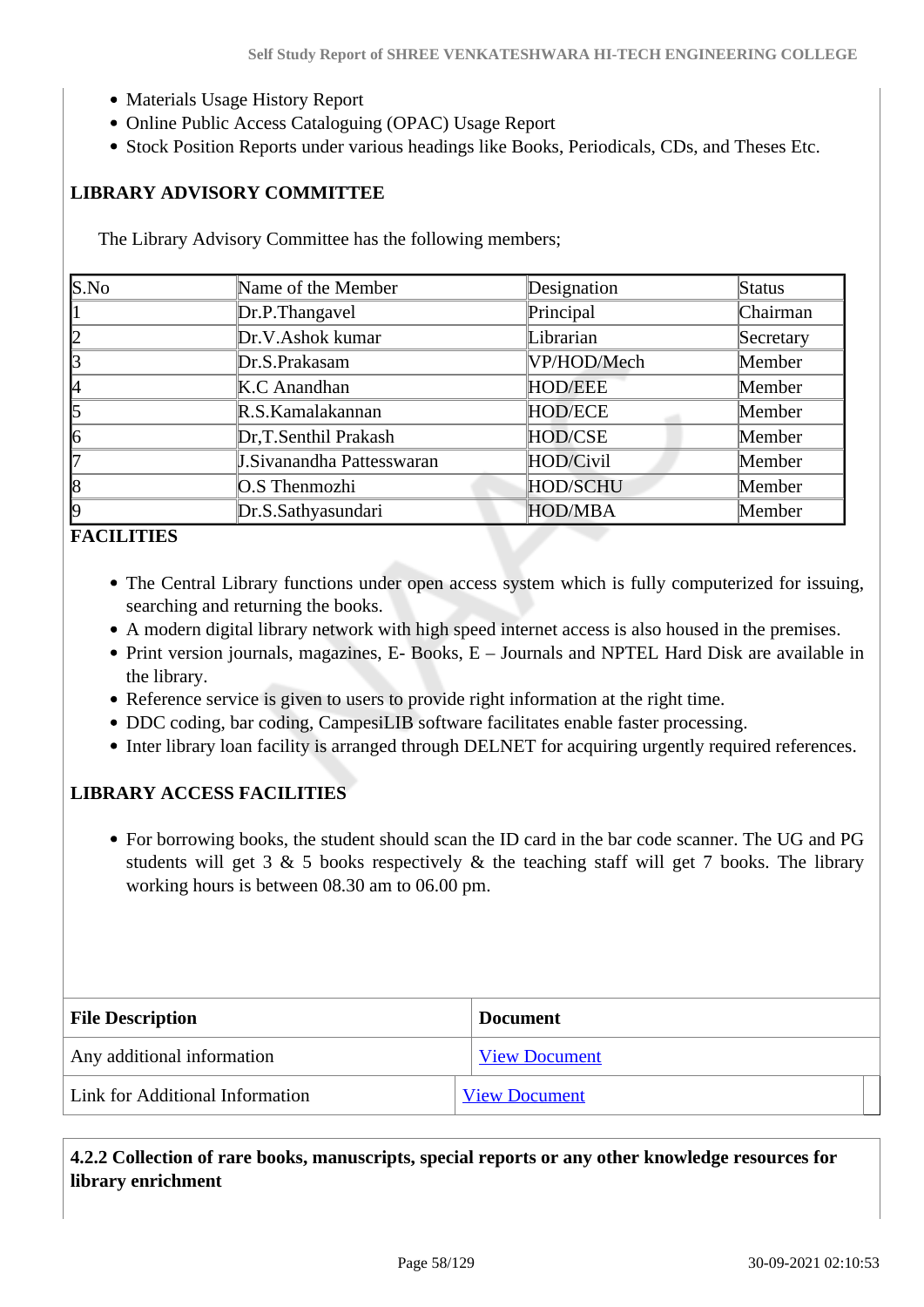- Materials Usage History Report
- Online Public Access Cataloguing (OPAC) Usage Report
- Stock Position Reports under various headings like Books, Periodicals, CDs, and Theses Etc.

**LIBRARY ADVISORY COMMITTEE**

The Library Advisory Committee has the following members;

| S.No | Name of the Member | Designation | Status |
|---|---|---|---|
| 1 | Dr.P.Thangavel | Principal | Chairman |
| 2 | Dr.V.Ashok kumar | Librarian | Secretary |
| 3 | Dr.S.Prakasam | VP/HOD/Mech | Member |
| 4 | K.C Anandhan | HOD/EEE | Member |
| 5 | R.S.Kamalakannan | HOD/ECE | Member |
| 6 | Dr,T.Senthil Prakash | HOD/CSE | Member |
| 7 | J.Sivanandha Pattesswaran | HOD/Civil | Member |
| 8 | O.S Thenmozhi | HOD/SCHU | Member |
| 9 | Dr.S.Sathyasundari | HOD/MBA | Member |

**FACILITIES**

- The Central Library functions under open access system which is fully computerized for issuing, searching and returning the books.
- A modern digital library network with high speed internet access is also housed in the premises.
- Print version journals, magazines, E- Books, E – Journals and NPTEL Hard Disk are available in the library.
- Reference service is given to users to provide right information at the right time.
- DDC coding, bar coding, CampesiLIB software facilitates enable faster processing.
- Inter library loan facility is arranged through DELNET for acquiring urgently required references.

**LIBRARY ACCESS FACILITIES**

- For borrowing books, the student should scan the ID card in the bar code scanner. The UG and PG students will get 3 & 5 books respectively & the teaching staff will get 7 books. The library working hours is between 08.30 am to 06.00 pm.

| File Description | Document |
|---|---|
| Any additional information | View Document |
| Link for Additional Information | View Document |

**4.2.2 Collection of rare books, manuscripts, special reports or any other knowledge resources for library enrichment**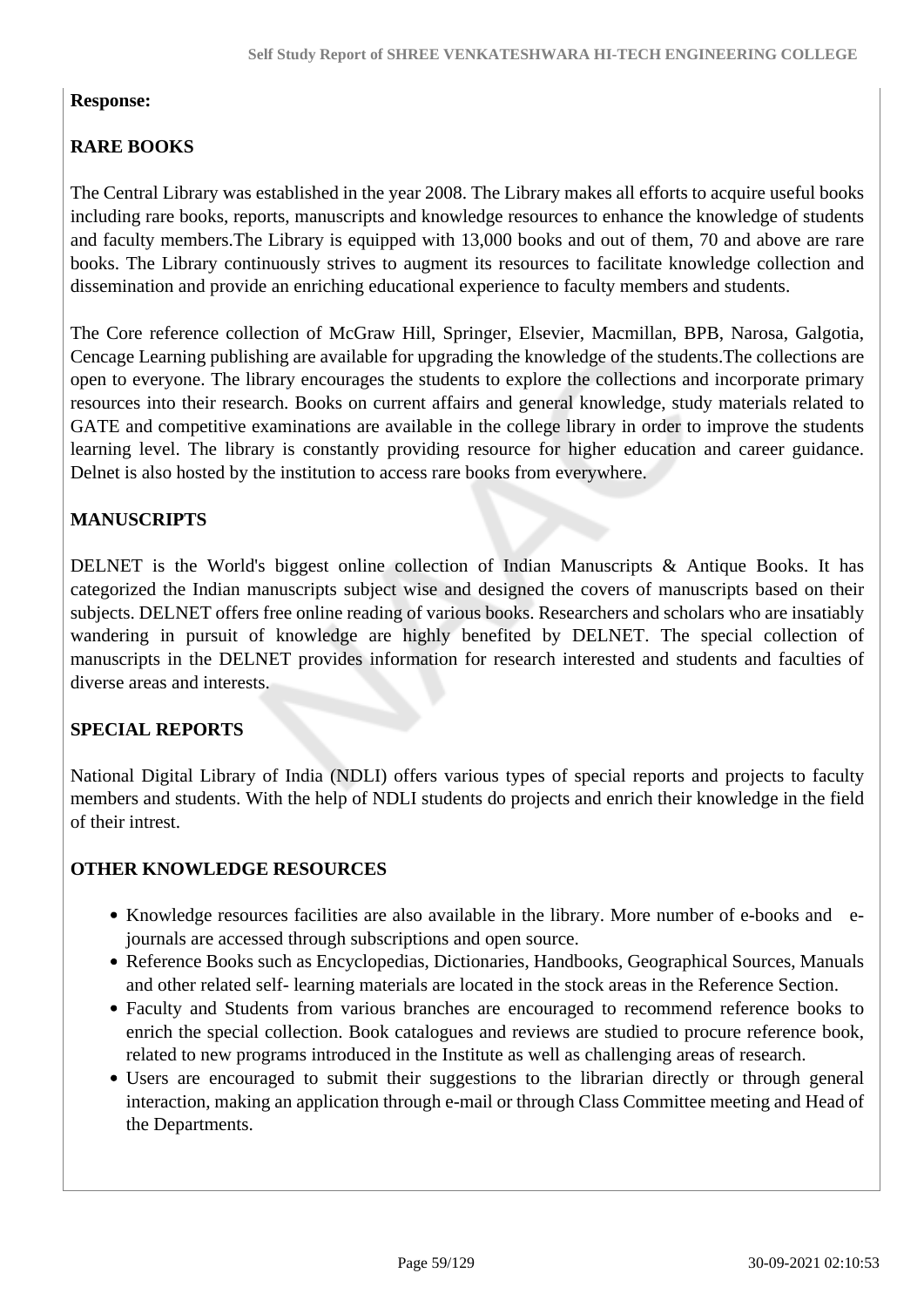**Response:**

**RARE BOOKS**

The Central Library was established in the year 2008. The Library makes all efforts to acquire useful books including rare books, reports, manuscripts and knowledge resources to enhance the knowledge of students and faculty members.The Library is equipped with 13,000 books and out of them, 70 and above are rare books. The Library continuously strives to augment its resources to facilitate knowledge collection and dissemination and provide an enriching educational experience to faculty members and students.

The Core reference collection of McGraw Hill, Springer, Elsevier, Macmillan, BPB, Narosa, Galgotia, Cencage Learning publishing are available for upgrading the knowledge of the students.The collections are open to everyone. The library encourages the students to explore the collections and incorporate primary resources into their research. Books on current affairs and general knowledge, study materials related to GATE and competitive examinations are available in the college library in order to improve the students learning level. The library is constantly providing resource for higher education and career guidance. Delnet is also hosted by the institution to access rare books from everywhere.

**MANUSCRIPTS**

DELNET is the World's biggest online collection of Indian Manuscripts & Antique Books. It has categorized the Indian manuscripts subject wise and designed the covers of manuscripts based on their subjects. DELNET offers free online reading of various books. Researchers and scholars who are insatiably wandering in pursuit of knowledge are highly benefited by DELNET. The special collection of manuscripts in the DELNET provides information for research interested and students and faculties of diverse areas and interests.

**SPECIAL REPORTS**

National Digital Library of India (NDLI) offers various types of special reports and projects to faculty members and students. With the help of NDLI students do projects and enrich their knowledge in the field of their intrest.

**OTHER KNOWLEDGE RESOURCES**

- Knowledge resources facilities are also available in the library. More number of e-books and e-journals are accessed through subscriptions and open source.
- Reference Books such as Encyclopedias, Dictionaries, Handbooks, Geographical Sources, Manuals and other related self- learning materials are located in the stock areas in the Reference Section.
- Faculty and Students from various branches are encouraged to recommend reference books to enrich the special collection. Book catalogues and reviews are studied to procure reference book, related to new programs introduced in the Institute as well as challenging areas of research.
- Users are encouraged to submit their suggestions to the librarian directly or through general interaction, making an application through e-mail or through Class Committee meeting and Head of the Departments.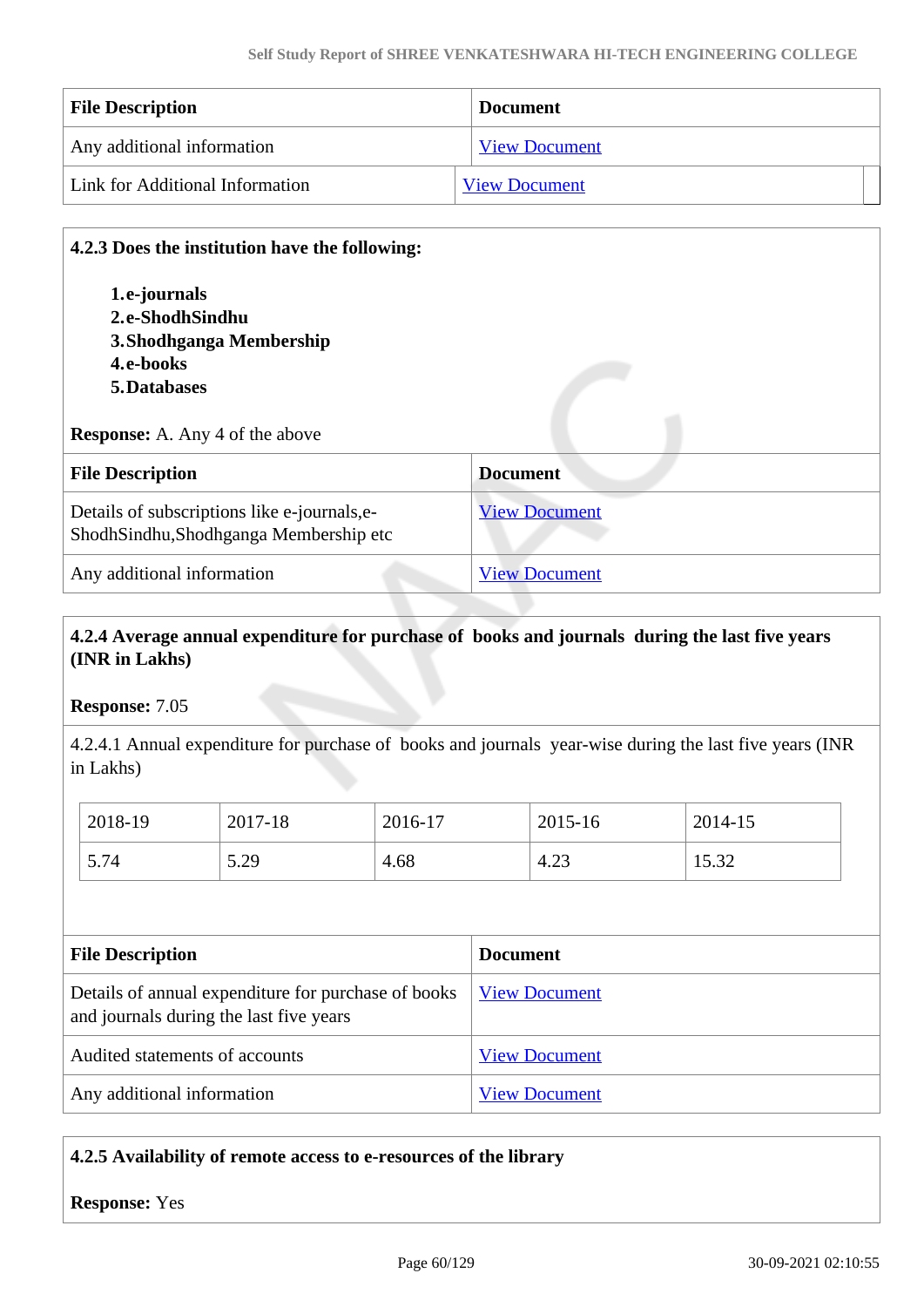| File Description | Document |
| --- | --- |
| Any additional information | View Document |
| Link for Additional Information | View Document |

**4.2.3 Does the institution have the following:**

1. **e-journals**
2. **e-ShodhSindhu**
3. **Shodhganga Membership**
4. **e-books**
5. **Databases**

**Response:** A. Any 4 of the above

| File Description | Document |
| --- | --- |
| Details of subscriptions like e-journals,e-ShodhSindhu,Shodhganga Membership etc | View Document |
| Any additional information | View Document |

**4.2.4 Average annual expenditure for purchase of books and journals during the last five years (INR in Lakhs)**

**Response:** 7.05

4.2.4.1 Annual expenditure for purchase of books and journals year-wise during the last five years (INR in Lakhs)

| 2018-19 | 2017-18 | 2016-17 | 2015-16 | 2014-15 |
| --- | --- | --- | --- | --- |
| 5.74 | 5.29 | 4.68 | 4.23 | 15.32 |

| File Description | Document |
| --- | --- |
| Details of annual expenditure for purchase of books and journals during the last five years | View Document |
| Audited statements of accounts | View Document |
| Any additional information | View Document |

**4.2.5 Availability of remote access to e-resources of the library**

**Response:** Yes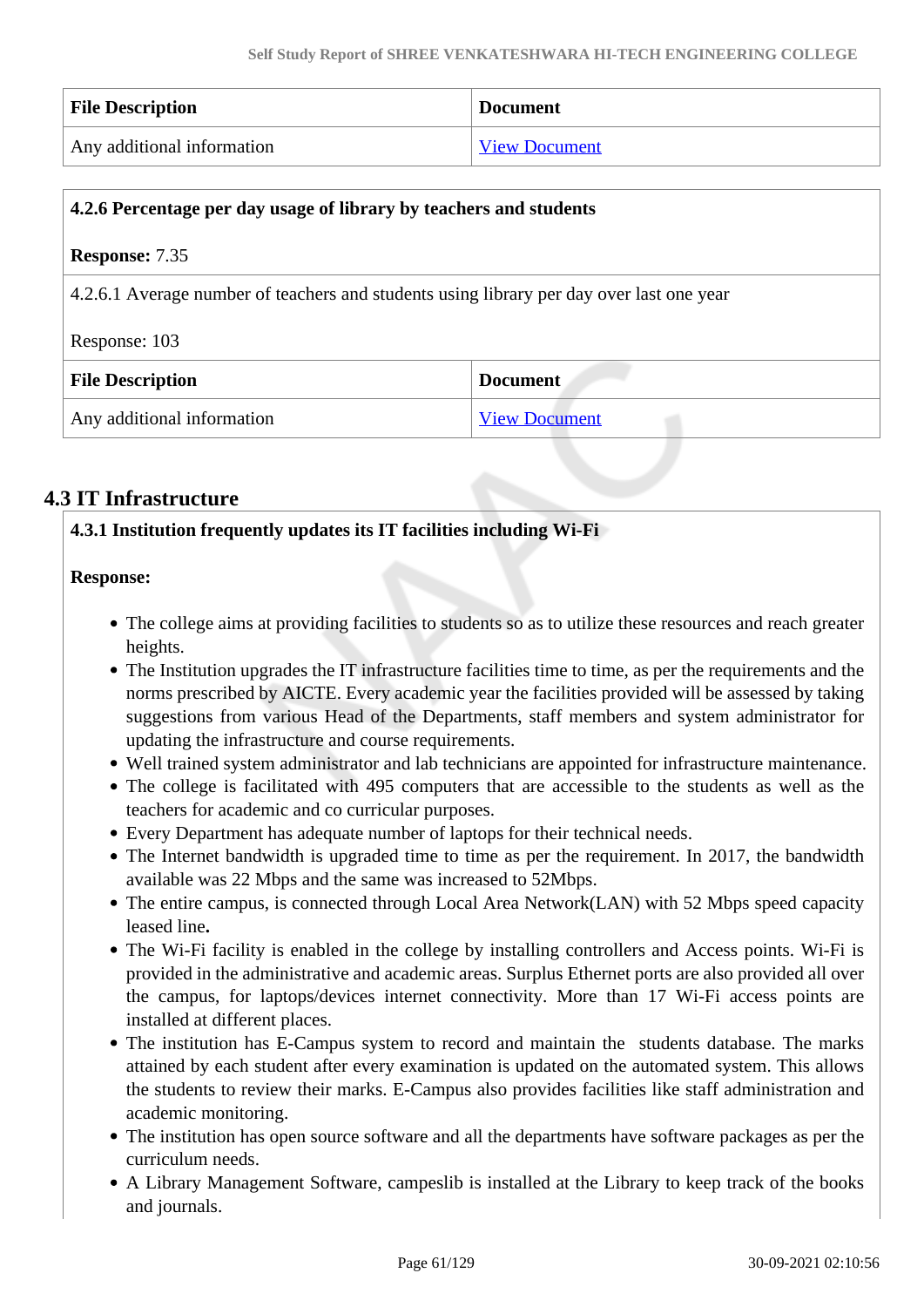| File Description | Document |
| --- | --- |
| Any additional information | View Document |

**4.2.6 Percentage per day usage of library by teachers and students**

**Response:** 7.35

4.2.6.1 Average number of teachers and students using library per day over last one year

Response: 103

| File Description | Document |
| --- | --- |
| Any additional information | View Document |

## 4.3 IT Infrastructure

**4.3.1 Institution frequently updates its IT facilities including Wi-Fi**

**Response:**

- The college aims at providing facilities to students so as to utilize these resources and reach greater heights.
- The Institution upgrades the IT infrastructure facilities time to time, as per the requirements and the norms prescribed by AICTE. Every academic year the facilities provided will be assessed by taking suggestions from various Head of the Departments, staff members and system administrator for updating the infrastructure and course requirements.
- Well trained system administrator and lab technicians are appointed for infrastructure maintenance.
- The college is facilitated with 495 computers that are accessible to the students as well as the teachers for academic and co curricular purposes.
- Every Department has adequate number of laptops for their technical needs.
- The Internet bandwidth is upgraded time to time as per the requirement. In 2017, the bandwidth available was 22 Mbps and the same was increased to 52Mbps.
- The entire campus, is connected through Local Area Network(LAN) with 52 Mbps speed capacity leased line**.**
- The Wi-Fi facility is enabled in the college by installing controllers and Access points. Wi-Fi is provided in the administrative and academic areas. Surplus Ethernet ports are also provided all over the campus, for laptops/devices internet connectivity. More than 17 Wi-Fi access points are installed at different places.
- The institution has E-Campus system to record and maintain the students database. The marks attained by each student after every examination is updated on the automated system. This allows the students to review their marks. E-Campus also provides facilities like staff administration and academic monitoring.
- The institution has open source software and all the departments have software packages as per the curriculum needs.
- A Library Management Software, campeslib is installed at the Library to keep track of the books and journals.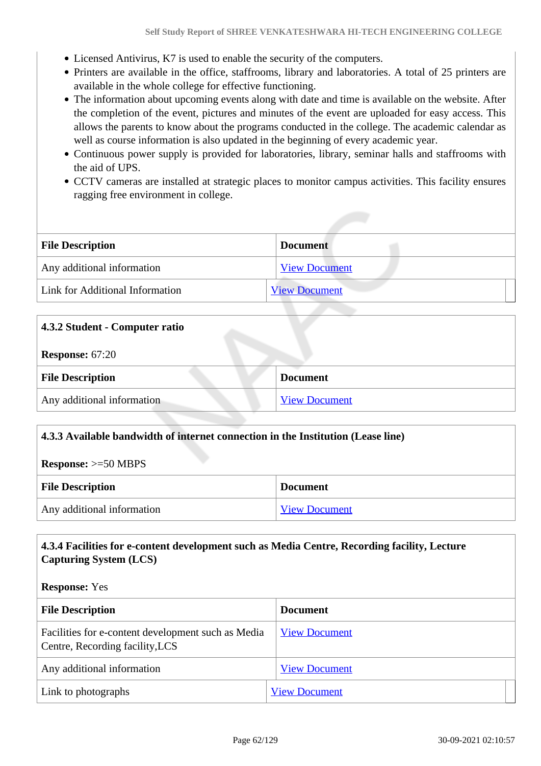- Licensed Antivirus, K7 is used to enable the security of the computers.
- Printers are available in the office, staffrooms, library and laboratories. A total of 25 printers are available in the whole college for effective functioning.
- The information about upcoming events along with date and time is available on the website. After the completion of the event, pictures and minutes of the event are uploaded for easy access. This allows the parents to know about the programs conducted in the college. The academic calendar as well as course information is also updated in the beginning of every academic year.
- Continuous power supply is provided for laboratories, library, seminar halls and staffrooms with the aid of UPS.
- CCTV cameras are installed at strategic places to monitor campus activities. This facility ensures ragging free environment in college.

| File Description | Document |
|---|---|
| Any additional information | View Document |
| Link for Additional Information | View Document |

**4.3.2 Student - Computer ratio**

**Response:** 67:20

| File Description | Document |
|---|---|
| Any additional information | View Document |

**4.3.3 Available bandwidth of internet connection in the Institution (Lease line)**

**Response:** >=50 MBPS

| File Description | Document |
|---|---|
| Any additional information | View Document |

**4.3.4 Facilities for e-content development such as Media Centre, Recording facility, Lecture Capturing System (LCS)**

**Response:** Yes

| File Description | Document |
|---|---|
| Facilities for e-content development such as Media Centre, Recording facility,LCS | View Document |
| Any additional information | View Document |
| Link to photographs | View Document |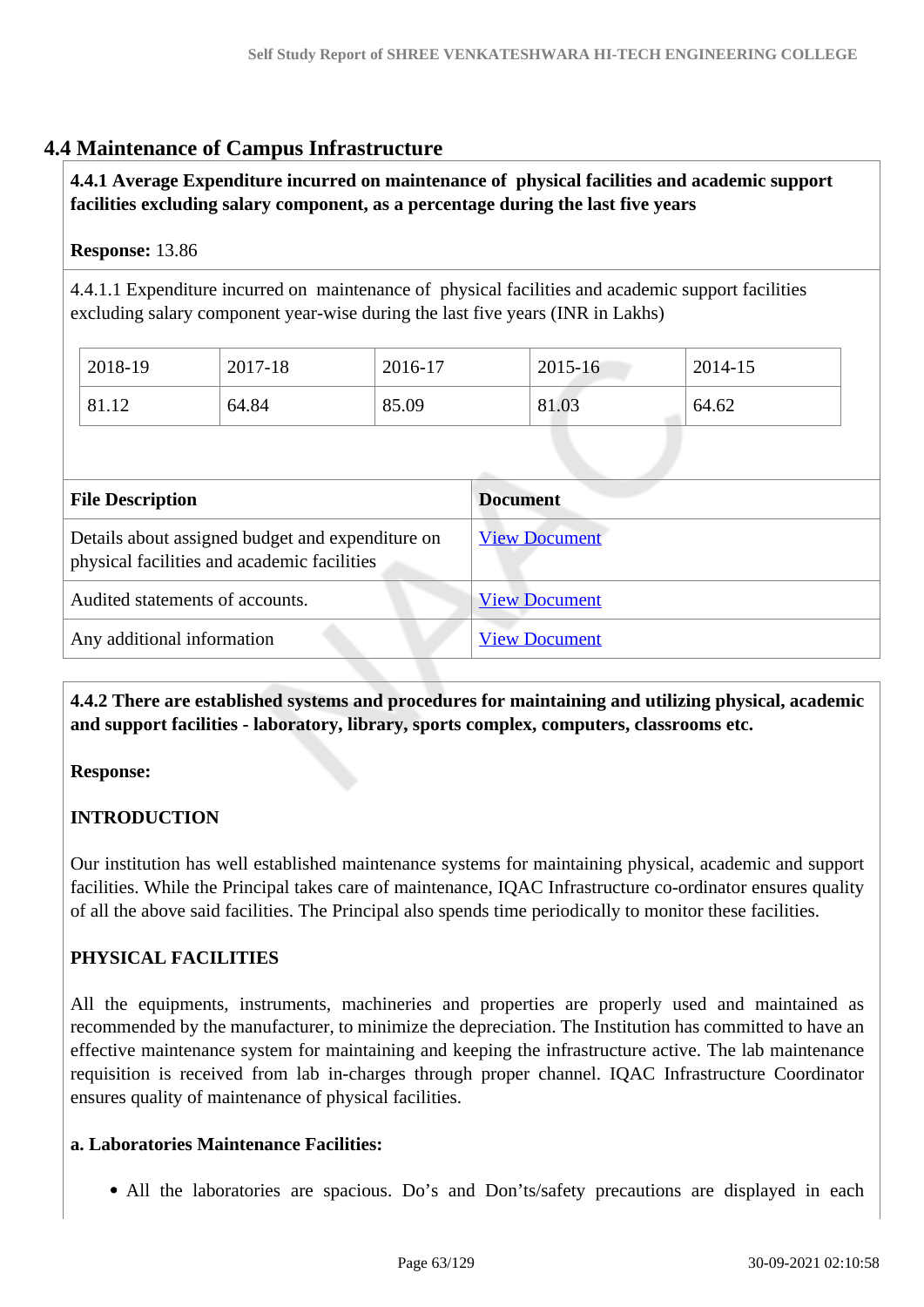## 4.4 Maintenance of Campus Infrastructure

**4.4.1 Average Expenditure incurred on maintenance of physical facilities and academic support facilities excluding salary component, as a percentage during the last five years**

**Response:** 13.86

4.4.1.1 Expenditure incurred on maintenance of physical facilities and academic support facilities excluding salary component year-wise during the last five years (INR in Lakhs)

| 2018-19 | 2017-18 | 2016-17 | 2015-16 | 2014-15 |
|---|---|---|---|---|
| 81.12 | 64.84 | 85.09 | 81.03 | 64.62 |

| File Description | Document |
|---|---|
| Details about assigned budget and expenditure on physical facilities and academic facilities | View Document |
| Audited statements of accounts. | View Document |
| Any additional information | View Document |

**4.4.2 There are established systems and procedures for maintaining and utilizing physical, academic and support facilities - laboratory, library, sports complex, computers, classrooms etc.**

**Response:**

**INTRODUCTION**

Our institution has well established maintenance systems for maintaining physical, academic and support facilities. While the Principal takes care of maintenance, IQAC Infrastructure co-ordinator ensures quality of all the above said facilities. The Principal also spends time periodically to monitor these facilities.

**PHYSICAL FACILITIES**

All the equipments, instruments, machineries and properties are properly used and maintained as recommended by the manufacturer, to minimize the depreciation. The Institution has committed to have an effective maintenance system for maintaining and keeping the infrastructure active. The lab maintenance requisition is received from lab in-charges through proper channel. IQAC Infrastructure Coordinator ensures quality of maintenance of physical facilities.

**a. Laboratories Maintenance Facilities:**

- All the laboratories are spacious. Do's and Don'ts/safety precautions are displayed in each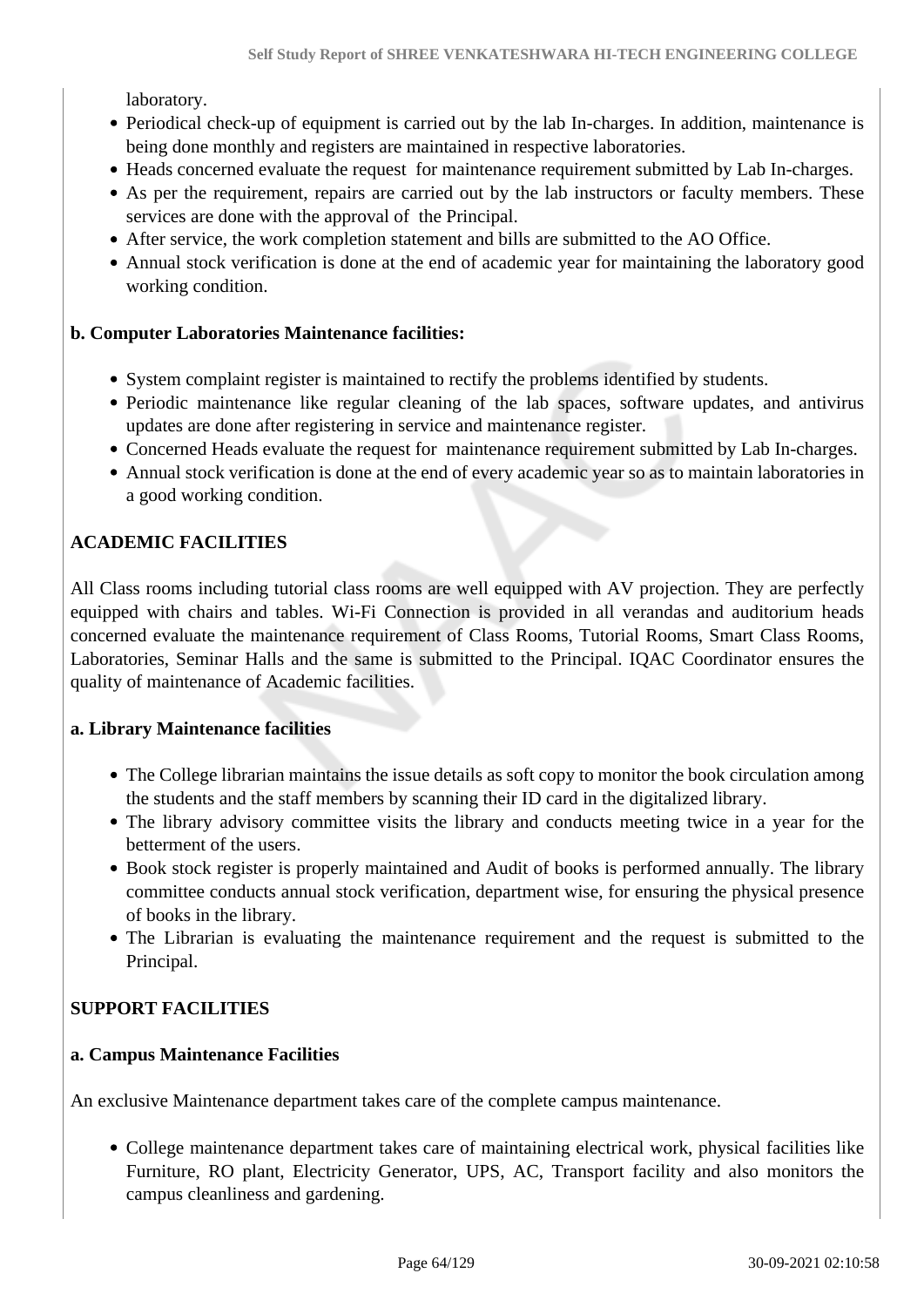laboratory.

- Periodical check-up of equipment is carried out by the lab In-charges. In addition, maintenance is being done monthly and registers are maintained in respective laboratories.
- Heads concerned evaluate the request for maintenance requirement submitted by Lab In-charges.
- As per the requirement, repairs are carried out by the lab instructors or faculty members. These services are done with the approval of the Principal.
- After service, the work completion statement and bills are submitted to the AO Office.
- Annual stock verification is done at the end of academic year for maintaining the laboratory good working condition.

**b. Computer Laboratories Maintenance facilities:**

- System complaint register is maintained to rectify the problems identified by students.
- Periodic maintenance like regular cleaning of the lab spaces, software updates, and antivirus updates are done after registering in service and maintenance register.
- Concerned Heads evaluate the request for maintenance requirement submitted by Lab In-charges.
- Annual stock verification is done at the end of every academic year so as to maintain laboratories in a good working condition.

**ACADEMIC FACILITIES**

All Class rooms including tutorial class rooms are well equipped with AV projection. They are perfectly equipped with chairs and tables. Wi-Fi Connection is provided in all verandas and auditorium heads concerned evaluate the maintenance requirement of Class Rooms, Tutorial Rooms, Smart Class Rooms, Laboratories, Seminar Halls and the same is submitted to the Principal. IQAC Coordinator ensures the quality of maintenance of Academic facilities.

**a. Library Maintenance facilities**

- The College librarian maintains the issue details as soft copy to monitor the book circulation among the students and the staff members by scanning their ID card in the digitalized library.
- The library advisory committee visits the library and conducts meeting twice in a year for the betterment of the users.
- Book stock register is properly maintained and Audit of books is performed annually. The library committee conducts annual stock verification, department wise, for ensuring the physical presence of books in the library.
- The Librarian is evaluating the maintenance requirement and the request is submitted to the Principal.

**SUPPORT FACILITIES**

**a. Campus Maintenance Facilities**

An exclusive Maintenance department takes care of the complete campus maintenance.

- College maintenance department takes care of maintaining electrical work, physical facilities like Furniture, RO plant, Electricity Generator, UPS, AC, Transport facility and also monitors the campus cleanliness and gardening.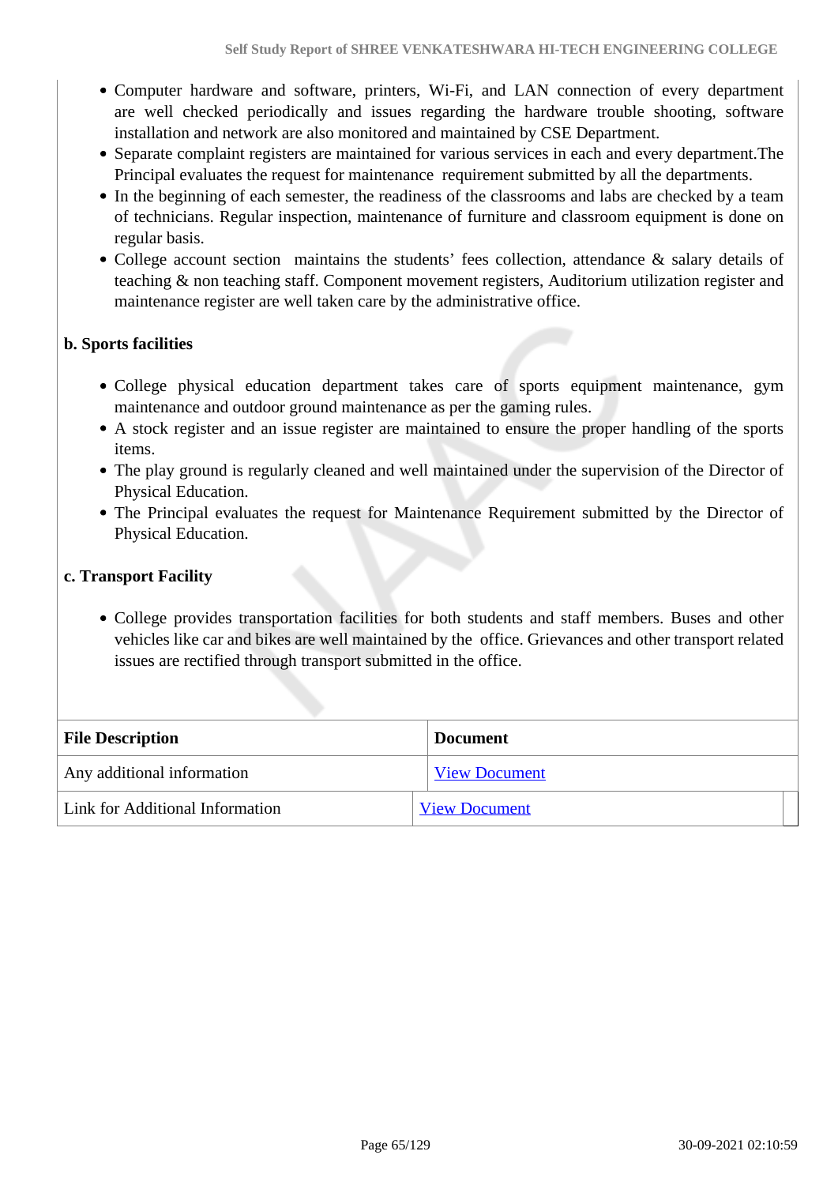- Computer hardware and software, printers, Wi-Fi, and LAN connection of every department are well checked periodically and issues regarding the hardware trouble shooting, software installation and network are also monitored and maintained by CSE Department.
- Separate complaint registers are maintained for various services in each and every department.The Principal evaluates the request for maintenance requirement submitted by all the departments.
- In the beginning of each semester, the readiness of the classrooms and labs are checked by a team of technicians. Regular inspection, maintenance of furniture and classroom equipment is done on regular basis.
- College account section maintains the students' fees collection, attendance & salary details of teaching & non teaching staff. Component movement registers, Auditorium utilization register and maintenance register are well taken care by the administrative office.

**b. Sports facilities**

- College physical education department takes care of sports equipment maintenance, gym maintenance and outdoor ground maintenance as per the gaming rules.
- A stock register and an issue register are maintained to ensure the proper handling of the sports items.
- The play ground is regularly cleaned and well maintained under the supervision of the Director of Physical Education.
- The Principal evaluates the request for Maintenance Requirement submitted by the Director of Physical Education.

**c. Transport Facility**

- College provides transportation facilities for both students and staff members. Buses and other vehicles like car and bikes are well maintained by the office. Grievances and other transport related issues are rectified through transport submitted in the office.

| File Description | Document |
|---|---|
| Any additional information | View Document |
| Link for Additional Information | View Document |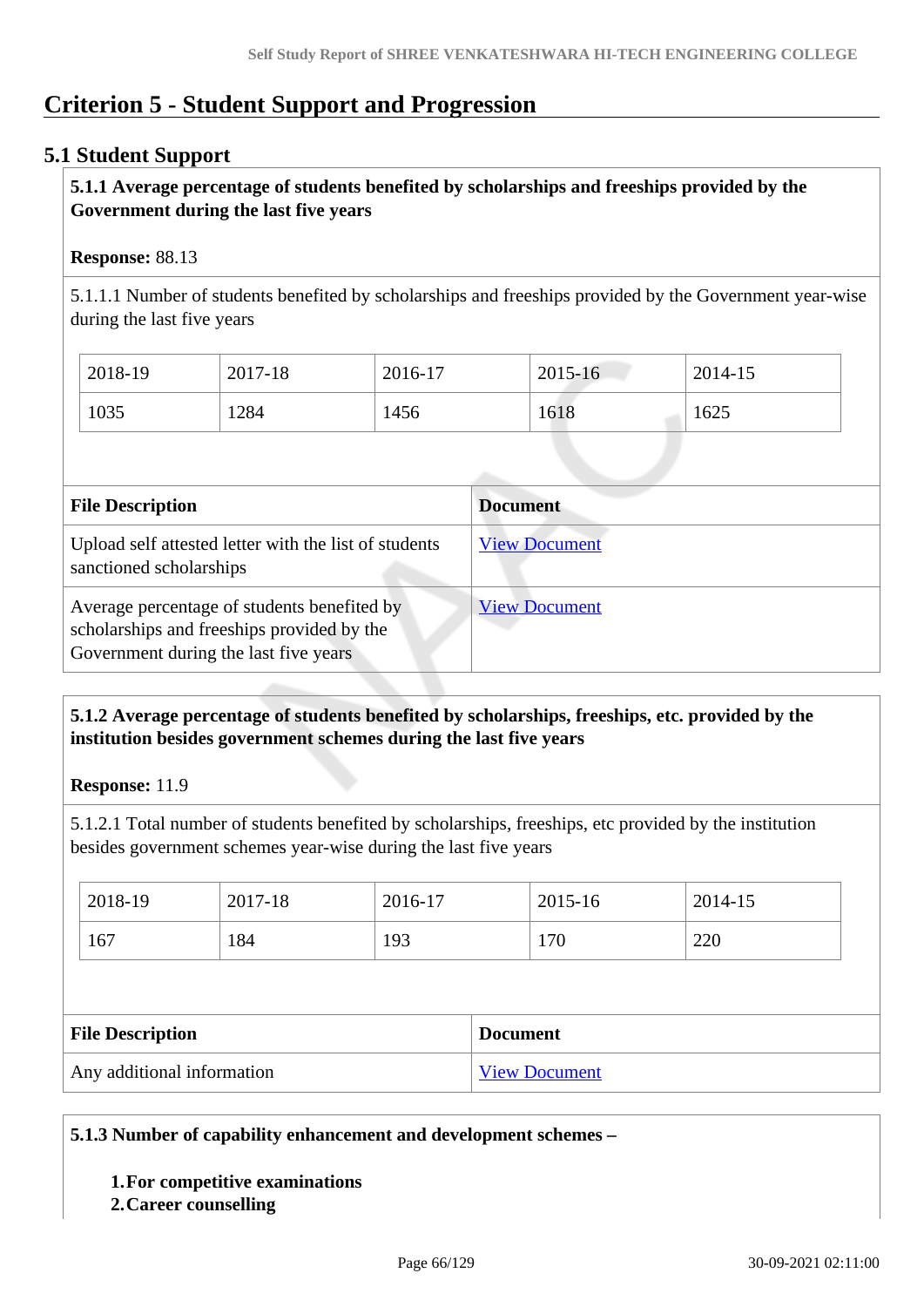# Criterion 5 - Student Support and Progression

## 5.1 Student Support

**5.1.1 Average percentage of students benefited by scholarships and freeships provided by the Government during the last five years**

**Response:** 88.13

5.1.1.1 Number of students benefited by scholarships and freeships provided by the Government year-wise during the last five years

| 2018-19 | 2017-18 | 2016-17 | 2015-16 | 2014-15 |
|---|---|---|---|---|
| 1035 | 1284 | 1456 | 1618 | 1625 |

| File Description | Document |
|---|---|
| Upload self attested letter with the list of students sanctioned scholarships | View Document |
| Average percentage of students benefited by scholarships and freeships provided by the Government during the last five years | View Document |

**5.1.2 Average percentage of students benefited by scholarships, freeships, etc. provided by the institution besides government schemes during the last five years**

**Response:** 11.9

5.1.2.1 Total number of students benefited by scholarships, freeships, etc provided by the institution besides government schemes year-wise during the last five years

| 2018-19 | 2017-18 | 2016-17 | 2015-16 | 2014-15 |
|---|---|---|---|---|
| 167 | 184 | 193 | 170 | 220 |

| File Description | Document |
|---|---|
| Any additional information | View Document |

**5.1.3 Number of capability enhancement and development schemes –**

1. **For competitive examinations**
2. **Career counselling**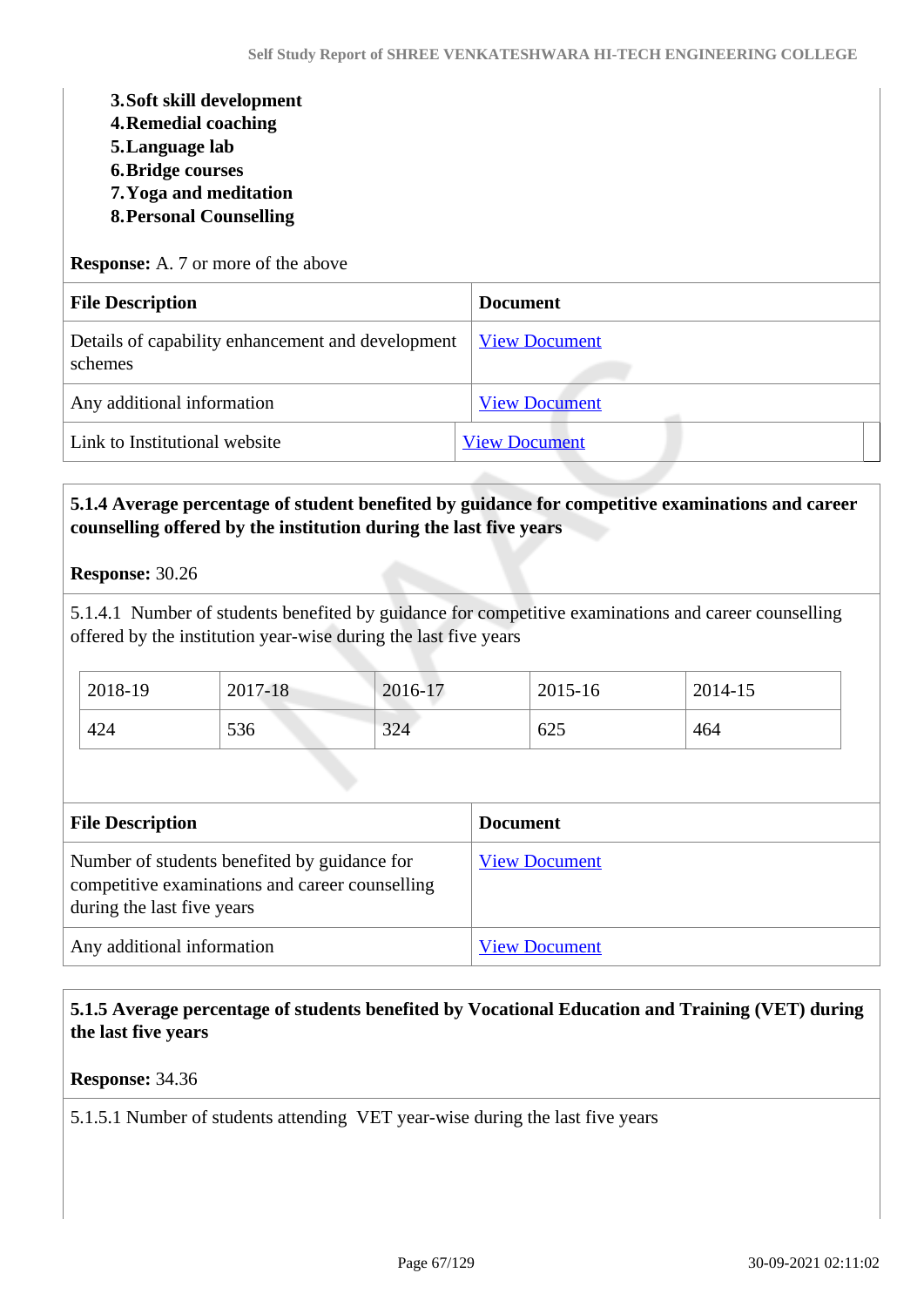3. **Soft skill development**
4. **Remedial coaching**
5. **Language lab**
6. **Bridge courses**
7. **Yoga and meditation**
8. **Personal Counselling**

**Response:** A. 7 or more of the above

| File Description | Document |
|---|---|
| Details of capability enhancement and development schemes | View Document |
| Any additional information | View Document |
| Link to Institutional website | View Document |

**5.1.4 Average percentage of student benefited by guidance for competitive examinations and career counselling offered by the institution during the last five years**

**Response:** 30.26

5.1.4.1 Number of students benefited by guidance for competitive examinations and career counselling offered by the institution year-wise during the last five years

| 2018-19 | 2017-18 | 2016-17 | 2015-16 | 2014-15 |
|---|---|---|---|---|
| 424 | 536 | 324 | 625 | 464 |

| File Description | Document |
|---|---|
| Number of students benefited by guidance for competitive examinations and career counselling during the last five years | View Document |
| Any additional information | View Document |

**5.1.5 Average percentage of students benefited by Vocational Education and Training (VET) during the last five years**

**Response:** 34.36

5.1.5.1 Number of students attending VET year-wise during the last five years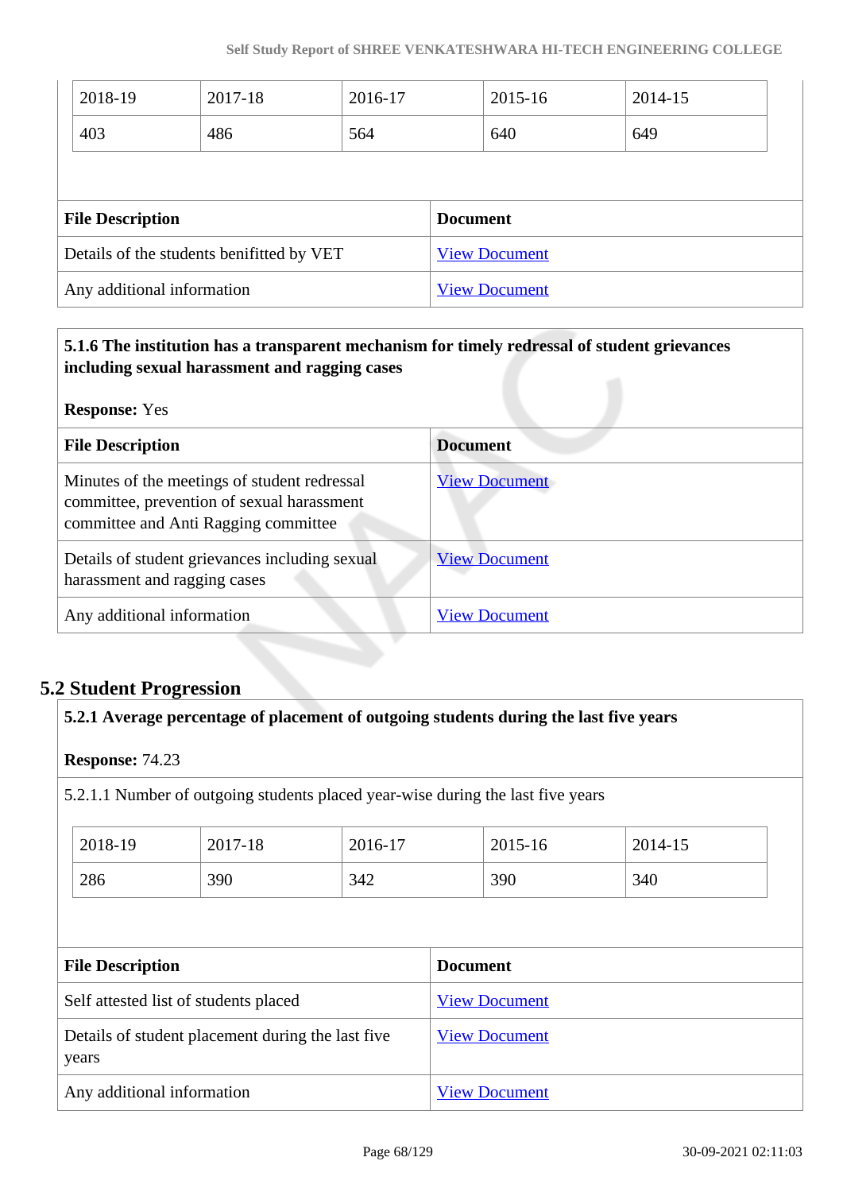| 2018-19 | 2017-18 | 2016-17 | 2015-16 | 2014-15 |
|---|---|---|---|---|
| 403 | 486 | 564 | 640 | 649 |

| File Description | Document |
|---|---|
| Details of the students benifitted by VET | View Document |
| Any additional information | View Document |

**5.1.6 The institution has a transparent mechanism for timely redressal of student grievances including sexual harassment and ragging cases**

**Response:** Yes

| File Description | Document |
|---|---|
| Minutes of the meetings of student redressal committee, prevention of sexual harassment committee and Anti Ragging committee | View Document |
| Details of student grievances including sexual harassment and ragging cases | View Document |
| Any additional information | View Document |

## 5.2 Student Progression

**5.2.1 Average percentage of placement of outgoing students during the last five years**

**Response:** 74.23

5.2.1.1 Number of outgoing students placed year-wise during the last five years

| 2018-19 | 2017-18 | 2016-17 | 2015-16 | 2014-15 |
|---|---|---|---|---|
| 286 | 390 | 342 | 390 | 340 |

| File Description | Document |
|---|---|
| Self attested list of students placed | View Document |
| Details of student placement during the last five years | View Document |
| Any additional information | View Document |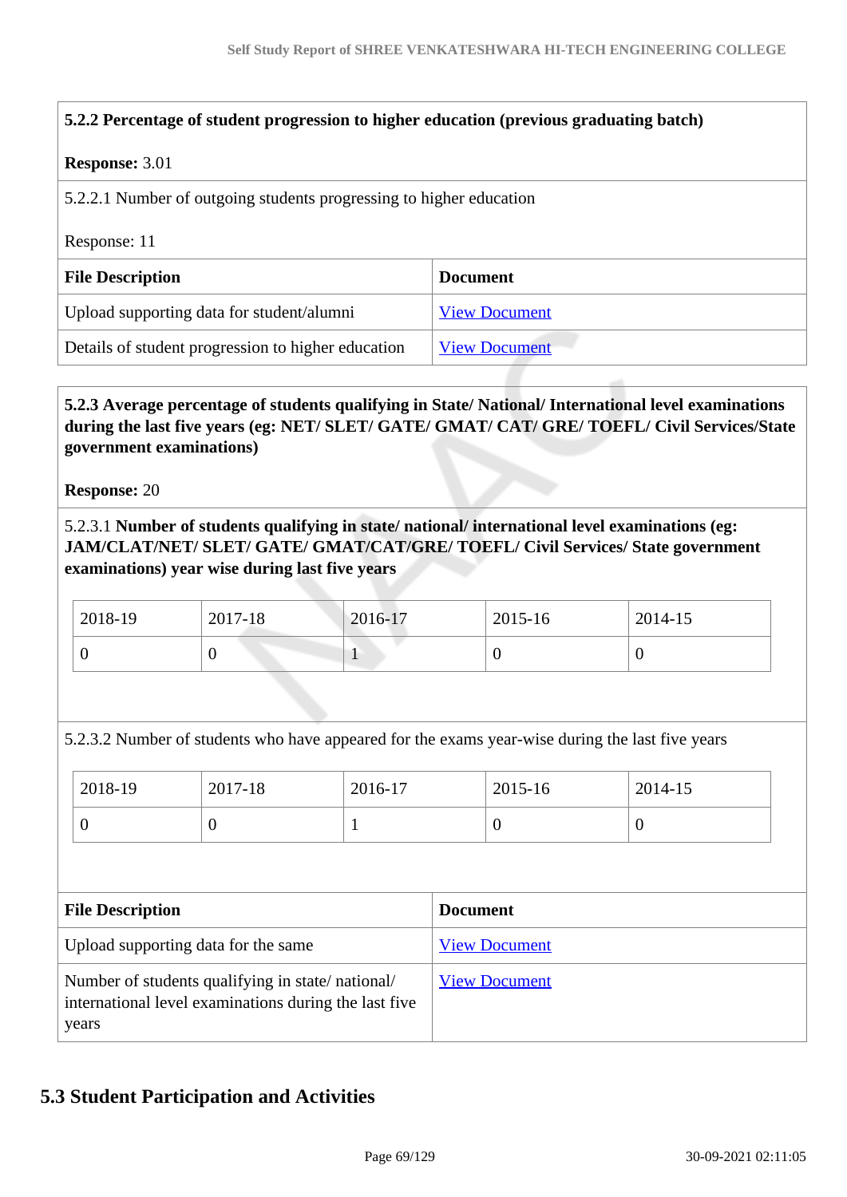**5.2.2 Percentage of student progression to higher education (previous graduating batch)**

**Response:** 3.01

5.2.2.1 Number of outgoing students progressing to higher education

Response: 11

| File Description | Document |
|---|---|
| Upload supporting data for student/alumni | View Document |
| Details of student progression to higher education | View Document |

**5.2.3 Average percentage of students qualifying in State/ National/ International level examinations during the last five years (eg: NET/ SLET/ GATE/ GMAT/ CAT/ GRE/ TOEFL/ Civil Services/State government examinations)**

**Response:** 20

5.2.3.1 **Number of students qualifying in state/ national/ international level examinations (eg: JAM/CLAT/NET/ SLET/ GATE/ GMAT/CAT/GRE/ TOEFL/ Civil Services/ State government examinations) year wise during last five years**

| 2018-19 | 2017-18 | 2016-17 | 2015-16 | 2014-15 |
|---|---|---|---|---|
| 0 | 0 | 1 | 0 | 0 |

5.2.3.2 Number of students who have appeared for the exams year-wise during the last five years

| 2018-19 | 2017-18 | 2016-17 | 2015-16 | 2014-15 |
|---|---|---|---|---|
| 0 | 0 | 1 | 0 | 0 |

| File Description | Document |
|---|---|
| Upload supporting data for the same | View Document |
| Number of students qualifying in state/ national/ international level examinations during the last five years | View Document |

## 5.3 Student Participation and Activities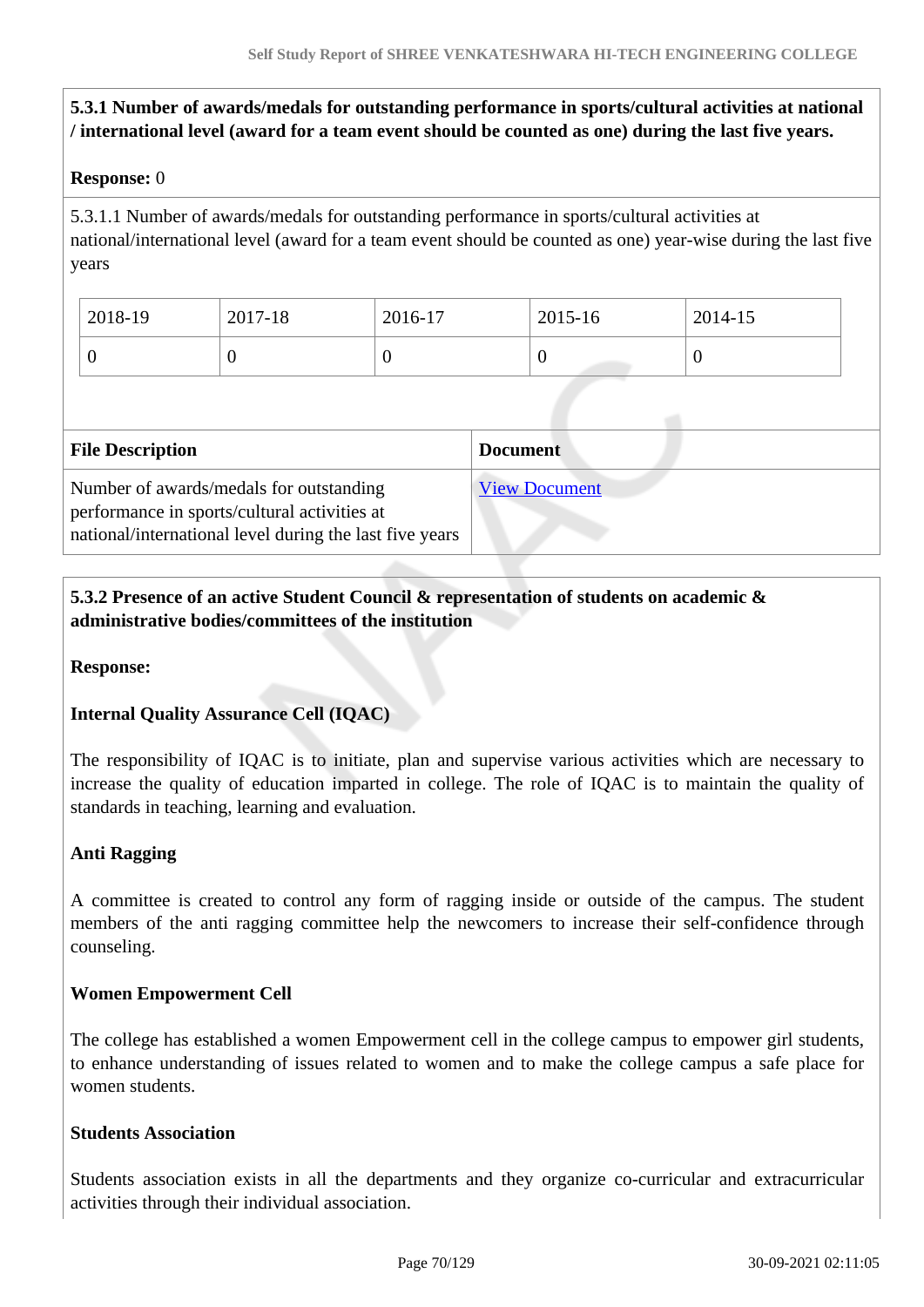**5.3.1 Number of awards/medals for outstanding performance in sports/cultural activities at national / international level (award for a team event should be counted as one) during the last five years.**

**Response:** 0

5.3.1.1 Number of awards/medals for outstanding performance in sports/cultural activities at national/international level (award for a team event should be counted as one) year-wise during the last five years

| 2018-19 | 2017-18 | 2016-17 | 2015-16 | 2014-15 |
|---|---|---|---|---|
| 0 | 0 | 0 | 0 | 0 |

| File Description | Document |
|---|---|
| Number of awards/medals for outstanding performance in sports/cultural activities at national/international level during the last five years | View Document |

**5.3.2 Presence of an active Student Council & representation of students on academic & administrative bodies/committees of the institution**

**Response:**

**Internal Quality Assurance Cell (IQAC)**

The responsibility of IQAC is to initiate, plan and supervise various activities which are necessary to increase the quality of education imparted in college. The role of IQAC is to maintain the quality of standards in teaching, learning and evaluation.

**Anti Ragging**

A committee is created to control any form of ragging inside or outside of the campus. The student members of the anti ragging committee help the newcomers to increase their self-confidence through counseling.

**Women Empowerment Cell**

The college has established a women Empowerment cell in the college campus to empower girl students, to enhance understanding of issues related to women and to make the college campus a safe place for women students.

**Students Association**

Students association exists in all the departments and they organize co-curricular and extracurricular activities through their individual association.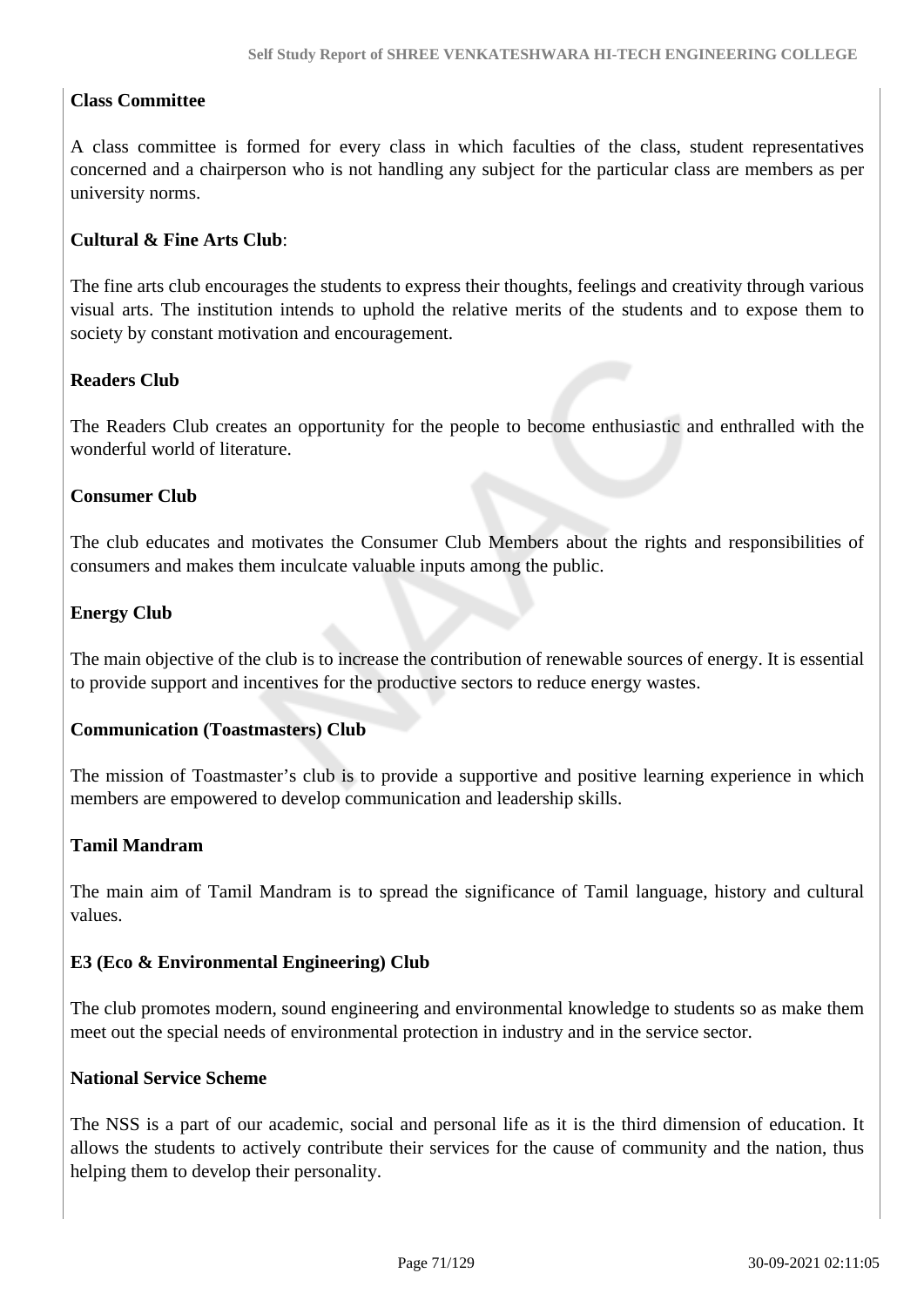**Class Committee**

A class committee is formed for every class in which faculties of the class, student representatives concerned and a chairperson who is not handling any subject for the particular class are members as per university norms.

**Cultural & Fine Arts Club**:

The fine arts club encourages the students to express their thoughts, feelings and creativity through various visual arts. The institution intends to uphold the relative merits of the students and to expose them to society by constant motivation and encouragement.

**Readers Club**

The Readers Club creates an opportunity for the people to become enthusiastic and enthralled with the wonderful world of literature.

**Consumer Club**

The club educates and motivates the Consumer Club Members about the rights and responsibilities of consumers and makes them inculcate valuable inputs among the public.

**Energy Club**

The main objective of the club is to increase the contribution of renewable sources of energy. It is essential to provide support and incentives for the productive sectors to reduce energy wastes.

**Communication (Toastmasters) Club**

The mission of Toastmaster's club is to provide a supportive and positive learning experience in which members are empowered to develop communication and leadership skills.

**Tamil Mandram**

The main aim of Tamil Mandram is to spread the significance of Tamil language, history and cultural values.

**E3 (Eco & Environmental Engineering) Club**

The club promotes modern, sound engineering and environmental knowledge to students so as make them meet out the special needs of environmental protection in industry and in the service sector.

**National Service Scheme**

The NSS is a part of our academic, social and personal life as it is the third dimension of education. It allows the students to actively contribute their services for the cause of community and the nation, thus helping them to develop their personality.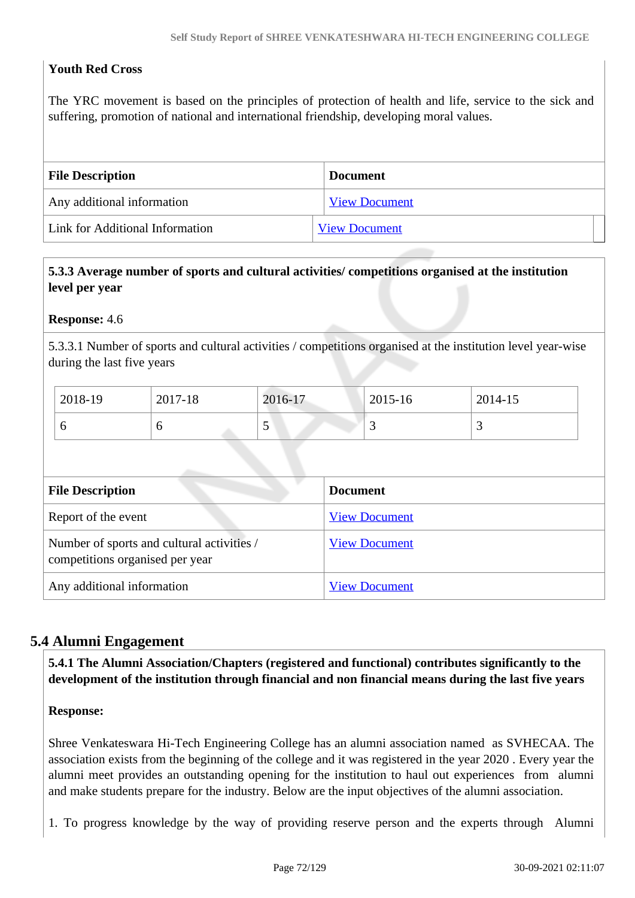**Youth Red Cross**

The YRC movement is based on the principles of protection of health and life, service to the sick and suffering, promotion of national and international friendship, developing moral values.

| File Description | Document |
|---|---|
| Any additional information | View Document |
| Link for Additional Information | View Document |

**5.3.3 Average number of sports and cultural activities/ competitions organised at the institution level per year**

**Response:** 4.6

5.3.3.1 Number of sports and cultural activities / competitions organised at the institution level year-wise during the last five years

| 2018-19 | 2017-18 | 2016-17 | 2015-16 | 2014-15 |
|---|---|---|---|---|
| 6 | 6 | 5 | 3 | 3 |

| File Description | Document |
|---|---|
| Report of the event | View Document |
| Number of sports and cultural activities / competitions organised per year | View Document |
| Any additional information | View Document |

## 5.4 Alumni Engagement

**5.4.1 The Alumni Association/Chapters (registered and functional) contributes significantly to the development of the institution through financial and non financial means during the last five years**

**Response:**

Shree Venkateswara Hi-Tech Engineering College has an alumni association named as SVHECAA. The association exists from the beginning of the college and it was registered in the year 2020 . Every year the alumni meet provides an outstanding opening for the institution to haul out experiences from alumni and make students prepare for the industry. Below are the input objectives of the alumni association.

1. To progress knowledge by the way of providing reserve person and the experts through Alumni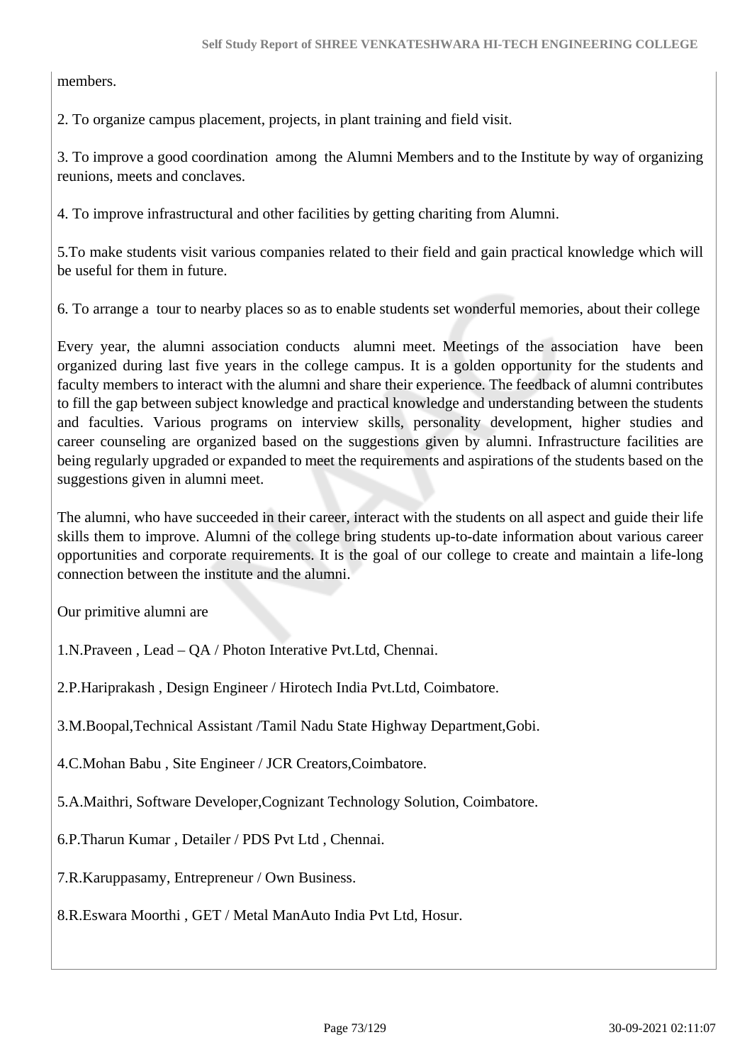members.

2. To organize campus placement, projects, in plant training and field visit.

3. To improve a good coordination among the Alumni Members and to the Institute by way of organizing reunions, meets and conclaves.

4. To improve infrastructural and other facilities by getting chariting from Alumni.

5.To make students visit various companies related to their field and gain practical knowledge which will be useful for them in future.

6. To arrange a tour to nearby places so as to enable students set wonderful memories, about their college

Every year, the alumni association conducts alumni meet. Meetings of the association have been organized during last five years in the college campus. It is a golden opportunity for the students and faculty members to interact with the alumni and share their experience. The feedback of alumni contributes to fill the gap between subject knowledge and practical knowledge and understanding between the students and faculties. Various programs on interview skills, personality development, higher studies and career counseling are organized based on the suggestions given by alumni. Infrastructure facilities are being regularly upgraded or expanded to meet the requirements and aspirations of the students based on the suggestions given in alumni meet.

The alumni, who have succeeded in their career, interact with the students on all aspect and guide their life skills them to improve. Alumni of the college bring students up-to-date information about various career opportunities and corporate requirements. It is the goal of our college to create and maintain a life-long connection between the institute and the alumni.

Our primitive alumni are

1.N.Praveen , Lead – QA / Photon Interative Pvt.Ltd, Chennai.

2.P.Hariprakash , Design Engineer / Hirotech India Pvt.Ltd, Coimbatore.

3.M.Boopal,Technical Assistant /Tamil Nadu State Highway Department,Gobi.

4.C.Mohan Babu , Site Engineer / JCR Creators,Coimbatore.

5.A.Maithri, Software Developer,Cognizant Technology Solution, Coimbatore.

6.P.Tharun Kumar , Detailer / PDS Pvt Ltd , Chennai.

7.R.Karuppasamy, Entrepreneur / Own Business.

8.R.Eswara Moorthi , GET / Metal ManAuto India Pvt Ltd, Hosur.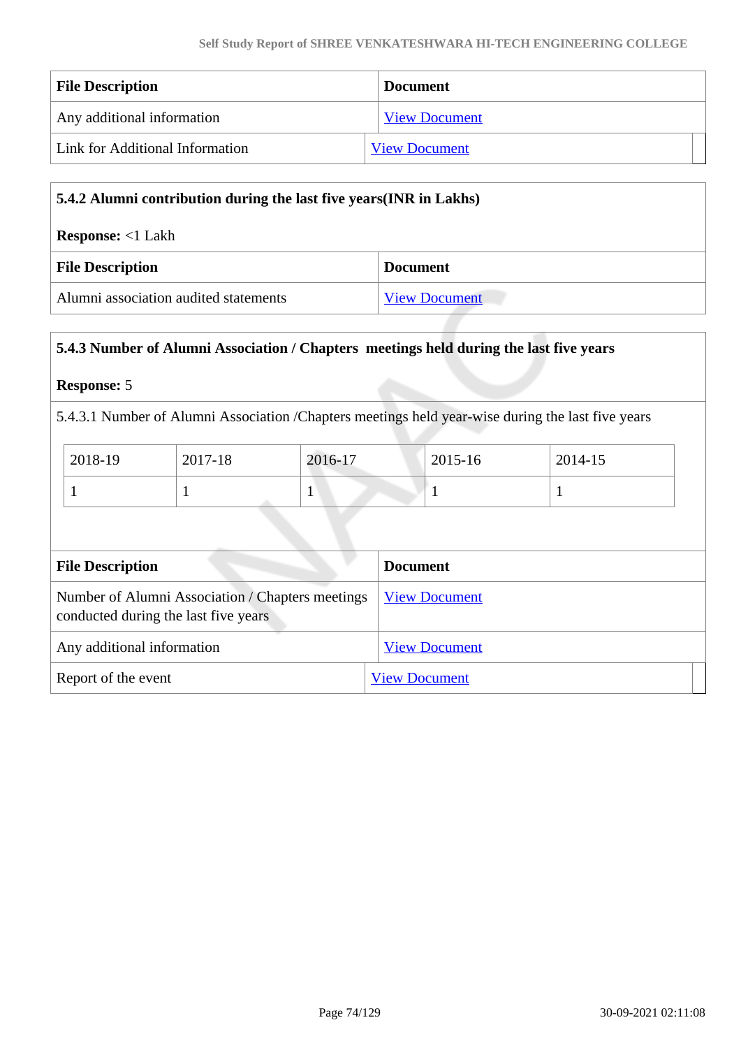| File Description | Document |
|---|---|
| Any additional information | View Document |
| Link for Additional Information | View Document |

**5.4.2 Alumni contribution during the last five years(INR in Lakhs)**

**Response:** <1 Lakh

| File Description | Document |
|---|---|
| Alumni association audited statements | View Document |

**5.4.3 Number of Alumni Association / Chapters meetings held during the last five years**

**Response:** 5

5.4.3.1 Number of Alumni Association /Chapters meetings held year-wise during the last five years

| 2018-19 | 2017-18 | 2016-17 | 2015-16 | 2014-15 |
|---|---|---|---|---|
| 1 | 1 | 1 | 1 | 1 |

| File Description | Document |
|---|---|
| Number of Alumni Association / Chapters meetings conducted during the last five years | View Document |
| Any additional information | View Document |
| Report of the event | View Document |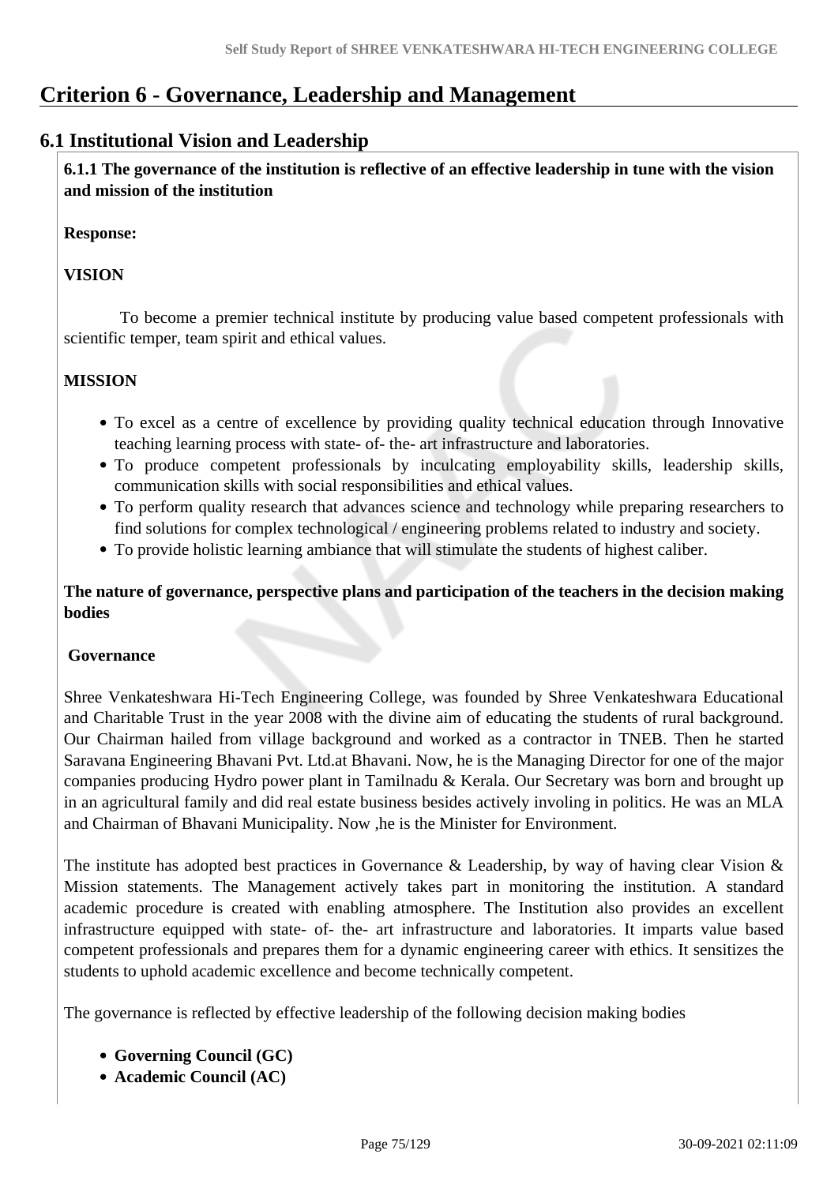# Criterion 6 - Governance, Leadership and Management

## 6.1 Institutional Vision and Leadership

**6.1.1 The governance of the institution is reflective of an effective leadership in tune with the vision and mission of the institution**

**Response:**

**VISION**

To become a premier technical institute by producing value based competent professionals with scientific temper, team spirit and ethical values.

**MISSION**

- To excel as a centre of excellence by providing quality technical education through Innovative teaching learning process with state- of- the- art infrastructure and laboratories.
- To produce competent professionals by inculcating employability skills, leadership skills, communication skills with social responsibilities and ethical values.
- To perform quality research that advances science and technology while preparing researchers to find solutions for complex technological / engineering problems related to industry and society.
- To provide holistic learning ambiance that will stimulate the students of highest caliber.

**The nature of governance, perspective plans and participation of the teachers in the decision making bodies**

**Governance**

Shree Venkateshwara Hi-Tech Engineering College, was founded by Shree Venkateshwara Educational and Charitable Trust in the year 2008 with the divine aim of educating the students of rural background. Our Chairman hailed from village background and worked as a contractor in TNEB. Then he started Saravana Engineering Bhavani Pvt. Ltd.at Bhavani. Now, he is the Managing Director for one of the major companies producing Hydro power plant in Tamilnadu & Kerala. Our Secretary was born and brought up in an agricultural family and did real estate business besides actively involing in politics. He was an MLA and Chairman of Bhavani Municipality. Now ,he is the Minister for Environment.

The institute has adopted best practices in Governance & Leadership, by way of having clear Vision & Mission statements. The Management actively takes part in monitoring the institution. A standard academic procedure is created with enabling atmosphere. The Institution also provides an excellent infrastructure equipped with state- of- the- art infrastructure and laboratories. It imparts value based competent professionals and prepares them for a dynamic engineering career with ethics. It sensitizes the students to uphold academic excellence and become technically competent.

The governance is reflected by effective leadership of the following decision making bodies

- **Governing Council (GC)**
- **Academic Council (AC)**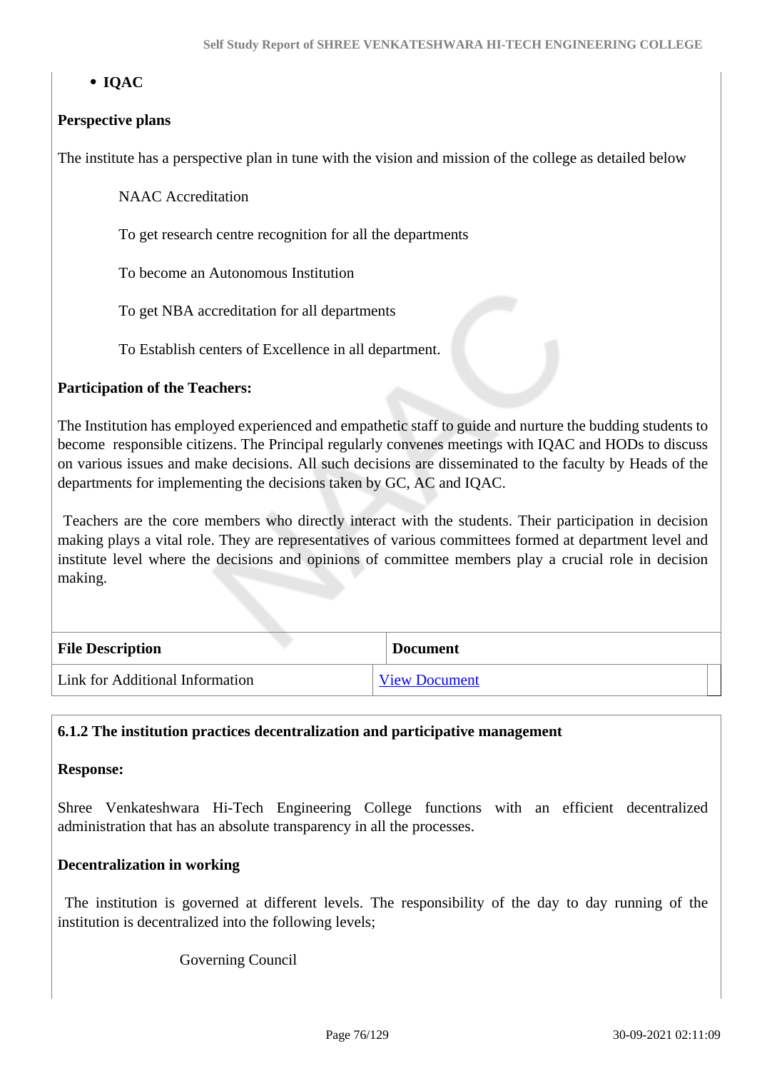- **IQAC**

**Perspective plans**

The institute has a perspective plan in tune with the vision and mission of the college as detailed below

NAAC Accreditation

To get research centre recognition for all the departments

To become an Autonomous Institution

To get NBA accreditation for all departments

To Establish centers of Excellence in all department.

**Participation of the Teachers:**

The Institution has employed experienced and empathetic staff to guide and nurture the budding students to become responsible citizens. The Principal regularly convenes meetings with IQAC and HODs to discuss on various issues and make decisions. All such decisions are disseminated to the faculty by Heads of the departments for implementing the decisions taken by GC, AC and IQAC.

Teachers are the core members who directly interact with the students. Their participation in decision making plays a vital role. They are representatives of various committees formed at department level and institute level where the decisions and opinions of committee members play a crucial role in decision making.

| File Description | Document |
|---|---|
| Link for Additional Information | View Document |

**6.1.2 The institution practices decentralization and participative management**

**Response:**

Shree Venkateshwara Hi-Tech Engineering College functions with an efficient decentralized administration that has an absolute transparency in all the processes.

**Decentralization in working**

The institution is governed at different levels. The responsibility of the day to day running of the institution is decentralized into the following levels;

Governing Council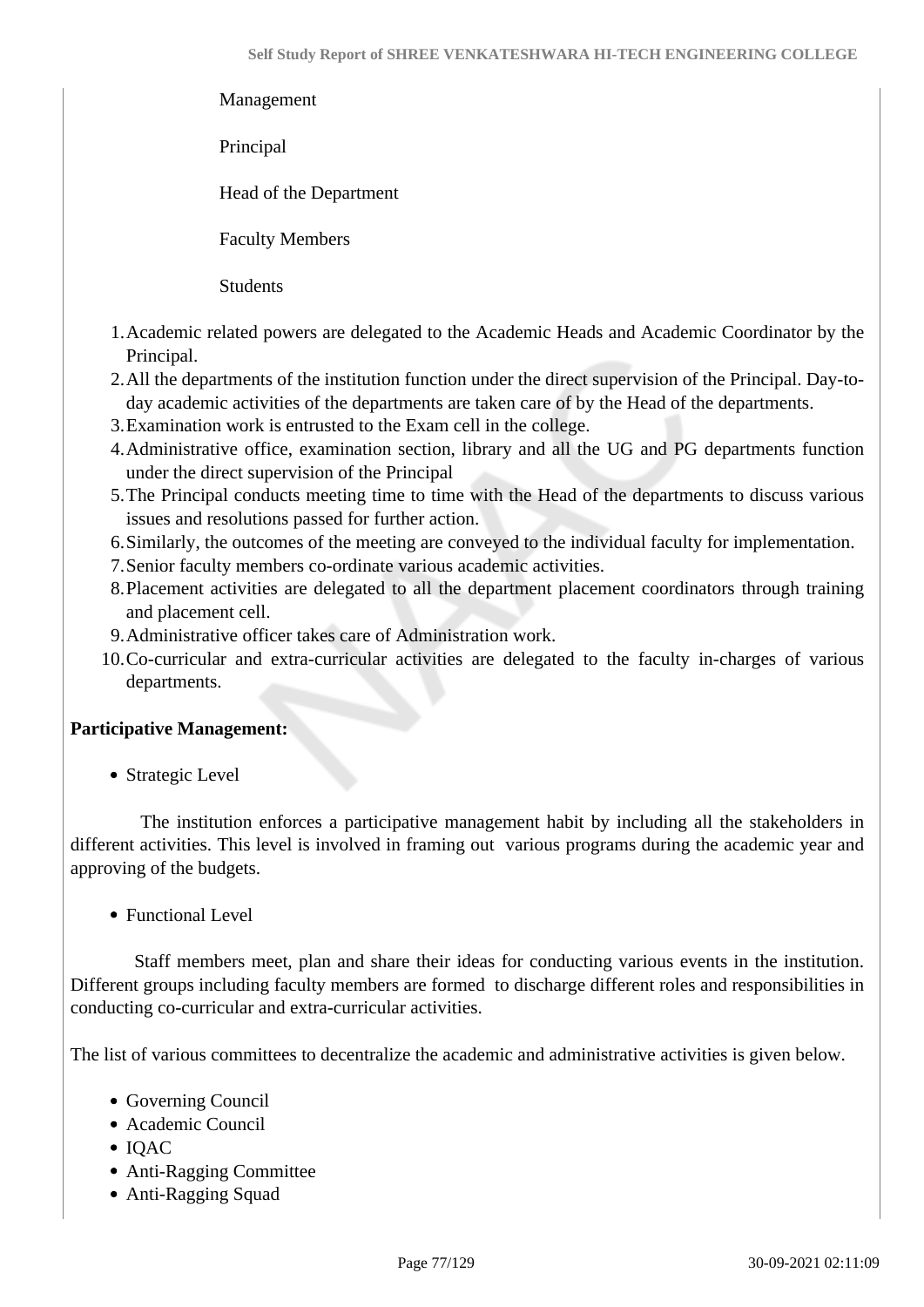Management

Principal

Head of the Department

Faculty Members

Students

1. Academic related powers are delegated to the Academic Heads and Academic Coordinator by the Principal.
2. All the departments of the institution function under the direct supervision of the Principal. Day-to-day academic activities of the departments are taken care of by the Head of the departments.
3. Examination work is entrusted to the Exam cell in the college.
4. Administrative office, examination section, library and all the UG and PG departments function under the direct supervision of the Principal
5. The Principal conducts meeting time to time with the Head of the departments to discuss various issues and resolutions passed for further action.
6. Similarly, the outcomes of the meeting are conveyed to the individual faculty for implementation.
7. Senior faculty members co-ordinate various academic activities.
8. Placement activities are delegated to all the department placement coordinators through training and placement cell.
9. Administrative officer takes care of Administration work.
10. Co-curricular and extra-curricular activities are delegated to the faculty in-charges of various departments.

**Participative Management:**

- Strategic Level

The institution enforces a participative management habit by including all the stakeholders in different activities. This level is involved in framing out various programs during the academic year and approving of the budgets.

- Functional Level

Staff members meet, plan and share their ideas for conducting various events in the institution. Different groups including faculty members are formed to discharge different roles and responsibilities in conducting co-curricular and extra-curricular activities.

The list of various committees to decentralize the academic and administrative activities is given below.

- Governing Council
- Academic Council
- IQAC
- Anti-Ragging Committee
- Anti-Ragging Squad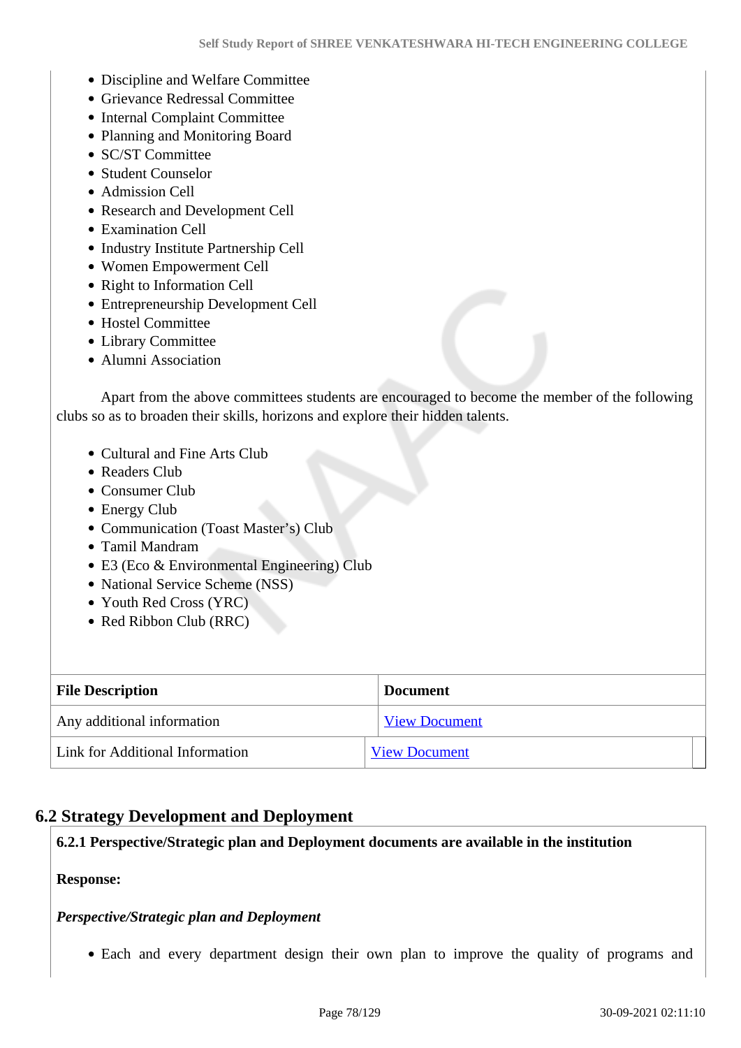- Discipline and Welfare Committee
- Grievance Redressal Committee
- Internal Complaint Committee
- Planning and Monitoring Board
- SC/ST Committee
- Student Counselor
- Admission Cell
- Research and Development Cell
- Examination Cell
- Industry Institute Partnership Cell
- Women Empowerment Cell
- Right to Information Cell
- Entrepreneurship Development Cell
- Hostel Committee
- Library Committee
- Alumni Association

Apart from the above committees students are encouraged to become the member of the following clubs so as to broaden their skills, horizons and explore their hidden talents.

- Cultural and Fine Arts Club
- Readers Club
- Consumer Club
- Energy Club
- Communication (Toast Master's) Club
- Tamil Mandram
- E3 (Eco & Environmental Engineering) Club
- National Service Scheme (NSS)
- Youth Red Cross (YRC)
- Red Ribbon Club (RRC)

| File Description | Document |
|---|---|
| Any additional information | View Document |
| Link for Additional Information | View Document |

## 6.2 Strategy Development and Deployment

**6.2.1 Perspective/Strategic plan and Deployment documents are available in the institution**

**Response:**

***Perspective/Strategic plan and Deployment***

- Each and every department design their own plan to improve the quality of programs and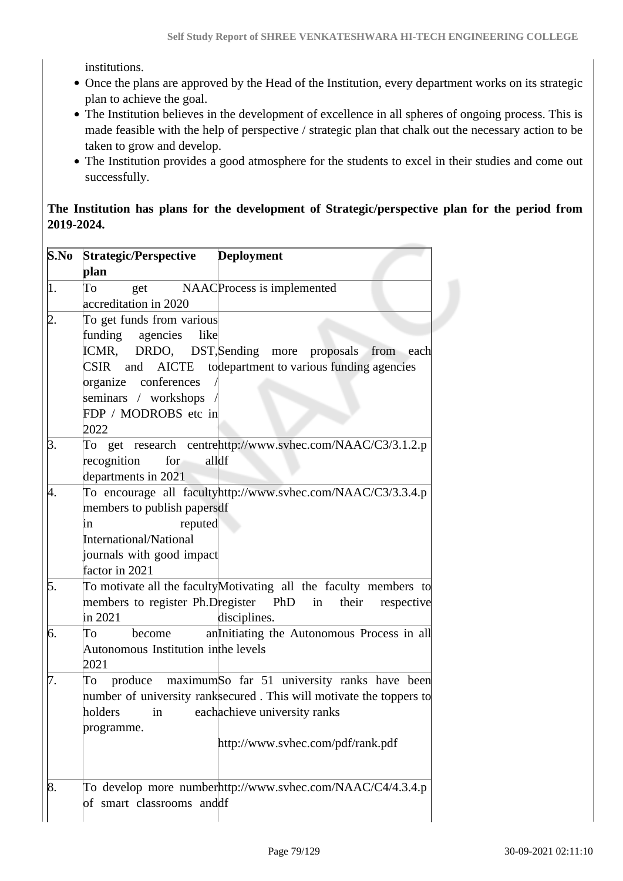institutions.

- Once the plans are approved by the Head of the Institution, every department works on its strategic plan to achieve the goal.
- The Institution believes in the development of excellence in all spheres of ongoing process. This is made feasible with the help of perspective / strategic plan that chalk out the necessary action to be taken to grow and develop.
- The Institution provides a good atmosphere for the students to excel in their studies and come out successfully.

**The Institution has plans for the development of Strategic/perspective plan for the period from 2019-2024.**

| S.No | Strategic/Perspective plan | Deployment |
|---|---|---|
| 1. | To get NAAC accreditation in 2020 | Process is implemented |
| 2. | To get funds from various funding agencies like ICMR, DRDO, DST, CSIR and AICTE to organize conferences / seminars / workshops / FDP / MODROBS etc in 2022 | Sending more proposals from each department to various funding agencies |
| 3. | To get research centre recognition for all departments in 2021 | http://www.svhec.com/NAAC/C3/3.1.2.pdf |
| 4. | To encourage all faculty members to publish papers in reputed International/National journals with good impact factor in 2021 | http://www.svhec.com/NAAC/C3/3.3.4.pdf |
| 5. | To motivate all the faculty members to register Ph.D in 2021 | Motivating all the faculty members to register PhD in their respective disciplines. |
| 6. | To become an Autonomous Institution in 2021 | Initiating the Autonomous Process in all the levels |
| 7. | To produce maximum number of university rank holders in each programme. | So far 51 university ranks have been secured . This will motivate the toppers to achieve university ranks<br><br>http://www.svhec.com/pdf/rank.pdf |
| 8. | To develop more number of smart classrooms and | http://www.svhec.com/NAAC/C4/4.3.4.pdf |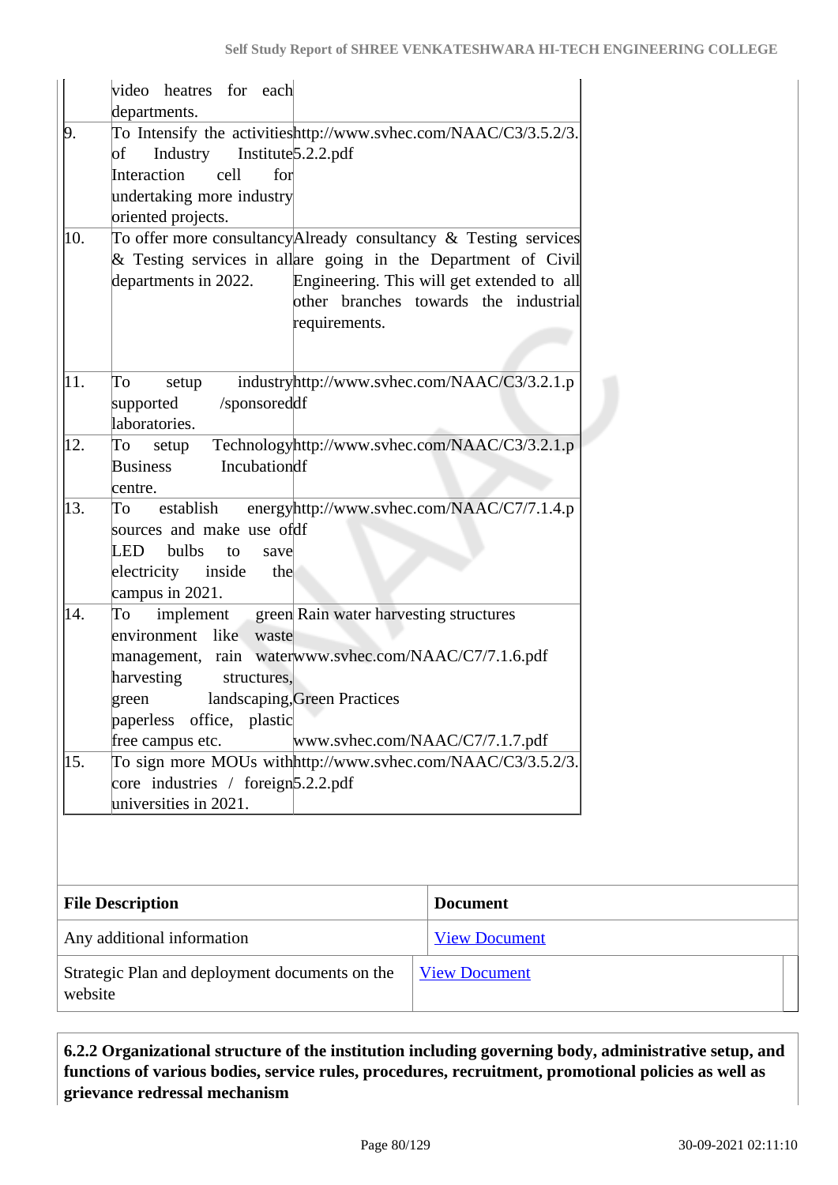| | | |
|---|---|---|
| | video heatres for each departments. | |
| 9. | To Intensify the activities of Industry Institute Interaction cell for undertaking more industry oriented projects. | http://www.svhec.com/NAAC/C3/3.5.2/3.5.2.2.pdf |
| 10. | To offer more consultancy & Testing services in all departments in 2022. | Already consultancy & Testing services are going in the Department of Civil Engineering. This will get extended to all other branches towards the industrial requirements. |
| 11. | To setup industry supported /sponsored laboratories. | http://www.svhec.com/NAAC/C3/3.2.1.pdf |
| 12. | To setup Technology Business Incubation centre. | http://www.svhec.com/NAAC/C3/3.2.1.pdf |
| 13. | To establish energy sources and make use of LED bulbs to save electricity inside the campus in 2021. | http://www.svhec.com/NAAC/C7/7.1.4.pdf |
| 14. | To implement green environment like waste management, rain water harvesting structures, green landscaping, paperless office, plastic free campus etc. | Rain water harvesting structures<br>www.svhec.com/NAAC/C7/7.1.6.pdf<br>Green Practices<br>www.svhec.com/NAAC/C7/7.1.7.pdf |
| 15. | To sign more MOUs with core industries / foreign universities in 2021. | http://www.svhec.com/NAAC/C3/3.5.2/3.5.2.2.pdf |

| File Description | Document |
|---|---|
| Any additional information | View Document |
| Strategic Plan and deployment documents on the website | View Document |

**6.2.2 Organizational structure of the institution including governing body, administrative setup, and functions of various bodies, service rules, procedures, recruitment, promotional policies as well as grievance redressal mechanism**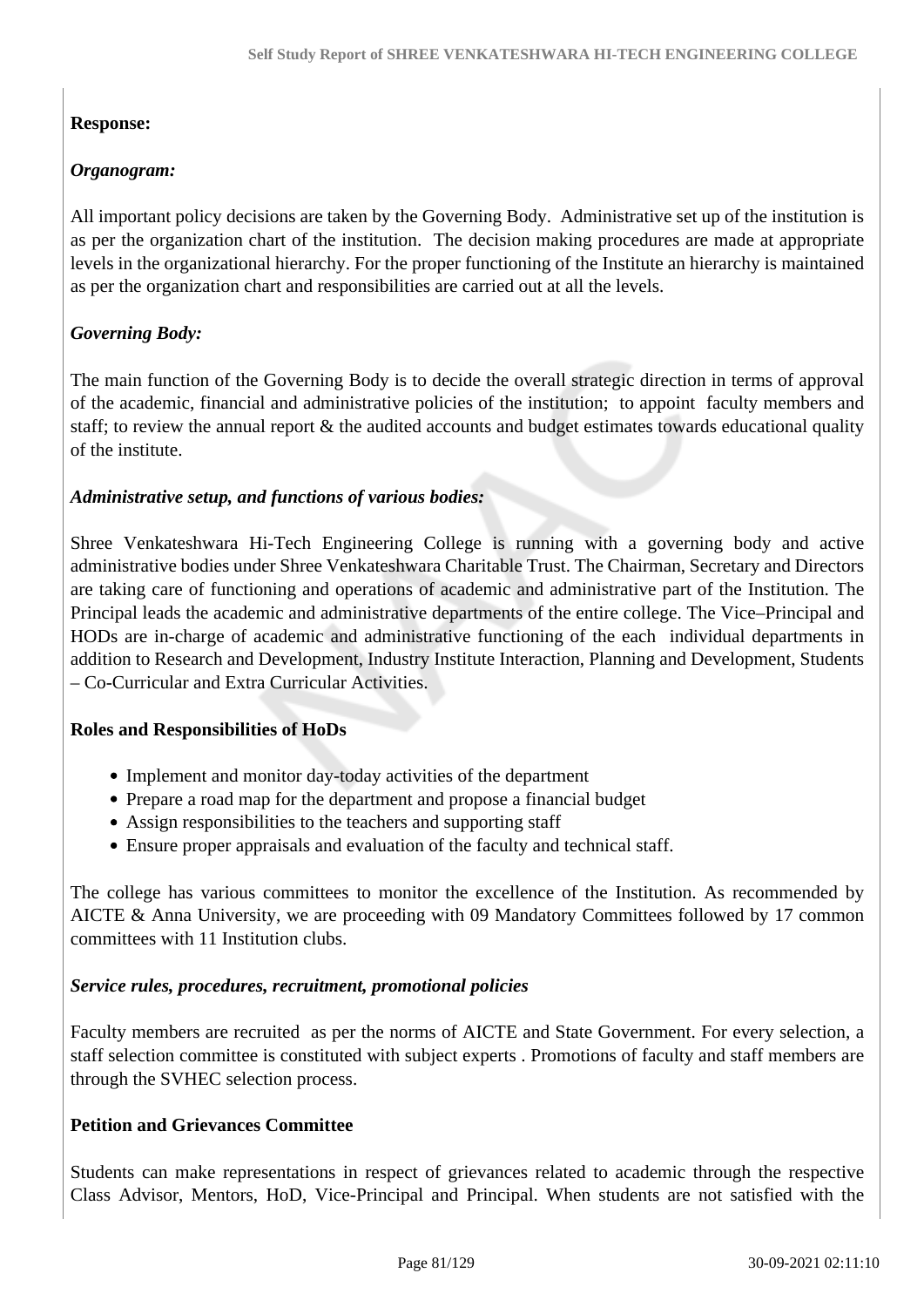**Response:**

***Organogram:***

All important policy decisions are taken by the Governing Body. Administrative set up of the institution is as per the organization chart of the institution. The decision making procedures are made at appropriate levels in the organizational hierarchy. For the proper functioning of the Institute an hierarchy is maintained as per the organization chart and responsibilities are carried out at all the levels.

***Governing Body:***

The main function of the Governing Body is to decide the overall strategic direction in terms of approval of the academic, financial and administrative policies of the institution; to appoint faculty members and staff; to review the annual report & the audited accounts and budget estimates towards educational quality of the institute.

***Administrative setup, and functions of various bodies:***

Shree Venkateshwara Hi-Tech Engineering College is running with a governing body and active administrative bodies under Shree Venkateshwara Charitable Trust. The Chairman, Secretary and Directors are taking care of functioning and operations of academic and administrative part of the Institution. The Principal leads the academic and administrative departments of the entire college. The Vice–Principal and HODs are in-charge of academic and administrative functioning of the each individual departments in addition to Research and Development, Industry Institute Interaction, Planning and Development, Students – Co-Curricular and Extra Curricular Activities.

**Roles and Responsibilities of HoDs**

- Implement and monitor day-today activities of the department
- Prepare a road map for the department and propose a financial budget
- Assign responsibilities to the teachers and supporting staff
- Ensure proper appraisals and evaluation of the faculty and technical staff.

The college has various committees to monitor the excellence of the Institution. As recommended by AICTE & Anna University, we are proceeding with 09 Mandatory Committees followed by 17 common committees with 11 Institution clubs.

***Service rules, procedures, recruitment, promotional policies***

Faculty members are recruited as per the norms of AICTE and State Government. For every selection, a staff selection committee is constituted with subject experts . Promotions of faculty and staff members are through the SVHEC selection process.

**Petition and Grievances Committee**

Students can make representations in respect of grievances related to academic through the respective Class Advisor, Mentors, HoD, Vice-Principal and Principal. When students are not satisfied with the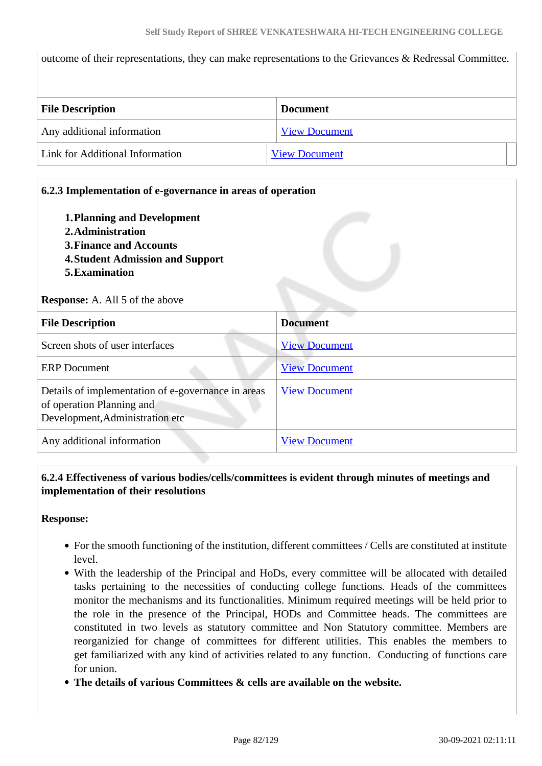outcome of their representations, they can make representations to the Grievances & Redressal Committee.

| File Description | Document |
|---|---|
| Any additional information | View Document |
| Link for Additional Information | View Document |

**6.2.3 Implementation of e-governance in areas of operation**

1. **Planning and Development**
2. **Administration**
3. **Finance and Accounts**
4. **Student Admission and Support**
5. **Examination**

**Response:** A. All 5 of the above

| File Description | Document |
|---|---|
| Screen shots of user interfaces | View Document |
| ERP Document | View Document |
| Details of implementation of e-governance in areas of operation Planning and Development,Administration etc | View Document |
| Any additional information | View Document |

**6.2.4 Effectiveness of various bodies/cells/committees is evident through minutes of meetings and implementation of their resolutions**

**Response:**

- For the smooth functioning of the institution, different committees / Cells are constituted at institute level.
- With the leadership of the Principal and HoDs, every committee will be allocated with detailed tasks pertaining to the necessities of conducting college functions. Heads of the committees monitor the mechanisms and its functionalities. Minimum required meetings will be held prior to the role in the presence of the Principal, HODs and Committee heads. The committees are constituted in two levels as statutory committee and Non Statutory committee. Members are reorganizied for change of committees for different utilities. This enables the members to get familiarized with any kind of activities related to any function. Conducting of functions care for union.
- **The details of various Committees & cells are available on the website.**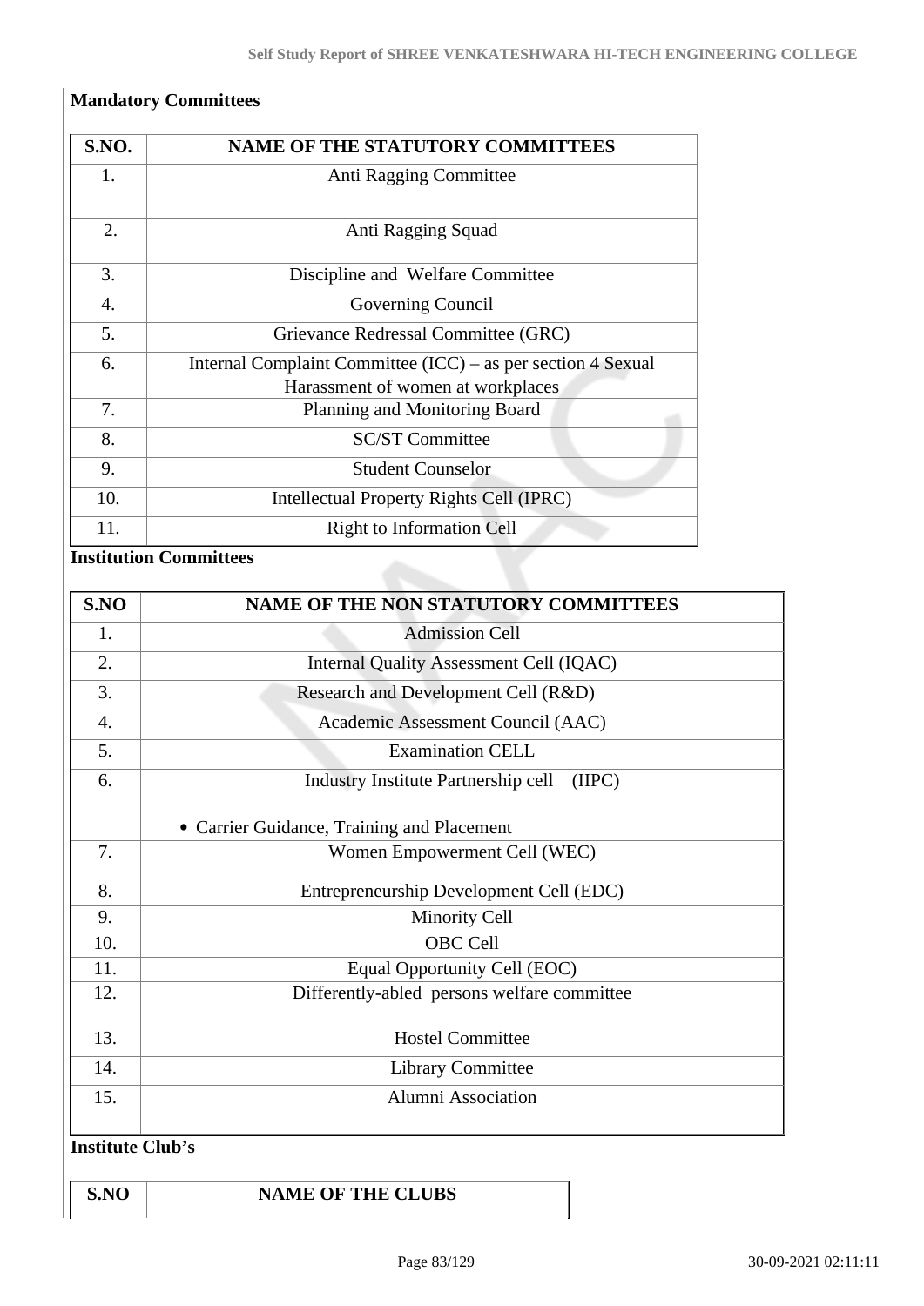**Mandatory Committees**

| S.NO. | NAME OF THE STATUTORY COMMITTEES |
|---|---|
| 1. | Anti Ragging Committee |
| 2. | Anti Ragging Squad |
| 3. | Discipline and Welfare Committee |
| 4. | Governing Council |
| 5. | Grievance Redressal Committee (GRC) |
| 6. | Internal Complaint Committee (ICC) – as per section 4 Sexual Harassment of women at workplaces |
| 7. | Planning and Monitoring Board |
| 8. | SC/ST Committee |
| 9. | Student Counselor |
| 10. | Intellectual Property Rights Cell (IPRC) |
| 11. | Right to Information Cell |

**Institution Committees**

| S.NO | NAME OF THE NON STATUTORY COMMITTEES |
|---|---|
| 1. | Admission Cell |
| 2. | Internal Quality Assessment Cell (IQAC) |
| 3. | Research and Development Cell (R&D) |
| 4. | Academic Assessment Council (AAC) |
| 5. | Examination CELL |
| 6. | Industry Institute Partnership cell (IIPC)<br>• Carrier Guidance, Training and Placement |
| 7. | Women Empowerment Cell (WEC) |
| 8. | Entrepreneurship Development Cell (EDC) |
| 9. | Minority Cell |
| 10. | OBC Cell |
| 11. | Equal Opportunity Cell (EOC) |
| 12. | Differently-abled persons welfare committee |
| 13. | Hostel Committee |
| 14. | Library Committee |
| 15. | Alumni Association |

**Institute Club's**

| S.NO | NAME OF THE CLUBS |
|---|---|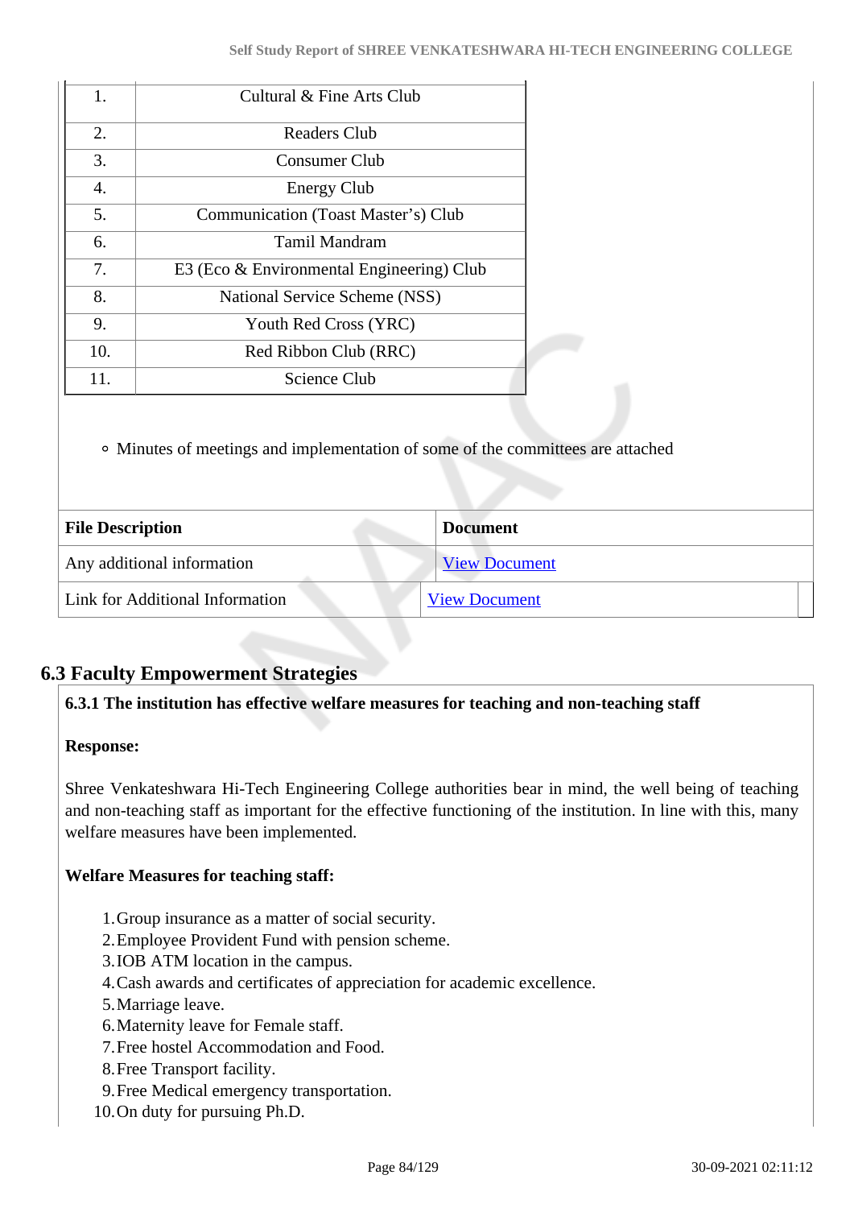| | |
|---|---|
| 1. | Cultural & Fine Arts Club |
| 2. | Readers Club |
| 3. | Consumer Club |
| 4. | Energy Club |
| 5. | Communication (Toast Master's) Club |
| 6. | Tamil Mandram |
| 7. | E3 (Eco & Environmental Engineering) Club |
| 8. | National Service Scheme (NSS) |
| 9. | Youth Red Cross (YRC) |
| 10. | Red Ribbon Club (RRC) |
| 11. | Science Club |

- Minutes of meetings and implementation of some of the committees are attached

| File Description | Document |
|---|---|
| Any additional information | View Document |
| Link for Additional Information | View Document |

## 6.3 Faculty Empowerment Strategies

**6.3.1 The institution has effective welfare measures for teaching and non-teaching staff**

**Response:**

Shree Venkateshwara Hi-Tech Engineering College authorities bear in mind, the well being of teaching and non-teaching staff as important for the effective functioning of the institution. In line with this, many welfare measures have been implemented.

**Welfare Measures for teaching staff:**

1. Group insurance as a matter of social security.
2. Employee Provident Fund with pension scheme.
3. IOB ATM location in the campus.
4. Cash awards and certificates of appreciation for academic excellence.
5. Marriage leave.
6. Maternity leave for Female staff.
7. Free hostel Accommodation and Food.
8. Free Transport facility.
9. Free Medical emergency transportation.
10. On duty for pursuing Ph.D.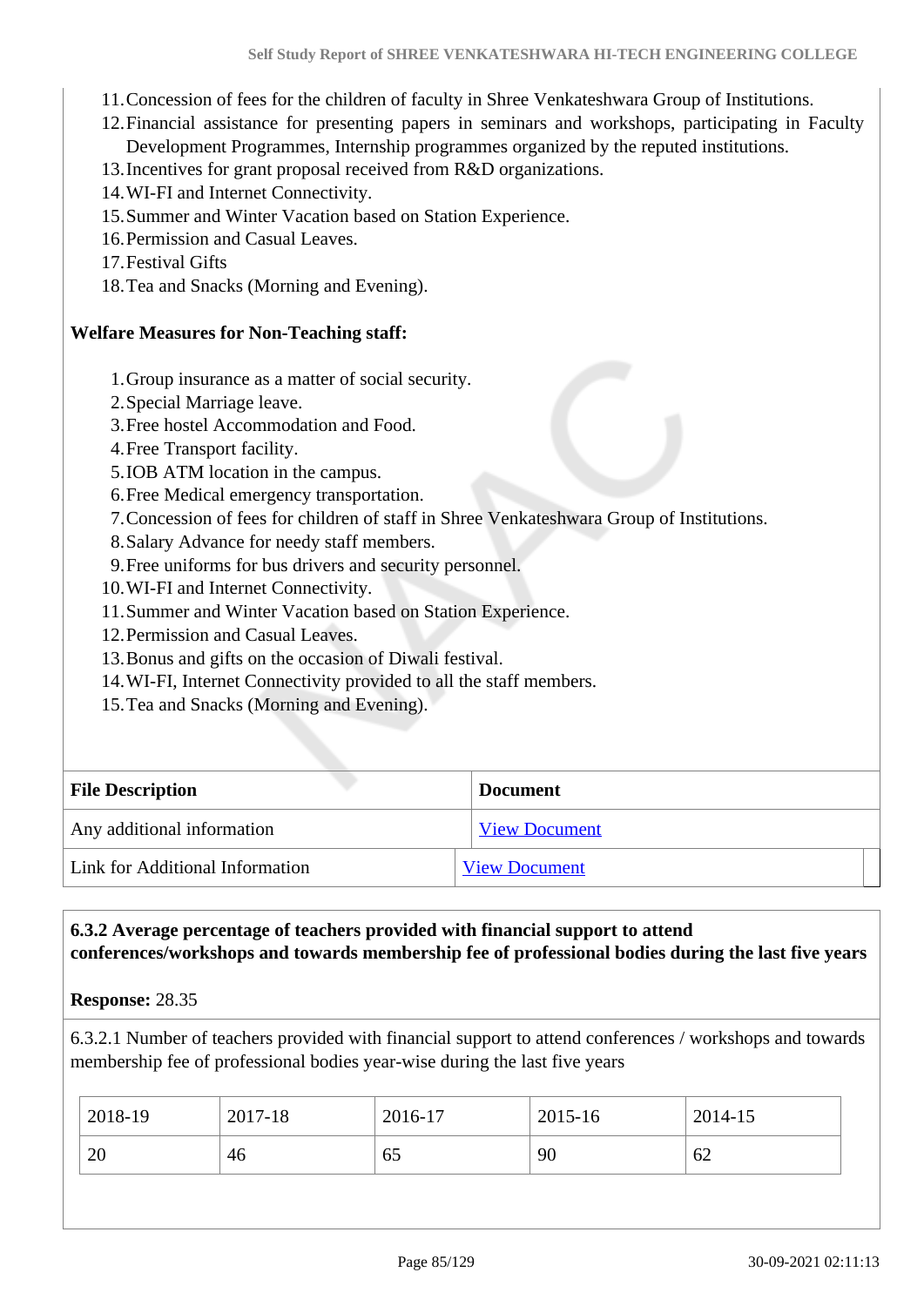11. Concession of fees for the children of faculty in Shree Venkateshwara Group of Institutions.
12. Financial assistance for presenting papers in seminars and workshops, participating in Faculty Development Programmes, Internship programmes organized by the reputed institutions.
13. Incentives for grant proposal received from R&D organizations.
14. WI-FI and Internet Connectivity.
15. Summer and Winter Vacation based on Station Experience.
16. Permission and Casual Leaves.
17. Festival Gifts
18. Tea and Snacks (Morning and Evening).

**Welfare Measures for Non-Teaching staff:**

1. Group insurance as a matter of social security.
2. Special Marriage leave.
3. Free hostel Accommodation and Food.
4. Free Transport facility.
5. IOB ATM location in the campus.
6. Free Medical emergency transportation.
7. Concession of fees for children of staff in Shree Venkateshwara Group of Institutions.
8. Salary Advance for needy staff members.
9. Free uniforms for bus drivers and security personnel.
10. WI-FI and Internet Connectivity.
11. Summer and Winter Vacation based on Station Experience.
12. Permission and Casual Leaves.
13. Bonus and gifts on the occasion of Diwali festival.
14. WI-FI, Internet Connectivity provided to all the staff members.
15. Tea and Snacks (Morning and Evening).

| File Description | Document |
|---|---|
| Any additional information | View Document |
| Link for Additional Information | View Document |

**6.3.2 Average percentage of teachers provided with financial support to attend conferences/workshops and towards membership fee of professional bodies during the last five years**

**Response:** 28.35

6.3.2.1 Number of teachers provided with financial support to attend conferences / workshops and towards membership fee of professional bodies year-wise during the last five years

| 2018-19 | 2017-18 | 2016-17 | 2015-16 | 2014-15 |
|---|---|---|---|---|
| 20 | 46 | 65 | 90 | 62 |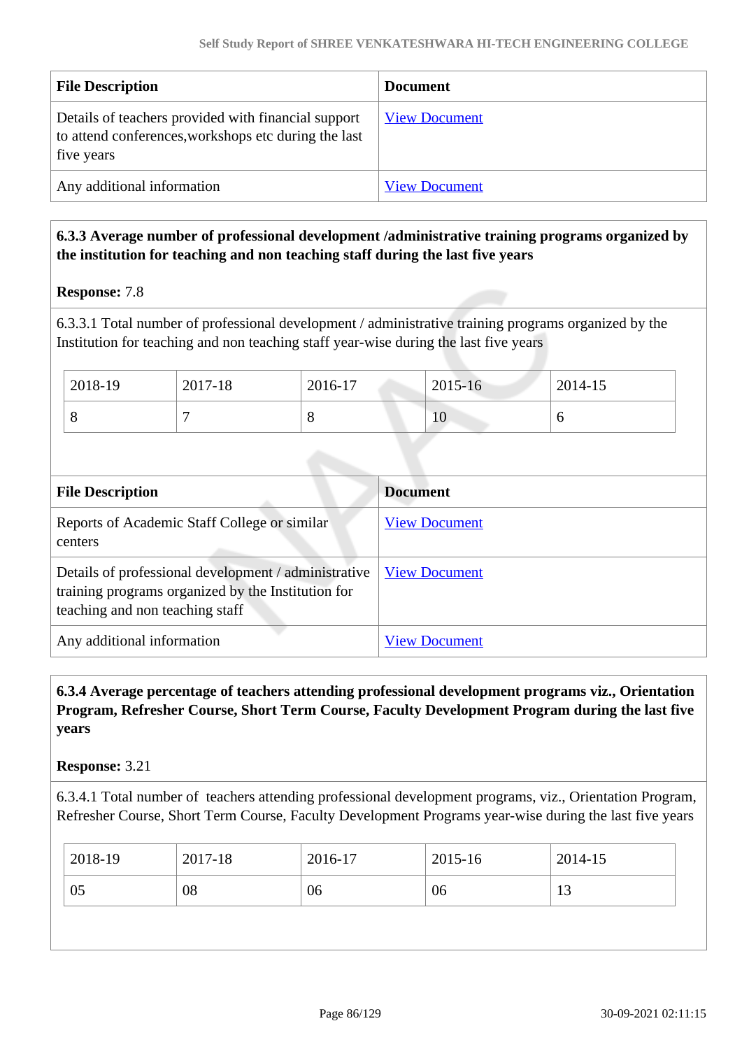| File Description | Document |
|---|---|
| Details of teachers provided with financial support to attend conferences,workshops etc during the last five years | View Document |
| Any additional information | View Document |

**6.3.3 Average number of professional development /administrative training programs organized by the institution for teaching and non teaching staff during the last five years**

**Response:** 7.8

6.3.3.1 Total number of professional development / administrative training programs organized by the Institution for teaching and non teaching staff year-wise during the last five years

| 2018-19 | 2017-18 | 2016-17 | 2015-16 | 2014-15 |
|---|---|---|---|---|
| 8 | 7 | 8 | 10 | 6 |

| File Description | Document |
|---|---|
| Reports of Academic Staff College or similar centers | View Document |
| Details of professional development / administrative training programs organized by the Institution for teaching and non teaching staff | View Document |
| Any additional information | View Document |

**6.3.4 Average percentage of teachers attending professional development programs viz., Orientation Program, Refresher Course, Short Term Course, Faculty Development Program during the last five years**

**Response:** 3.21

6.3.4.1 Total number of teachers attending professional development programs, viz., Orientation Program, Refresher Course, Short Term Course, Faculty Development Programs year-wise during the last five years

| 2018-19 | 2017-18 | 2016-17 | 2015-16 | 2014-15 |
|---|---|---|---|---|
| 05 | 08 | 06 | 06 | 13 |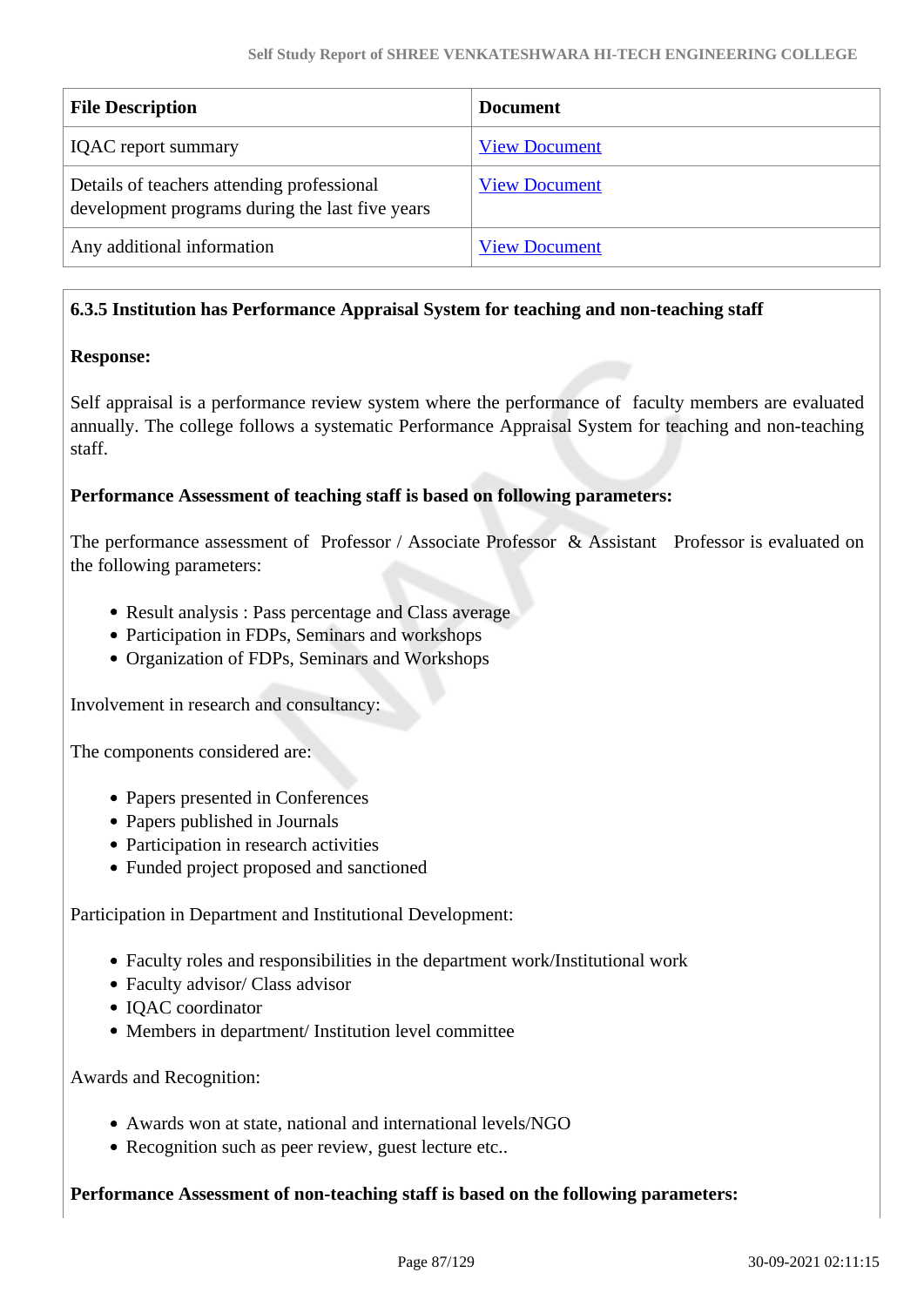| File Description | Document |
| --- | --- |
| IQAC report summary | View Document |
| Details of teachers attending professional development programs during the last five years | View Document |
| Any additional information | View Document |

**6.3.5 Institution has Performance Appraisal System for teaching and non-teaching staff**

**Response:**

Self appraisal is a performance review system where the performance of faculty members are evaluated annually. The college follows a systematic Performance Appraisal System for teaching and non-teaching staff.

**Performance Assessment of teaching staff is based on following parameters:**

The performance assessment of Professor / Associate Professor & Assistant Professor is evaluated on the following parameters:

- Result analysis : Pass percentage and Class average
- Participation in FDPs, Seminars and workshops
- Organization of FDPs, Seminars and Workshops

Involvement in research and consultancy:

The components considered are:

- Papers presented in Conferences
- Papers published in Journals
- Participation in research activities
- Funded project proposed and sanctioned

Participation in Department and Institutional Development:

- Faculty roles and responsibilities in the department work/Institutional work
- Faculty advisor/ Class advisor
- IQAC coordinator
- Members in department/ Institution level committee

Awards and Recognition:

- Awards won at state, national and international levels/NGO
- Recognition such as peer review, guest lecture etc..

**Performance Assessment of non-teaching staff is based on the following parameters:**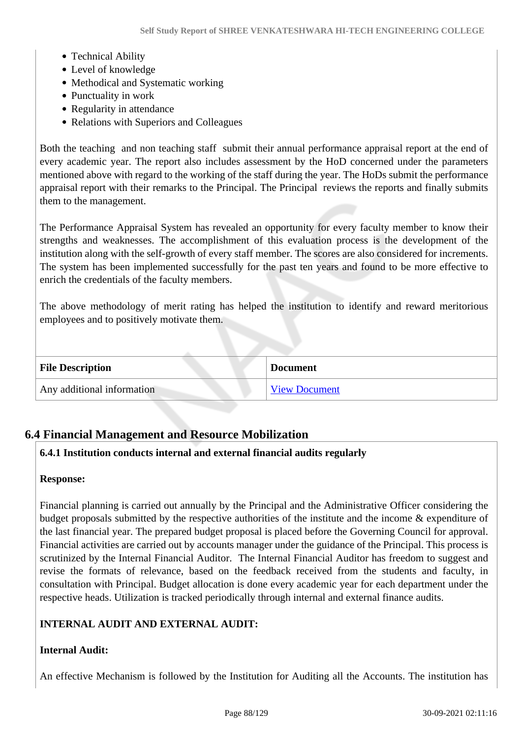- Technical Ability
- Level of knowledge
- Methodical and Systematic working
- Punctuality in work
- Regularity in attendance
- Relations with Superiors and Colleagues

Both the teaching and non teaching staff submit their annual performance appraisal report at the end of every academic year. The report also includes assessment by the HoD concerned under the parameters mentioned above with regard to the working of the staff during the year. The HoDs submit the performance appraisal report with their remarks to the Principal. The Principal reviews the reports and finally submits them to the management.

The Performance Appraisal System has revealed an opportunity for every faculty member to know their strengths and weaknesses. The accomplishment of this evaluation process is the development of the institution along with the self-growth of every staff member. The scores are also considered for increments. The system has been implemented successfully for the past ten years and found to be more effective to enrich the credentials of the faculty members.

The above methodology of merit rating has helped the institution to identify and reward meritorious employees and to positively motivate them.

| File Description | Document |
|---|---|
| Any additional information | View Document |

## 6.4 Financial Management and Resource Mobilization

**6.4.1 Institution conducts internal and external financial audits regularly**

**Response:**

Financial planning is carried out annually by the Principal and the Administrative Officer considering the budget proposals submitted by the respective authorities of the institute and the income & expenditure of the last financial year. The prepared budget proposal is placed before the Governing Council for approval. Financial activities are carried out by accounts manager under the guidance of the Principal. This process is scrutinized by the Internal Financial Auditor. The Internal Financial Auditor has freedom to suggest and revise the formats of relevance, based on the feedback received from the students and faculty, in consultation with Principal. Budget allocation is done every academic year for each department under the respective heads. Utilization is tracked periodically through internal and external finance audits.

**INTERNAL AUDIT AND EXTERNAL AUDIT:**

**Internal Audit:**

An effective Mechanism is followed by the Institution for Auditing all the Accounts. The institution has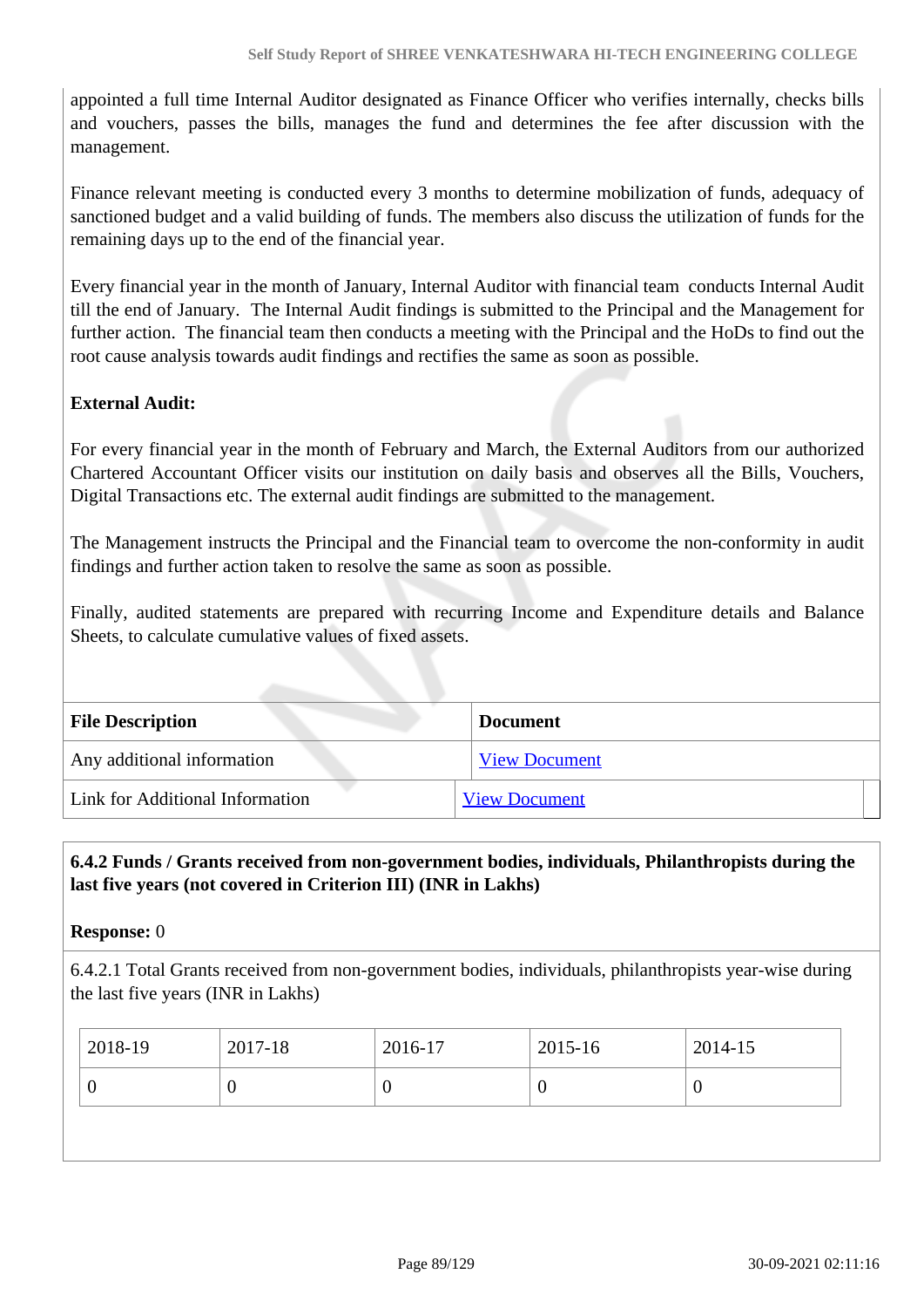appointed a full time Internal Auditor designated as Finance Officer who verifies internally, checks bills and vouchers, passes the bills, manages the fund and determines the fee after discussion with the management.

Finance relevant meeting is conducted every 3 months to determine mobilization of funds, adequacy of sanctioned budget and a valid building of funds. The members also discuss the utilization of funds for the remaining days up to the end of the financial year.

Every financial year in the month of January, Internal Auditor with financial team conducts Internal Audit till the end of January. The Internal Audit findings is submitted to the Principal and the Management for further action. The financial team then conducts a meeting with the Principal and the HoDs to find out the root cause analysis towards audit findings and rectifies the same as soon as possible.

**External Audit:**

For every financial year in the month of February and March, the External Auditors from our authorized Chartered Accountant Officer visits our institution on daily basis and observes all the Bills, Vouchers, Digital Transactions etc. The external audit findings are submitted to the management.

The Management instructs the Principal and the Financial team to overcome the non-conformity in audit findings and further action taken to resolve the same as soon as possible.

Finally, audited statements are prepared with recurring Income and Expenditure details and Balance Sheets, to calculate cumulative values of fixed assets.

| File Description | Document |
|---|---|
| Any additional information | View Document |
| Link for Additional Information | View Document |

**6.4.2 Funds / Grants received from non-government bodies, individuals, Philanthropists during the last five years (not covered in Criterion III) (INR in Lakhs)**

**Response:** 0

6.4.2.1 Total Grants received from non-government bodies, individuals, philanthropists year-wise during the last five years (INR in Lakhs)

| 2018-19 | 2017-18 | 2016-17 | 2015-16 | 2014-15 |
|---|---|---|---|---|
| 0 | 0 | 0 | 0 | 0 |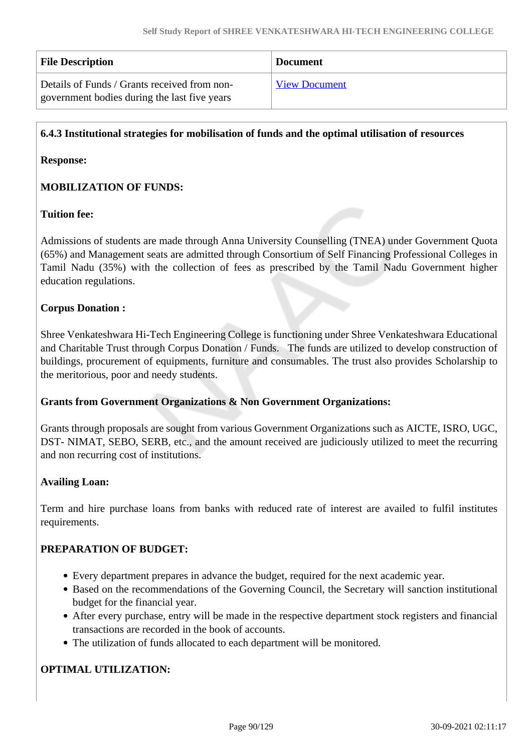| File Description | Document |
|---|---|
| Details of Funds / Grants received from non-government bodies during the last five years | View Document |

**6.4.3 Institutional strategies for mobilisation of funds and the optimal utilisation of resources**

**Response:**

**MOBILIZATION OF FUNDS:**

**Tuition fee:**

Admissions of students are made through Anna University Counselling (TNEA) under Government Quota (65%) and Management seats are admitted through Consortium of Self Financing Professional Colleges in Tamil Nadu (35%) with the collection of fees as prescribed by the Tamil Nadu Government higher education regulations.

**Corpus Donation :**

Shree Venkateshwara Hi-Tech Engineering College is functioning under Shree Venkateshwara Educational and Charitable Trust through Corpus Donation / Funds. The funds are utilized to develop construction of buildings, procurement of equipments, furniture and consumables. The trust also provides Scholarship to the meritorious, poor and needy students.

**Grants from Government Organizations & Non Government Organizations:**

Grants through proposals are sought from various Government Organizations such as AICTE, ISRO, UGC, DST- NIMAT, SEBO, SERB, etc., and the amount received are judiciously utilized to meet the recurring and non recurring cost of institutions.

**Availing Loan:**

Term and hire purchase loans from banks with reduced rate of interest are availed to fulfil institutes requirements.

**PREPARATION OF BUDGET:**

- Every department prepares in advance the budget, required for the next academic year.
- Based on the recommendations of the Governing Council, the Secretary will sanction institutional budget for the financial year.
- After every purchase, entry will be made in the respective department stock registers and financial transactions are recorded in the book of accounts.
- The utilization of funds allocated to each department will be monitored.

**OPTIMAL UTILIZATION:**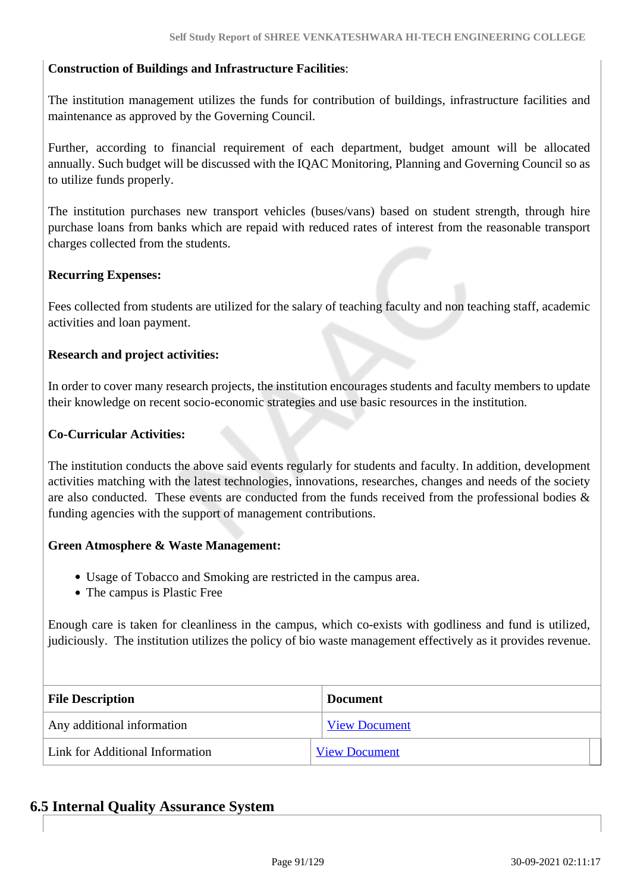**Construction of Buildings and Infrastructure Facilities**:

The institution management utilizes the funds for contribution of buildings, infrastructure facilities and maintenance as approved by the Governing Council.

Further, according to financial requirement of each department, budget amount will be allocated annually. Such budget will be discussed with the IQAC Monitoring, Planning and Governing Council so as to utilize funds properly.

The institution purchases new transport vehicles (buses/vans) based on student strength, through hire purchase loans from banks which are repaid with reduced rates of interest from the reasonable transport charges collected from the students.

**Recurring Expenses:**

Fees collected from students are utilized for the salary of teaching faculty and non teaching staff, academic activities and loan payment.

**Research and project activities:**

In order to cover many research projects, the institution encourages students and faculty members to update their knowledge on recent socio-economic strategies and use basic resources in the institution.

**Co-Curricular Activities:**

The institution conducts the above said events regularly for students and faculty. In addition, development activities matching with the latest technologies, innovations, researches, changes and needs of the society are also conducted. These events are conducted from the funds received from the professional bodies & funding agencies with the support of management contributions.

**Green Atmosphere & Waste Management:**

- Usage of Tobacco and Smoking are restricted in the campus area.
- The campus is Plastic Free

Enough care is taken for cleanliness in the campus, which co-exists with godliness and fund is utilized, judiciously. The institution utilizes the policy of bio waste management effectively as it provides revenue.

| File Description | Document |
|---|---|
| Any additional information | View Document |
| Link for Additional Information | View Document |

## 6.5 Internal Quality Assurance System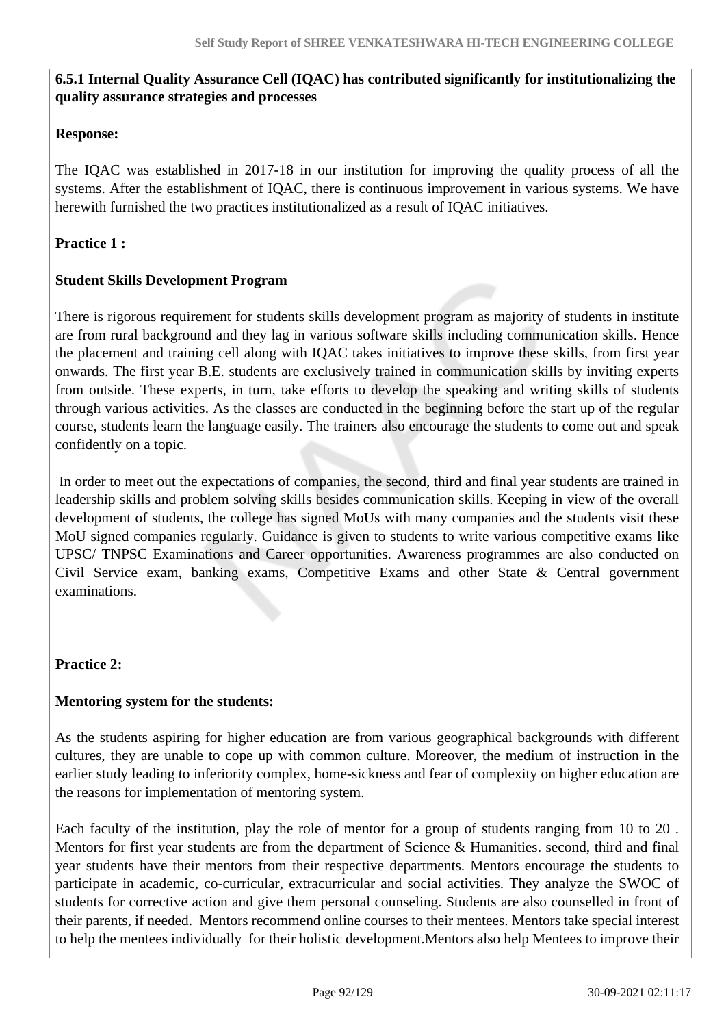**6.5.1 Internal Quality Assurance Cell (IQAC) has contributed significantly for institutionalizing the quality assurance strategies and processes**

**Response:**

The IQAC was established in 2017-18 in our institution for improving the quality process of all the systems. After the establishment of IQAC, there is continuous improvement in various systems. We have herewith furnished the two practices institutionalized as a result of IQAC initiatives.

**Practice 1 :**

**Student Skills Development Program**

There is rigorous requirement for students skills development program as majority of students in institute are from rural background and they lag in various software skills including communication skills. Hence the placement and training cell along with IQAC takes initiatives to improve these skills, from first year onwards. The first year B.E. students are exclusively trained in communication skills by inviting experts from outside. These experts, in turn, take efforts to develop the speaking and writing skills of students through various activities. As the classes are conducted in the beginning before the start up of the regular course, students learn the language easily. The trainers also encourage the students to come out and speak confidently on a topic.

In order to meet out the expectations of companies, the second, third and final year students are trained in leadership skills and problem solving skills besides communication skills. Keeping in view of the overall development of students, the college has signed MoUs with many companies and the students visit these MoU signed companies regularly. Guidance is given to students to write various competitive exams like UPSC/ TNPSC Examinations and Career opportunities. Awareness programmes are also conducted on Civil Service exam, banking exams, Competitive Exams and other State & Central government examinations.

**Practice 2:**

**Mentoring system for the students:**

As the students aspiring for higher education are from various geographical backgrounds with different cultures, they are unable to cope up with common culture. Moreover, the medium of instruction in the earlier study leading to inferiority complex, home-sickness and fear of complexity on higher education are the reasons for implementation of mentoring system.

Each faculty of the institution, play the role of mentor for a group of students ranging from 10 to 20 . Mentors for first year students are from the department of Science & Humanities. second, third and final year students have their mentors from their respective departments. Mentors encourage the students to participate in academic, co-curricular, extracurricular and social activities. They analyze the SWOC of students for corrective action and give them personal counseling. Students are also counselled in front of their parents, if needed. Mentors recommend online courses to their mentees. Mentors take special interest to help the mentees individually for their holistic development.Mentors also help Mentees to improve their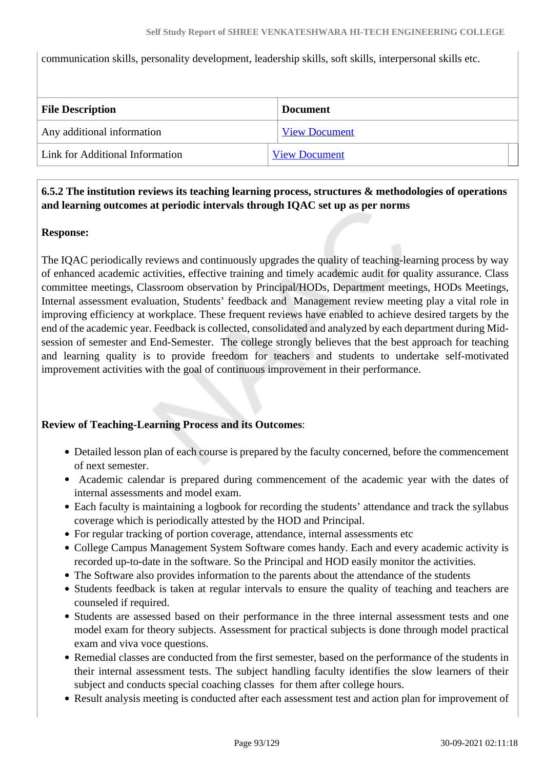communication skills, personality development, leadership skills, soft skills, interpersonal skills etc.

| File Description | Document |
|---|---|
| Any additional information | View Document |
| Link for Additional Information | View Document |

**6.5.2 The institution reviews its teaching learning process, structures & methodologies of operations and learning outcomes at periodic intervals through IQAC set up as per norms**

**Response:**

The IQAC periodically reviews and continuously upgrades the quality of teaching-learning process by way of enhanced academic activities, effective training and timely academic audit for quality assurance. Class committee meetings, Classroom observation by Principal/HODs, Department meetings, HODs Meetings, Internal assessment evaluation, Students' feedback and Management review meeting play a vital role in improving efficiency at workplace. These frequent reviews have enabled to achieve desired targets by the end of the academic year. Feedback is collected, consolidated and analyzed by each department during Mid-session of semester and End-Semester. The college strongly believes that the best approach for teaching and learning quality is to provide freedom for teachers and students to undertake self-motivated improvement activities with the goal of continuous improvement in their performance.

**Review of Teaching-Learning Process and its Outcomes**:

- Detailed lesson plan of each course is prepared by the faculty concerned, before the commencement of next semester.
- Academic calendar is prepared during commencement of the academic year with the dates of internal assessments and model exam.
- Each faculty is maintaining a logbook for recording the students' attendance and track the syllabus coverage which is periodically attested by the HOD and Principal.
- For regular tracking of portion coverage, attendance, internal assessments etc
- College Campus Management System Software comes handy. Each and every academic activity is recorded up-to-date in the software. So the Principal and HOD easily monitor the activities.
- The Software also provides information to the parents about the attendance of the students
- Students feedback is taken at regular intervals to ensure the quality of teaching and teachers are counseled if required.
- Students are assessed based on their performance in the three internal assessment tests and one model exam for theory subjects. Assessment for practical subjects is done through model practical exam and viva voce questions.
- Remedial classes are conducted from the first semester, based on the performance of the students in their internal assessment tests. The subject handling faculty identifies the slow learners of their subject and conducts special coaching classes for them after college hours.
- Result analysis meeting is conducted after each assessment test and action plan for improvement of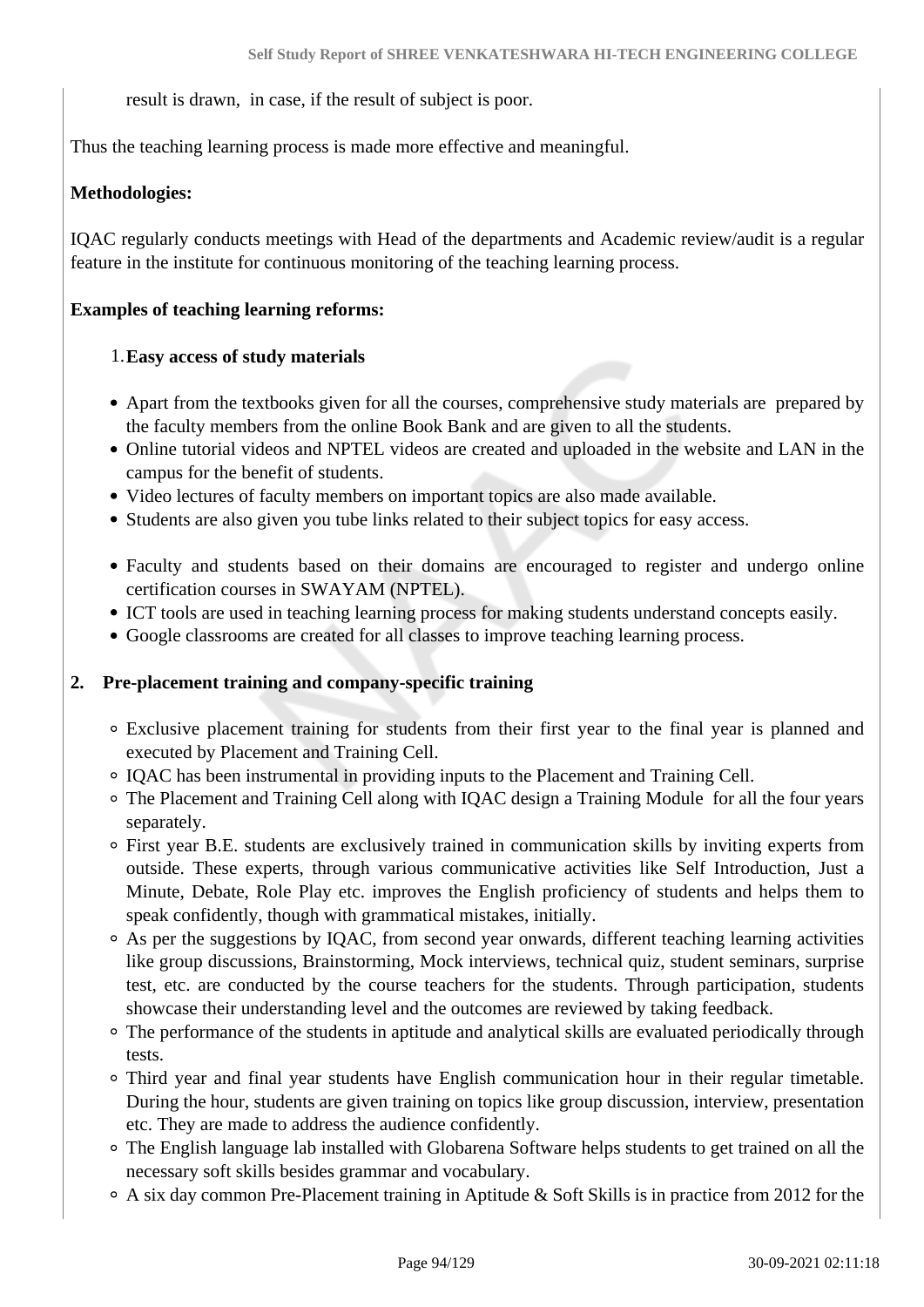result is drawn, in case, if the result of subject is poor.

Thus the teaching learning process is made more effective and meaningful.

**Methodologies:**

IQAC regularly conducts meetings with Head of the departments and Academic review/audit is a regular feature in the institute for continuous monitoring of the teaching learning process.

**Examples of teaching learning reforms:**

1. **Easy access of study materials**

- Apart from the textbooks given for all the courses, comprehensive study materials are prepared by the faculty members from the online Book Bank and are given to all the students.
- Online tutorial videos and NPTEL videos are created and uploaded in the website and LAN in the campus for the benefit of students.
- Video lectures of faculty members on important topics are also made available.
- Students are also given you tube links related to their subject topics for easy access.

- Faculty and students based on their domains are encouraged to register and undergo online certification courses in SWAYAM (NPTEL).
- ICT tools are used in teaching learning process for making students understand concepts easily.
- Google classrooms are created for all classes to improve teaching learning process.

**2. Pre-placement training and company-specific training**

- Exclusive placement training for students from their first year to the final year is planned and executed by Placement and Training Cell.
- IQAC has been instrumental in providing inputs to the Placement and Training Cell.
- The Placement and Training Cell along with IQAC design a Training Module for all the four years separately.
- First year B.E. students are exclusively trained in communication skills by inviting experts from outside. These experts, through various communicative activities like Self Introduction, Just a Minute, Debate, Role Play etc. improves the English proficiency of students and helps them to speak confidently, though with grammatical mistakes, initially.
- As per the suggestions by IQAC, from second year onwards, different teaching learning activities like group discussions, Brainstorming, Mock interviews, technical quiz, student seminars, surprise test, etc. are conducted by the course teachers for the students. Through participation, students showcase their understanding level and the outcomes are reviewed by taking feedback.
- The performance of the students in aptitude and analytical skills are evaluated periodically through tests.
- Third year and final year students have English communication hour in their regular timetable. During the hour, students are given training on topics like group discussion, interview, presentation etc. They are made to address the audience confidently.
- The English language lab installed with Globarena Software helps students to get trained on all the necessary soft skills besides grammar and vocabulary.
- A six day common Pre-Placement training in Aptitude & Soft Skills is in practice from 2012 for the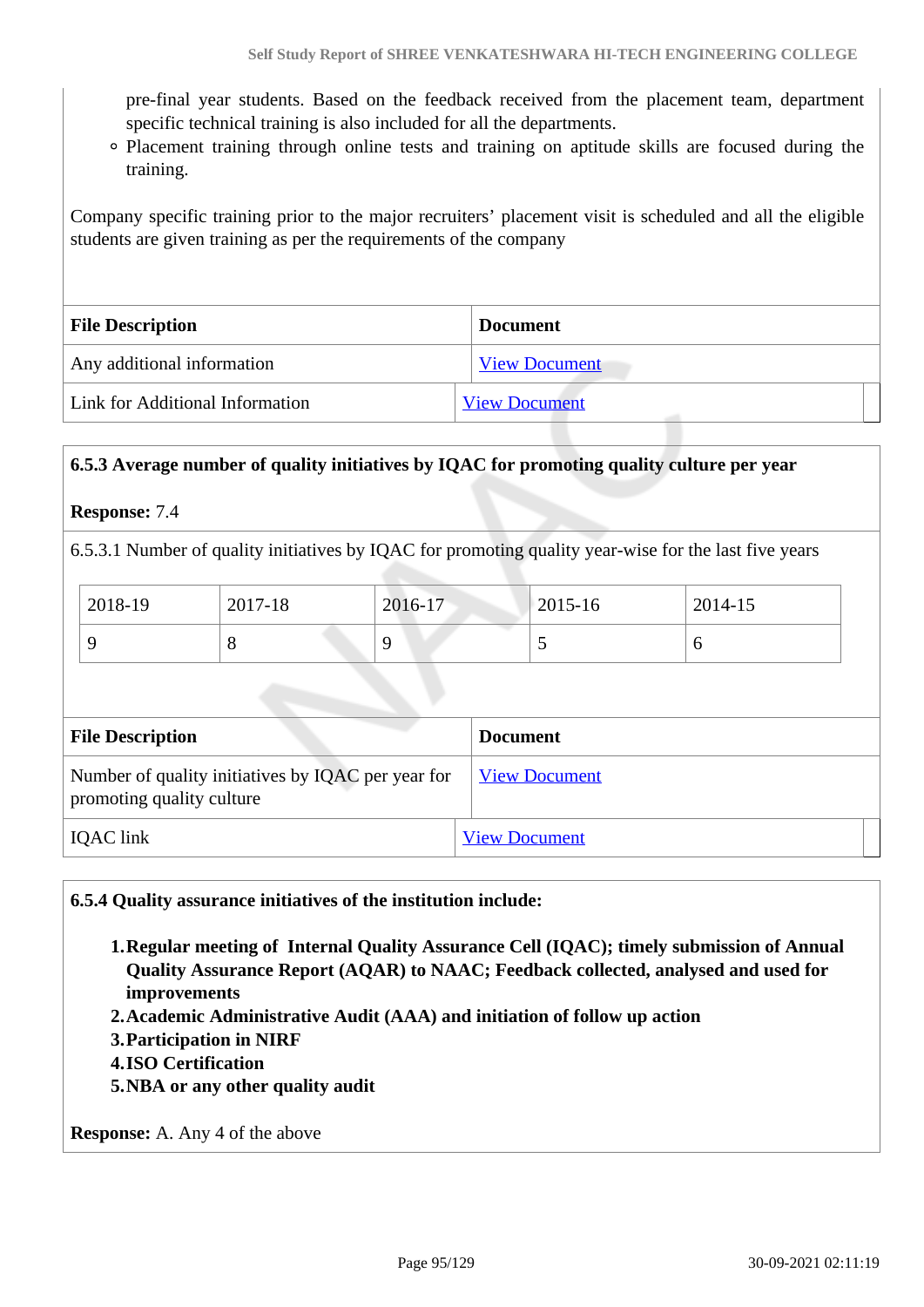pre-final year students. Based on the feedback received from the placement team, department specific technical training is also included for all the departments.

- Placement training through online tests and training on aptitude skills are focused during the training.

Company specific training prior to the major recruiters' placement visit is scheduled and all the eligible students are given training as per the requirements of the company

| File Description | Document |
|---|---|
| Any additional information | View Document |
| Link for Additional Information | View Document |

**6.5.3 Average number of quality initiatives by IQAC for promoting quality culture per year**

**Response:** 7.4

6.5.3.1 Number of quality initiatives by IQAC for promoting quality year-wise for the last five years

| 2018-19 | 2017-18 | 2016-17 | 2015-16 | 2014-15 |
|---|---|---|---|---|
| 9 | 8 | 9 | 5 | 6 |

| File Description | Document |
|---|---|
| Number of quality initiatives by IQAC per year for promoting quality culture | View Document |
| IQAC link | View Document |

**6.5.4 Quality assurance initiatives of the institution include:**

1. **Regular meeting of Internal Quality Assurance Cell (IQAC); timely submission of Annual Quality Assurance Report (AQAR) to NAAC; Feedback collected, analysed and used for improvements**
2. **Academic Administrative Audit (AAA) and initiation of follow up action**
3. **Participation in NIRF**
4. **ISO Certification**
5. **NBA or any other quality audit**

**Response:** A. Any 4 of the above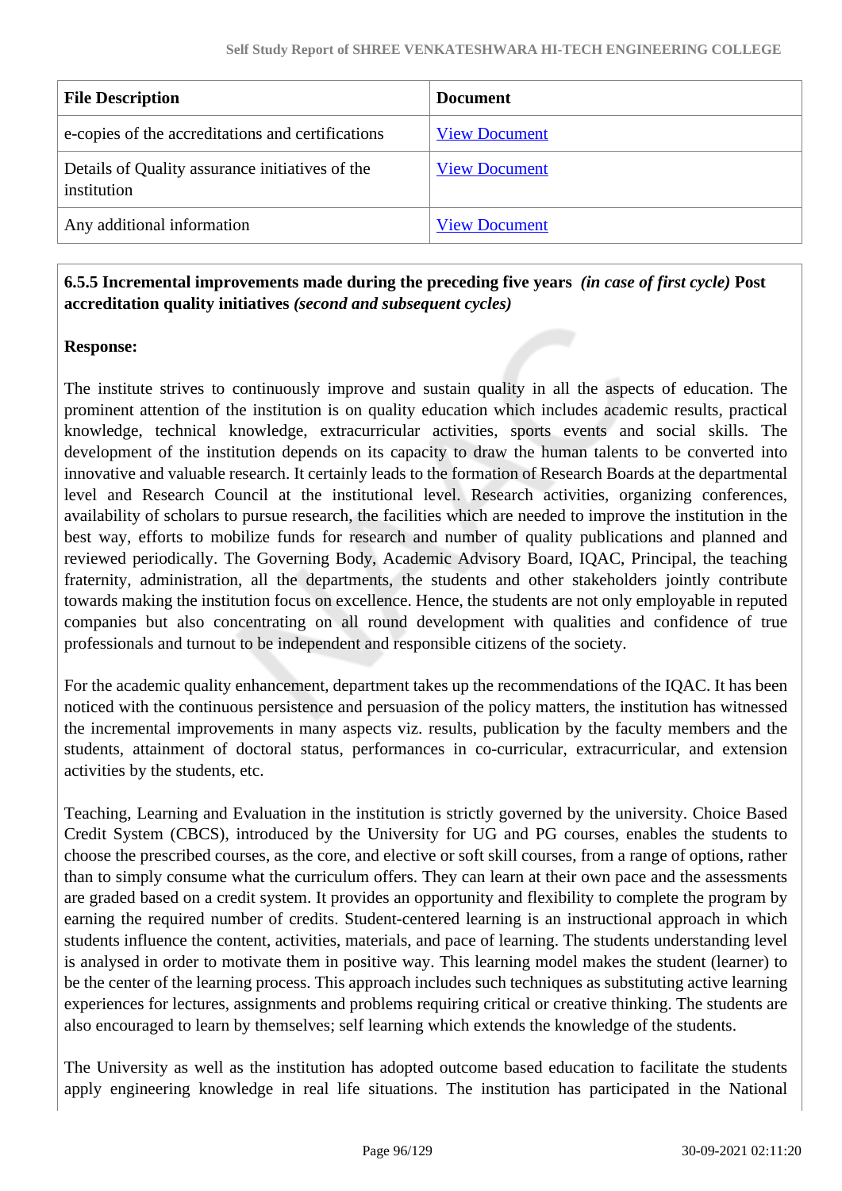| File Description | Document |
|---|---|
| e-copies of the accreditations and certifications | View Document |
| Details of Quality assurance initiatives of the institution | View Document |
| Any additional information | View Document |

**6.5.5 Incremental improvements made during the preceding five years** ***(in case of first cycle)*** **Post accreditation quality initiatives** ***(second and subsequent cycles)***

**Response:**

The institute strives to continuously improve and sustain quality in all the aspects of education. The prominent attention of the institution is on quality education which includes academic results, practical knowledge, technical knowledge, extracurricular activities, sports events and social skills. The development of the institution depends on its capacity to draw the human talents to be converted into innovative and valuable research. It certainly leads to the formation of Research Boards at the departmental level and Research Council at the institutional level. Research activities, organizing conferences, availability of scholars to pursue research, the facilities which are needed to improve the institution in the best way, efforts to mobilize funds for research and number of quality publications and planned and reviewed periodically. The Governing Body, Academic Advisory Board, IQAC, Principal, the teaching fraternity, administration, all the departments, the students and other stakeholders jointly contribute towards making the institution focus on excellence. Hence, the students are not only employable in reputed companies but also concentrating on all round development with qualities and confidence of true professionals and turnout to be independent and responsible citizens of the society.

For the academic quality enhancement, department takes up the recommendations of the IQAC. It has been noticed with the continuous persistence and persuasion of the policy matters, the institution has witnessed the incremental improvements in many aspects viz. results, publication by the faculty members and the students, attainment of doctoral status, performances in co-curricular, extracurricular, and extension activities by the students, etc.

Teaching, Learning and Evaluation in the institution is strictly governed by the university. Choice Based Credit System (CBCS), introduced by the University for UG and PG courses, enables the students to choose the prescribed courses, as the core, and elective or soft skill courses, from a range of options, rather than to simply consume what the curriculum offers. They can learn at their own pace and the assessments are graded based on a credit system. It provides an opportunity and flexibility to complete the program by earning the required number of credits. Student-centered learning is an instructional approach in which students influence the content, activities, materials, and pace of learning. The students understanding level is analysed in order to motivate them in positive way. This learning model makes the student (learner) to be the center of the learning process. This approach includes such techniques as substituting active learning experiences for lectures, assignments and problems requiring critical or creative thinking. The students are also encouraged to learn by themselves; self learning which extends the knowledge of the students.

The University as well as the institution has adopted outcome based education to facilitate the students apply engineering knowledge in real life situations. The institution has participated in the National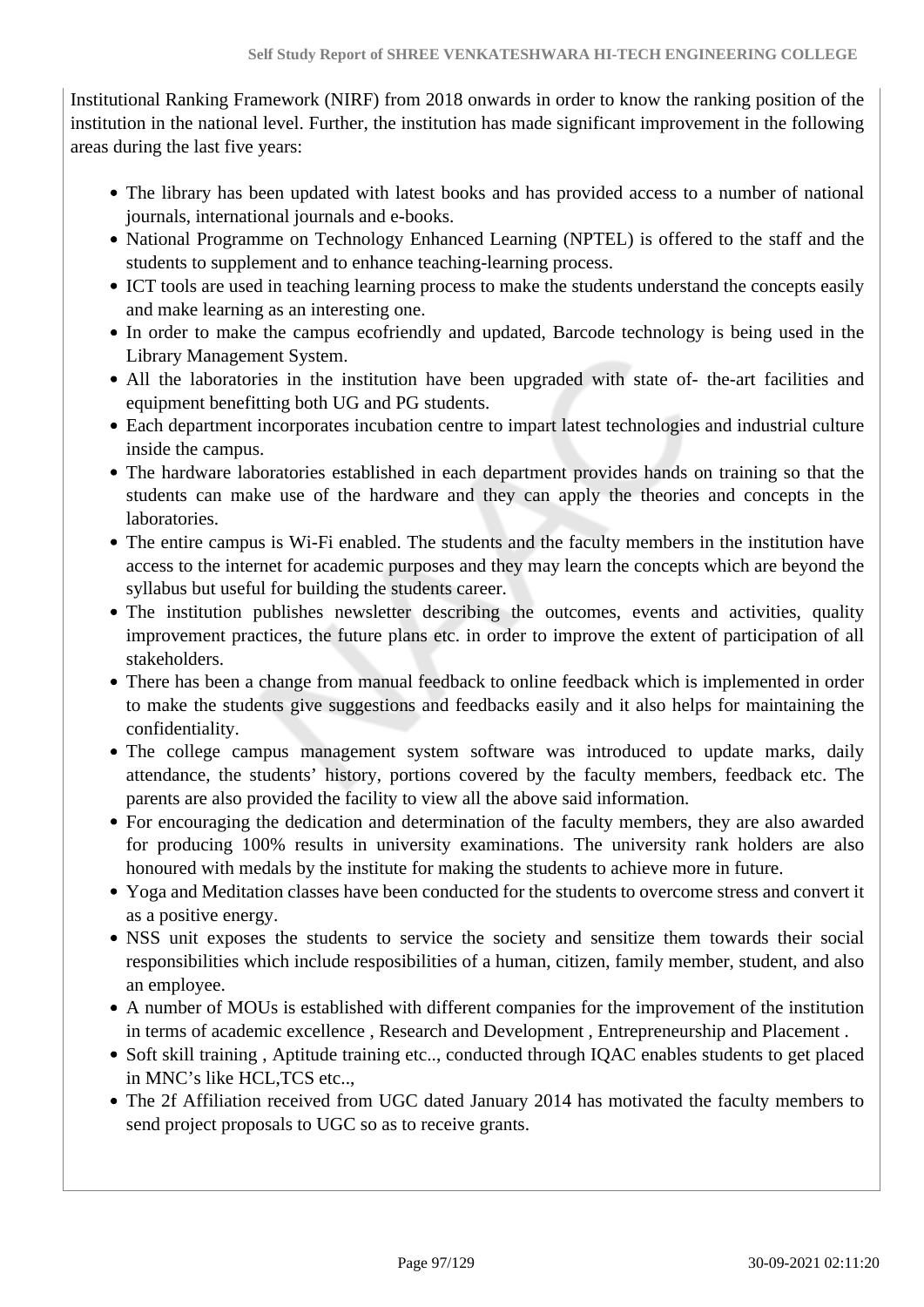Institutional Ranking Framework (NIRF) from 2018 onwards in order to know the ranking position of the institution in the national level. Further, the institution has made significant improvement in the following areas during the last five years:

- The library has been updated with latest books and has provided access to a number of national journals, international journals and e-books.
- National Programme on Technology Enhanced Learning (NPTEL) is offered to the staff and the students to supplement and to enhance teaching-learning process.
- ICT tools are used in teaching learning process to make the students understand the concepts easily and make learning as an interesting one.
- In order to make the campus ecofriendly and updated, Barcode technology is being used in the Library Management System.
- All the laboratories in the institution have been upgraded with state of- the-art facilities and equipment benefitting both UG and PG students.
- Each department incorporates incubation centre to impart latest technologies and industrial culture inside the campus.
- The hardware laboratories established in each department provides hands on training so that the students can make use of the hardware and they can apply the theories and concepts in the laboratories.
- The entire campus is Wi-Fi enabled. The students and the faculty members in the institution have access to the internet for academic purposes and they may learn the concepts which are beyond the syllabus but useful for building the students career.
- The institution publishes newsletter describing the outcomes, events and activities, quality improvement practices, the future plans etc. in order to improve the extent of participation of all stakeholders.
- There has been a change from manual feedback to online feedback which is implemented in order to make the students give suggestions and feedbacks easily and it also helps for maintaining the confidentiality.
- The college campus management system software was introduced to update marks, daily attendance, the students' history, portions covered by the faculty members, feedback etc. The parents are also provided the facility to view all the above said information.
- For encouraging the dedication and determination of the faculty members, they are also awarded for producing 100% results in university examinations. The university rank holders are also honoured with medals by the institute for making the students to achieve more in future.
- Yoga and Meditation classes have been conducted for the students to overcome stress and convert it as a positive energy.
- NSS unit exposes the students to service the society and sensitize them towards their social responsibilities which include resposibilities of a human, citizen, family member, student, and also an employee.
- A number of MOUs is established with different companies for the improvement of the institution in terms of academic excellence , Research and Development , Entrepreneurship and Placement .
- Soft skill training , Aptitude training etc.., conducted through IQAC enables students to get placed in MNC's like HCL,TCS etc..,
- The 2f Affiliation received from UGC dated January 2014 has motivated the faculty members to send project proposals to UGC so as to receive grants.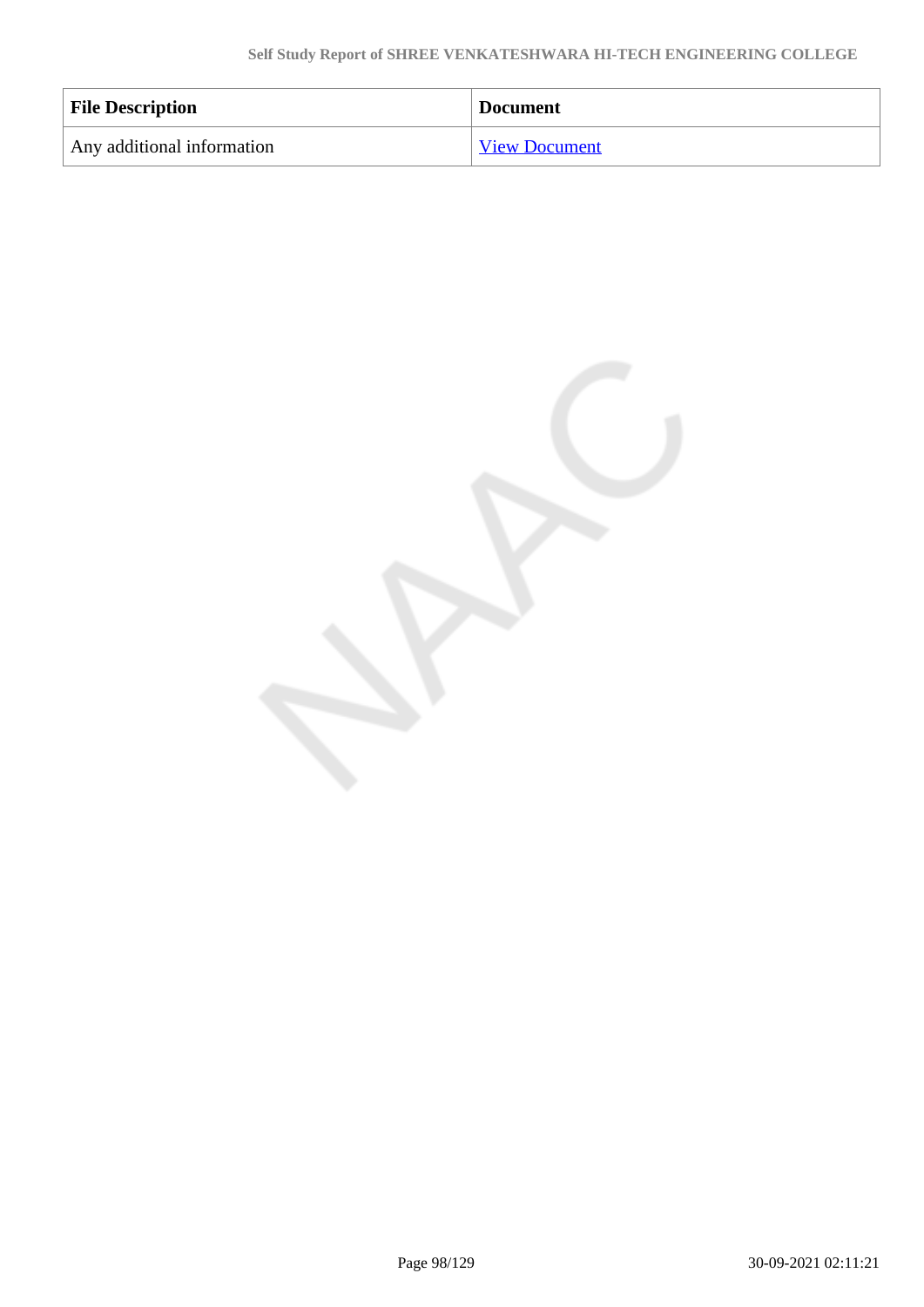| File Description | Document |
| --- | --- |
| Any additional information | View Document |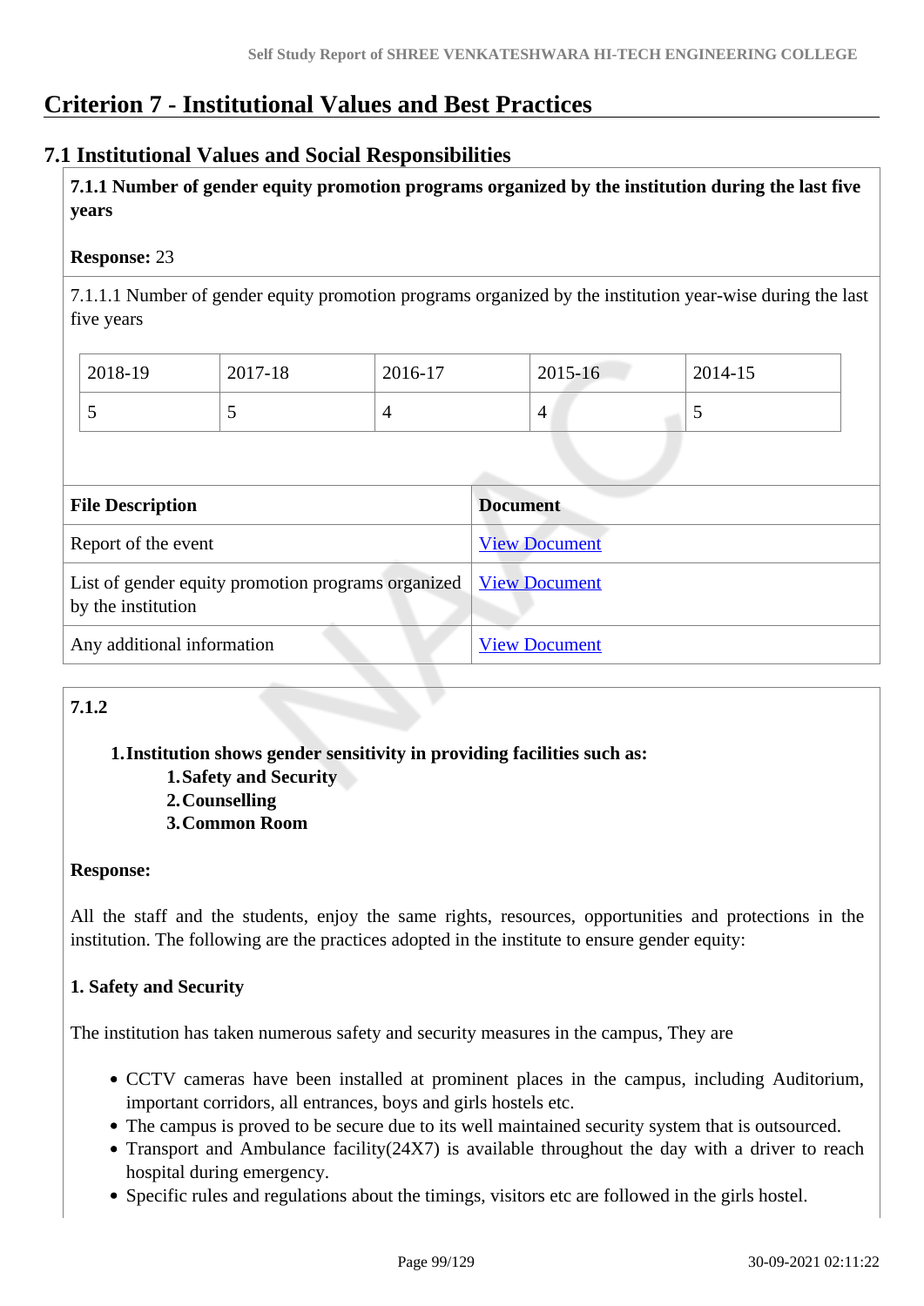# Criterion 7 - Institutional Values and Best Practices

## 7.1 Institutional Values and Social Responsibilities

**7.1.1 Number of gender equity promotion programs organized by the institution during the last five years**

**Response:** 23

7.1.1.1 Number of gender equity promotion programs organized by the institution year-wise during the last five years

| 2018-19 | 2017-18 | 2016-17 | 2015-16 | 2014-15 |
|---|---|---|---|---|
| 5 | 5 | 4 | 4 | 5 |

| File Description | Document |
|---|---|
| Report of the event | View Document |
| List of gender equity promotion programs organized by the institution | View Document |
| Any additional information | View Document |

**7.1.2**

1. **Institution shows gender sensitivity in providing facilities such as:**
   1. **Safety and Security**
   2. **Counselling**
   3. **Common Room**

**Response:**

All the staff and the students, enjoy the same rights, resources, opportunities and protections in the institution. The following are the practices adopted in the institute to ensure gender equity:

**1. Safety and Security**

The institution has taken numerous safety and security measures in the campus, They are

- CCTV cameras have been installed at prominent places in the campus, including Auditorium, important corridors, all entrances, boys and girls hostels etc.
- The campus is proved to be secure due to its well maintained security system that is outsourced.
- Transport and Ambulance facility(24X7) is available throughout the day with a driver to reach hospital during emergency.
- Specific rules and regulations about the timings, visitors etc are followed in the girls hostel.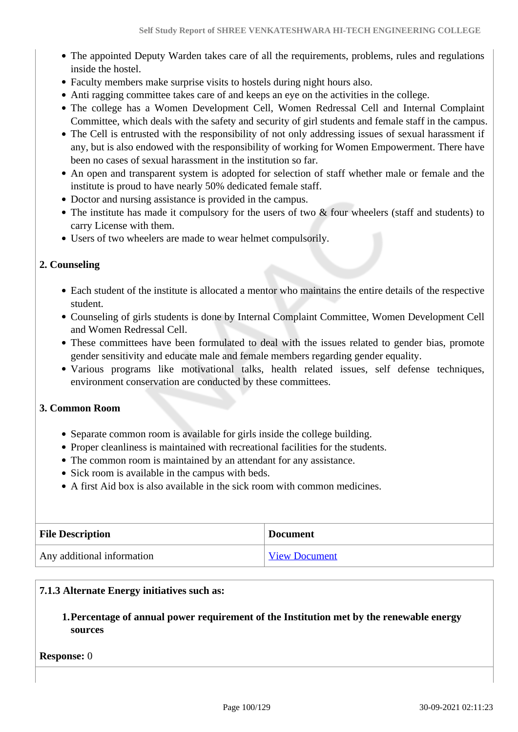- The appointed Deputy Warden takes care of all the requirements, problems, rules and regulations inside the hostel.
- Faculty members make surprise visits to hostels during night hours also.
- Anti ragging committee takes care of and keeps an eye on the activities in the college.
- The college has a Women Development Cell, Women Redressal Cell and Internal Complaint Committee, which deals with the safety and security of girl students and female staff in the campus.
- The Cell is entrusted with the responsibility of not only addressing issues of sexual harassment if any, but is also endowed with the responsibility of working for Women Empowerment. There have been no cases of sexual harassment in the institution so far.
- An open and transparent system is adopted for selection of staff whether male or female and the institute is proud to have nearly 50% dedicated female staff.
- Doctor and nursing assistance is provided in the campus.
- The institute has made it compulsory for the users of two & four wheelers (staff and students) to carry License with them.
- Users of two wheelers are made to wear helmet compulsorily.

**2. Counseling**

- Each student of the institute is allocated a mentor who maintains the entire details of the respective student.
- Counseling of girls students is done by Internal Complaint Committee, Women Development Cell and Women Redressal Cell.
- These committees have been formulated to deal with the issues related to gender bias, promote gender sensitivity and educate male and female members regarding gender equality.
- Various programs like motivational talks, health related issues, self defense techniques, environment conservation are conducted by these committees.

**3. Common Room**

- Separate common room is available for girls inside the college building.
- Proper cleanliness is maintained with recreational facilities for the students.
- The common room is maintained by an attendant for any assistance.
- Sick room is available in the campus with beds.
- A first Aid box is also available in the sick room with common medicines.

| File Description | Document |
|---|---|
| Any additional information | View Document |

**7.1.3 Alternate Energy initiatives such as:**

1. **Percentage of annual power requirement of the Institution met by the renewable energy sources**

**Response:** 0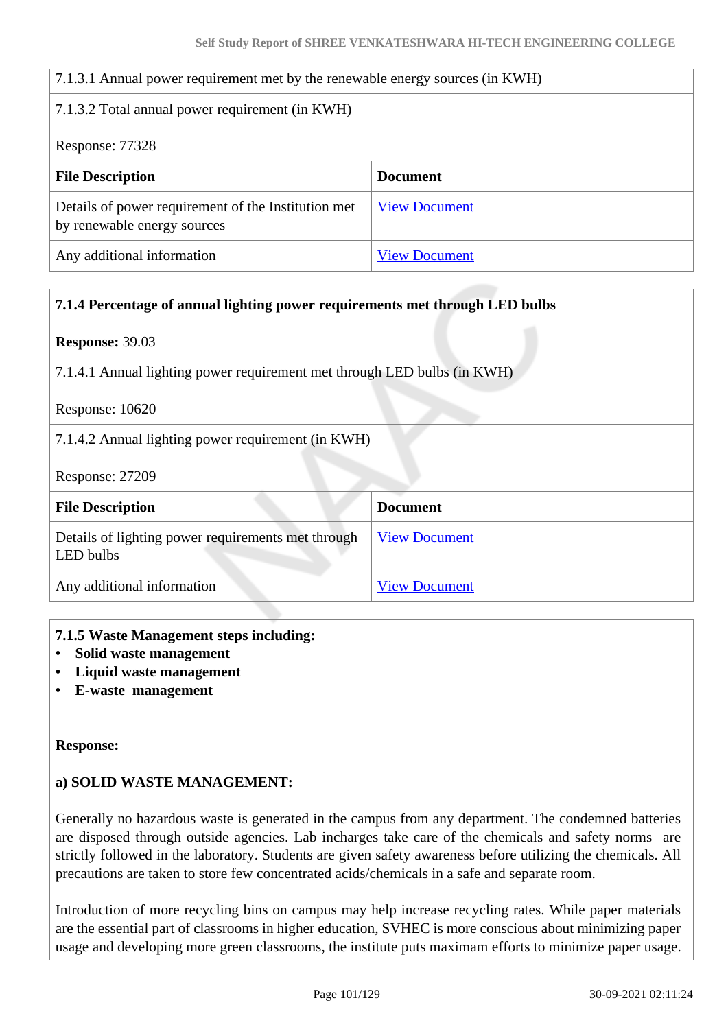7.1.3.1 Annual power requirement met by the renewable energy sources (in KWH)

7.1.3.2 Total annual power requirement (in KWH)

Response: 77328

| File Description | Document |
| --- | --- |
| Details of power requirement of the Institution met by renewable energy sources | View Document |
| Any additional information | View Document |

**7.1.4 Percentage of annual lighting power requirements met through LED bulbs**

**Response:** 39.03

7.1.4.1 Annual lighting power requirement met through LED bulbs (in KWH)

Response: 10620

7.1.4.2 Annual lighting power requirement (in KWH)

Response: 27209

| File Description | Document |
| --- | --- |
| Details of lighting power requirements met through LED bulbs | View Document |
| Any additional information | View Document |

**7.1.5 Waste Management steps including:**

- **Solid waste management**
- **Liquid waste management**
- **E-waste management**

**Response:**

**a) SOLID WASTE MANAGEMENT:**

Generally no hazardous waste is generated in the campus from any department. The condemned batteries are disposed through outside agencies. Lab incharges take care of the chemicals and safety norms are strictly followed in the laboratory. Students are given safety awareness before utilizing the chemicals. All precautions are taken to store few concentrated acids/chemicals in a safe and separate room.

Introduction of more recycling bins on campus may help increase recycling rates. While paper materials are the essential part of classrooms in higher education, SVHEC is more conscious about minimizing paper usage and developing more green classrooms, the institute puts maximam efforts to minimize paper usage.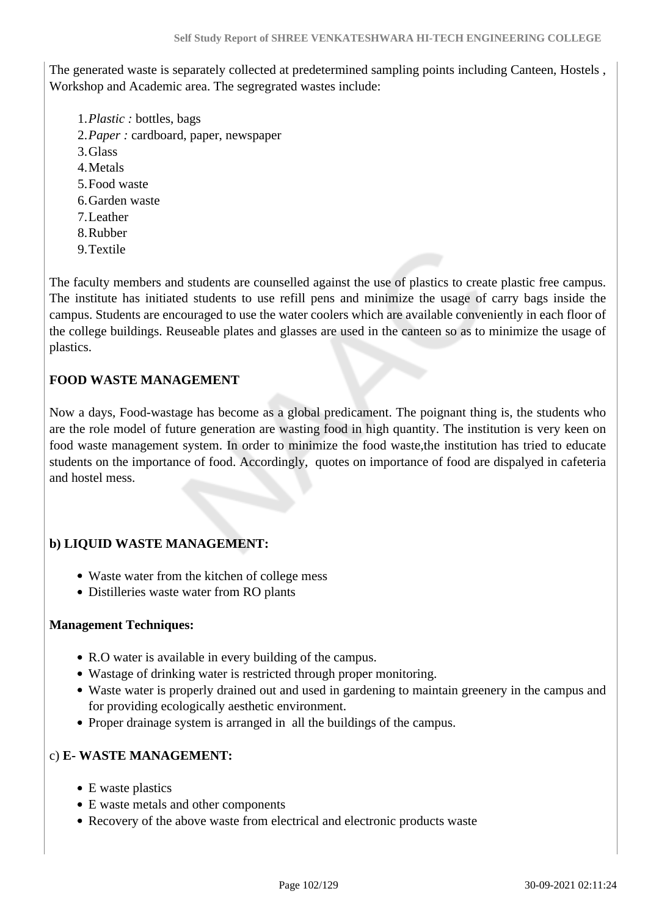The generated waste is separately collected at predetermined sampling points including Canteen, Hostels , Workshop and Academic area. The segregrated wastes include:

1. *Plastic :* bottles, bags
2. *Paper :* cardboard, paper, newspaper
3. Glass
4. Metals
5. Food waste
6. Garden waste
7. Leather
8. Rubber
9. Textile

The faculty members and students are counselled against the use of plastics to create plastic free campus. The institute has initiated students to use refill pens and minimize the usage of carry bags inside the campus. Students are encouraged to use the water coolers which are available conveniently in each floor of the college buildings. Reuseable plates and glasses are used in the canteen so as to minimize the usage of plastics.

**FOOD WASTE MANAGEMENT**

Now a days, Food-wastage has become as a global predicament. The poignant thing is, the students who are the role model of future generation are wasting food in high quantity. The institution is very keen on food waste management system. In order to minimize the food waste,the institution has tried to educate students on the importance of food. Accordingly, quotes on importance of food are dispalyed in cafeteria and hostel mess.

**b) LIQUID WASTE MANAGEMENT:**

- Waste water from the kitchen of college mess
- Distilleries waste water from RO plants

**Management Techniques:**

- R.O water is available in every building of the campus.
- Wastage of drinking water is restricted through proper monitoring.
- Waste water is properly drained out and used in gardening to maintain greenery in the campus and for providing ecologically aesthetic environment.
- Proper drainage system is arranged in all the buildings of the campus.

c) **E- WASTE MANAGEMENT:**

- E waste plastics
- E waste metals and other components
- Recovery of the above waste from electrical and electronic products waste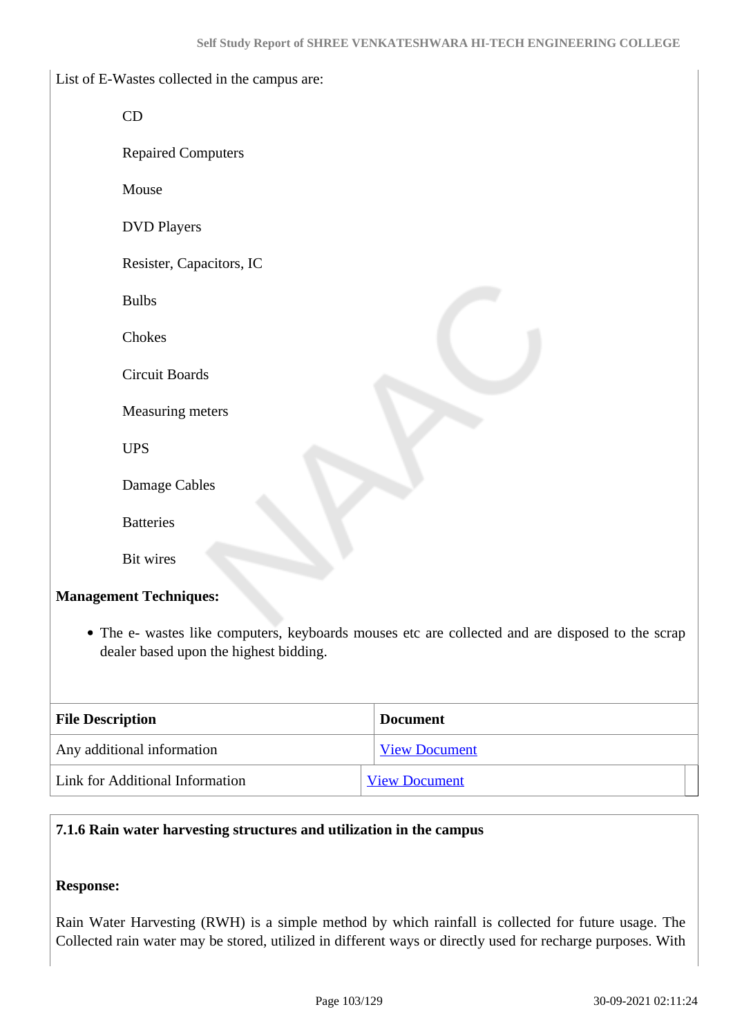List of E-Wastes collected in the campus are:

CD

Repaired Computers

Mouse

DVD Players

Resister, Capacitors, IC

Bulbs

Chokes

Circuit Boards

Measuring meters

UPS

Damage Cables

Batteries

Bit wires

**Management Techniques:**

- The e- wastes like computers, keyboards mouses etc are collected and are disposed to the scrap dealer based upon the highest bidding.

| File Description | Document |
|---|---|
| Any additional information | View Document |
| Link for Additional Information | View Document |

**7.1.6 Rain water harvesting structures and utilization in the campus**

**Response:**

Rain Water Harvesting (RWH) is a simple method by which rainfall is collected for future usage. The Collected rain water may be stored, utilized in different ways or directly used for recharge purposes. With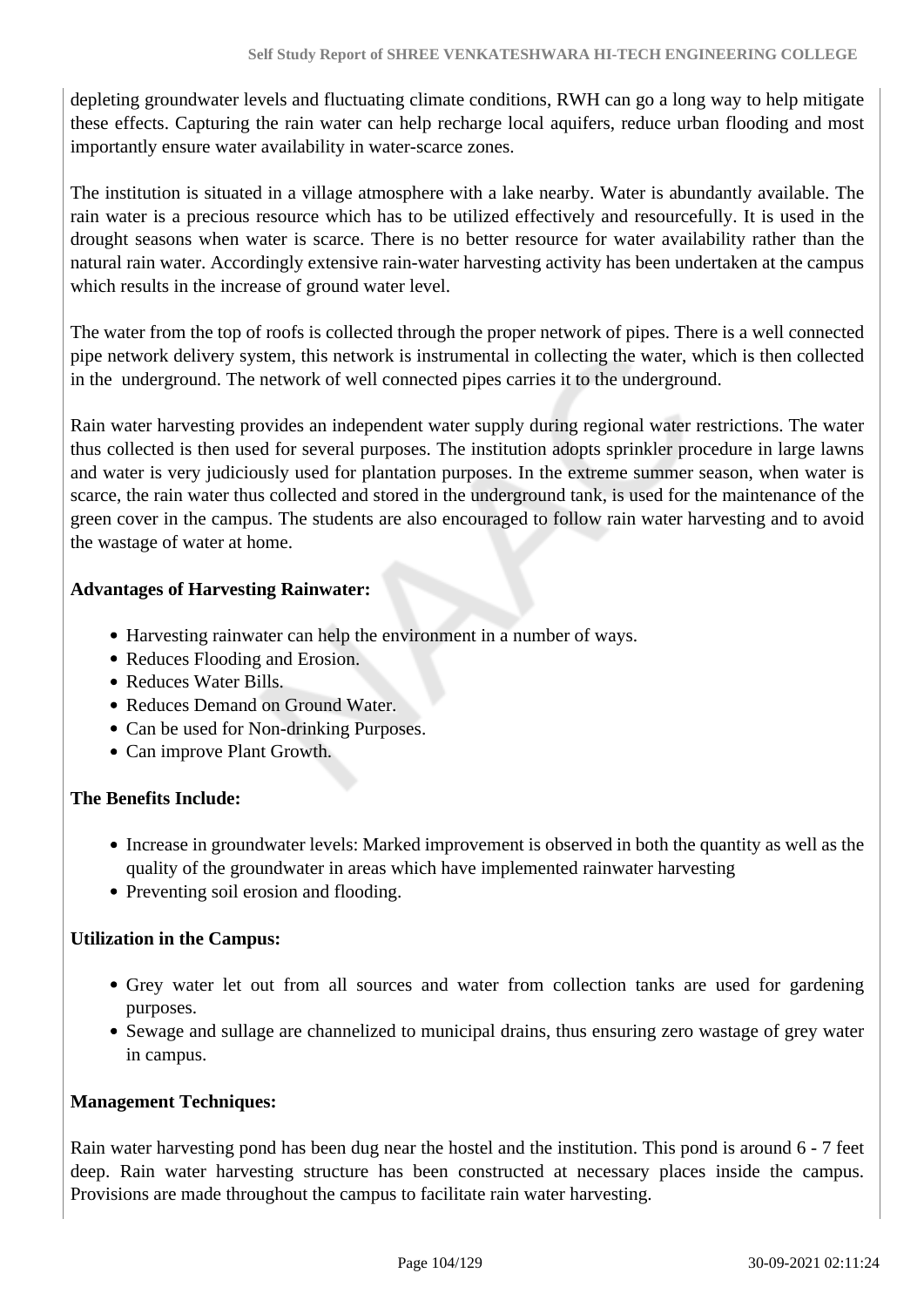depleting groundwater levels and fluctuating climate conditions, RWH can go a long way to help mitigate these effects. Capturing the rain water can help recharge local aquifers, reduce urban flooding and most importantly ensure water availability in water-scarce zones.

The institution is situated in a village atmosphere with a lake nearby. Water is abundantly available. The rain water is a precious resource which has to be utilized effectively and resourcefully. It is used in the drought seasons when water is scarce. There is no better resource for water availability rather than the natural rain water. Accordingly extensive rain-water harvesting activity has been undertaken at the campus which results in the increase of ground water level.

The water from the top of roofs is collected through the proper network of pipes. There is a well connected pipe network delivery system, this network is instrumental in collecting the water, which is then collected in the underground. The network of well connected pipes carries it to the underground.

Rain water harvesting provides an independent water supply during regional water restrictions. The water thus collected is then used for several purposes. The institution adopts sprinkler procedure in large lawns and water is very judiciously used for plantation purposes. In the extreme summer season, when water is scarce, the rain water thus collected and stored in the underground tank, is used for the maintenance of the green cover in the campus. The students are also encouraged to follow rain water harvesting and to avoid the wastage of water at home.

**Advantages of Harvesting Rainwater:**

- Harvesting rainwater can help the environment in a number of ways.
- Reduces Flooding and Erosion.
- Reduces Water Bills.
- Reduces Demand on Ground Water.
- Can be used for Non-drinking Purposes.
- Can improve Plant Growth.

**The Benefits Include:**

- Increase in groundwater levels: Marked improvement is observed in both the quantity as well as the quality of the groundwater in areas which have implemented rainwater harvesting
- Preventing soil erosion and flooding.

**Utilization in the Campus:**

- Grey water let out from all sources and water from collection tanks are used for gardening purposes.
- Sewage and sullage are channelized to municipal drains, thus ensuring zero wastage of grey water in campus.

**Management Techniques:**

Rain water harvesting pond has been dug near the hostel and the institution. This pond is around 6 - 7 feet deep. Rain water harvesting structure has been constructed at necessary places inside the campus. Provisions are made throughout the campus to facilitate rain water harvesting.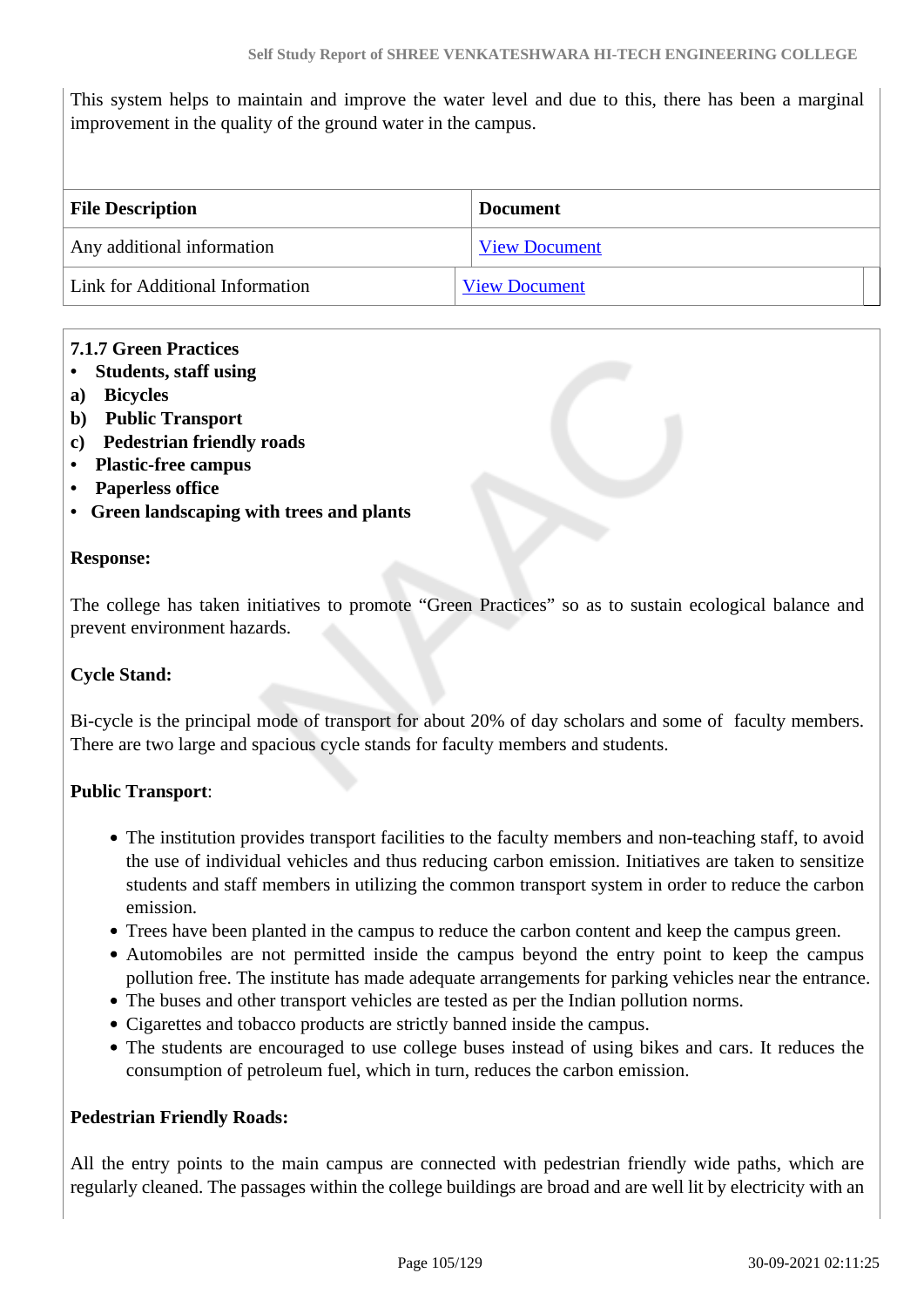This system helps to maintain and improve the water level and due to this, there has been a marginal improvement in the quality of the ground water in the campus.

| File Description | Document |
|---|---|
| Any additional information | View Document |
| Link for Additional Information | View Document |

**7.1.7 Green Practices**

- **Students, staff using**

**a) Bicycles**

**b) Public Transport**

**c) Pedestrian friendly roads**

- **Plastic-free campus**
- **Paperless office**
- **Green landscaping with trees and plants**

**Response:**

The college has taken initiatives to promote "Green Practices" so as to sustain ecological balance and prevent environment hazards.

**Cycle Stand:**

Bi-cycle is the principal mode of transport for about 20% of day scholars and some of faculty members. There are two large and spacious cycle stands for faculty members and students.

**Public Transport**:

- The institution provides transport facilities to the faculty members and non-teaching staff, to avoid the use of individual vehicles and thus reducing carbon emission. Initiatives are taken to sensitize students and staff members in utilizing the common transport system in order to reduce the carbon emission.
- Trees have been planted in the campus to reduce the carbon content and keep the campus green.
- Automobiles are not permitted inside the campus beyond the entry point to keep the campus pollution free. The institute has made adequate arrangements for parking vehicles near the entrance.
- The buses and other transport vehicles are tested as per the Indian pollution norms.
- Cigarettes and tobacco products are strictly banned inside the campus.
- The students are encouraged to use college buses instead of using bikes and cars. It reduces the consumption of petroleum fuel, which in turn, reduces the carbon emission.

**Pedestrian Friendly Roads:**

All the entry points to the main campus are connected with pedestrian friendly wide paths, which are regularly cleaned. The passages within the college buildings are broad and are well lit by electricity with an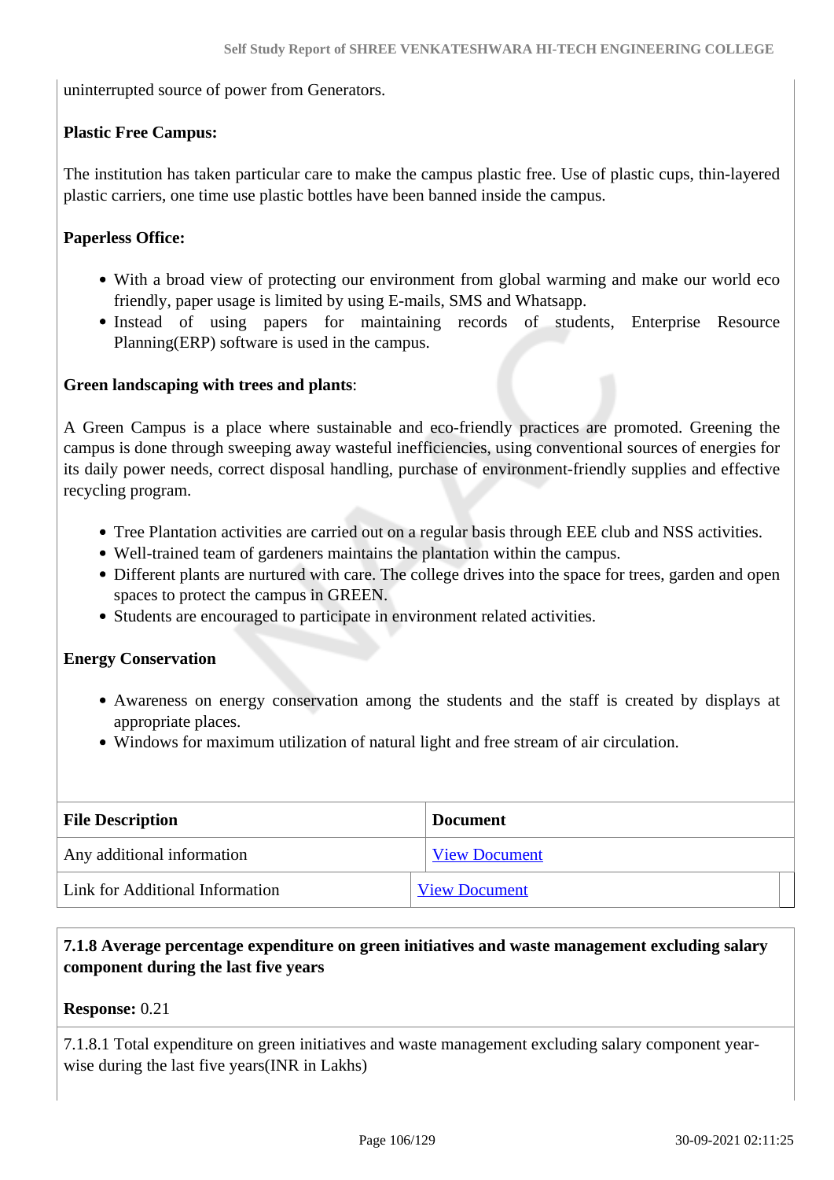uninterrupted source of power from Generators.

**Plastic Free Campus:**

The institution has taken particular care to make the campus plastic free. Use of plastic cups, thin-layered plastic carriers, one time use plastic bottles have been banned inside the campus.

**Paperless Office:**

- With a broad view of protecting our environment from global warming and make our world eco friendly, paper usage is limited by using E-mails, SMS and Whatsapp.
- Instead of using papers for maintaining records of students, Enterprise Resource Planning(ERP) software is used in the campus.

**Green landscaping with trees and plants**:

A Green Campus is a place where sustainable and eco-friendly practices are promoted. Greening the campus is done through sweeping away wasteful inefficiencies, using conventional sources of energies for its daily power needs, correct disposal handling, purchase of environment-friendly supplies and effective recycling program.

- Tree Plantation activities are carried out on a regular basis through EEE club and NSS activities.
- Well-trained team of gardeners maintains the plantation within the campus.
- Different plants are nurtured with care. The college drives into the space for trees, garden and open spaces to protect the campus in GREEN.
- Students are encouraged to participate in environment related activities.

**Energy Conservation**

- Awareness on energy conservation among the students and the staff is created by displays at appropriate places.
- Windows for maximum utilization of natural light and free stream of air circulation.

| File Description | Document |
|---|---|
| Any additional information | View Document |
| Link for Additional Information | View Document |

**7.1.8 Average percentage expenditure on green initiatives and waste management excluding salary component during the last five years**

**Response:** 0.21

7.1.8.1 Total expenditure on green initiatives and waste management excluding salary component year-wise during the last five years(INR in Lakhs)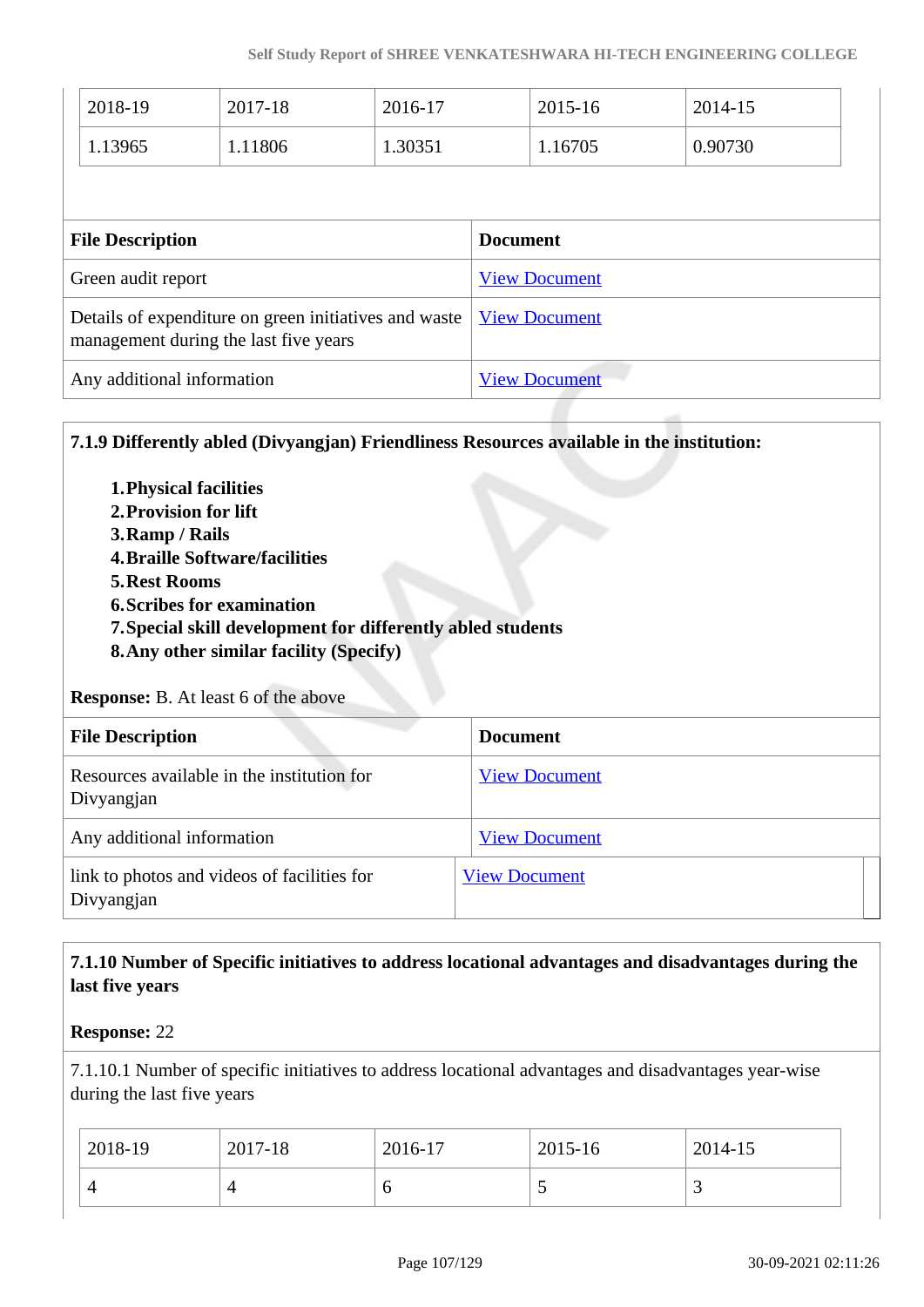| 2018-19 | 2017-18 | 2016-17 | 2015-16 | 2014-15 |
|---|---|---|---|---|
| 1.13965 | 1.11806 | 1.30351 | 1.16705 | 0.90730 |

| File Description | Document |
|---|---|
| Green audit report | View Document |
| Details of expenditure on green initiatives and waste management during the last five years | View Document |
| Any additional information | View Document |

**7.1.9 Differently abled (Divyangjan) Friendliness Resources available in the institution:**

1. **Physical facilities**
2. **Provision for lift**
3. **Ramp / Rails**
4. **Braille Software/facilities**
5. **Rest Rooms**
6. **Scribes for examination**
7. **Special skill development for differently abled students**
8. **Any other similar facility (Specify)**

**Response:** B. At least 6 of the above

| File Description | Document |
|---|---|
| Resources available in the institution for Divyangjan | View Document |
| Any additional information | View Document |
| link to photos and videos of facilities for Divyangjan | View Document |

**7.1.10 Number of Specific initiatives to address locational advantages and disadvantages during the last five years**

**Response:** 22

7.1.10.1 Number of specific initiatives to address locational advantages and disadvantages year-wise during the last five years

| 2018-19 | 2017-18 | 2016-17 | 2015-16 | 2014-15 |
|---|---|---|---|---|
| 4 | 4 | 6 | 5 | 3 |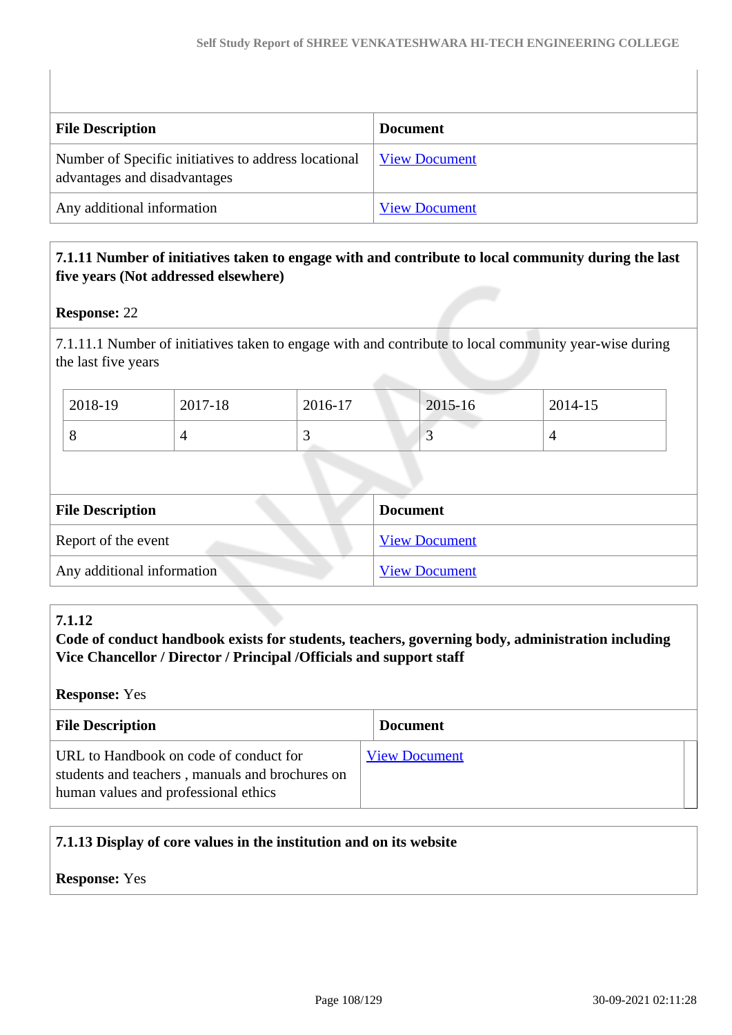| File Description | Document |
|---|---|
| Number of Specific initiatives to address locational advantages and disadvantages | View Document |
| Any additional information | View Document |

**7.1.11 Number of initiatives taken to engage with and contribute to local community during the last five years (Not addressed elsewhere)**

**Response:** 22

7.1.11.1 Number of initiatives taken to engage with and contribute to local community year-wise during the last five years

| 2018-19 | 2017-18 | 2016-17 | 2015-16 | 2014-15 |
|---|---|---|---|---|
| 8 | 4 | 3 | 3 | 4 |

| File Description | Document |
|---|---|
| Report of the event | View Document |
| Any additional information | View Document |

**7.1.12**
**Code of conduct handbook exists for students, teachers, governing body, administration including Vice Chancellor / Director / Principal /Officials and support staff**

**Response:** Yes

| File Description | Document |
|---|---|
| URL to Handbook on code of conduct for students and teachers , manuals and brochures on human values and professional ethics | View Document |

**7.1.13 Display of core values in the institution and on its website**

**Response:** Yes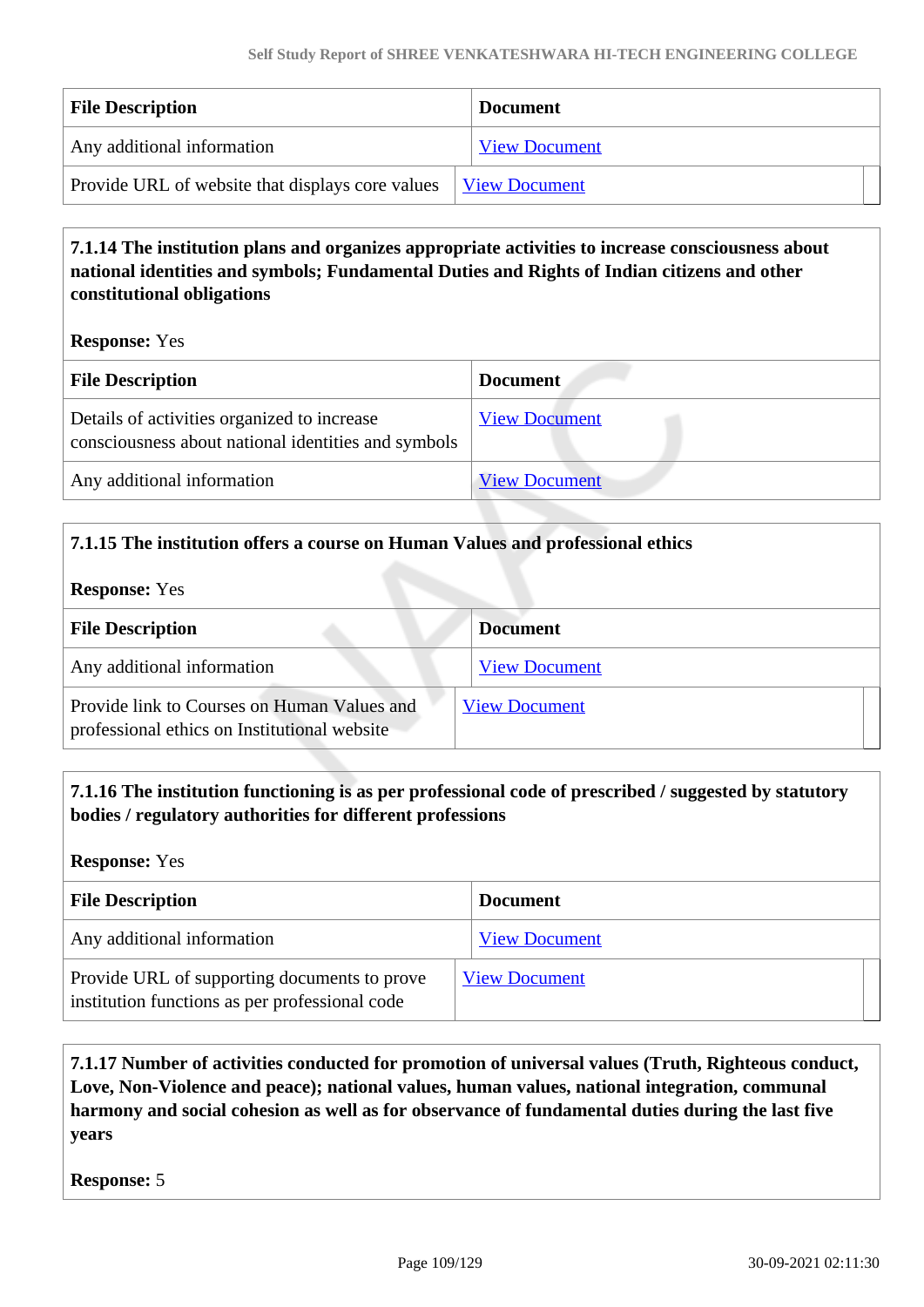| File Description | Document |
|---|---|
| Any additional information | View Document |
| Provide URL of website that displays core values | View Document |

**7.1.14 The institution plans and organizes appropriate activities to increase consciousness about national identities and symbols; Fundamental Duties and Rights of Indian citizens and other constitutional obligations**

**Response:** Yes

| File Description | Document |
|---|---|
| Details of activities organized to increase consciousness about national identities and symbols | View Document |
| Any additional information | View Document |

**7.1.15 The institution offers a course on Human Values and professional ethics**

**Response:** Yes

| File Description | Document |
|---|---|
| Any additional information | View Document |
| Provide link to Courses on Human Values and professional ethics on Institutional website | View Document |

**7.1.16 The institution functioning is as per professional code of prescribed / suggested by statutory bodies / regulatory authorities for different professions**

**Response:** Yes

| File Description | Document |
|---|---|
| Any additional information | View Document |
| Provide URL of supporting documents to prove institution functions as per professional code | View Document |

**7.1.17 Number of activities conducted for promotion of universal values (Truth, Righteous conduct, Love, Non-Violence and peace); national values, human values, national integration, communal harmony and social cohesion as well as for observance of fundamental duties during the last five years**

**Response:** 5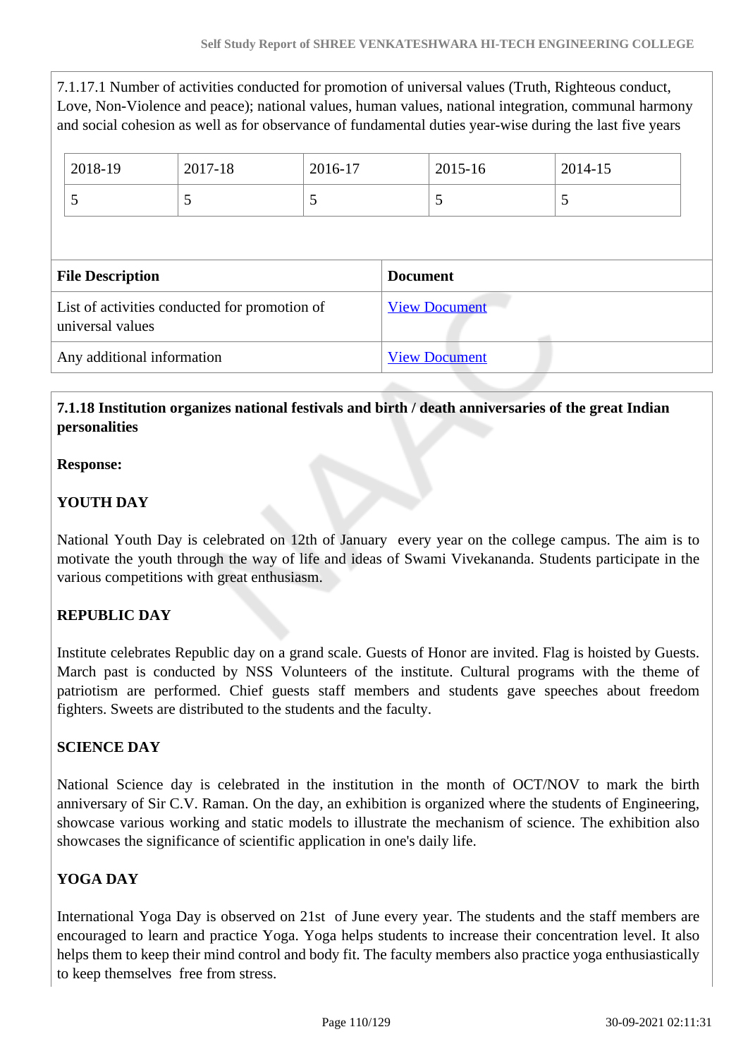7.1.17.1 Number of activities conducted for promotion of universal values (Truth, Righteous conduct, Love, Non-Violence and peace); national values, human values, national integration, communal harmony and social cohesion as well as for observance of fundamental duties year-wise during the last five years

| 2018-19 | 2017-18 | 2016-17 | 2015-16 | 2014-15 |
|---|---|---|---|---|
| 5 | 5 | 5 | 5 | 5 |

| File Description | Document |
|---|---|
| List of activities conducted for promotion of universal values | View Document |
| Any additional information | View Document |

**7.1.18 Institution organizes national festivals and birth / death anniversaries of the great Indian personalities**

**Response:**

**YOUTH DAY**

National Youth Day is celebrated on 12th of January every year on the college campus. The aim is to motivate the youth through the way of life and ideas of Swami Vivekananda. Students participate in the various competitions with great enthusiasm.

**REPUBLIC DAY**

Institute celebrates Republic day on a grand scale. Guests of Honor are invited. Flag is hoisted by Guests. March past is conducted by NSS Volunteers of the institute. Cultural programs with the theme of patriotism are performed. Chief guests staff members and students gave speeches about freedom fighters. Sweets are distributed to the students and the faculty.

**SCIENCE DAY**

National Science day is celebrated in the institution in the month of OCT/NOV to mark the birth anniversary of Sir C.V. Raman. On the day, an exhibition is organized where the students of Engineering, showcase various working and static models to illustrate the mechanism of science. The exhibition also showcases the significance of scientific application in one's daily life.

**YOGA DAY**

International Yoga Day is observed on 21st of June every year. The students and the staff members are encouraged to learn and practice Yoga. Yoga helps students to increase their concentration level. It also helps them to keep their mind control and body fit. The faculty members also practice yoga enthusiastically to keep themselves free from stress.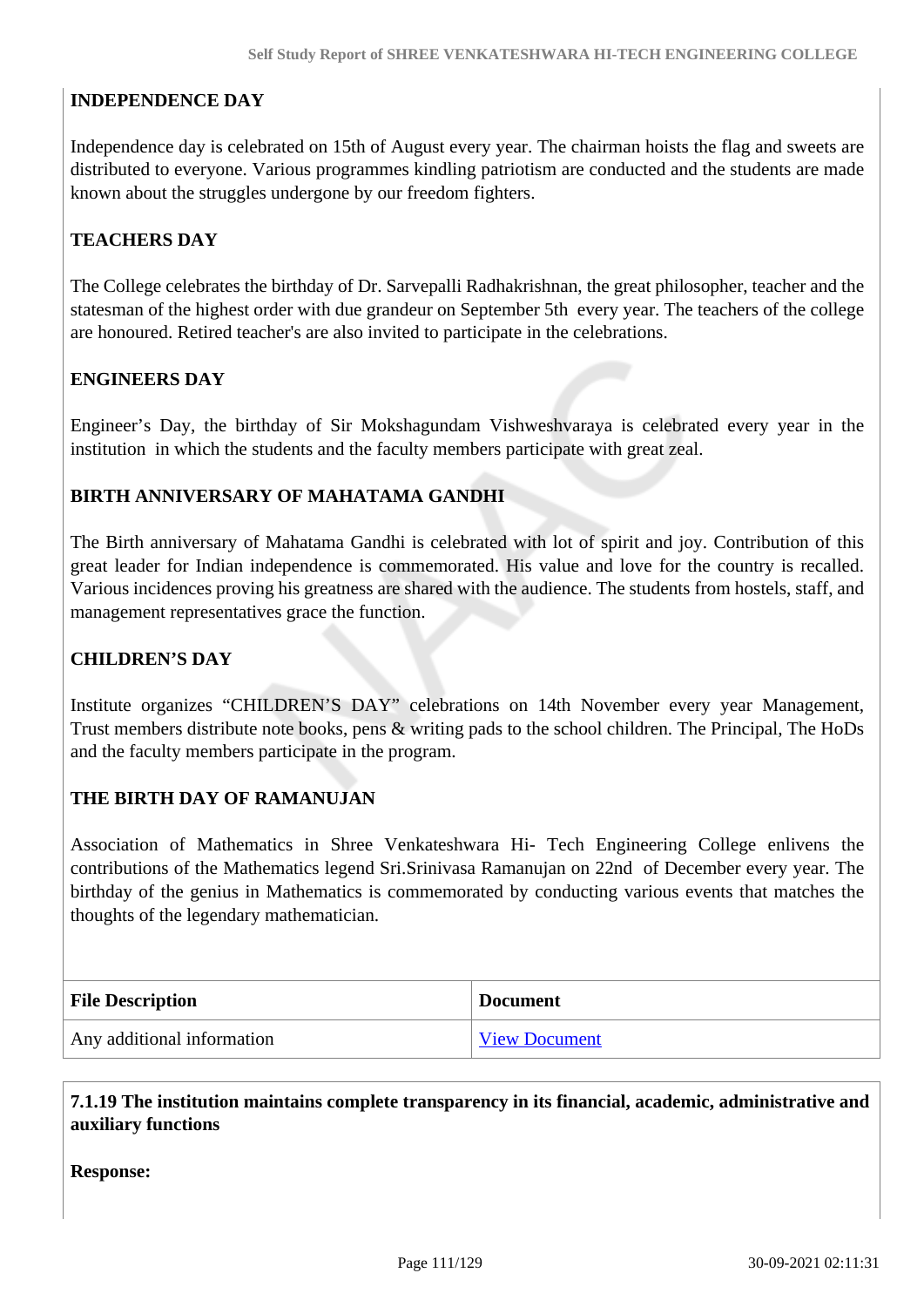**INDEPENDENCE DAY**

Independence day is celebrated on 15th of August every year. The chairman hoists the flag and sweets are distributed to everyone. Various programmes kindling patriotism are conducted and the students are made known about the struggles undergone by our freedom fighters.

**TEACHERS DAY**

The College celebrates the birthday of Dr. Sarvepalli Radhakrishnan, the great philosopher, teacher and the statesman of the highest order with due grandeur on September 5th every year. The teachers of the college are honoured. Retired teacher's are also invited to participate in the celebrations.

**ENGINEERS DAY**

Engineer's Day, the birthday of Sir Mokshagundam Vishweshvaraya is celebrated every year in the institution in which the students and the faculty members participate with great zeal.

**BIRTH ANNIVERSARY OF MAHATAMA GANDHI**

The Birth anniversary of Mahatama Gandhi is celebrated with lot of spirit and joy. Contribution of this great leader for Indian independence is commemorated. His value and love for the country is recalled. Various incidences proving his greatness are shared with the audience. The students from hostels, staff, and management representatives grace the function.

**CHILDREN'S DAY**

Institute organizes "CHILDREN'S DAY" celebrations on 14th November every year Management, Trust members distribute note books, pens & writing pads to the school children. The Principal, The HoDs and the faculty members participate in the program.

**THE BIRTH DAY OF RAMANUJAN**

Association of Mathematics in Shree Venkateshwara Hi- Tech Engineering College enlivens the contributions of the Mathematics legend Sri.Srinivasa Ramanujan on 22nd of December every year. The birthday of the genius in Mathematics is commemorated by conducting various events that matches the thoughts of the legendary mathematician.

| File Description | Document |
| --- | --- |
| Any additional information | View Document |

**7.1.19 The institution maintains complete transparency in its financial, academic, administrative and auxiliary functions**

**Response:**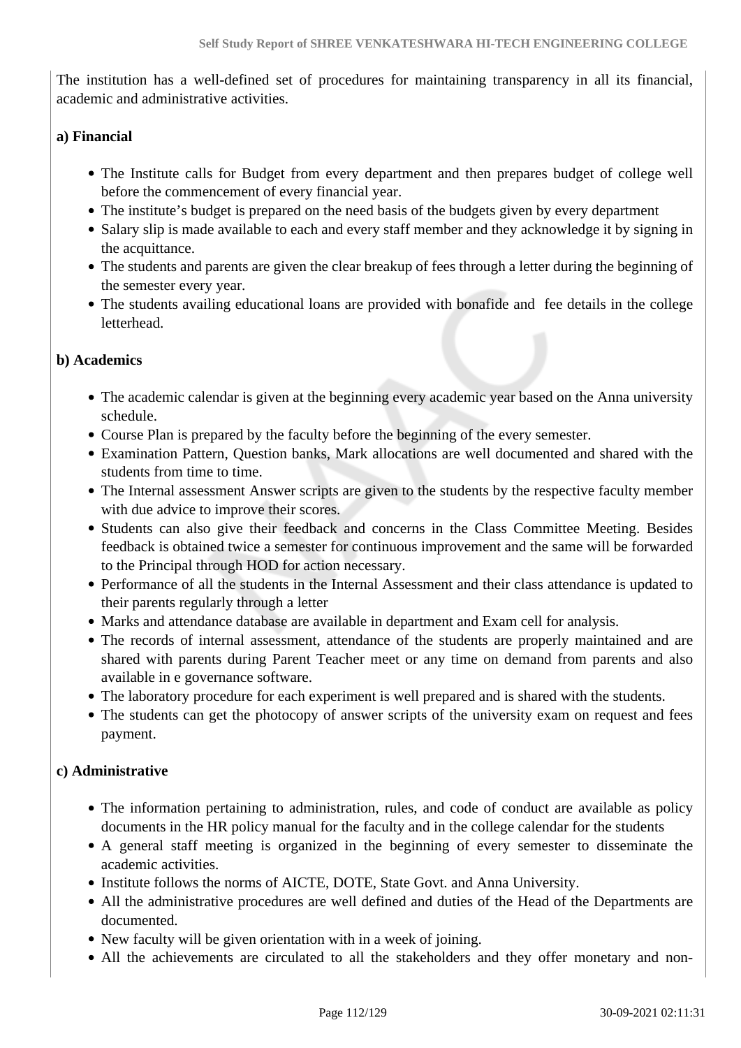The institution has a well-defined set of procedures for maintaining transparency in all its financial, academic and administrative activities.

**a) Financial**

- The Institute calls for Budget from every department and then prepares budget of college well before the commencement of every financial year.
- The institute's budget is prepared on the need basis of the budgets given by every department
- Salary slip is made available to each and every staff member and they acknowledge it by signing in the acquittance.
- The students and parents are given the clear breakup of fees through a letter during the beginning of the semester every year.
- The students availing educational loans are provided with bonafide and fee details in the college letterhead.

**b) Academics**

- The academic calendar is given at the beginning every academic year based on the Anna university schedule.
- Course Plan is prepared by the faculty before the beginning of the every semester.
- Examination Pattern, Question banks, Mark allocations are well documented and shared with the students from time to time.
- The Internal assessment Answer scripts are given to the students by the respective faculty member with due advice to improve their scores.
- Students can also give their feedback and concerns in the Class Committee Meeting. Besides feedback is obtained twice a semester for continuous improvement and the same will be forwarded to the Principal through HOD for action necessary.
- Performance of all the students in the Internal Assessment and their class attendance is updated to their parents regularly through a letter
- Marks and attendance database are available in department and Exam cell for analysis.
- The records of internal assessment, attendance of the students are properly maintained and are shared with parents during Parent Teacher meet or any time on demand from parents and also available in e governance software.
- The laboratory procedure for each experiment is well prepared and is shared with the students.
- The students can get the photocopy of answer scripts of the university exam on request and fees payment.

**c) Administrative**

- The information pertaining to administration, rules, and code of conduct are available as policy documents in the HR policy manual for the faculty and in the college calendar for the students
- A general staff meeting is organized in the beginning of every semester to disseminate the academic activities.
- Institute follows the norms of AICTE, DOTE, State Govt. and Anna University.
- All the administrative procedures are well defined and duties of the Head of the Departments are documented.
- New faculty will be given orientation with in a week of joining.
- All the achievements are circulated to all the stakeholders and they offer monetary and non-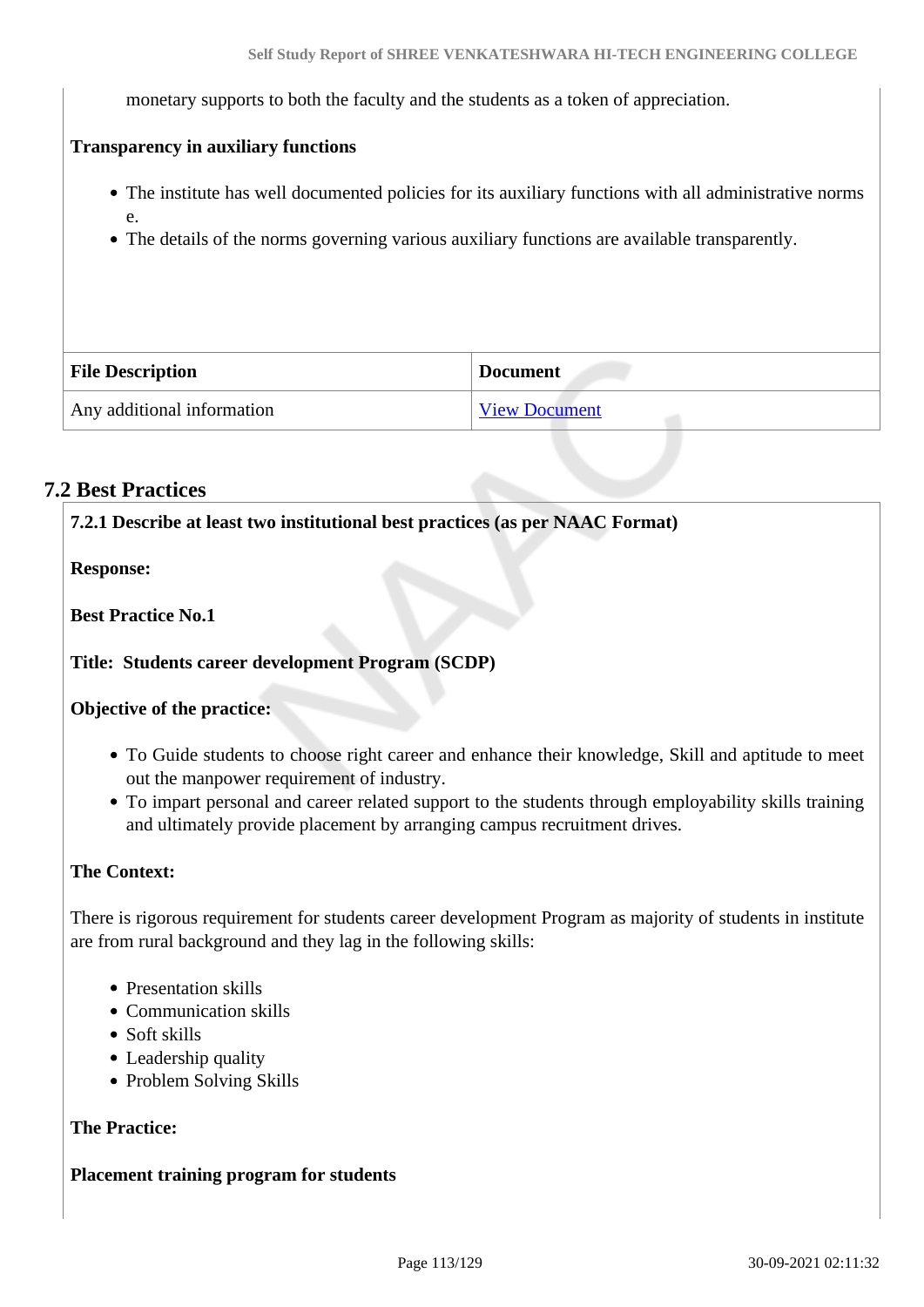monetary supports to both the faculty and the students as a token of appreciation.

**Transparency in auxiliary functions**

- The institute has well documented policies for its auxiliary functions with all administrative norms e.
- The details of the norms governing various auxiliary functions are available transparently.

| File Description | Document |
|---|---|
| Any additional information | View Document |

## 7.2 Best Practices

**7.2.1 Describe at least two institutional best practices (as per NAAC Format)**

**Response:**

**Best Practice No.1**

**Title:  Students career development Program (SCDP)**

**Objective of the practice:**

- To Guide students to choose right career and enhance their knowledge, Skill and aptitude to meet out the manpower requirement of industry.
- To impart personal and career related support to the students through employability skills training and ultimately provide placement by arranging campus recruitment drives.

**The Context:**

There is rigorous requirement for students career development Program as majority of students in institute are from rural background and they lag in the following skills:

- Presentation skills
- Communication skills
- Soft skills
- Leadership quality
- Problem Solving Skills

**The Practice:**

**Placement training program for students**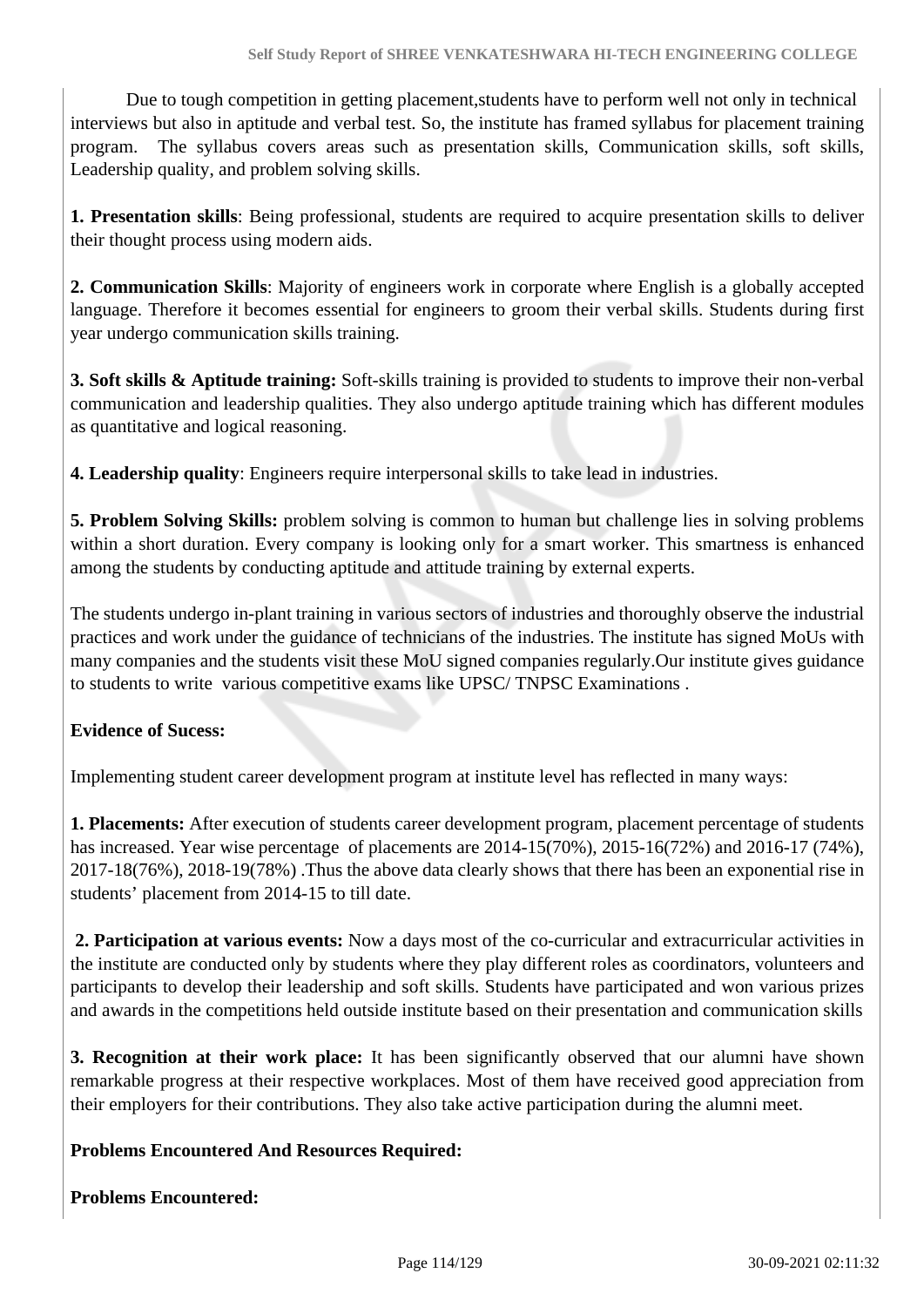Due to tough competition in getting placement,students have to perform well not only in technical interviews but also in aptitude and verbal test. So, the institute has framed syllabus for placement training program. The syllabus covers areas such as presentation skills, Communication skills, soft skills, Leadership quality, and problem solving skills.

**1. Presentation skills**: Being professional, students are required to acquire presentation skills to deliver their thought process using modern aids.

**2. Communication Skills**: Majority of engineers work in corporate where English is a globally accepted language. Therefore it becomes essential for engineers to groom their verbal skills. Students during first year undergo communication skills training.

**3. Soft skills & Aptitude training:** Soft-skills training is provided to students to improve their non-verbal communication and leadership qualities. They also undergo aptitude training which has different modules as quantitative and logical reasoning.

**4. Leadership quality**: Engineers require interpersonal skills to take lead in industries.

**5. Problem Solving Skills:** problem solving is common to human but challenge lies in solving problems within a short duration. Every company is looking only for a smart worker. This smartness is enhanced among the students by conducting aptitude and attitude training by external experts.

The students undergo in-plant training in various sectors of industries and thoroughly observe the industrial practices and work under the guidance of technicians of the industries. The institute has signed MoUs with many companies and the students visit these MoU signed companies regularly.Our institute gives guidance to students to write various competitive exams like UPSC/ TNPSC Examinations .

**Evidence of Sucess:**

Implementing student career development program at institute level has reflected in many ways:

**1. Placements:** After execution of students career development program, placement percentage of students has increased. Year wise percentage of placements are 2014-15(70%), 2015-16(72%) and 2016-17 (74%), 2017-18(76%), 2018-19(78%) .Thus the above data clearly shows that there has been an exponential rise in students' placement from 2014-15 to till date.

**2. Participation at various events:** Now a days most of the co-curricular and extracurricular activities in the institute are conducted only by students where they play different roles as coordinators, volunteers and participants to develop their leadership and soft skills. Students have participated and won various prizes and awards in the competitions held outside institute based on their presentation and communication skills

**3. Recognition at their work place:** It has been significantly observed that our alumni have shown remarkable progress at their respective workplaces. Most of them have received good appreciation from their employers for their contributions. They also take active participation during the alumni meet.

**Problems Encountered And Resources Required:**

**Problems Encountered:**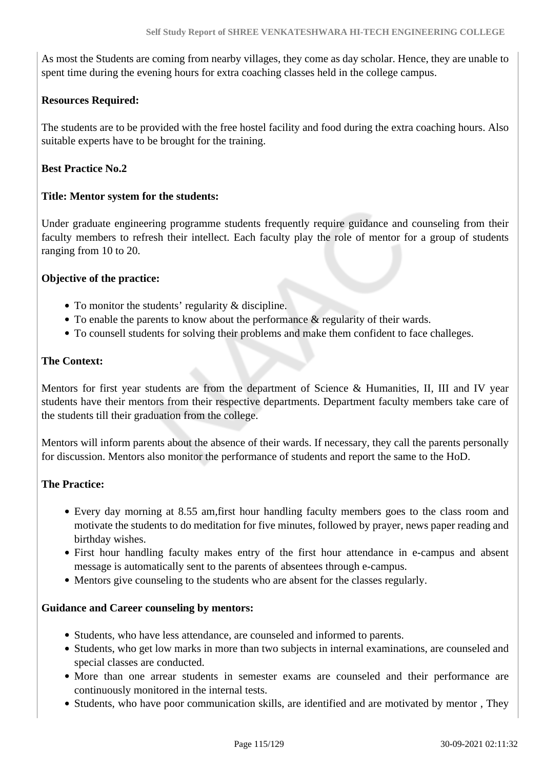As most the Students are coming from nearby villages, they come as day scholar. Hence, they are unable to spent time during the evening hours for extra coaching classes held in the college campus.

**Resources Required:**

The students are to be provided with the free hostel facility and food during the extra coaching hours. Also suitable experts have to be brought for the training.

**Best Practice No.2**

**Title: Mentor system for the students:**

Under graduate engineering programme students frequently require guidance and counseling from their faculty members to refresh their intellect. Each faculty play the role of mentor for a group of students ranging from 10 to 20.

**Objective of the practice:**

- To monitor the students' regularity & discipline.
- To enable the parents to know about the performance & regularity of their wards.
- To counsell students for solving their problems and make them confident to face challeges.

**The Context:**

Mentors for first year students are from the department of Science & Humanities, II, III and IV year students have their mentors from their respective departments. Department faculty members take care of the students till their graduation from the college.

Mentors will inform parents about the absence of their wards. If necessary, they call the parents personally for discussion. Mentors also monitor the performance of students and report the same to the HoD.

**The Practice:**

- Every day morning at 8.55 am,first hour handling faculty members goes to the class room and motivate the students to do meditation for five minutes, followed by prayer, news paper reading and birthday wishes.
- First hour handling faculty makes entry of the first hour attendance in e-campus and absent message is automatically sent to the parents of absentees through e-campus.
- Mentors give counseling to the students who are absent for the classes regularly.

**Guidance and Career counseling by mentors:**

- Students, who have less attendance, are counseled and informed to parents.
- Students, who get low marks in more than two subjects in internal examinations, are counseled and special classes are conducted.
- More than one arrear students in semester exams are counseled and their performance are continuously monitored in the internal tests.
- Students, who have poor communication skills, are identified and are motivated by mentor , They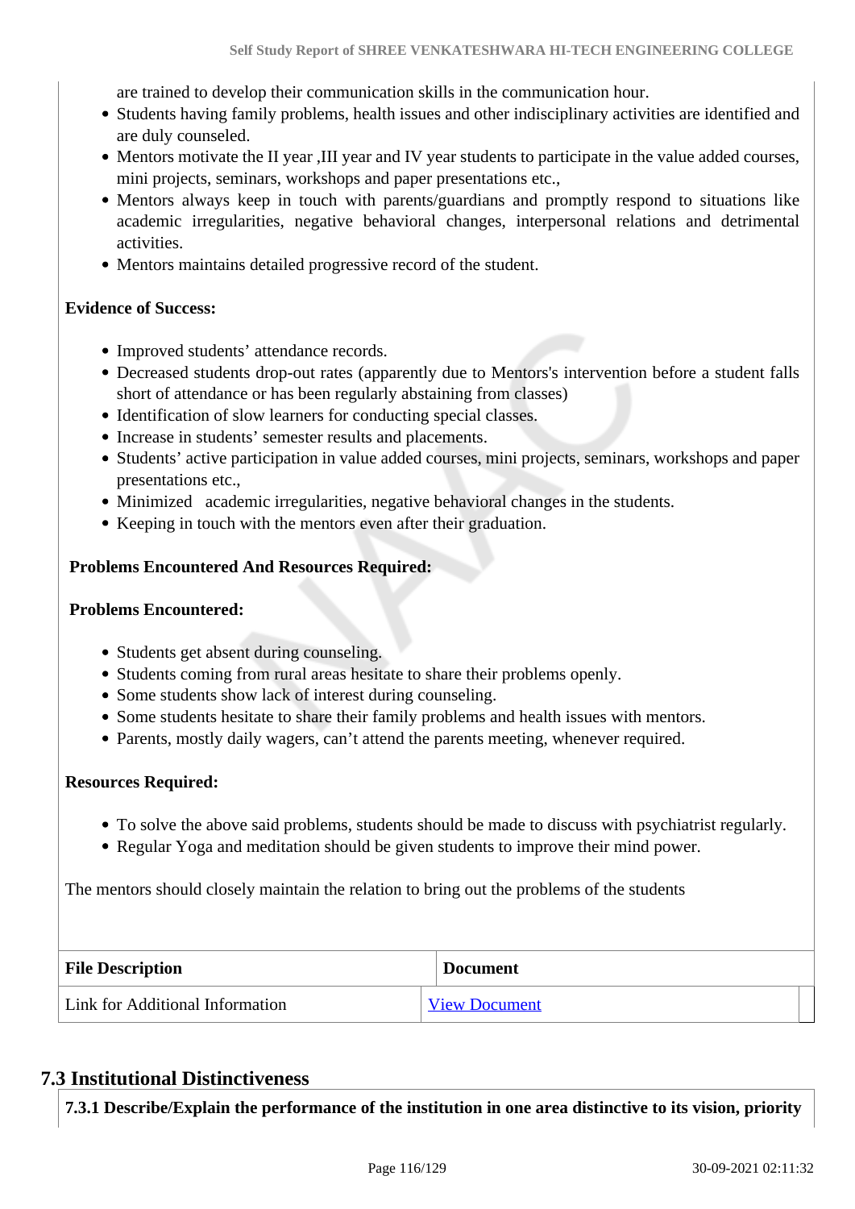are trained to develop their communication skills in the communication hour.

- Students having family problems, health issues and other indisciplinary activities are identified and are duly counseled.
- Mentors motivate the II year ,III year and IV year students to participate in the value added courses, mini projects, seminars, workshops and paper presentations etc.,
- Mentors always keep in touch with parents/guardians and promptly respond to situations like academic irregularities, negative behavioral changes, interpersonal relations and detrimental activities.
- Mentors maintains detailed progressive record of the student.

**Evidence of Success:**

- Improved students' attendance records.
- Decreased students drop-out rates (apparently due to Mentors's intervention before a student falls short of attendance or has been regularly abstaining from classes)
- Identification of slow learners for conducting special classes.
- Increase in students' semester results and placements.
- Students' active participation in value added courses, mini projects, seminars, workshops and paper presentations etc.,
- Minimized academic irregularities, negative behavioral changes in the students.
- Keeping in touch with the mentors even after their graduation.

**Problems Encountered And Resources Required:**

**Problems Encountered:**

- Students get absent during counseling.
- Students coming from rural areas hesitate to share their problems openly.
- Some students show lack of interest during counseling.
- Some students hesitate to share their family problems and health issues with mentors.
- Parents, mostly daily wagers, can't attend the parents meeting, whenever required.

**Resources Required:**

- To solve the above said problems, students should be made to discuss with psychiatrist regularly.
- Regular Yoga and meditation should be given students to improve their mind power.

The mentors should closely maintain the relation to bring out the problems of the students

| File Description | Document |
|---|---|
| Link for Additional Information | View Document |

## 7.3 Institutional Distinctiveness

**7.3.1 Describe/Explain the performance of the institution in one area distinctive to its vision, priority**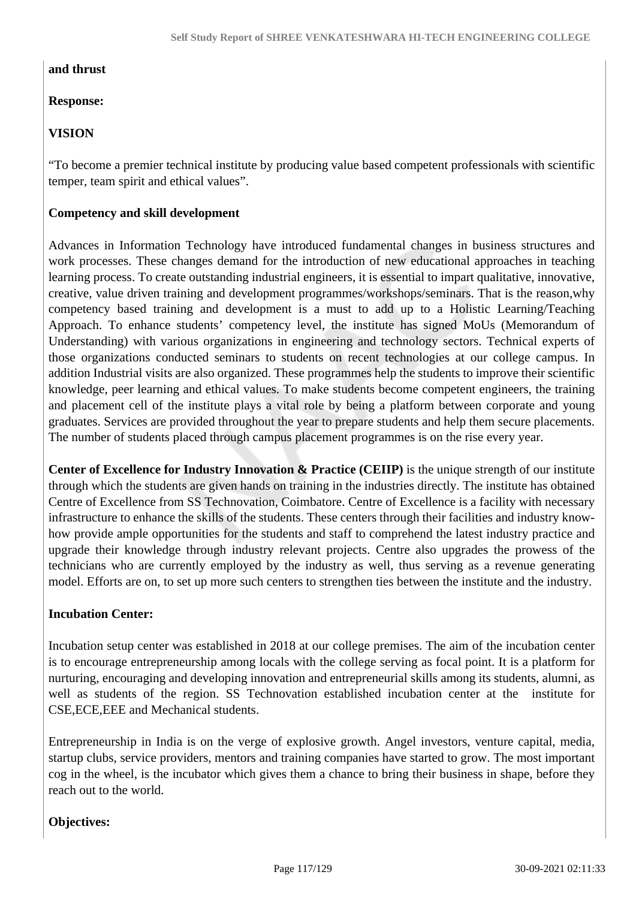**and thrust**

**Response:**

**VISION**

"To become a premier technical institute by producing value based competent professionals with scientific temper, team spirit and ethical values".

**Competency and skill development**

Advances in Information Technology have introduced fundamental changes in business structures and work processes. These changes demand for the introduction of new educational approaches in teaching learning process. To create outstanding industrial engineers, it is essential to impart qualitative, innovative, creative, value driven training and development programmes/workshops/seminars. That is the reason,why competency based training and development is a must to add up to a Holistic Learning/Teaching Approach. To enhance students' competency level, the institute has signed MoUs (Memorandum of Understanding) with various organizations in engineering and technology sectors. Technical experts of those organizations conducted seminars to students on recent technologies at our college campus. In addition Industrial visits are also organized. These programmes help the students to improve their scientific knowledge, peer learning and ethical values. To make students become competent engineers, the training and placement cell of the institute plays a vital role by being a platform between corporate and young graduates. Services are provided throughout the year to prepare students and help them secure placements. The number of students placed through campus placement programmes is on the rise every year.

**Center of Excellence for Industry Innovation & Practice (CEIIP)** is the unique strength of our institute through which the students are given hands on training in the industries directly. The institute has obtained Centre of Excellence from SS Technovation, Coimbatore. Centre of Excellence is a facility with necessary infrastructure to enhance the skills of the students. These centers through their facilities and industry know-how provide ample opportunities for the students and staff to comprehend the latest industry practice and upgrade their knowledge through industry relevant projects. Centre also upgrades the prowess of the technicians who are currently employed by the industry as well, thus serving as a revenue generating model. Efforts are on, to set up more such centers to strengthen ties between the institute and the industry.

**Incubation Center:**

Incubation setup center was established in 2018 at our college premises. The aim of the incubation center is to encourage entrepreneurship among locals with the college serving as focal point. It is a platform for nurturing, encouraging and developing innovation and entrepreneurial skills among its students, alumni, as well as students of the region. SS Technovation established incubation center at the institute for CSE,ECE,EEE and Mechanical students.

Entrepreneurship in India is on the verge of explosive growth. Angel investors, venture capital, media, startup clubs, service providers, mentors and training companies have started to grow. The most important cog in the wheel, is the incubator which gives them a chance to bring their business in shape, before they reach out to the world.

**Objectives:**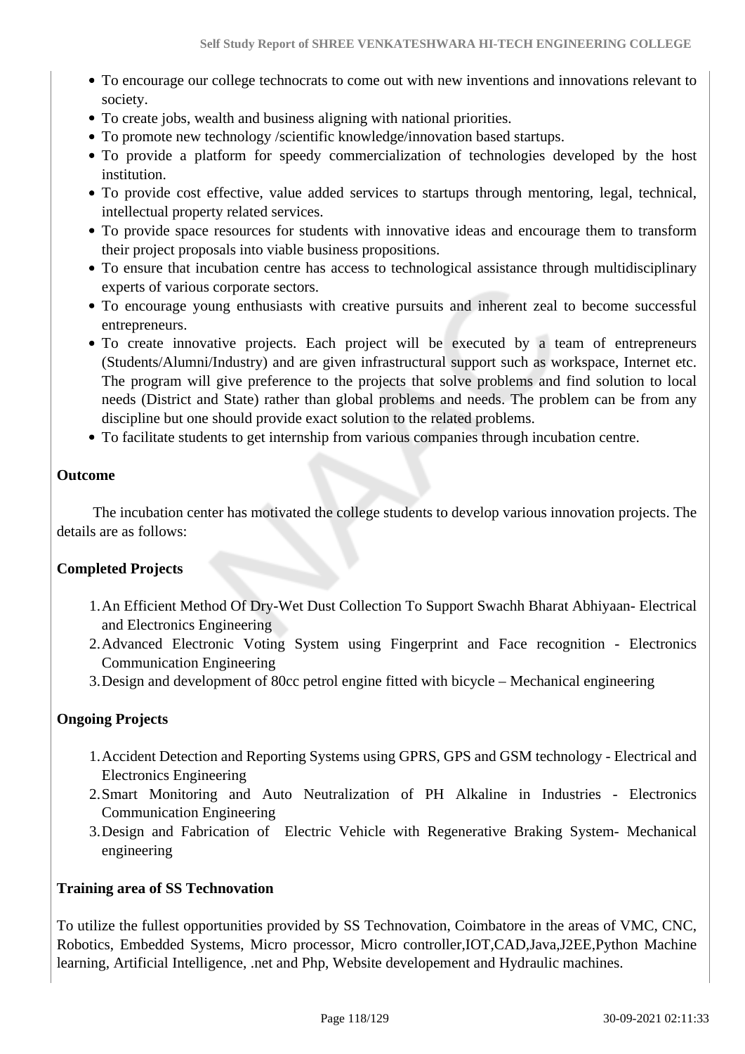- To encourage our college technocrats to come out with new inventions and innovations relevant to society.
- To create jobs, wealth and business aligning with national priorities.
- To promote new technology /scientific knowledge/innovation based startups.
- To provide a platform for speedy commercialization of technologies developed by the host institution.
- To provide cost effective, value added services to startups through mentoring, legal, technical, intellectual property related services.
- To provide space resources for students with innovative ideas and encourage them to transform their project proposals into viable business propositions.
- To ensure that incubation centre has access to technological assistance through multidisciplinary experts of various corporate sectors.
- To encourage young enthusiasts with creative pursuits and inherent zeal to become successful entrepreneurs.
- To create innovative projects. Each project will be executed by a team of entrepreneurs (Students/Alumni/Industry) and are given infrastructural support such as workspace, Internet etc. The program will give preference to the projects that solve problems and find solution to local needs (District and State) rather than global problems and needs. The problem can be from any discipline but one should provide exact solution to the related problems.
- To facilitate students to get internship from various companies through incubation centre.

**Outcome**

The incubation center has motivated the college students to develop various innovation projects. The details are as follows:

**Completed Projects**

1. An Efficient Method Of Dry-Wet Dust Collection To Support Swachh Bharat Abhiyaan- Electrical and Electronics Engineering
2. Advanced Electronic Voting System using Fingerprint and Face recognition - Electronics Communication Engineering
3. Design and development of 80cc petrol engine fitted with bicycle – Mechanical engineering

**Ongoing Projects**

1. Accident Detection and Reporting Systems using GPRS, GPS and GSM technology - Electrical and Electronics Engineering
2. Smart Monitoring and Auto Neutralization of PH Alkaline in Industries - Electronics Communication Engineering
3. Design and Fabrication of Electric Vehicle with Regenerative Braking System- Mechanical engineering

**Training area of SS Technovation**

To utilize the fullest opportunities provided by SS Technovation, Coimbatore in the areas of VMC, CNC, Robotics, Embedded Systems, Micro processor, Micro controller,IOT,CAD,Java,J2EE,Python Machine learning, Artificial Intelligence, .net and Php, Website developement and Hydraulic machines.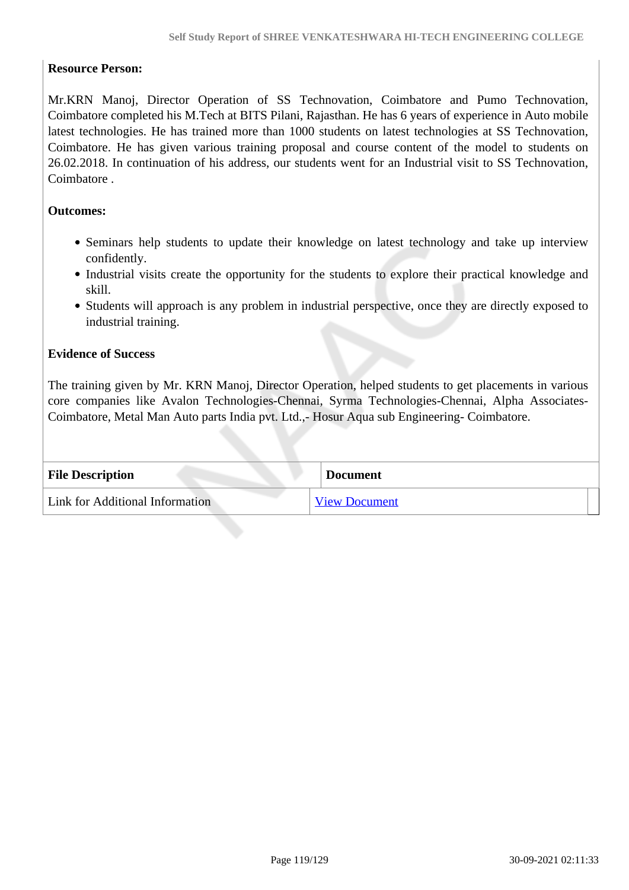**Resource Person:**

Mr.KRN Manoj, Director Operation of SS Technovation, Coimbatore and Pumo Technovation, Coimbatore completed his M.Tech at BITS Pilani, Rajasthan. He has 6 years of experience in Auto mobile latest technologies. He has trained more than 1000 students on latest technologies at SS Technovation, Coimbatore. He has given various training proposal and course content of the model to students on 26.02.2018. In continuation of his address, our students went for an Industrial visit to SS Technovation, Coimbatore .

**Outcomes:**

- Seminars help students to update their knowledge on latest technology and take up interview confidently.
- Industrial visits create the opportunity for the students to explore their practical knowledge and skill.
- Students will approach is any problem in industrial perspective, once they are directly exposed to industrial training.

**Evidence of Success**

The training given by Mr. KRN Manoj, Director Operation, helped students to get placements in various core companies like Avalon Technologies-Chennai, Syrma Technologies-Chennai, Alpha Associates-Coimbatore, Metal Man Auto parts India pvt. Ltd.,- Hosur Aqua sub Engineering- Coimbatore.

| File Description | Document |
|---|---|
| Link for Additional Information | View Document |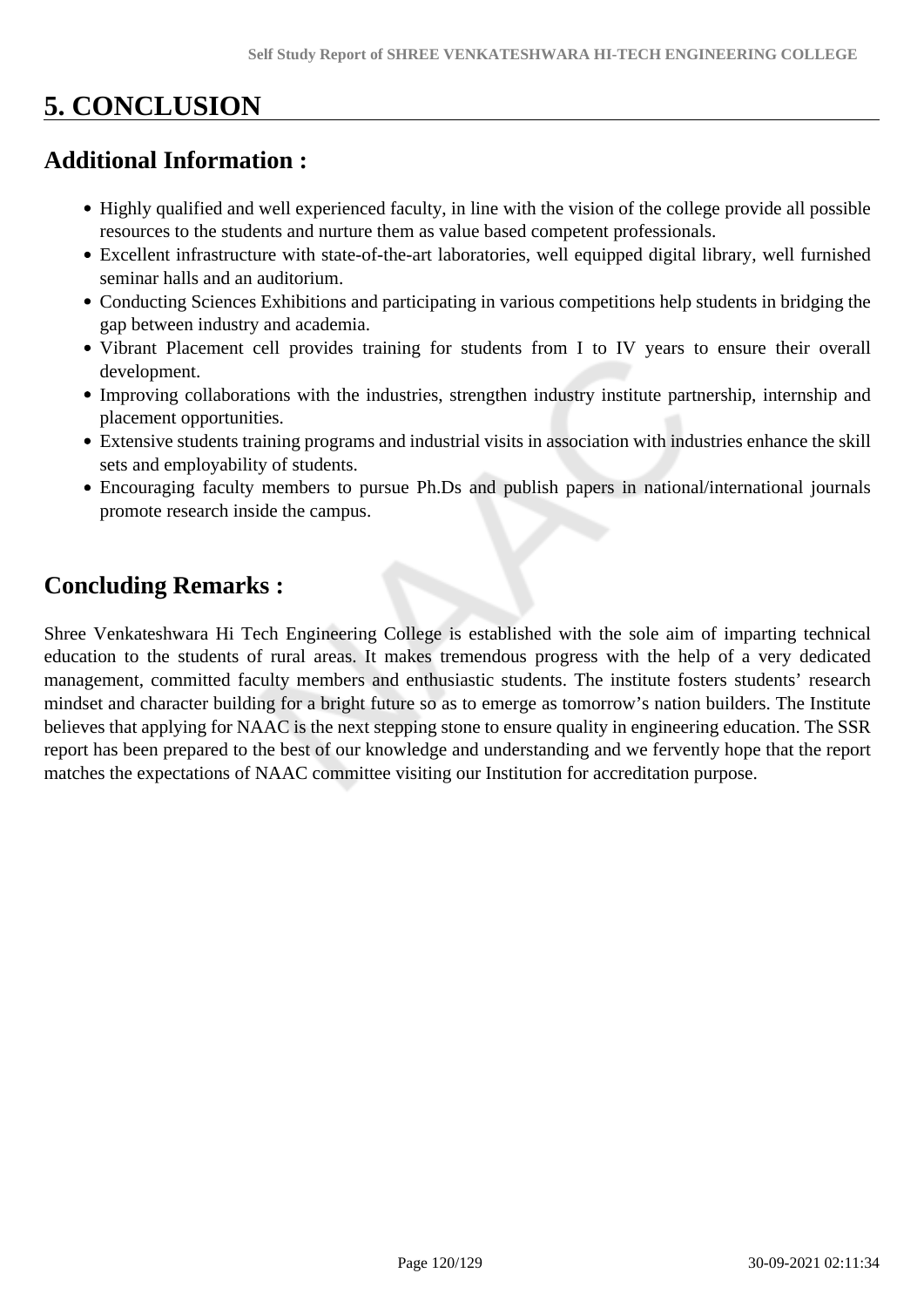# 5. CONCLUSION

## Additional Information :

- Highly qualified and well experienced faculty, in line with the vision of the college provide all possible resources to the students and nurture them as value based competent professionals.
- Excellent infrastructure with state-of-the-art laboratories, well equipped digital library, well furnished seminar halls and an auditorium.
- Conducting Sciences Exhibitions and participating in various competitions help students in bridging the gap between industry and academia.
- Vibrant Placement cell provides training for students from I to IV years to ensure their overall development.
- Improving collaborations with the industries, strengthen industry institute partnership, internship and placement opportunities.
- Extensive students training programs and industrial visits in association with industries enhance the skill sets and employability of students.
- Encouraging faculty members to pursue Ph.Ds and publish papers in national/international journals promote research inside the campus.

## Concluding Remarks :

Shree Venkateshwara Hi Tech Engineering College is established with the sole aim of imparting technical education to the students of rural areas. It makes tremendous progress with the help of a very dedicated management, committed faculty members and enthusiastic students. The institute fosters students' research mindset and character building for a bright future so as to emerge as tomorrow's nation builders. The Institute believes that applying for NAAC is the next stepping stone to ensure quality in engineering education. The SSR report has been prepared to the best of our knowledge and understanding and we fervently hope that the report matches the expectations of NAAC committee visiting our Institution for accreditation purpose.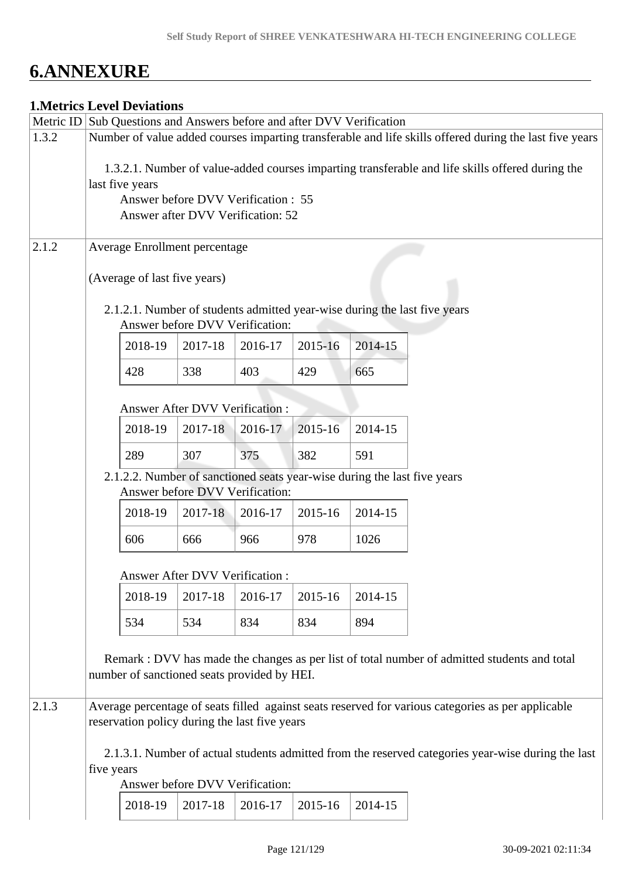# 6.ANNEXURE

## 1.Metrics Level Deviations

| Metric ID | Sub Questions and Answers before and after DVV Verification |
|---|---|
| 1.3.2 | Number of value added courses imparting transferable and life skills offered during the last five years<br><br>1.3.2.1. Number of value-added courses imparting transferable and life skills offered during the last five years<br>Answer before DVV Verification : 55<br>Answer after DVV Verification: 52 |
| 2.1.2 | Average Enrollment percentage<br><br>(Average of last five years)<br><br>2.1.2.1. Number of students admitted year-wise during the last five years<br>Answer before DVV Verification:<br>2018-19: 428, 2017-18: 338, 2016-17: 403, 2015-16: 429, 2014-15: 665<br><br>Answer After DVV Verification :<br>2018-19: 289, 2017-18: 307, 2016-17: 375, 2015-16: 382, 2014-15: 591<br><br>2.1.2.2. Number of sanctioned seats year-wise during the last five years<br>Answer before DVV Verification:<br>2018-19: 606, 2017-18: 666, 2016-17: 966, 2015-16: 978, 2014-15: 1026<br><br>Answer After DVV Verification :<br>2018-19: 534, 2017-18: 534, 2016-17: 834, 2015-16: 834, 2014-15: 894<br><br>Remark : DVV has made the changes as per list of total number of admitted students and total number of sanctioned seats provided by HEI. |
| 2.1.3 | Average percentage of seats filled against seats reserved for various categories as per applicable reservation policy during the last five years<br><br>2.1.3.1. Number of actual students admitted from the reserved categories year-wise during the last five years<br>Answer before DVV Verification:<br>2018-19, 2017-18, 2016-17, 2015-16, 2014-15 |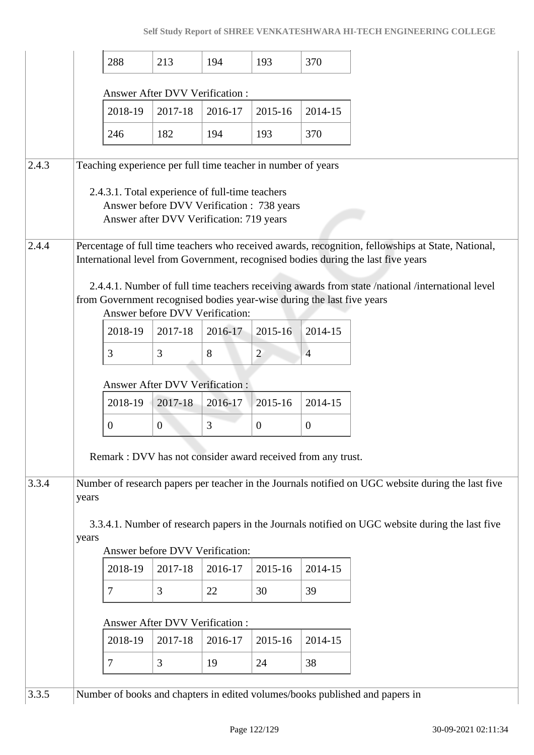| | | | | |
|---|---|---|---|---|
| 288 | 213 | 194 | 193 | 370 |

Answer After DVV Verification :

| 2018-19 | 2017-18 | 2016-17 | 2015-16 | 2014-15 |
|---|---|---|---|---|
| 246 | 182 | 194 | 193 | 370 |

**2.4.3** Teaching experience per full time teacher in number of years

2.4.3.1. Total experience of full-time teachers
Answer before DVV Verification : 738 years
Answer after DVV Verification: 719 years

**2.4.4** Percentage of full time teachers who received awards, recognition, fellowships at State, National, International level from Government, recognised bodies during the last five years

2.4.4.1. Number of full time teachers receiving awards from state /national /international level from Government recognised bodies year-wise during the last five years

Answer before DVV Verification:

| 2018-19 | 2017-18 | 2016-17 | 2015-16 | 2014-15 |
|---|---|---|---|---|
| 3 | 3 | 8 | 2 | 4 |

Answer After DVV Verification :

| 2018-19 | 2017-18 | 2016-17 | 2015-16 | 2014-15 |
|---|---|---|---|---|
| 0 | 0 | 3 | 0 | 0 |

Remark : DVV has not consider award received from any trust.

**3.3.4** Number of research papers per teacher in the Journals notified on UGC website during the last five years

3.3.4.1. Number of research papers in the Journals notified on UGC website during the last five years

Answer before DVV Verification:

| 2018-19 | 2017-18 | 2016-17 | 2015-16 | 2014-15 |
|---|---|---|---|---|
| 7 | 3 | 22 | 30 | 39 |

Answer After DVV Verification :

| 2018-19 | 2017-18 | 2016-17 | 2015-16 | 2014-15 |
|---|---|---|---|---|
| 7 | 3 | 19 | 24 | 38 |

**3.3.5** Number of books and chapters in edited volumes/books published and papers in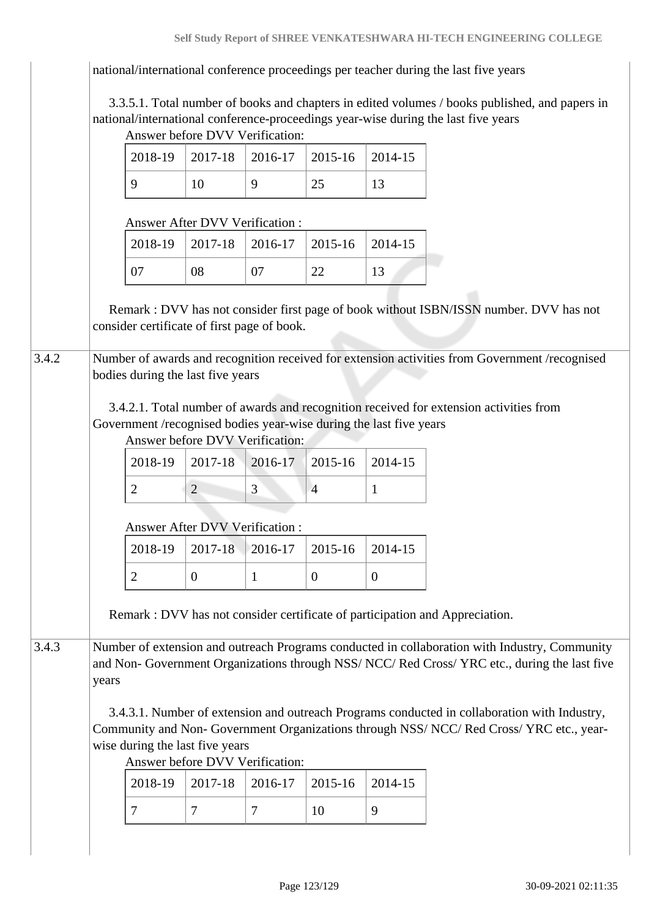national/international conference proceedings per teacher during the last five years

3.3.5.1. Total number of books and chapters in edited volumes / books published, and papers in national/international conference-proceedings year-wise during the last five years

Answer before DVV Verification:

| 2018-19 | 2017-18 | 2016-17 | 2015-16 | 2014-15 |
|---|---|---|---|---|
| 9 | 10 | 9 | 25 | 13 |

Answer After DVV Verification :

| 2018-19 | 2017-18 | 2016-17 | 2015-16 | 2014-15 |
|---|---|---|---|---|
| 07 | 08 | 07 | 22 | 13 |

Remark : DVV has not consider first page of book without ISBN/ISSN number. DVV has not consider certificate of first page of book.

**3.4.2** Number of awards and recognition received for extension activities from Government /recognised bodies during the last five years

3.4.2.1. Total number of awards and recognition received for extension activities from Government /recognised bodies year-wise during the last five years

Answer before DVV Verification:

| 2018-19 | 2017-18 | 2016-17 | 2015-16 | 2014-15 |
|---|---|---|---|---|
| 2 | 2 | 3 | 4 | 1 |

Answer After DVV Verification :

| 2018-19 | 2017-18 | 2016-17 | 2015-16 | 2014-15 |
|---|---|---|---|---|
| 2 | 0 | 1 | 0 | 0 |

Remark : DVV has not consider certificate of participation and Appreciation.

**3.4.3** Number of extension and outreach Programs conducted in collaboration with Industry, Community and Non- Government Organizations through NSS/ NCC/ Red Cross/ YRC etc., during the last five years

3.4.3.1. Number of extension and outreach Programs conducted in collaboration with Industry, Community and Non- Government Organizations through NSS/ NCC/ Red Cross/ YRC etc., year-wise during the last five years

Answer before DVV Verification:

| 2018-19 | 2017-18 | 2016-17 | 2015-16 | 2014-15 |
|---|---|---|---|---|
| 7 | 7 | 7 | 10 | 9 |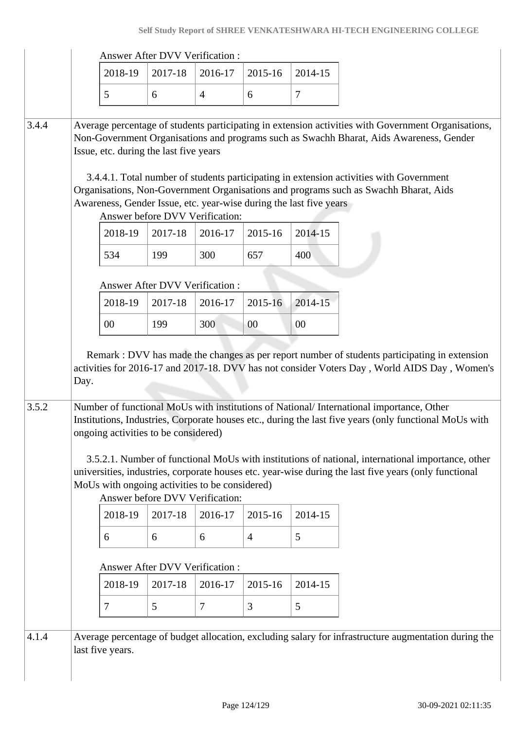Answer After DVV Verification :

| 2018-19 | 2017-18 | 2016-17 | 2015-16 | 2014-15 |
|---|---|---|---|---|
| 5 | 6 | 4 | 6 | 7 |

3.4.4 Average percentage of students participating in extension activities with Government Organisations, Non-Government Organisations and programs such as Swachh Bharat, Aids Awareness, Gender Issue, etc. during the last five years

3.4.4.1. Total number of students participating in extension activities with Government Organisations, Non-Government Organisations and programs such as Swachh Bharat, Aids Awareness, Gender Issue, etc. year-wise during the last five years

Answer before DVV Verification:

| 2018-19 | 2017-18 | 2016-17 | 2015-16 | 2014-15 |
|---|---|---|---|---|
| 534 | 199 | 300 | 657 | 400 |

Answer After DVV Verification :

| 2018-19 | 2017-18 | 2016-17 | 2015-16 | 2014-15 |
|---|---|---|---|---|
| 00 | 199 | 300 | 00 | 00 |

Remark : DVV has made the changes as per report number of students participating in extension activities for 2016-17 and 2017-18. DVV has not consider Voters Day , World AIDS Day , Women's Day.

3.5.2 Number of functional MoUs with institutions of National/ International importance, Other Institutions, Industries, Corporate houses etc., during the last five years (only functional MoUs with ongoing activities to be considered)

3.5.2.1. Number of functional MoUs with institutions of national, international importance, other universities, industries, corporate houses etc. year-wise during the last five years (only functional MoUs with ongoing activities to be considered)

Answer before DVV Verification:

| 2018-19 | 2017-18 | 2016-17 | 2015-16 | 2014-15 |
|---|---|---|---|---|
| 6 | 6 | 6 | 4 | 5 |

Answer After DVV Verification :

| 2018-19 | 2017-18 | 2016-17 | 2015-16 | 2014-15 |
|---|---|---|---|---|
| 7 | 5 | 7 | 3 | 5 |

4.1.4 Average percentage of budget allocation, excluding salary for infrastructure augmentation during the last five years.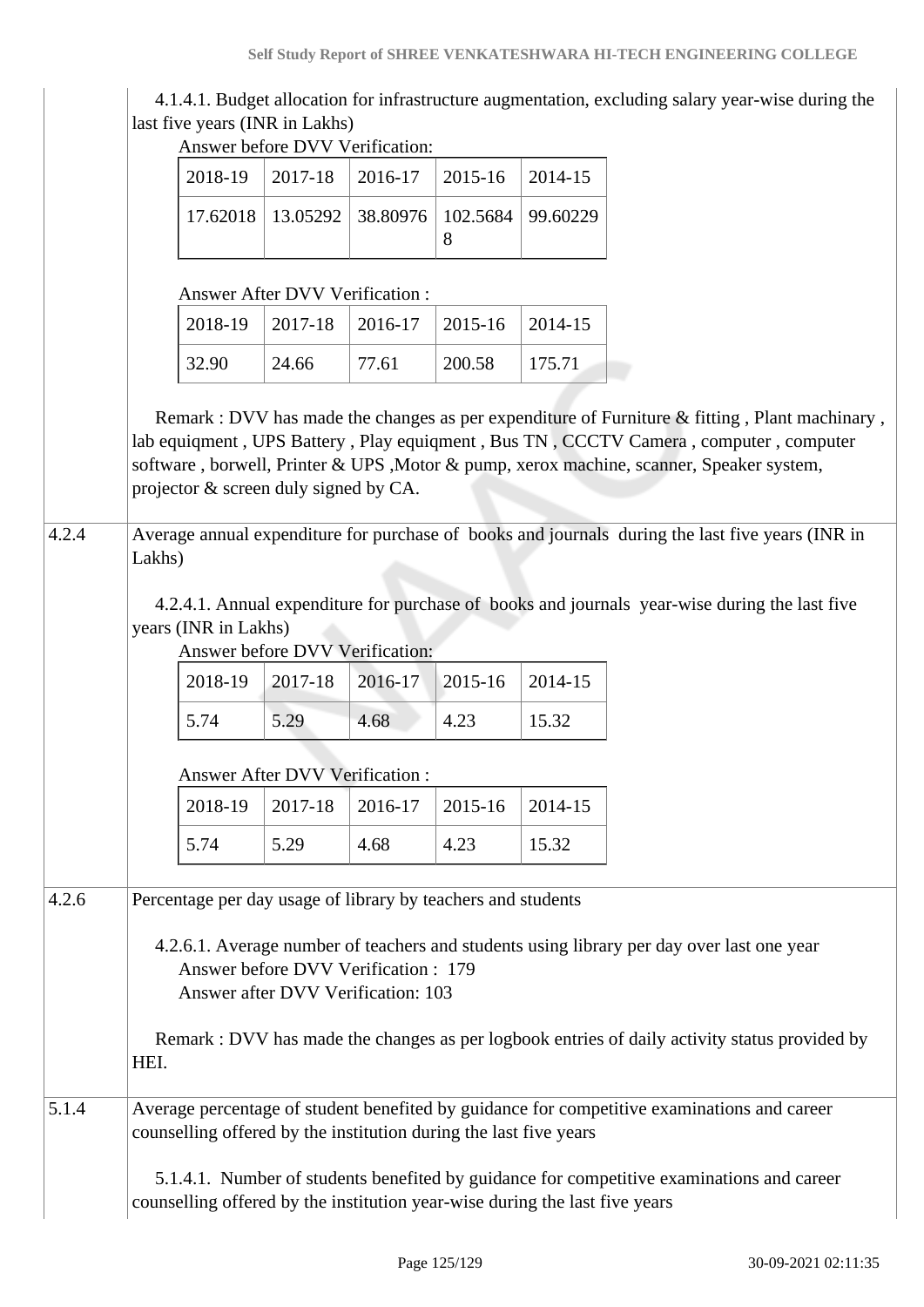4.1.4.1. Budget allocation for infrastructure augmentation, excluding salary year-wise during the last five years (INR in Lakhs)

Answer before DVV Verification:

| 2018-19 | 2017-18 | 2016-17 | 2015-16 | 2014-15 |
|---|---|---|---|---|
| 17.62018 | 13.05292 | 38.80976 | 102.56848 | 99.60229 |

Answer After DVV Verification :

| 2018-19 | 2017-18 | 2016-17 | 2015-16 | 2014-15 |
|---|---|---|---|---|
| 32.90 | 24.66 | 77.61 | 200.58 | 175.71 |

Remark : DVV has made the changes as per expenditure of Furniture & fitting , Plant machinary , lab equiqment , UPS Battery , Play equiqment , Bus TN , CCCTV Camera , computer , computer software , borwell, Printer & UPS ,Motor & pump, xerox machine, scanner, Speaker system, projector & screen duly signed by CA.

**4.2.4** Average annual expenditure for purchase of books and journals during the last five years (INR in Lakhs)

4.2.4.1. Annual expenditure for purchase of books and journals year-wise during the last five years (INR in Lakhs)

Answer before DVV Verification:

| 2018-19 | 2017-18 | 2016-17 | 2015-16 | 2014-15 |
|---|---|---|---|---|
| 5.74 | 5.29 | 4.68 | 4.23 | 15.32 |

Answer After DVV Verification :

| 2018-19 | 2017-18 | 2016-17 | 2015-16 | 2014-15 |
|---|---|---|---|---|
| 5.74 | 5.29 | 4.68 | 4.23 | 15.32 |

**4.2.6** Percentage per day usage of library by teachers and students

4.2.6.1. Average number of teachers and students using library per day over last one year
Answer before DVV Verification : 179
Answer after DVV Verification: 103

Remark : DVV has made the changes as per logbook entries of daily activity status provided by HEI.

**5.1.4** Average percentage of student benefited by guidance for competitive examinations and career counselling offered by the institution during the last five years

5.1.4.1. Number of students benefited by guidance for competitive examinations and career counselling offered by the institution year-wise during the last five years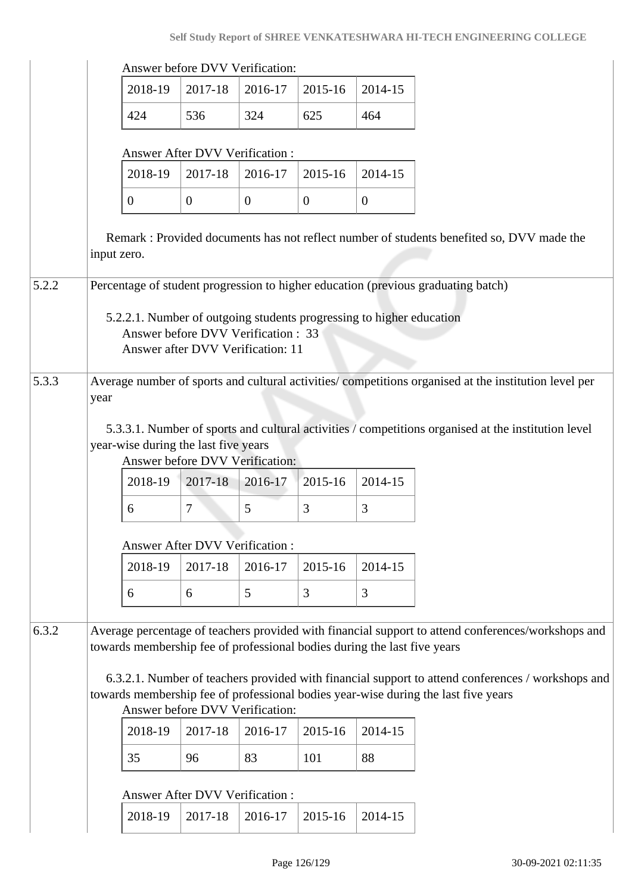Answer before DVV Verification:

| 2018-19 | 2017-18 | 2016-17 | 2015-16 | 2014-15 |
|---|---|---|---|---|
| 424 | 536 | 324 | 625 | 464 |

Answer After DVV Verification :

| 2018-19 | 2017-18 | 2016-17 | 2015-16 | 2014-15 |
|---|---|---|---|---|
| 0 | 0 | 0 | 0 | 0 |

Remark : Provided documents has not reflect number of students benefited so, DVV made the input zero.

**5.2.2** Percentage of student progression to higher education (previous graduating batch)

5.2.2.1. Number of outgoing students progressing to higher education
Answer before DVV Verification : 33
Answer after DVV Verification: 11

**5.3.3** Average number of sports and cultural activities/ competitions organised at the institution level per year

5.3.3.1. Number of sports and cultural activities / competitions organised at the institution level year-wise during the last five years

Answer before DVV Verification:

| 2018-19 | 2017-18 | 2016-17 | 2015-16 | 2014-15 |
|---|---|---|---|---|
| 6 | 7 | 5 | 3 | 3 |

Answer After DVV Verification :

| 2018-19 | 2017-18 | 2016-17 | 2015-16 | 2014-15 |
|---|---|---|---|---|
| 6 | 6 | 5 | 3 | 3 |

**6.3.2** Average percentage of teachers provided with financial support to attend conferences/workshops and towards membership fee of professional bodies during the last five years

6.3.2.1. Number of teachers provided with financial support to attend conferences / workshops and towards membership fee of professional bodies year-wise during the last five years

Answer before DVV Verification:

| 2018-19 | 2017-18 | 2016-17 | 2015-16 | 2014-15 |
|---|---|---|---|---|
| 35 | 96 | 83 | 101 | 88 |

Answer After DVV Verification :

| 2018-19 | 2017-18 | 2016-17 | 2015-16 | 2014-15 |
|---|---|---|---|---|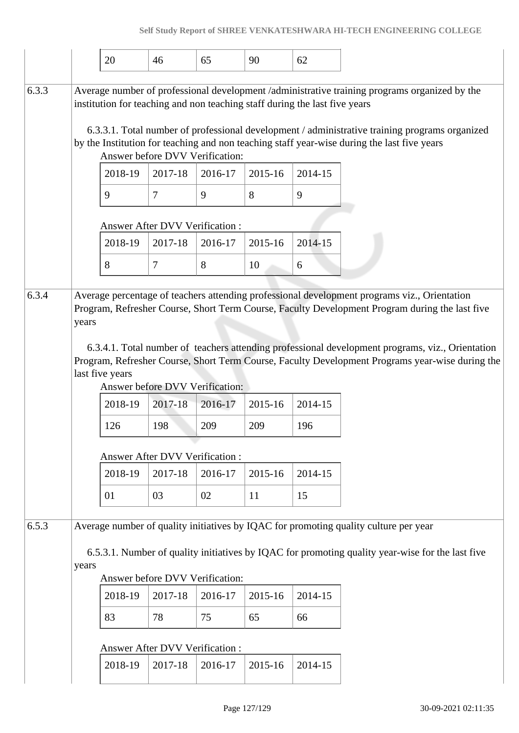| | | | | |
|---|---|---|---|---|
| 20 | 46 | 65 | 90 | 62 |

6.3.3 Average number of professional development /administrative training programs organized by the institution for teaching and non teaching staff during the last five years

6.3.3.1. Total number of professional development / administrative training programs organized by the Institution for teaching and non teaching staff year-wise during the last five years

Answer before DVV Verification:

| 2018-19 | 2017-18 | 2016-17 | 2015-16 | 2014-15 |
|---|---|---|---|---|
| 9 | 7 | 9 | 8 | 9 |

Answer After DVV Verification :

| 2018-19 | 2017-18 | 2016-17 | 2015-16 | 2014-15 |
|---|---|---|---|---|
| 8 | 7 | 8 | 10 | 6 |

6.3.4 Average percentage of teachers attending professional development programs viz., Orientation Program, Refresher Course, Short Term Course, Faculty Development Program during the last five years

6.3.4.1. Total number of teachers attending professional development programs, viz., Orientation Program, Refresher Course, Short Term Course, Faculty Development Programs year-wise during the last five years

Answer before DVV Verification:

| 2018-19 | 2017-18 | 2016-17 | 2015-16 | 2014-15 |
|---|---|---|---|---|
| 126 | 198 | 209 | 209 | 196 |

Answer After DVV Verification :

| 2018-19 | 2017-18 | 2016-17 | 2015-16 | 2014-15 |
|---|---|---|---|---|
| 01 | 03 | 02 | 11 | 15 |

6.5.3 Average number of quality initiatives by IQAC for promoting quality culture per year

6.5.3.1. Number of quality initiatives by IQAC for promoting quality year-wise for the last five years

Answer before DVV Verification:

| 2018-19 | 2017-18 | 2016-17 | 2015-16 | 2014-15 |
|---|---|---|---|---|
| 83 | 78 | 75 | 65 | 66 |

Answer After DVV Verification :

| 2018-19 | 2017-18 | 2016-17 | 2015-16 | 2014-15 |
|---|---|---|---|---|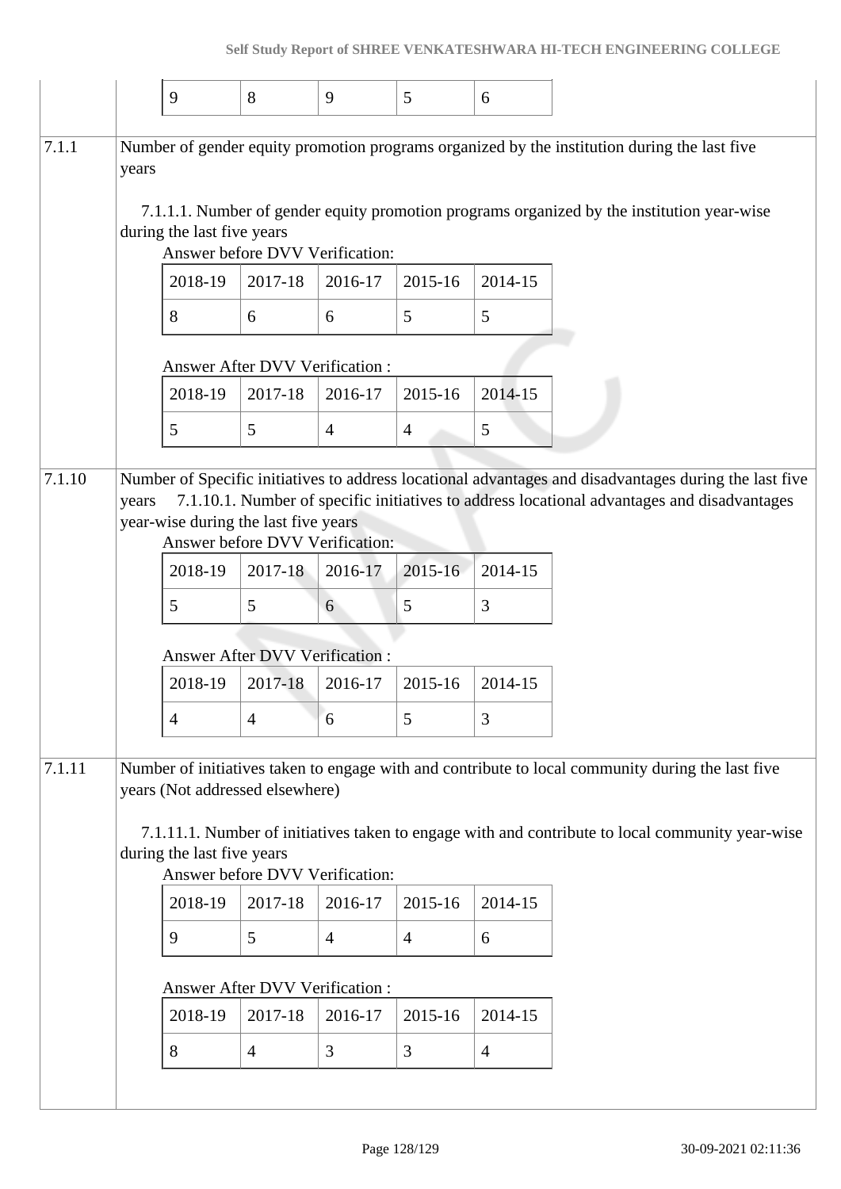| | | | | |
|---|---|---|---|---|
| 9 | 8 | 9 | 5 | 6 |

7.1.1 Number of gender equity promotion programs organized by the institution during the last five years

7.1.1.1. Number of gender equity promotion programs organized by the institution year-wise during the last five years

Answer before DVV Verification:

| 2018-19 | 2017-18 | 2016-17 | 2015-16 | 2014-15 |
|---|---|---|---|---|
| 8 | 6 | 6 | 5 | 5 |

Answer After DVV Verification :

| 2018-19 | 2017-18 | 2016-17 | 2015-16 | 2014-15 |
|---|---|---|---|---|
| 5 | 5 | 4 | 4 | 5 |

7.1.10 Number of Specific initiatives to address locational advantages and disadvantages during the last five years 7.1.10.1. Number of specific initiatives to address locational advantages and disadvantages year-wise during the last five years

Answer before DVV Verification:

| 2018-19 | 2017-18 | 2016-17 | 2015-16 | 2014-15 |
|---|---|---|---|---|
| 5 | 5 | 6 | 5 | 3 |

Answer After DVV Verification :

| 2018-19 | 2017-18 | 2016-17 | 2015-16 | 2014-15 |
|---|---|---|---|---|
| 4 | 4 | 6 | 5 | 3 |

7.1.11 Number of initiatives taken to engage with and contribute to local community during the last five years (Not addressed elsewhere)

7.1.11.1. Number of initiatives taken to engage with and contribute to local community year-wise during the last five years

Answer before DVV Verification:

| 2018-19 | 2017-18 | 2016-17 | 2015-16 | 2014-15 |
|---|---|---|---|---|
| 9 | 5 | 4 | 4 | 6 |

Answer After DVV Verification :

| 2018-19 | 2017-18 | 2016-17 | 2015-16 | 2014-15 |
|---|---|---|---|---|
| 8 | 4 | 3 | 3 | 4 |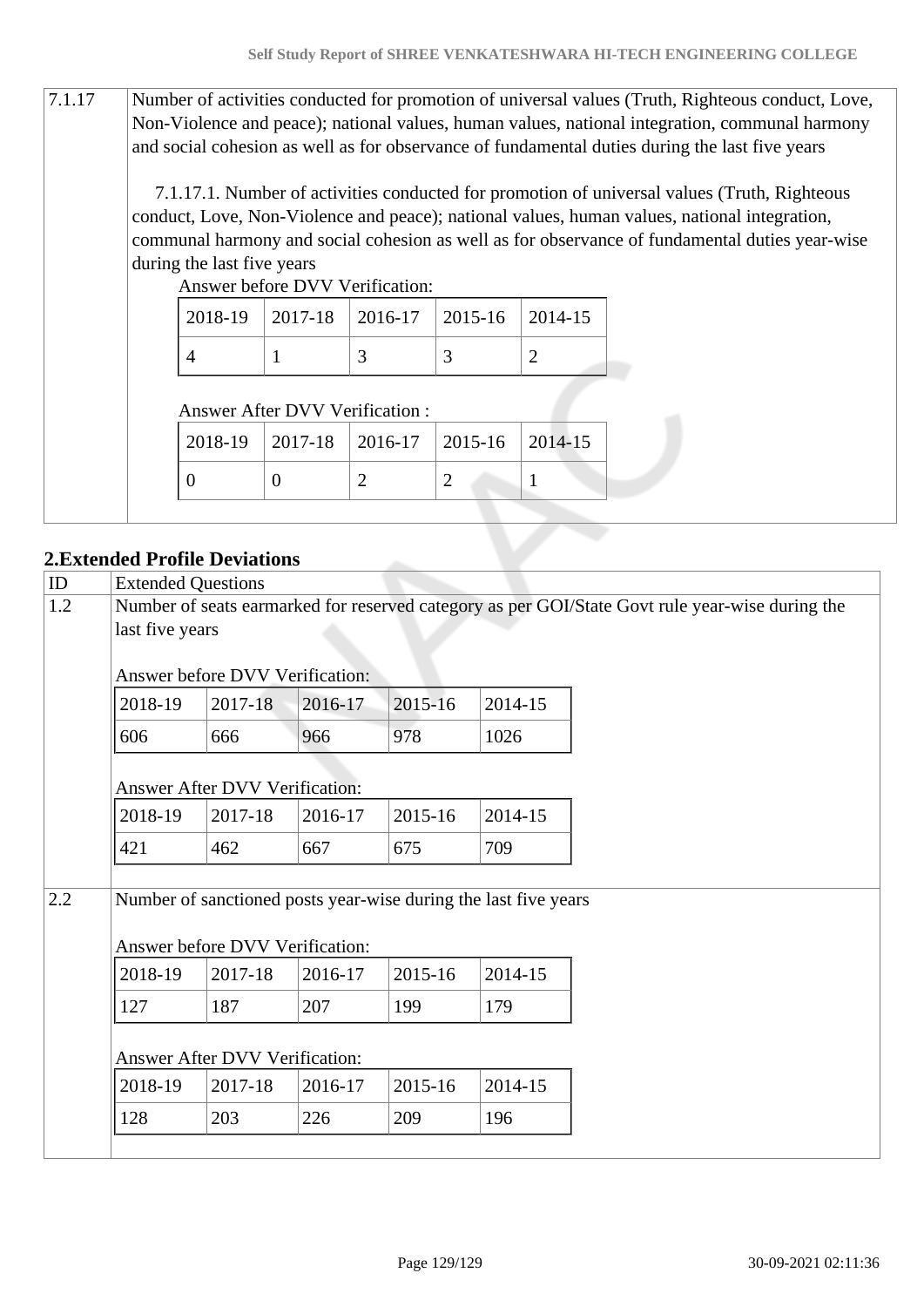| | |
|---|---|
| 7.1.17 | Number of activities conducted for promotion of universal values (Truth, Righteous conduct, Love, Non-Violence and peace); national values, human values, national integration, communal harmony and social cohesion as well as for observance of fundamental duties during the last five years<br><br>7.1.17.1. Number of activities conducted for promotion of universal values (Truth, Righteous conduct, Love, Non-Violence and peace); national values, human values, national integration, communal harmony and social cohesion as well as for observance of fundamental duties year-wise during the last five years |

Answer before DVV Verification:

| 2018-19 | 2017-18 | 2016-17 | 2015-16 | 2014-15 |
|---|---|---|---|---|
| 4 | 1 | 3 | 3 | 2 |

Answer After DVV Verification :

| 2018-19 | 2017-18 | 2016-17 | 2015-16 | 2014-15 |
|---|---|---|---|---|
| 0 | 0 | 2 | 2 | 1 |

## 2.Extended Profile Deviations

| ID | Extended Questions |
|---|---|
| 1.2 | Number of seats earmarked for reserved category as per GOI/State Govt rule year-wise during the last five years |

Answer before DVV Verification:

| 2018-19 | 2017-18 | 2016-17 | 2015-16 | 2014-15 |
|---|---|---|---|---|
| 606 | 666 | 966 | 978 | 1026 |

Answer After DVV Verification:

| 2018-19 | 2017-18 | 2016-17 | 2015-16 | 2014-15 |
|---|---|---|---|---|
| 421 | 462 | 667 | 675 | 709 |

| ID | Extended Questions |
|---|---|
| 2.2 | Number of sanctioned posts year-wise during the last five years |

Answer before DVV Verification:

| 2018-19 | 2017-18 | 2016-17 | 2015-16 | 2014-15 |
|---|---|---|---|---|
| 127 | 187 | 207 | 199 | 179 |

Answer After DVV Verification:

| 2018-19 | 2017-18 | 2016-17 | 2015-16 | 2014-15 |
|---|---|---|---|---|
| 128 | 203 | 226 | 209 | 196 |